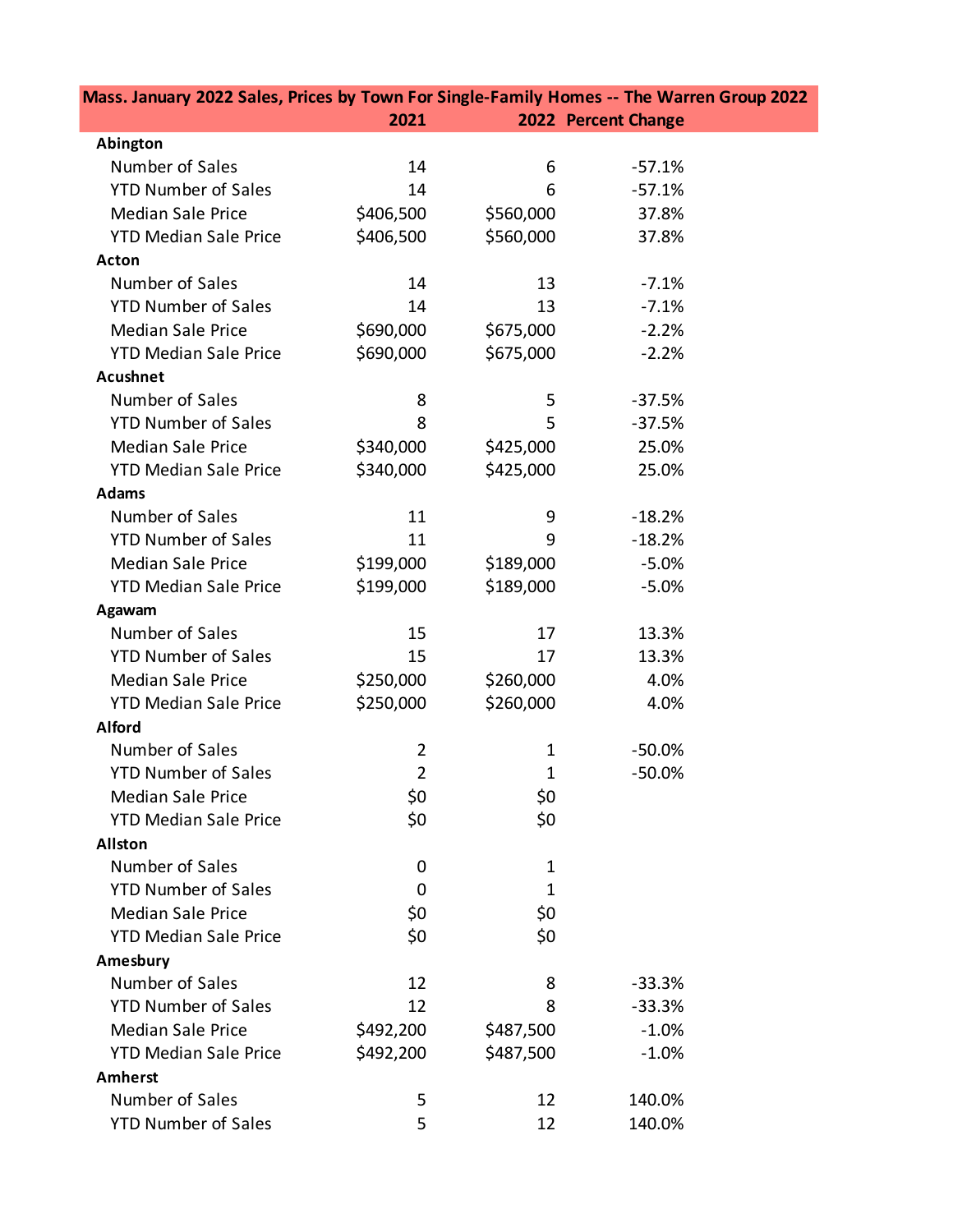| Mass. January 2022 Sales, Prices by Town For Single-Family Homes -- The Warren Group 2022 | 2021 | 2022 | Percent Change |
|---|---|---|---|
| **Abington** | | | |
| Number of Sales | 14 | 6 | -57.1% |
| YTD Number of Sales | 14 | 6 | -57.1% |
| Median Sale Price | $406,500 | $560,000 | 37.8% |
| YTD Median Sale Price | $406,500 | $560,000 | 37.8% |
| **Acton** | | | |
| Number of Sales | 14 | 13 | -7.1% |
| YTD Number of Sales | 14 | 13 | -7.1% |
| Median Sale Price | $690,000 | $675,000 | -2.2% |
| YTD Median Sale Price | $690,000 | $675,000 | -2.2% |
| **Acushnet** | | | |
| Number of Sales | 8 | 5 | -37.5% |
| YTD Number of Sales | 8 | 5 | -37.5% |
| Median Sale Price | $340,000 | $425,000 | 25.0% |
| YTD Median Sale Price | $340,000 | $425,000 | 25.0% |
| **Adams** | | | |
| Number of Sales | 11 | 9 | -18.2% |
| YTD Number of Sales | 11 | 9 | -18.2% |
| Median Sale Price | $199,000 | $189,000 | -5.0% |
| YTD Median Sale Price | $199,000 | $189,000 | -5.0% |
| **Agawam** | | | |
| Number of Sales | 15 | 17 | 13.3% |
| YTD Number of Sales | 15 | 17 | 13.3% |
| Median Sale Price | $250,000 | $260,000 | 4.0% |
| YTD Median Sale Price | $250,000 | $260,000 | 4.0% |
| **Alford** | | | |
| Number of Sales | 2 | 1 | -50.0% |
| YTD Number of Sales | 2 | 1 | -50.0% |
| Median Sale Price | $0 | $0 | |
| YTD Median Sale Price | $0 | $0 | |
| **Allston** | | | |
| Number of Sales | 0 | 1 | |
| YTD Number of Sales | 0 | 1 | |
| Median Sale Price | $0 | $0 | |
| YTD Median Sale Price | $0 | $0 | |
| **Amesbury** | | | |
| Number of Sales | 12 | 8 | -33.3% |
| YTD Number of Sales | 12 | 8 | -33.3% |
| Median Sale Price | $492,200 | $487,500 | -1.0% |
| YTD Median Sale Price | $492,200 | $487,500 | -1.0% |
| **Amherst** | | | |
| Number of Sales | 5 | 12 | 140.0% |
| YTD Number of Sales | 5 | 12 | 140.0% |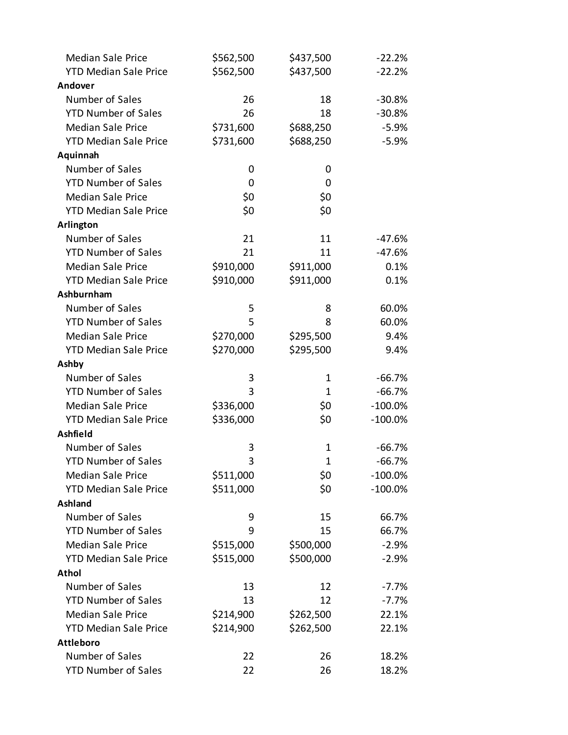| | | | |
|---|---|---|---|
| Median Sale Price | $562,500 | $437,500 | -22.2% |
| YTD Median Sale Price | $562,500 | $437,500 | -22.2% |
| **Andover** | | | |
| Number of Sales | 26 | 18 | -30.8% |
| YTD Number of Sales | 26 | 18 | -30.8% |
| Median Sale Price | $731,600 | $688,250 | -5.9% |
| YTD Median Sale Price | $731,600 | $688,250 | -5.9% |
| **Aquinnah** | | | |
| Number of Sales | 0 | 0 | |
| YTD Number of Sales | 0 | 0 | |
| Median Sale Price | $0 | $0 | |
| YTD Median Sale Price | $0 | $0 | |
| **Arlington** | | | |
| Number of Sales | 21 | 11 | -47.6% |
| YTD Number of Sales | 21 | 11 | -47.6% |
| Median Sale Price | $910,000 | $911,000 | 0.1% |
| YTD Median Sale Price | $910,000 | $911,000 | 0.1% |
| **Ashburnham** | | | |
| Number of Sales | 5 | 8 | 60.0% |
| YTD Number of Sales | 5 | 8 | 60.0% |
| Median Sale Price | $270,000 | $295,500 | 9.4% |
| YTD Median Sale Price | $270,000 | $295,500 | 9.4% |
| **Ashby** | | | |
| Number of Sales | 3 | 1 | -66.7% |
| YTD Number of Sales | 3 | 1 | -66.7% |
| Median Sale Price | $336,000 | $0 | -100.0% |
| YTD Median Sale Price | $336,000 | $0 | -100.0% |
| **Ashfield** | | | |
| Number of Sales | 3 | 1 | -66.7% |
| YTD Number of Sales | 3 | 1 | -66.7% |
| Median Sale Price | $511,000 | $0 | -100.0% |
| YTD Median Sale Price | $511,000 | $0 | -100.0% |
| **Ashland** | | | |
| Number of Sales | 9 | 15 | 66.7% |
| YTD Number of Sales | 9 | 15 | 66.7% |
| Median Sale Price | $515,000 | $500,000 | -2.9% |
| YTD Median Sale Price | $515,000 | $500,000 | -2.9% |
| **Athol** | | | |
| Number of Sales | 13 | 12 | -7.7% |
| YTD Number of Sales | 13 | 12 | -7.7% |
| Median Sale Price | $214,900 | $262,500 | 22.1% |
| YTD Median Sale Price | $214,900 | $262,500 | 22.1% |
| **Attleboro** | | | |
| Number of Sales | 22 | 26 | 18.2% |
| YTD Number of Sales | 22 | 26 | 18.2% |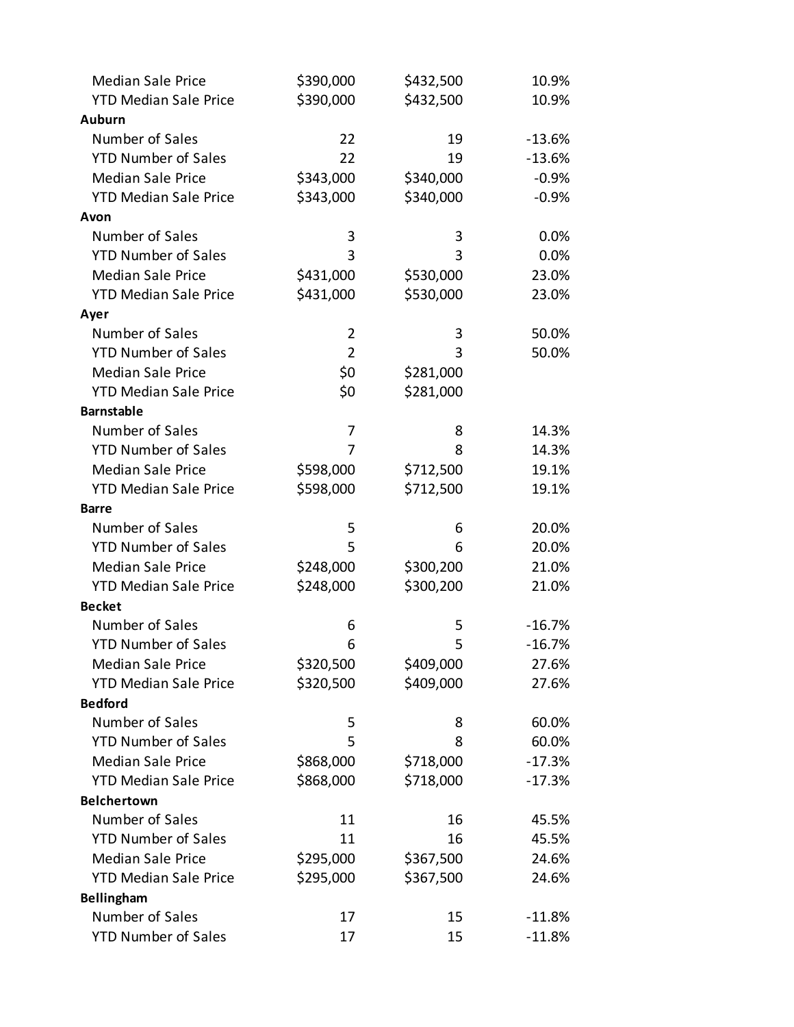| | | | |
|---|---|---|---|
| Median Sale Price | $390,000 | $432,500 | 10.9% |
| YTD Median Sale Price | $390,000 | $432,500 | 10.9% |
| **Auburn** | | | |
| Number of Sales | 22 | 19 | -13.6% |
| YTD Number of Sales | 22 | 19 | -13.6% |
| Median Sale Price | $343,000 | $340,000 | -0.9% |
| YTD Median Sale Price | $343,000 | $340,000 | -0.9% |
| **Avon** | | | |
| Number of Sales | 3 | 3 | 0.0% |
| YTD Number of Sales | 3 | 3 | 0.0% |
| Median Sale Price | $431,000 | $530,000 | 23.0% |
| YTD Median Sale Price | $431,000 | $530,000 | 23.0% |
| **Ayer** | | | |
| Number of Sales | 2 | 3 | 50.0% |
| YTD Number of Sales | 2 | 3 | 50.0% |
| Median Sale Price | $0 | $281,000 | |
| YTD Median Sale Price | $0 | $281,000 | |
| **Barnstable** | | | |
| Number of Sales | 7 | 8 | 14.3% |
| YTD Number of Sales | 7 | 8 | 14.3% |
| Median Sale Price | $598,000 | $712,500 | 19.1% |
| YTD Median Sale Price | $598,000 | $712,500 | 19.1% |
| **Barre** | | | |
| Number of Sales | 5 | 6 | 20.0% |
| YTD Number of Sales | 5 | 6 | 20.0% |
| Median Sale Price | $248,000 | $300,200 | 21.0% |
| YTD Median Sale Price | $248,000 | $300,200 | 21.0% |
| **Becket** | | | |
| Number of Sales | 6 | 5 | -16.7% |
| YTD Number of Sales | 6 | 5 | -16.7% |
| Median Sale Price | $320,500 | $409,000 | 27.6% |
| YTD Median Sale Price | $320,500 | $409,000 | 27.6% |
| **Bedford** | | | |
| Number of Sales | 5 | 8 | 60.0% |
| YTD Number of Sales | 5 | 8 | 60.0% |
| Median Sale Price | $868,000 | $718,000 | -17.3% |
| YTD Median Sale Price | $868,000 | $718,000 | -17.3% |
| **Belchertown** | | | |
| Number of Sales | 11 | 16 | 45.5% |
| YTD Number of Sales | 11 | 16 | 45.5% |
| Median Sale Price | $295,000 | $367,500 | 24.6% |
| YTD Median Sale Price | $295,000 | $367,500 | 24.6% |
| **Bellingham** | | | |
| Number of Sales | 17 | 15 | -11.8% |
| YTD Number of Sales | 17 | 15 | -11.8% |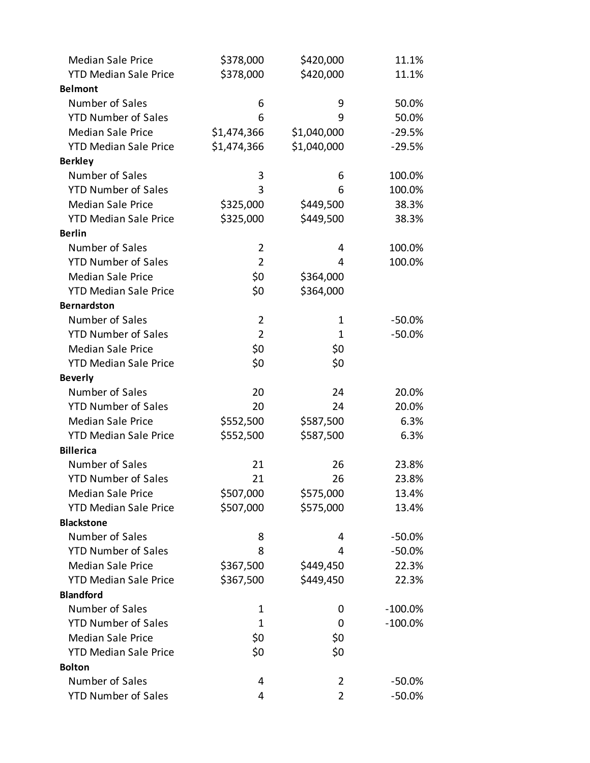| | | | |
|---|---|---|---|
| Median Sale Price | $378,000 | $420,000 | 11.1% |
| YTD Median Sale Price | $378,000 | $420,000 | 11.1% |
| **Belmont** | | | |
| Number of Sales | 6 | 9 | 50.0% |
| YTD Number of Sales | 6 | 9 | 50.0% |
| Median Sale Price | $1,474,366 | $1,040,000 | -29.5% |
| YTD Median Sale Price | $1,474,366 | $1,040,000 | -29.5% |
| **Berkley** | | | |
| Number of Sales | 3 | 6 | 100.0% |
| YTD Number of Sales | 3 | 6 | 100.0% |
| Median Sale Price | $325,000 | $449,500 | 38.3% |
| YTD Median Sale Price | $325,000 | $449,500 | 38.3% |
| **Berlin** | | | |
| Number of Sales | 2 | 4 | 100.0% |
| YTD Number of Sales | 2 | 4 | 100.0% |
| Median Sale Price | $0 | $364,000 | |
| YTD Median Sale Price | $0 | $364,000 | |
| **Bernardston** | | | |
| Number of Sales | 2 | 1 | -50.0% |
| YTD Number of Sales | 2 | 1 | -50.0% |
| Median Sale Price | $0 | $0 | |
| YTD Median Sale Price | $0 | $0 | |
| **Beverly** | | | |
| Number of Sales | 20 | 24 | 20.0% |
| YTD Number of Sales | 20 | 24 | 20.0% |
| Median Sale Price | $552,500 | $587,500 | 6.3% |
| YTD Median Sale Price | $552,500 | $587,500 | 6.3% |
| **Billerica** | | | |
| Number of Sales | 21 | 26 | 23.8% |
| YTD Number of Sales | 21 | 26 | 23.8% |
| Median Sale Price | $507,000 | $575,000 | 13.4% |
| YTD Median Sale Price | $507,000 | $575,000 | 13.4% |
| **Blackstone** | | | |
| Number of Sales | 8 | 4 | -50.0% |
| YTD Number of Sales | 8 | 4 | -50.0% |
| Median Sale Price | $367,500 | $449,450 | 22.3% |
| YTD Median Sale Price | $367,500 | $449,450 | 22.3% |
| **Blandford** | | | |
| Number of Sales | 1 | 0 | -100.0% |
| YTD Number of Sales | 1 | 0 | -100.0% |
| Median Sale Price | $0 | $0 | |
| YTD Median Sale Price | $0 | $0 | |
| **Bolton** | | | |
| Number of Sales | 4 | 2 | -50.0% |
| YTD Number of Sales | 4 | 2 | -50.0% |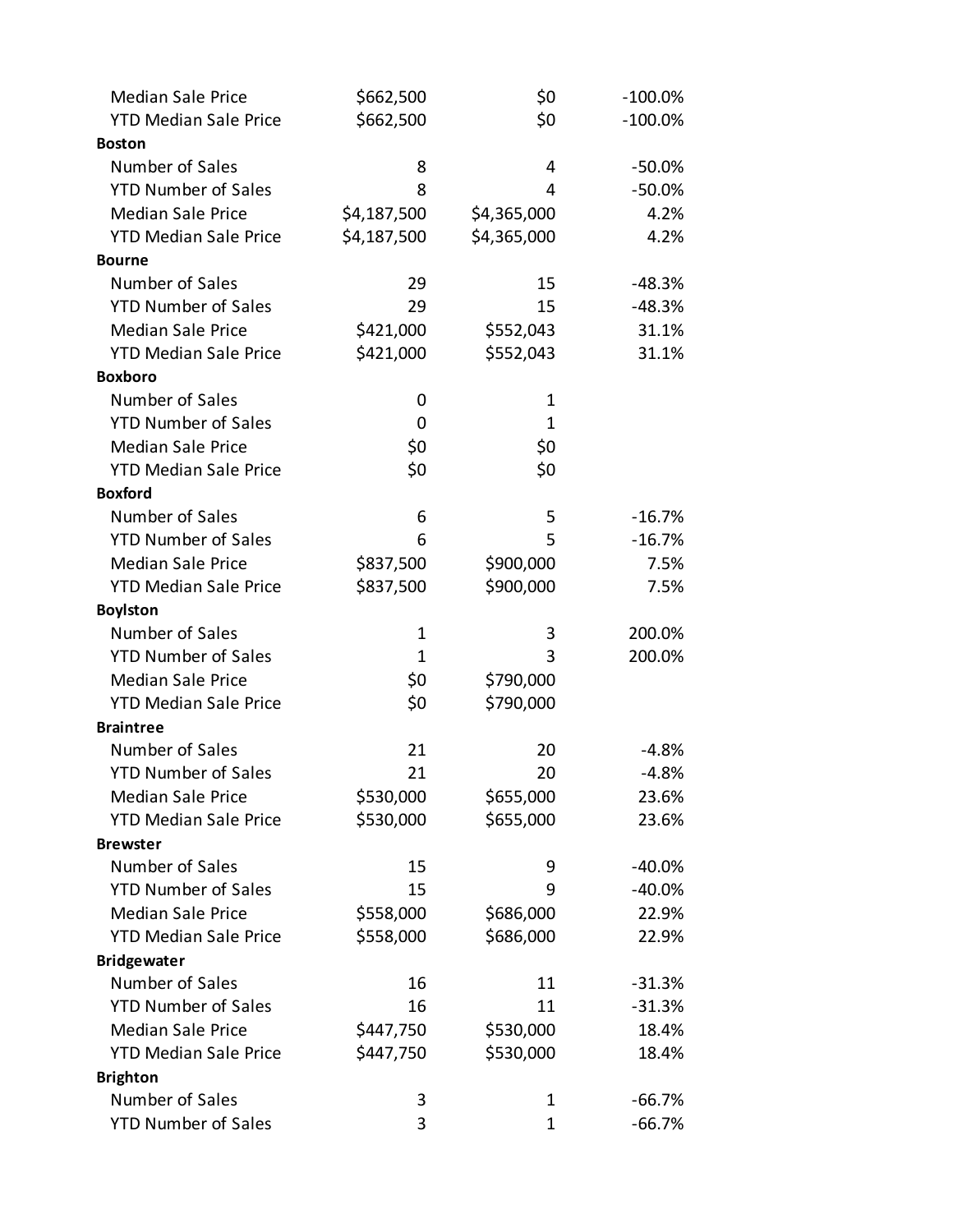| | | | |
|---|---|---|---|
| Median Sale Price | $662,500 | $0 | -100.0% |
| YTD Median Sale Price | $662,500 | $0 | -100.0% |
| **Boston** | | | |
| Number of Sales | 8 | 4 | -50.0% |
| YTD Number of Sales | 8 | 4 | -50.0% |
| Median Sale Price | $4,187,500 | $4,365,000 | 4.2% |
| YTD Median Sale Price | $4,187,500 | $4,365,000 | 4.2% |
| **Bourne** | | | |
| Number of Sales | 29 | 15 | -48.3% |
| YTD Number of Sales | 29 | 15 | -48.3% |
| Median Sale Price | $421,000 | $552,043 | 31.1% |
| YTD Median Sale Price | $421,000 | $552,043 | 31.1% |
| **Boxboro** | | | |
| Number of Sales | 0 | 1 | |
| YTD Number of Sales | 0 | 1 | |
| Median Sale Price | $0 | $0 | |
| YTD Median Sale Price | $0 | $0 | |
| **Boxford** | | | |
| Number of Sales | 6 | 5 | -16.7% |
| YTD Number of Sales | 6 | 5 | -16.7% |
| Median Sale Price | $837,500 | $900,000 | 7.5% |
| YTD Median Sale Price | $837,500 | $900,000 | 7.5% |
| **Boylston** | | | |
| Number of Sales | 1 | 3 | 200.0% |
| YTD Number of Sales | 1 | 3 | 200.0% |
| Median Sale Price | $0 | $790,000 | |
| YTD Median Sale Price | $0 | $790,000 | |
| **Braintree** | | | |
| Number of Sales | 21 | 20 | -4.8% |
| YTD Number of Sales | 21 | 20 | -4.8% |
| Median Sale Price | $530,000 | $655,000 | 23.6% |
| YTD Median Sale Price | $530,000 | $655,000 | 23.6% |
| **Brewster** | | | |
| Number of Sales | 15 | 9 | -40.0% |
| YTD Number of Sales | 15 | 9 | -40.0% |
| Median Sale Price | $558,000 | $686,000 | 22.9% |
| YTD Median Sale Price | $558,000 | $686,000 | 22.9% |
| **Bridgewater** | | | |
| Number of Sales | 16 | 11 | -31.3% |
| YTD Number of Sales | 16 | 11 | -31.3% |
| Median Sale Price | $447,750 | $530,000 | 18.4% |
| YTD Median Sale Price | $447,750 | $530,000 | 18.4% |
| **Brighton** | | | |
| Number of Sales | 3 | 1 | -66.7% |
| YTD Number of Sales | 3 | 1 | -66.7% |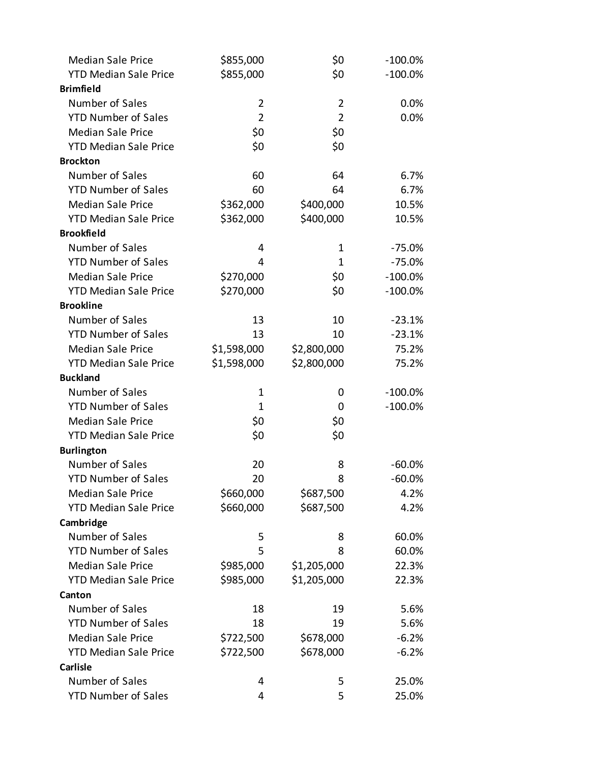| | | | |
|---|---|---|---|
| Median Sale Price | $855,000 | $0 | -100.0% |
| YTD Median Sale Price | $855,000 | $0 | -100.0% |
| **Brimfield** | | | |
| Number of Sales | 2 | 2 | 0.0% |
| YTD Number of Sales | 2 | 2 | 0.0% |
| Median Sale Price | $0 | $0 | |
| YTD Median Sale Price | $0 | $0 | |
| **Brockton** | | | |
| Number of Sales | 60 | 64 | 6.7% |
| YTD Number of Sales | 60 | 64 | 6.7% |
| Median Sale Price | $362,000 | $400,000 | 10.5% |
| YTD Median Sale Price | $362,000 | $400,000 | 10.5% |
| **Brookfield** | | | |
| Number of Sales | 4 | 1 | -75.0% |
| YTD Number of Sales | 4 | 1 | -75.0% |
| Median Sale Price | $270,000 | $0 | -100.0% |
| YTD Median Sale Price | $270,000 | $0 | -100.0% |
| **Brookline** | | | |
| Number of Sales | 13 | 10 | -23.1% |
| YTD Number of Sales | 13 | 10 | -23.1% |
| Median Sale Price | $1,598,000 | $2,800,000 | 75.2% |
| YTD Median Sale Price | $1,598,000 | $2,800,000 | 75.2% |
| **Buckland** | | | |
| Number of Sales | 1 | 0 | -100.0% |
| YTD Number of Sales | 1 | 0 | -100.0% |
| Median Sale Price | $0 | $0 | |
| YTD Median Sale Price | $0 | $0 | |
| **Burlington** | | | |
| Number of Sales | 20 | 8 | -60.0% |
| YTD Number of Sales | 20 | 8 | -60.0% |
| Median Sale Price | $660,000 | $687,500 | 4.2% |
| YTD Median Sale Price | $660,000 | $687,500 | 4.2% |
| **Cambridge** | | | |
| Number of Sales | 5 | 8 | 60.0% |
| YTD Number of Sales | 5 | 8 | 60.0% |
| Median Sale Price | $985,000 | $1,205,000 | 22.3% |
| YTD Median Sale Price | $985,000 | $1,205,000 | 22.3% |
| **Canton** | | | |
| Number of Sales | 18 | 19 | 5.6% |
| YTD Number of Sales | 18 | 19 | 5.6% |
| Median Sale Price | $722,500 | $678,000 | -6.2% |
| YTD Median Sale Price | $722,500 | $678,000 | -6.2% |
| **Carlisle** | | | |
| Number of Sales | 4 | 5 | 25.0% |
| YTD Number of Sales | 4 | 5 | 25.0% |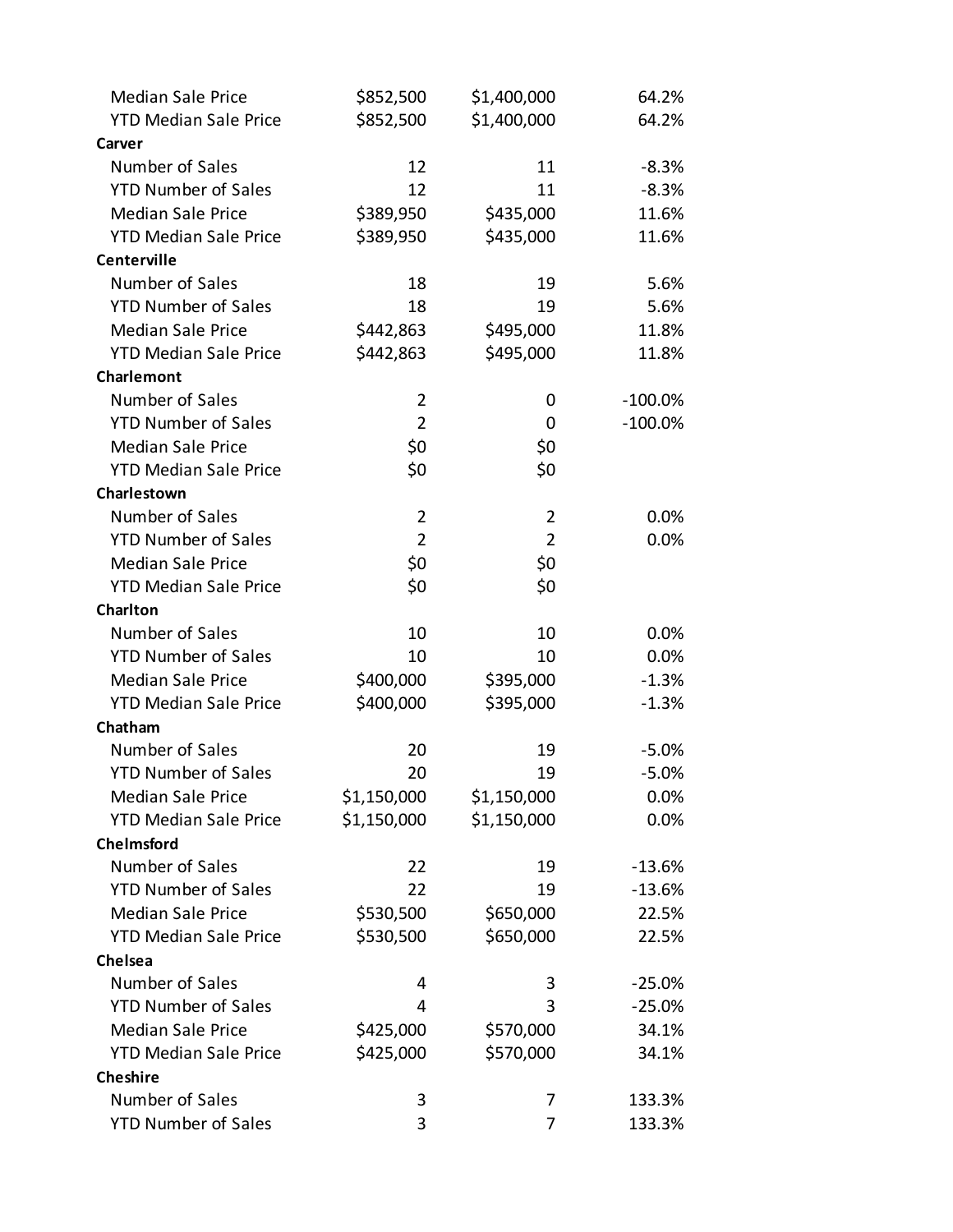| | | | |
|---|---|---|---|
| Median Sale Price | $852,500 | $1,400,000 | 64.2% |
| YTD Median Sale Price | $852,500 | $1,400,000 | 64.2% |
| **Carver** | | | |
| Number of Sales | 12 | 11 | -8.3% |
| YTD Number of Sales | 12 | 11 | -8.3% |
| Median Sale Price | $389,950 | $435,000 | 11.6% |
| YTD Median Sale Price | $389,950 | $435,000 | 11.6% |
| **Centerville** | | | |
| Number of Sales | 18 | 19 | 5.6% |
| YTD Number of Sales | 18 | 19 | 5.6% |
| Median Sale Price | $442,863 | $495,000 | 11.8% |
| YTD Median Sale Price | $442,863 | $495,000 | 11.8% |
| **Charlemont** | | | |
| Number of Sales | 2 | 0 | -100.0% |
| YTD Number of Sales | 2 | 0 | -100.0% |
| Median Sale Price | $0 | $0 | |
| YTD Median Sale Price | $0 | $0 | |
| **Charlestown** | | | |
| Number of Sales | 2 | 2 | 0.0% |
| YTD Number of Sales | 2 | 2 | 0.0% |
| Median Sale Price | $0 | $0 | |
| YTD Median Sale Price | $0 | $0 | |
| **Charlton** | | | |
| Number of Sales | 10 | 10 | 0.0% |
| YTD Number of Sales | 10 | 10 | 0.0% |
| Median Sale Price | $400,000 | $395,000 | -1.3% |
| YTD Median Sale Price | $400,000 | $395,000 | -1.3% |
| **Chatham** | | | |
| Number of Sales | 20 | 19 | -5.0% |
| YTD Number of Sales | 20 | 19 | -5.0% |
| Median Sale Price | $1,150,000 | $1,150,000 | 0.0% |
| YTD Median Sale Price | $1,150,000 | $1,150,000 | 0.0% |
| **Chelmsford** | | | |
| Number of Sales | 22 | 19 | -13.6% |
| YTD Number of Sales | 22 | 19 | -13.6% |
| Median Sale Price | $530,500 | $650,000 | 22.5% |
| YTD Median Sale Price | $530,500 | $650,000 | 22.5% |
| **Chelsea** | | | |
| Number of Sales | 4 | 3 | -25.0% |
| YTD Number of Sales | 4 | 3 | -25.0% |
| Median Sale Price | $425,000 | $570,000 | 34.1% |
| YTD Median Sale Price | $425,000 | $570,000 | 34.1% |
| **Cheshire** | | | |
| Number of Sales | 3 | 7 | 133.3% |
| YTD Number of Sales | 3 | 7 | 133.3% |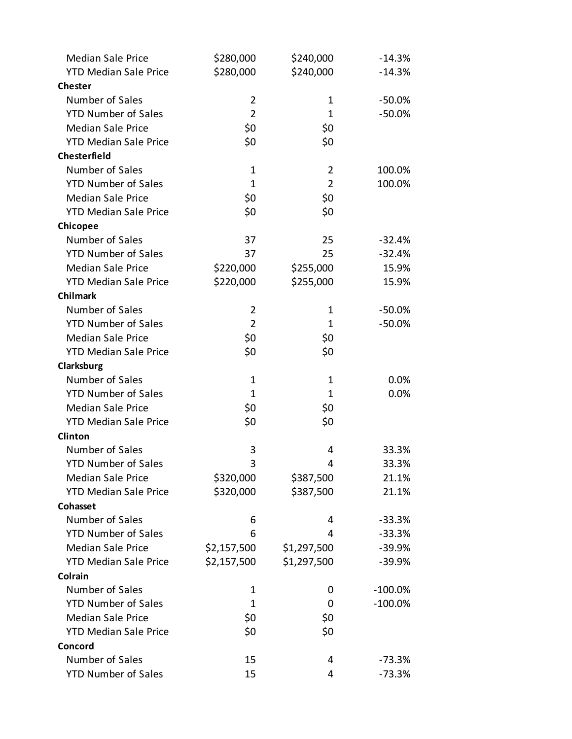| | | | |
|---|---|---|---|
| Median Sale Price | $280,000 | $240,000 | -14.3% |
| YTD Median Sale Price | $280,000 | $240,000 | -14.3% |
| **Chester** | | | |
| Number of Sales | 2 | 1 | -50.0% |
| YTD Number of Sales | 2 | 1 | -50.0% |
| Median Sale Price | $0 | $0 | |
| YTD Median Sale Price | $0 | $0 | |
| **Chesterfield** | | | |
| Number of Sales | 1 | 2 | 100.0% |
| YTD Number of Sales | 1 | 2 | 100.0% |
| Median Sale Price | $0 | $0 | |
| YTD Median Sale Price | $0 | $0 | |
| **Chicopee** | | | |
| Number of Sales | 37 | 25 | -32.4% |
| YTD Number of Sales | 37 | 25 | -32.4% |
| Median Sale Price | $220,000 | $255,000 | 15.9% |
| YTD Median Sale Price | $220,000 | $255,000 | 15.9% |
| **Chilmark** | | | |
| Number of Sales | 2 | 1 | -50.0% |
| YTD Number of Sales | 2 | 1 | -50.0% |
| Median Sale Price | $0 | $0 | |
| YTD Median Sale Price | $0 | $0 | |
| **Clarksburg** | | | |
| Number of Sales | 1 | 1 | 0.0% |
| YTD Number of Sales | 1 | 1 | 0.0% |
| Median Sale Price | $0 | $0 | |
| YTD Median Sale Price | $0 | $0 | |
| **Clinton** | | | |
| Number of Sales | 3 | 4 | 33.3% |
| YTD Number of Sales | 3 | 4 | 33.3% |
| Median Sale Price | $320,000 | $387,500 | 21.1% |
| YTD Median Sale Price | $320,000 | $387,500 | 21.1% |
| **Cohasset** | | | |
| Number of Sales | 6 | 4 | -33.3% |
| YTD Number of Sales | 6 | 4 | -33.3% |
| Median Sale Price | $2,157,500 | $1,297,500 | -39.9% |
| YTD Median Sale Price | $2,157,500 | $1,297,500 | -39.9% |
| **Colrain** | | | |
| Number of Sales | 1 | 0 | -100.0% |
| YTD Number of Sales | 1 | 0 | -100.0% |
| Median Sale Price | $0 | $0 | |
| YTD Median Sale Price | $0 | $0 | |
| **Concord** | | | |
| Number of Sales | 15 | 4 | -73.3% |
| YTD Number of Sales | 15 | 4 | -73.3% |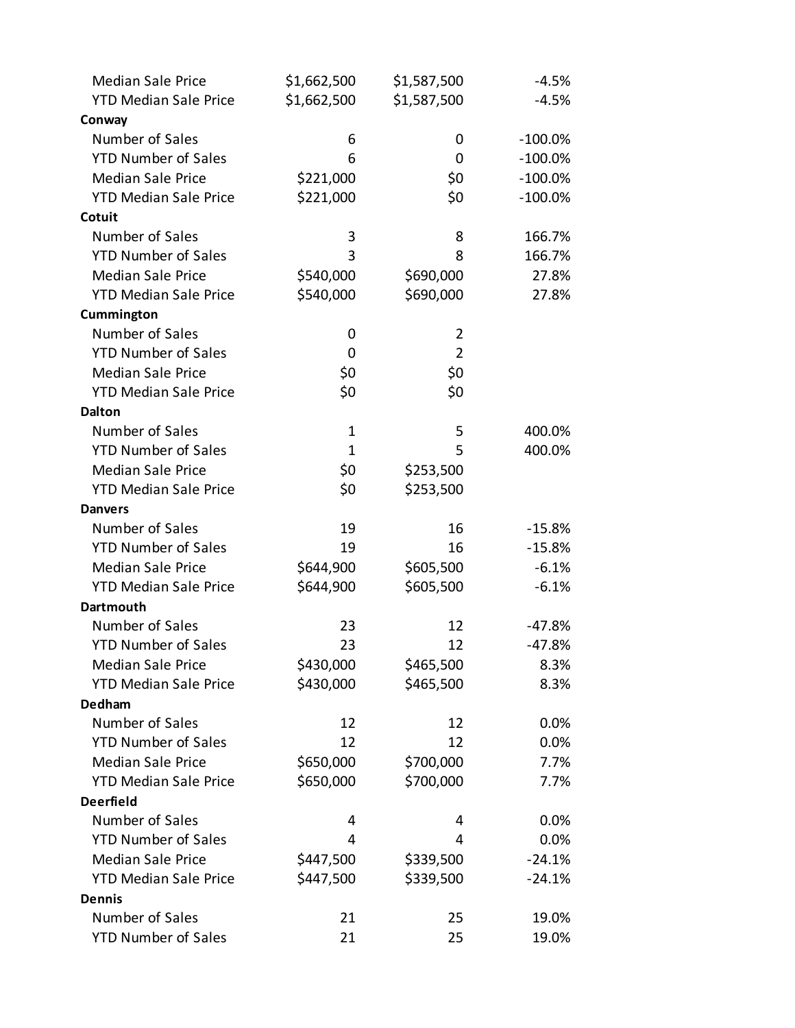| | | | |
|---|---|---|---|
| Median Sale Price | $1,662,500 | $1,587,500 | -4.5% |
| YTD Median Sale Price | $1,662,500 | $1,587,500 | -4.5% |
| **Conway** | | | |
| Number of Sales | 6 | 0 | -100.0% |
| YTD Number of Sales | 6 | 0 | -100.0% |
| Median Sale Price | $221,000 | $0 | -100.0% |
| YTD Median Sale Price | $221,000 | $0 | -100.0% |
| **Cotuit** | | | |
| Number of Sales | 3 | 8 | 166.7% |
| YTD Number of Sales | 3 | 8 | 166.7% |
| Median Sale Price | $540,000 | $690,000 | 27.8% |
| YTD Median Sale Price | $540,000 | $690,000 | 27.8% |
| **Cummington** | | | |
| Number of Sales | 0 | 2 | |
| YTD Number of Sales | 0 | 2 | |
| Median Sale Price | $0 | $0 | |
| YTD Median Sale Price | $0 | $0 | |
| **Dalton** | | | |
| Number of Sales | 1 | 5 | 400.0% |
| YTD Number of Sales | 1 | 5 | 400.0% |
| Median Sale Price | $0 | $253,500 | |
| YTD Median Sale Price | $0 | $253,500 | |
| **Danvers** | | | |
| Number of Sales | 19 | 16 | -15.8% |
| YTD Number of Sales | 19 | 16 | -15.8% |
| Median Sale Price | $644,900 | $605,500 | -6.1% |
| YTD Median Sale Price | $644,900 | $605,500 | -6.1% |
| **Dartmouth** | | | |
| Number of Sales | 23 | 12 | -47.8% |
| YTD Number of Sales | 23 | 12 | -47.8% |
| Median Sale Price | $430,000 | $465,500 | 8.3% |
| YTD Median Sale Price | $430,000 | $465,500 | 8.3% |
| **Dedham** | | | |
| Number of Sales | 12 | 12 | 0.0% |
| YTD Number of Sales | 12 | 12 | 0.0% |
| Median Sale Price | $650,000 | $700,000 | 7.7% |
| YTD Median Sale Price | $650,000 | $700,000 | 7.7% |
| **Deerfield** | | | |
| Number of Sales | 4 | 4 | 0.0% |
| YTD Number of Sales | 4 | 4 | 0.0% |
| Median Sale Price | $447,500 | $339,500 | -24.1% |
| YTD Median Sale Price | $447,500 | $339,500 | -24.1% |
| **Dennis** | | | |
| Number of Sales | 21 | 25 | 19.0% |
| YTD Number of Sales | 21 | 25 | 19.0% |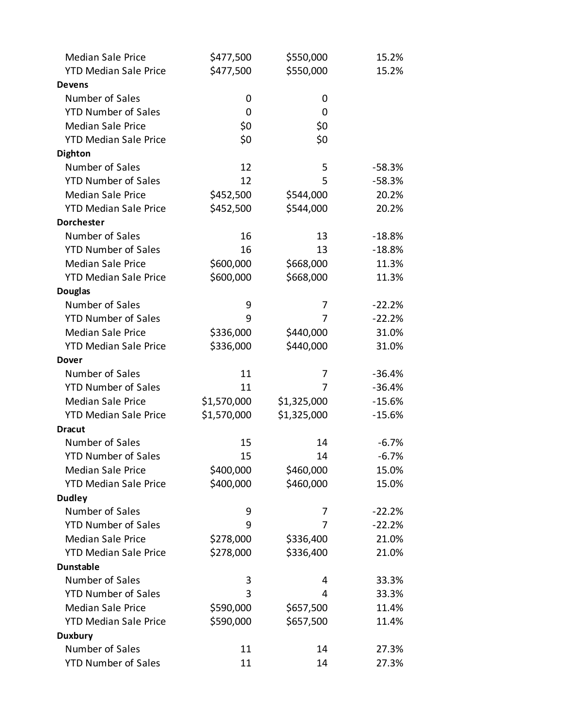| | | | |
|---|---|---|---|
| Median Sale Price | $477,500 | $550,000 | 15.2% |
| YTD Median Sale Price | $477,500 | $550,000 | 15.2% |
| **Devens** | | | |
| Number of Sales | 0 | 0 | |
| YTD Number of Sales | 0 | 0 | |
| Median Sale Price | $0 | $0 | |
| YTD Median Sale Price | $0 | $0 | |
| **Dighton** | | | |
| Number of Sales | 12 | 5 | -58.3% |
| YTD Number of Sales | 12 | 5 | -58.3% |
| Median Sale Price | $452,500 | $544,000 | 20.2% |
| YTD Median Sale Price | $452,500 | $544,000 | 20.2% |
| **Dorchester** | | | |
| Number of Sales | 16 | 13 | -18.8% |
| YTD Number of Sales | 16 | 13 | -18.8% |
| Median Sale Price | $600,000 | $668,000 | 11.3% |
| YTD Median Sale Price | $600,000 | $668,000 | 11.3% |
| **Douglas** | | | |
| Number of Sales | 9 | 7 | -22.2% |
| YTD Number of Sales | 9 | 7 | -22.2% |
| Median Sale Price | $336,000 | $440,000 | 31.0% |
| YTD Median Sale Price | $336,000 | $440,000 | 31.0% |
| **Dover** | | | |
| Number of Sales | 11 | 7 | -36.4% |
| YTD Number of Sales | 11 | 7 | -36.4% |
| Median Sale Price | $1,570,000 | $1,325,000 | -15.6% |
| YTD Median Sale Price | $1,570,000 | $1,325,000 | -15.6% |
| **Dracut** | | | |
| Number of Sales | 15 | 14 | -6.7% |
| YTD Number of Sales | 15 | 14 | -6.7% |
| Median Sale Price | $400,000 | $460,000 | 15.0% |
| YTD Median Sale Price | $400,000 | $460,000 | 15.0% |
| **Dudley** | | | |
| Number of Sales | 9 | 7 | -22.2% |
| YTD Number of Sales | 9 | 7 | -22.2% |
| Median Sale Price | $278,000 | $336,400 | 21.0% |
| YTD Median Sale Price | $278,000 | $336,400 | 21.0% |
| **Dunstable** | | | |
| Number of Sales | 3 | 4 | 33.3% |
| YTD Number of Sales | 3 | 4 | 33.3% |
| Median Sale Price | $590,000 | $657,500 | 11.4% |
| YTD Median Sale Price | $590,000 | $657,500 | 11.4% |
| **Duxbury** | | | |
| Number of Sales | 11 | 14 | 27.3% |
| YTD Number of Sales | 11 | 14 | 27.3% |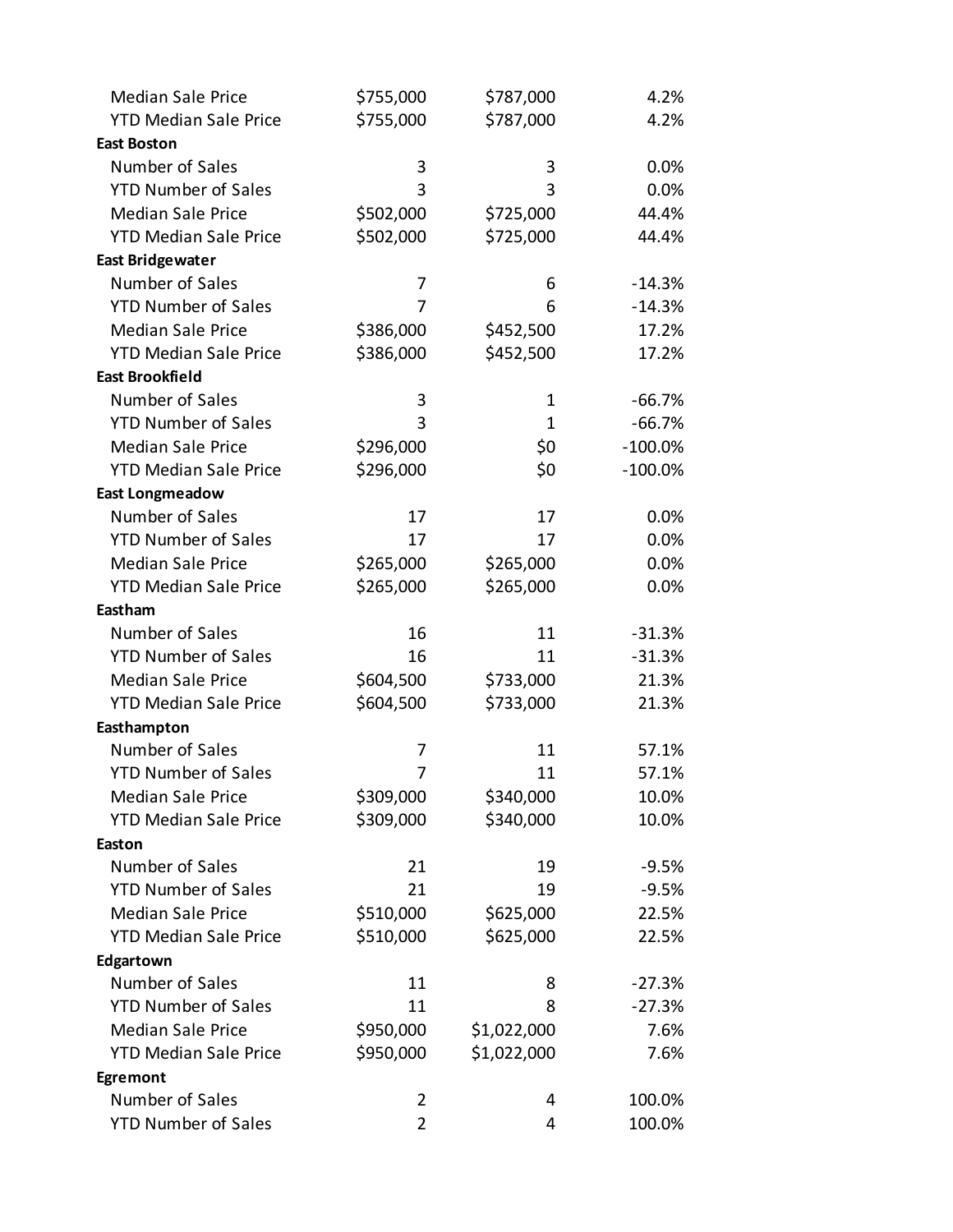| | | | |
|---|---|---|---|
| Median Sale Price | $755,000 | $787,000 | 4.2% |
| YTD Median Sale Price | $755,000 | $787,000 | 4.2% |
| **East Boston** | | | |
| Number of Sales | 3 | 3 | 0.0% |
| YTD Number of Sales | 3 | 3 | 0.0% |
| Median Sale Price | $502,000 | $725,000 | 44.4% |
| YTD Median Sale Price | $502,000 | $725,000 | 44.4% |
| **East Bridgewater** | | | |
| Number of Sales | 7 | 6 | -14.3% |
| YTD Number of Sales | 7 | 6 | -14.3% |
| Median Sale Price | $386,000 | $452,500 | 17.2% |
| YTD Median Sale Price | $386,000 | $452,500 | 17.2% |
| **East Brookfield** | | | |
| Number of Sales | 3 | 1 | -66.7% |
| YTD Number of Sales | 3 | 1 | -66.7% |
| Median Sale Price | $296,000 | $0 | -100.0% |
| YTD Median Sale Price | $296,000 | $0 | -100.0% |
| **East Longmeadow** | | | |
| Number of Sales | 17 | 17 | 0.0% |
| YTD Number of Sales | 17 | 17 | 0.0% |
| Median Sale Price | $265,000 | $265,000 | 0.0% |
| YTD Median Sale Price | $265,000 | $265,000 | 0.0% |
| **Eastham** | | | |
| Number of Sales | 16 | 11 | -31.3% |
| YTD Number of Sales | 16 | 11 | -31.3% |
| Median Sale Price | $604,500 | $733,000 | 21.3% |
| YTD Median Sale Price | $604,500 | $733,000 | 21.3% |
| **Easthampton** | | | |
| Number of Sales | 7 | 11 | 57.1% |
| YTD Number of Sales | 7 | 11 | 57.1% |
| Median Sale Price | $309,000 | $340,000 | 10.0% |
| YTD Median Sale Price | $309,000 | $340,000 | 10.0% |
| **Easton** | | | |
| Number of Sales | 21 | 19 | -9.5% |
| YTD Number of Sales | 21 | 19 | -9.5% |
| Median Sale Price | $510,000 | $625,000 | 22.5% |
| YTD Median Sale Price | $510,000 | $625,000 | 22.5% |
| **Edgartown** | | | |
| Number of Sales | 11 | 8 | -27.3% |
| YTD Number of Sales | 11 | 8 | -27.3% |
| Median Sale Price | $950,000 | $1,022,000 | 7.6% |
| YTD Median Sale Price | $950,000 | $1,022,000 | 7.6% |
| **Egremont** | | | |
| Number of Sales | 2 | 4 | 100.0% |
| YTD Number of Sales | 2 | 4 | 100.0% |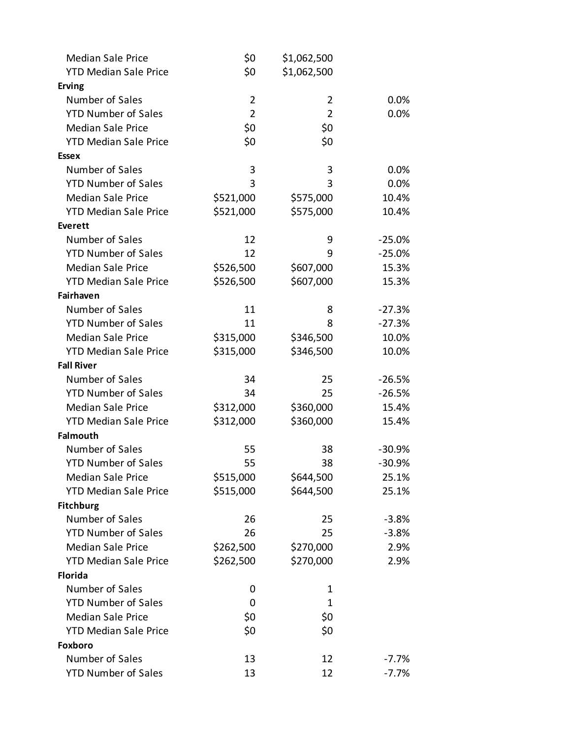| | | | |
|---|---|---|---|
| Median Sale Price | $0 | $1,062,500 | |
| YTD Median Sale Price | $0 | $1,062,500 | |
| **Erving** | | | |
| Number of Sales | 2 | 2 | 0.0% |
| YTD Number of Sales | 2 | 2 | 0.0% |
| Median Sale Price | $0 | $0 | |
| YTD Median Sale Price | $0 | $0 | |
| **Essex** | | | |
| Number of Sales | 3 | 3 | 0.0% |
| YTD Number of Sales | 3 | 3 | 0.0% |
| Median Sale Price | $521,000 | $575,000 | 10.4% |
| YTD Median Sale Price | $521,000 | $575,000 | 10.4% |
| **Everett** | | | |
| Number of Sales | 12 | 9 | -25.0% |
| YTD Number of Sales | 12 | 9 | -25.0% |
| Median Sale Price | $526,500 | $607,000 | 15.3% |
| YTD Median Sale Price | $526,500 | $607,000 | 15.3% |
| **Fairhaven** | | | |
| Number of Sales | 11 | 8 | -27.3% |
| YTD Number of Sales | 11 | 8 | -27.3% |
| Median Sale Price | $315,000 | $346,500 | 10.0% |
| YTD Median Sale Price | $315,000 | $346,500 | 10.0% |
| **Fall River** | | | |
| Number of Sales | 34 | 25 | -26.5% |
| YTD Number of Sales | 34 | 25 | -26.5% |
| Median Sale Price | $312,000 | $360,000 | 15.4% |
| YTD Median Sale Price | $312,000 | $360,000 | 15.4% |
| **Falmouth** | | | |
| Number of Sales | 55 | 38 | -30.9% |
| YTD Number of Sales | 55 | 38 | -30.9% |
| Median Sale Price | $515,000 | $644,500 | 25.1% |
| YTD Median Sale Price | $515,000 | $644,500 | 25.1% |
| **Fitchburg** | | | |
| Number of Sales | 26 | 25 | -3.8% |
| YTD Number of Sales | 26 | 25 | -3.8% |
| Median Sale Price | $262,500 | $270,000 | 2.9% |
| YTD Median Sale Price | $262,500 | $270,000 | 2.9% |
| **Florida** | | | |
| Number of Sales | 0 | 1 | |
| YTD Number of Sales | 0 | 1 | |
| Median Sale Price | $0 | $0 | |
| YTD Median Sale Price | $0 | $0 | |
| **Foxboro** | | | |
| Number of Sales | 13 | 12 | -7.7% |
| YTD Number of Sales | 13 | 12 | -7.7% |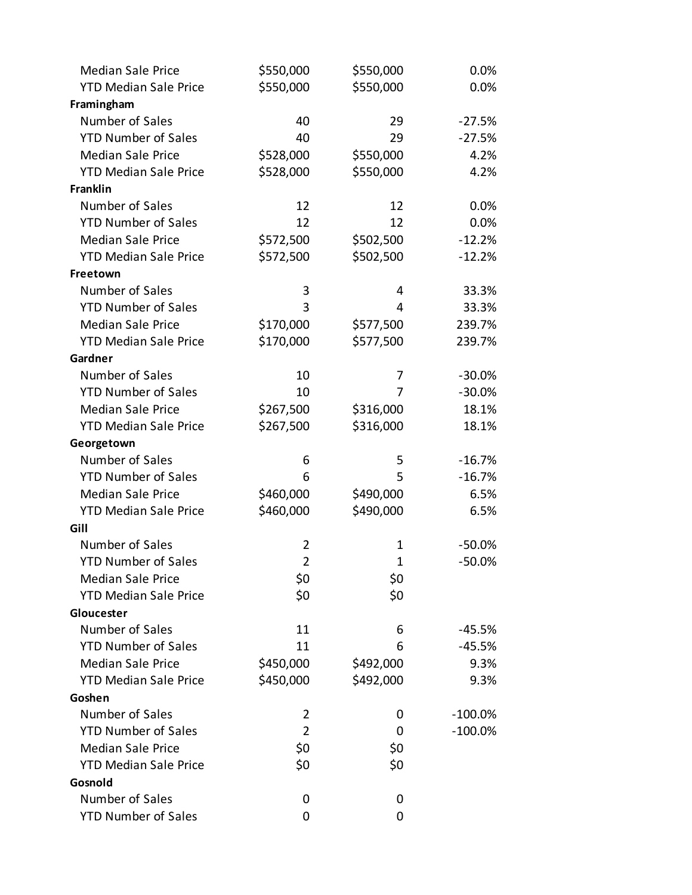| | | | |
|---|---|---|---|
| Median Sale Price | $550,000 | $550,000 | 0.0% |
| YTD Median Sale Price | $550,000 | $550,000 | 0.0% |
| **Framingham** | | | |
| Number of Sales | 40 | 29 | -27.5% |
| YTD Number of Sales | 40 | 29 | -27.5% |
| Median Sale Price | $528,000 | $550,000 | 4.2% |
| YTD Median Sale Price | $528,000 | $550,000 | 4.2% |
| **Franklin** | | | |
| Number of Sales | 12 | 12 | 0.0% |
| YTD Number of Sales | 12 | 12 | 0.0% |
| Median Sale Price | $572,500 | $502,500 | -12.2% |
| YTD Median Sale Price | $572,500 | $502,500 | -12.2% |
| **Freetown** | | | |
| Number of Sales | 3 | 4 | 33.3% |
| YTD Number of Sales | 3 | 4 | 33.3% |
| Median Sale Price | $170,000 | $577,500 | 239.7% |
| YTD Median Sale Price | $170,000 | $577,500 | 239.7% |
| **Gardner** | | | |
| Number of Sales | 10 | 7 | -30.0% |
| YTD Number of Sales | 10 | 7 | -30.0% |
| Median Sale Price | $267,500 | $316,000 | 18.1% |
| YTD Median Sale Price | $267,500 | $316,000 | 18.1% |
| **Georgetown** | | | |
| Number of Sales | 6 | 5 | -16.7% |
| YTD Number of Sales | 6 | 5 | -16.7% |
| Median Sale Price | $460,000 | $490,000 | 6.5% |
| YTD Median Sale Price | $460,000 | $490,000 | 6.5% |
| **Gill** | | | |
| Number of Sales | 2 | 1 | -50.0% |
| YTD Number of Sales | 2 | 1 | -50.0% |
| Median Sale Price | $0 | $0 | |
| YTD Median Sale Price | $0 | $0 | |
| **Gloucester** | | | |
| Number of Sales | 11 | 6 | -45.5% |
| YTD Number of Sales | 11 | 6 | -45.5% |
| Median Sale Price | $450,000 | $492,000 | 9.3% |
| YTD Median Sale Price | $450,000 | $492,000 | 9.3% |
| **Goshen** | | | |
| Number of Sales | 2 | 0 | -100.0% |
| YTD Number of Sales | 2 | 0 | -100.0% |
| Median Sale Price | $0 | $0 | |
| YTD Median Sale Price | $0 | $0 | |
| **Gosnold** | | | |
| Number of Sales | 0 | 0 | |
| YTD Number of Sales | 0 | 0 | |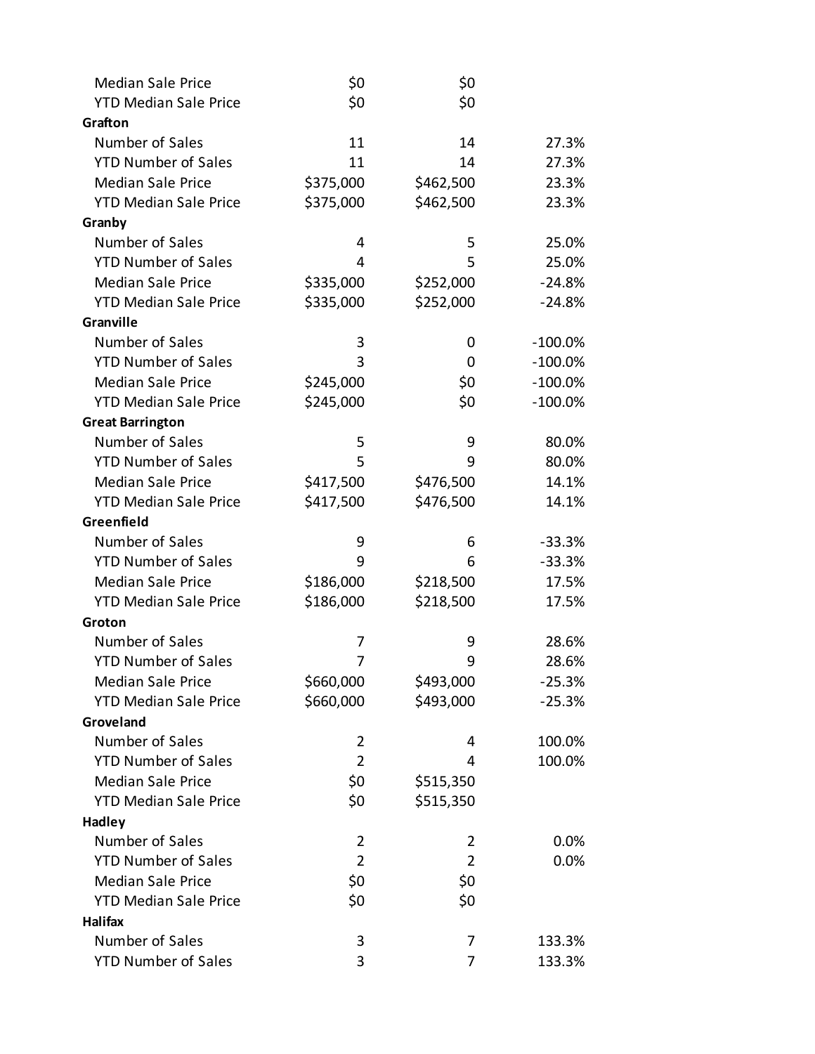| | | | |
|---|---|---|---|
| Median Sale Price | $0 | $0 | |
| YTD Median Sale Price | $0 | $0 | |
| **Grafton** | | | |
| Number of Sales | 11 | 14 | 27.3% |
| YTD Number of Sales | 11 | 14 | 27.3% |
| Median Sale Price | $375,000 | $462,500 | 23.3% |
| YTD Median Sale Price | $375,000 | $462,500 | 23.3% |
| **Granby** | | | |
| Number of Sales | 4 | 5 | 25.0% |
| YTD Number of Sales | 4 | 5 | 25.0% |
| Median Sale Price | $335,000 | $252,000 | -24.8% |
| YTD Median Sale Price | $335,000 | $252,000 | -24.8% |
| **Granville** | | | |
| Number of Sales | 3 | 0 | -100.0% |
| YTD Number of Sales | 3 | 0 | -100.0% |
| Median Sale Price | $245,000 | $0 | -100.0% |
| YTD Median Sale Price | $245,000 | $0 | -100.0% |
| **Great Barrington** | | | |
| Number of Sales | 5 | 9 | 80.0% |
| YTD Number of Sales | 5 | 9 | 80.0% |
| Median Sale Price | $417,500 | $476,500 | 14.1% |
| YTD Median Sale Price | $417,500 | $476,500 | 14.1% |
| **Greenfield** | | | |
| Number of Sales | 9 | 6 | -33.3% |
| YTD Number of Sales | 9 | 6 | -33.3% |
| Median Sale Price | $186,000 | $218,500 | 17.5% |
| YTD Median Sale Price | $186,000 | $218,500 | 17.5% |
| **Groton** | | | |
| Number of Sales | 7 | 9 | 28.6% |
| YTD Number of Sales | 7 | 9 | 28.6% |
| Median Sale Price | $660,000 | $493,000 | -25.3% |
| YTD Median Sale Price | $660,000 | $493,000 | -25.3% |
| **Groveland** | | | |
| Number of Sales | 2 | 4 | 100.0% |
| YTD Number of Sales | 2 | 4 | 100.0% |
| Median Sale Price | $0 | $515,350 | |
| YTD Median Sale Price | $0 | $515,350 | |
| **Hadley** | | | |
| Number of Sales | 2 | 2 | 0.0% |
| YTD Number of Sales | 2 | 2 | 0.0% |
| Median Sale Price | $0 | $0 | |
| YTD Median Sale Price | $0 | $0 | |
| **Halifax** | | | |
| Number of Sales | 3 | 7 | 133.3% |
| YTD Number of Sales | 3 | 7 | 133.3% |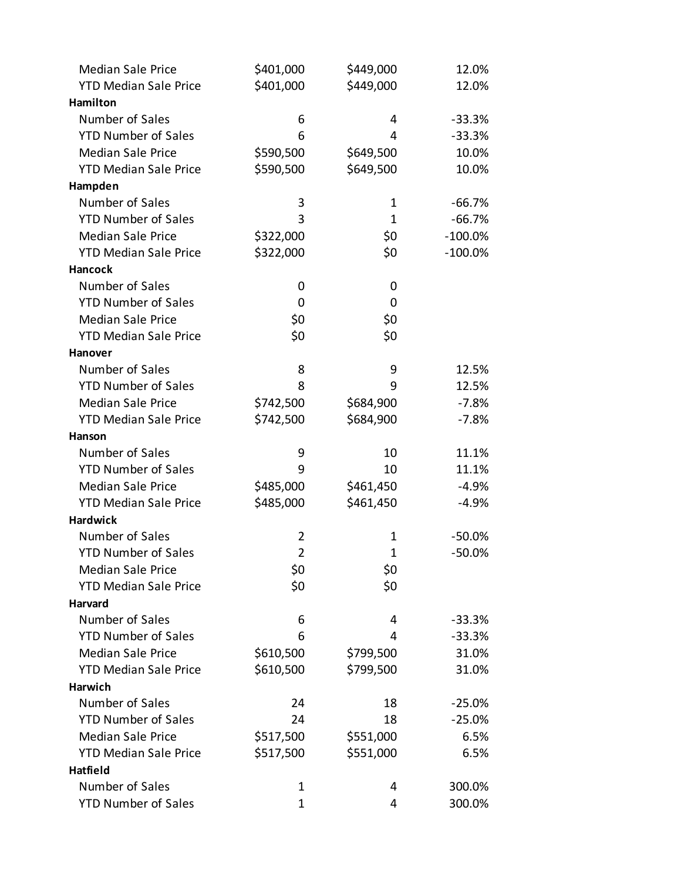| | | | |
|---|---|---|---|
| Median Sale Price | $401,000 | $449,000 | 12.0% |
| YTD Median Sale Price | $401,000 | $449,000 | 12.0% |
| **Hamilton** | | | |
| Number of Sales | 6 | 4 | -33.3% |
| YTD Number of Sales | 6 | 4 | -33.3% |
| Median Sale Price | $590,500 | $649,500 | 10.0% |
| YTD Median Sale Price | $590,500 | $649,500 | 10.0% |
| **Hampden** | | | |
| Number of Sales | 3 | 1 | -66.7% |
| YTD Number of Sales | 3 | 1 | -66.7% |
| Median Sale Price | $322,000 | $0 | -100.0% |
| YTD Median Sale Price | $322,000 | $0 | -100.0% |
| **Hancock** | | | |
| Number of Sales | 0 | 0 | |
| YTD Number of Sales | 0 | 0 | |
| Median Sale Price | $0 | $0 | |
| YTD Median Sale Price | $0 | $0 | |
| **Hanover** | | | |
| Number of Sales | 8 | 9 | 12.5% |
| YTD Number of Sales | 8 | 9 | 12.5% |
| Median Sale Price | $742,500 | $684,900 | -7.8% |
| YTD Median Sale Price | $742,500 | $684,900 | -7.8% |
| **Hanson** | | | |
| Number of Sales | 9 | 10 | 11.1% |
| YTD Number of Sales | 9 | 10 | 11.1% |
| Median Sale Price | $485,000 | $461,450 | -4.9% |
| YTD Median Sale Price | $485,000 | $461,450 | -4.9% |
| **Hardwick** | | | |
| Number of Sales | 2 | 1 | -50.0% |
| YTD Number of Sales | 2 | 1 | -50.0% |
| Median Sale Price | $0 | $0 | |
| YTD Median Sale Price | $0 | $0 | |
| **Harvard** | | | |
| Number of Sales | 6 | 4 | -33.3% |
| YTD Number of Sales | 6 | 4 | -33.3% |
| Median Sale Price | $610,500 | $799,500 | 31.0% |
| YTD Median Sale Price | $610,500 | $799,500 | 31.0% |
| **Harwich** | | | |
| Number of Sales | 24 | 18 | -25.0% |
| YTD Number of Sales | 24 | 18 | -25.0% |
| Median Sale Price | $517,500 | $551,000 | 6.5% |
| YTD Median Sale Price | $517,500 | $551,000 | 6.5% |
| **Hatfield** | | | |
| Number of Sales | 1 | 4 | 300.0% |
| YTD Number of Sales | 1 | 4 | 300.0% |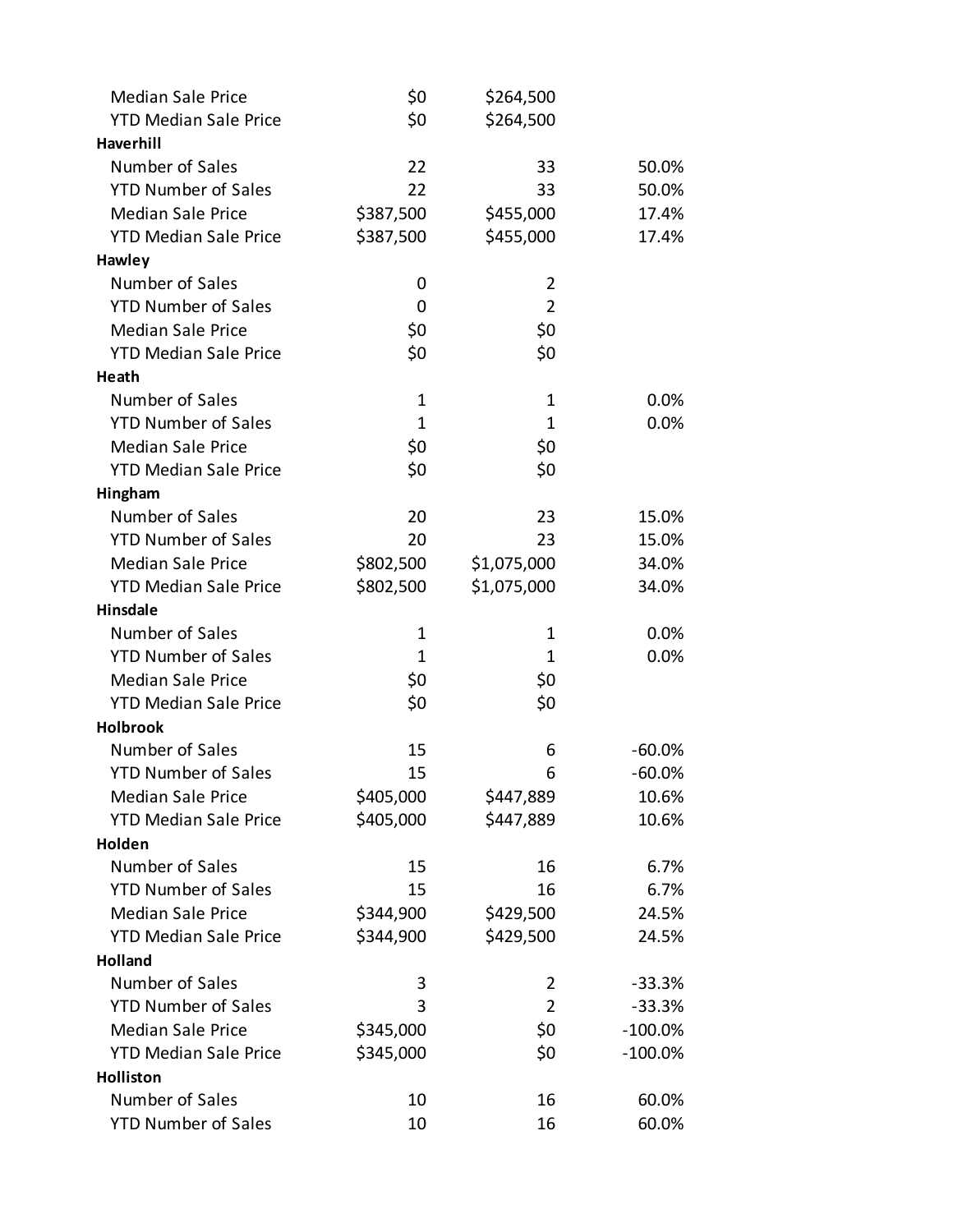| | | | |
|---|---|---|---|
| Median Sale Price | $0 | $264,500 | |
| YTD Median Sale Price | $0 | $264,500 | |
| **Haverhill** | | | |
| Number of Sales | 22 | 33 | 50.0% |
| YTD Number of Sales | 22 | 33 | 50.0% |
| Median Sale Price | $387,500 | $455,000 | 17.4% |
| YTD Median Sale Price | $387,500 | $455,000 | 17.4% |
| **Hawley** | | | |
| Number of Sales | 0 | 2 | |
| YTD Number of Sales | 0 | 2 | |
| Median Sale Price | $0 | $0 | |
| YTD Median Sale Price | $0 | $0 | |
| **Heath** | | | |
| Number of Sales | 1 | 1 | 0.0% |
| YTD Number of Sales | 1 | 1 | 0.0% |
| Median Sale Price | $0 | $0 | |
| YTD Median Sale Price | $0 | $0 | |
| **Hingham** | | | |
| Number of Sales | 20 | 23 | 15.0% |
| YTD Number of Sales | 20 | 23 | 15.0% |
| Median Sale Price | $802,500 | $1,075,000 | 34.0% |
| YTD Median Sale Price | $802,500 | $1,075,000 | 34.0% |
| **Hinsdale** | | | |
| Number of Sales | 1 | 1 | 0.0% |
| YTD Number of Sales | 1 | 1 | 0.0% |
| Median Sale Price | $0 | $0 | |
| YTD Median Sale Price | $0 | $0 | |
| **Holbrook** | | | |
| Number of Sales | 15 | 6 | -60.0% |
| YTD Number of Sales | 15 | 6 | -60.0% |
| Median Sale Price | $405,000 | $447,889 | 10.6% |
| YTD Median Sale Price | $405,000 | $447,889 | 10.6% |
| **Holden** | | | |
| Number of Sales | 15 | 16 | 6.7% |
| YTD Number of Sales | 15 | 16 | 6.7% |
| Median Sale Price | $344,900 | $429,500 | 24.5% |
| YTD Median Sale Price | $344,900 | $429,500 | 24.5% |
| **Holland** | | | |
| Number of Sales | 3 | 2 | -33.3% |
| YTD Number of Sales | 3 | 2 | -33.3% |
| Median Sale Price | $345,000 | $0 | -100.0% |
| YTD Median Sale Price | $345,000 | $0 | -100.0% |
| **Holliston** | | | |
| Number of Sales | 10 | 16 | 60.0% |
| YTD Number of Sales | 10 | 16 | 60.0% |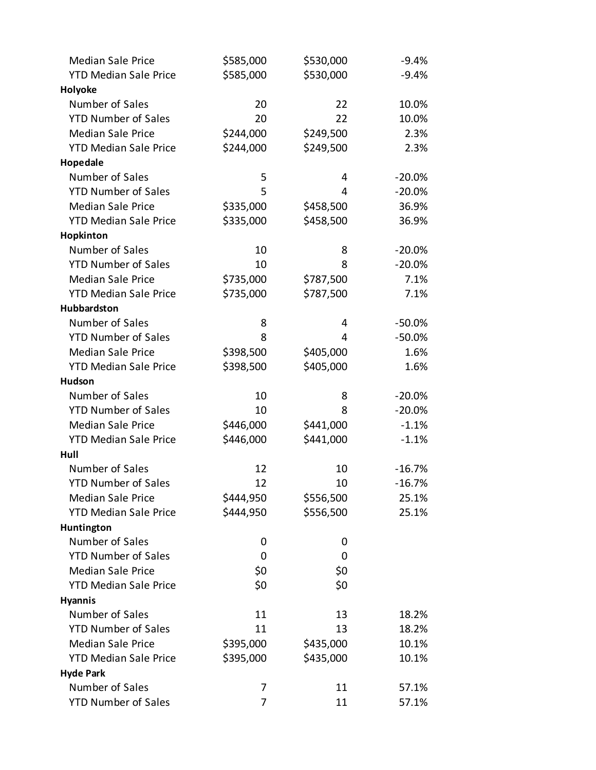| | | | |
|---|---|---|---|
| Median Sale Price | $585,000 | $530,000 | -9.4% |
| YTD Median Sale Price | $585,000 | $530,000 | -9.4% |
| **Holyoke** | | | |
| Number of Sales | 20 | 22 | 10.0% |
| YTD Number of Sales | 20 | 22 | 10.0% |
| Median Sale Price | $244,000 | $249,500 | 2.3% |
| YTD Median Sale Price | $244,000 | $249,500 | 2.3% |
| **Hopedale** | | | |
| Number of Sales | 5 | 4 | -20.0% |
| YTD Number of Sales | 5 | 4 | -20.0% |
| Median Sale Price | $335,000 | $458,500 | 36.9% |
| YTD Median Sale Price | $335,000 | $458,500 | 36.9% |
| **Hopkinton** | | | |
| Number of Sales | 10 | 8 | -20.0% |
| YTD Number of Sales | 10 | 8 | -20.0% |
| Median Sale Price | $735,000 | $787,500 | 7.1% |
| YTD Median Sale Price | $735,000 | $787,500 | 7.1% |
| **Hubbardston** | | | |
| Number of Sales | 8 | 4 | -50.0% |
| YTD Number of Sales | 8 | 4 | -50.0% |
| Median Sale Price | $398,500 | $405,000 | 1.6% |
| YTD Median Sale Price | $398,500 | $405,000 | 1.6% |
| **Hudson** | | | |
| Number of Sales | 10 | 8 | -20.0% |
| YTD Number of Sales | 10 | 8 | -20.0% |
| Median Sale Price | $446,000 | $441,000 | -1.1% |
| YTD Median Sale Price | $446,000 | $441,000 | -1.1% |
| **Hull** | | | |
| Number of Sales | 12 | 10 | -16.7% |
| YTD Number of Sales | 12 | 10 | -16.7% |
| Median Sale Price | $444,950 | $556,500 | 25.1% |
| YTD Median Sale Price | $444,950 | $556,500 | 25.1% |
| **Huntington** | | | |
| Number of Sales | 0 | 0 | |
| YTD Number of Sales | 0 | 0 | |
| Median Sale Price | $0 | $0 | |
| YTD Median Sale Price | $0 | $0 | |
| **Hyannis** | | | |
| Number of Sales | 11 | 13 | 18.2% |
| YTD Number of Sales | 11 | 13 | 18.2% |
| Median Sale Price | $395,000 | $435,000 | 10.1% |
| YTD Median Sale Price | $395,000 | $435,000 | 10.1% |
| **Hyde Park** | | | |
| Number of Sales | 7 | 11 | 57.1% |
| YTD Number of Sales | 7 | 11 | 57.1% |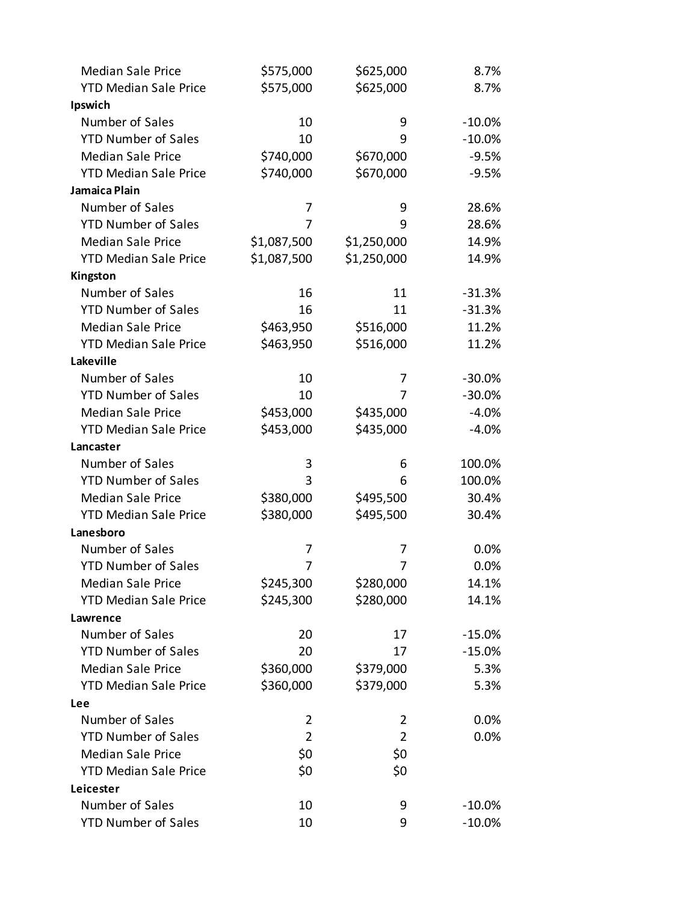| | | | |
|---|---|---|---|
| Median Sale Price | $575,000 | $625,000 | 8.7% |
| YTD Median Sale Price | $575,000 | $625,000 | 8.7% |
| **Ipswich** | | | |
| Number of Sales | 10 | 9 | -10.0% |
| YTD Number of Sales | 10 | 9 | -10.0% |
| Median Sale Price | $740,000 | $670,000 | -9.5% |
| YTD Median Sale Price | $740,000 | $670,000 | -9.5% |
| **Jamaica Plain** | | | |
| Number of Sales | 7 | 9 | 28.6% |
| YTD Number of Sales | 7 | 9 | 28.6% |
| Median Sale Price | $1,087,500 | $1,250,000 | 14.9% |
| YTD Median Sale Price | $1,087,500 | $1,250,000 | 14.9% |
| **Kingston** | | | |
| Number of Sales | 16 | 11 | -31.3% |
| YTD Number of Sales | 16 | 11 | -31.3% |
| Median Sale Price | $463,950 | $516,000 | 11.2% |
| YTD Median Sale Price | $463,950 | $516,000 | 11.2% |
| **Lakeville** | | | |
| Number of Sales | 10 | 7 | -30.0% |
| YTD Number of Sales | 10 | 7 | -30.0% |
| Median Sale Price | $453,000 | $435,000 | -4.0% |
| YTD Median Sale Price | $453,000 | $435,000 | -4.0% |
| **Lancaster** | | | |
| Number of Sales | 3 | 6 | 100.0% |
| YTD Number of Sales | 3 | 6 | 100.0% |
| Median Sale Price | $380,000 | $495,500 | 30.4% |
| YTD Median Sale Price | $380,000 | $495,500 | 30.4% |
| **Lanesboro** | | | |
| Number of Sales | 7 | 7 | 0.0% |
| YTD Number of Sales | 7 | 7 | 0.0% |
| Median Sale Price | $245,300 | $280,000 | 14.1% |
| YTD Median Sale Price | $245,300 | $280,000 | 14.1% |
| **Lawrence** | | | |
| Number of Sales | 20 | 17 | -15.0% |
| YTD Number of Sales | 20 | 17 | -15.0% |
| Median Sale Price | $360,000 | $379,000 | 5.3% |
| YTD Median Sale Price | $360,000 | $379,000 | 5.3% |
| **Lee** | | | |
| Number of Sales | 2 | 2 | 0.0% |
| YTD Number of Sales | 2 | 2 | 0.0% |
| Median Sale Price | $0 | $0 | |
| YTD Median Sale Price | $0 | $0 | |
| **Leicester** | | | |
| Number of Sales | 10 | 9 | -10.0% |
| YTD Number of Sales | 10 | 9 | -10.0% |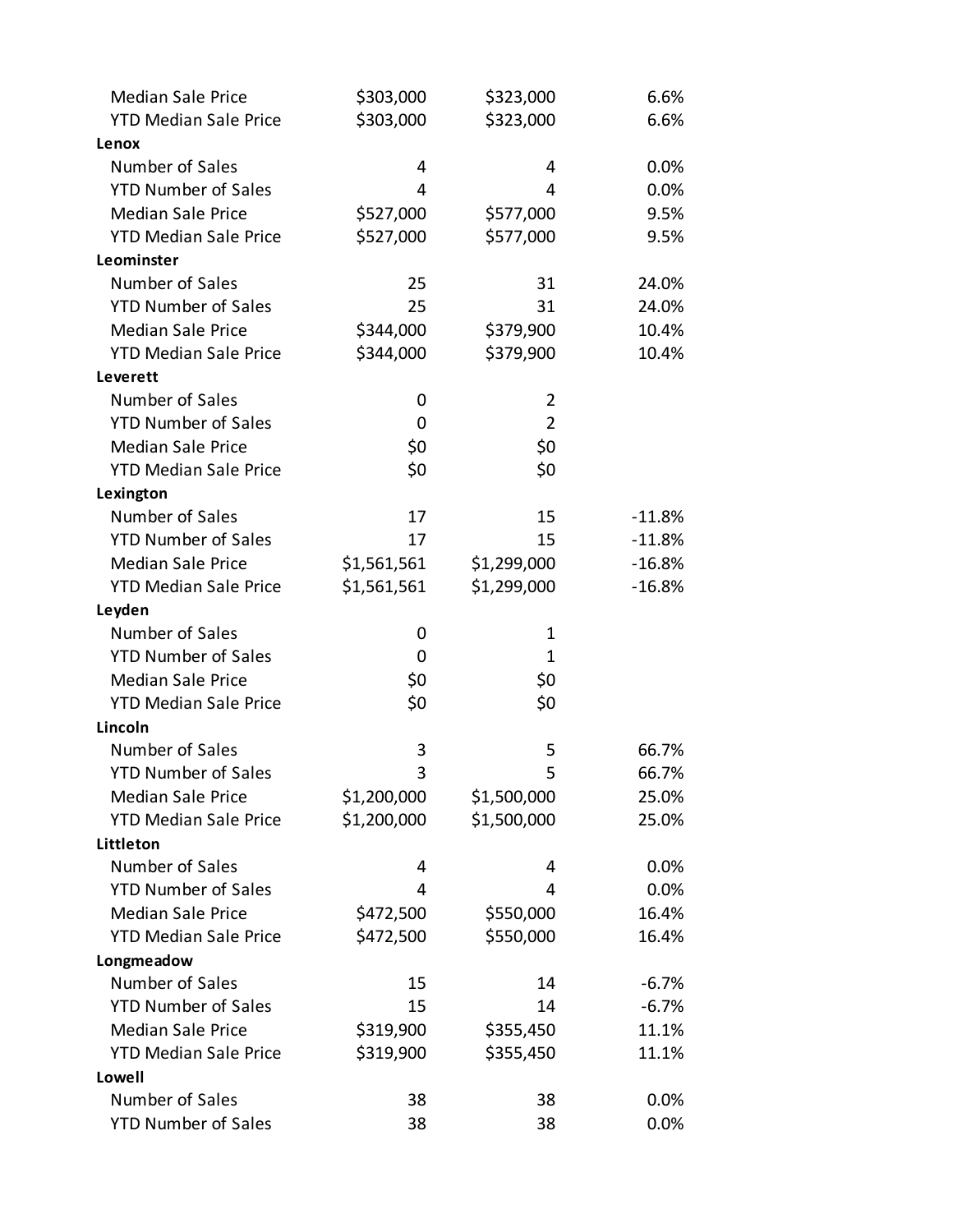| | | | |
|---|---|---|---|
| Median Sale Price | $303,000 | $323,000 | 6.6% |
| YTD Median Sale Price | $303,000 | $323,000 | 6.6% |
| **Lenox** | | | |
| Number of Sales | 4 | 4 | 0.0% |
| YTD Number of Sales | 4 | 4 | 0.0% |
| Median Sale Price | $527,000 | $577,000 | 9.5% |
| YTD Median Sale Price | $527,000 | $577,000 | 9.5% |
| **Leominster** | | | |
| Number of Sales | 25 | 31 | 24.0% |
| YTD Number of Sales | 25 | 31 | 24.0% |
| Median Sale Price | $344,000 | $379,900 | 10.4% |
| YTD Median Sale Price | $344,000 | $379,900 | 10.4% |
| **Leverett** | | | |
| Number of Sales | 0 | 2 | |
| YTD Number of Sales | 0 | 2 | |
| Median Sale Price | $0 | $0 | |
| YTD Median Sale Price | $0 | $0 | |
| **Lexington** | | | |
| Number of Sales | 17 | 15 | -11.8% |
| YTD Number of Sales | 17 | 15 | -11.8% |
| Median Sale Price | $1,561,561 | $1,299,000 | -16.8% |
| YTD Median Sale Price | $1,561,561 | $1,299,000 | -16.8% |
| **Leyden** | | | |
| Number of Sales | 0 | 1 | |
| YTD Number of Sales | 0 | 1 | |
| Median Sale Price | $0 | $0 | |
| YTD Median Sale Price | $0 | $0 | |
| **Lincoln** | | | |
| Number of Sales | 3 | 5 | 66.7% |
| YTD Number of Sales | 3 | 5 | 66.7% |
| Median Sale Price | $1,200,000 | $1,500,000 | 25.0% |
| YTD Median Sale Price | $1,200,000 | $1,500,000 | 25.0% |
| **Littleton** | | | |
| Number of Sales | 4 | 4 | 0.0% |
| YTD Number of Sales | 4 | 4 | 0.0% |
| Median Sale Price | $472,500 | $550,000 | 16.4% |
| YTD Median Sale Price | $472,500 | $550,000 | 16.4% |
| **Longmeadow** | | | |
| Number of Sales | 15 | 14 | -6.7% |
| YTD Number of Sales | 15 | 14 | -6.7% |
| Median Sale Price | $319,900 | $355,450 | 11.1% |
| YTD Median Sale Price | $319,900 | $355,450 | 11.1% |
| **Lowell** | | | |
| Number of Sales | 38 | 38 | 0.0% |
| YTD Number of Sales | 38 | 38 | 0.0% |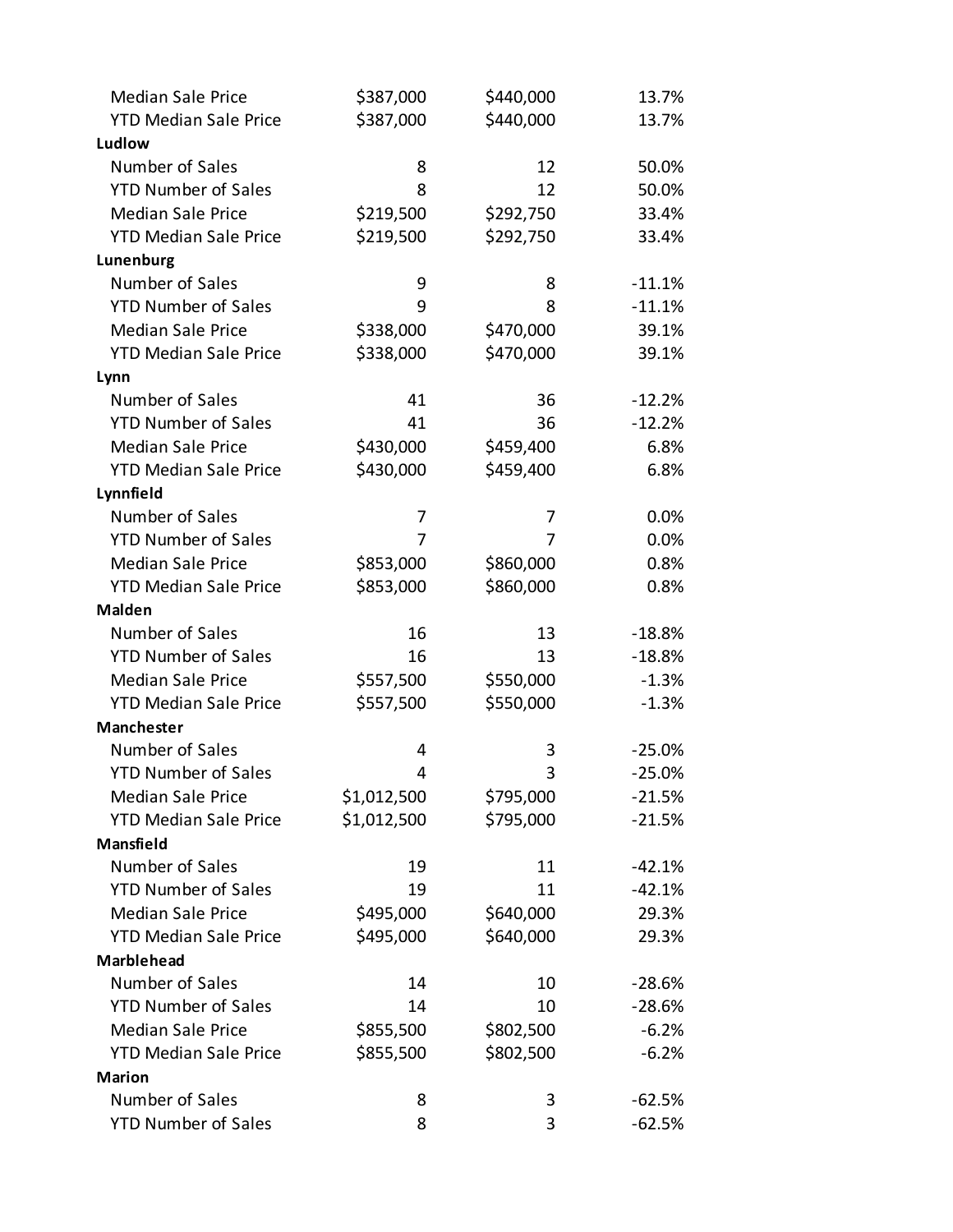| | | | |
|---|---|---|---|
| Median Sale Price | $387,000 | $440,000 | 13.7% |
| YTD Median Sale Price | $387,000 | $440,000 | 13.7% |
| **Ludlow** | | | |
| Number of Sales | 8 | 12 | 50.0% |
| YTD Number of Sales | 8 | 12 | 50.0% |
| Median Sale Price | $219,500 | $292,750 | 33.4% |
| YTD Median Sale Price | $219,500 | $292,750 | 33.4% |
| **Lunenburg** | | | |
| Number of Sales | 9 | 8 | -11.1% |
| YTD Number of Sales | 9 | 8 | -11.1% |
| Median Sale Price | $338,000 | $470,000 | 39.1% |
| YTD Median Sale Price | $338,000 | $470,000 | 39.1% |
| **Lynn** | | | |
| Number of Sales | 41 | 36 | -12.2% |
| YTD Number of Sales | 41 | 36 | -12.2% |
| Median Sale Price | $430,000 | $459,400 | 6.8% |
| YTD Median Sale Price | $430,000 | $459,400 | 6.8% |
| **Lynnfield** | | | |
| Number of Sales | 7 | 7 | 0.0% |
| YTD Number of Sales | 7 | 7 | 0.0% |
| Median Sale Price | $853,000 | $860,000 | 0.8% |
| YTD Median Sale Price | $853,000 | $860,000 | 0.8% |
| **Malden** | | | |
| Number of Sales | 16 | 13 | -18.8% |
| YTD Number of Sales | 16 | 13 | -18.8% |
| Median Sale Price | $557,500 | $550,000 | -1.3% |
| YTD Median Sale Price | $557,500 | $550,000 | -1.3% |
| **Manchester** | | | |
| Number of Sales | 4 | 3 | -25.0% |
| YTD Number of Sales | 4 | 3 | -25.0% |
| Median Sale Price | $1,012,500 | $795,000 | -21.5% |
| YTD Median Sale Price | $1,012,500 | $795,000 | -21.5% |
| **Mansfield** | | | |
| Number of Sales | 19 | 11 | -42.1% |
| YTD Number of Sales | 19 | 11 | -42.1% |
| Median Sale Price | $495,000 | $640,000 | 29.3% |
| YTD Median Sale Price | $495,000 | $640,000 | 29.3% |
| **Marblehead** | | | |
| Number of Sales | 14 | 10 | -28.6% |
| YTD Number of Sales | 14 | 10 | -28.6% |
| Median Sale Price | $855,500 | $802,500 | -6.2% |
| YTD Median Sale Price | $855,500 | $802,500 | -6.2% |
| **Marion** | | | |
| Number of Sales | 8 | 3 | -62.5% |
| YTD Number of Sales | 8 | 3 | -62.5% |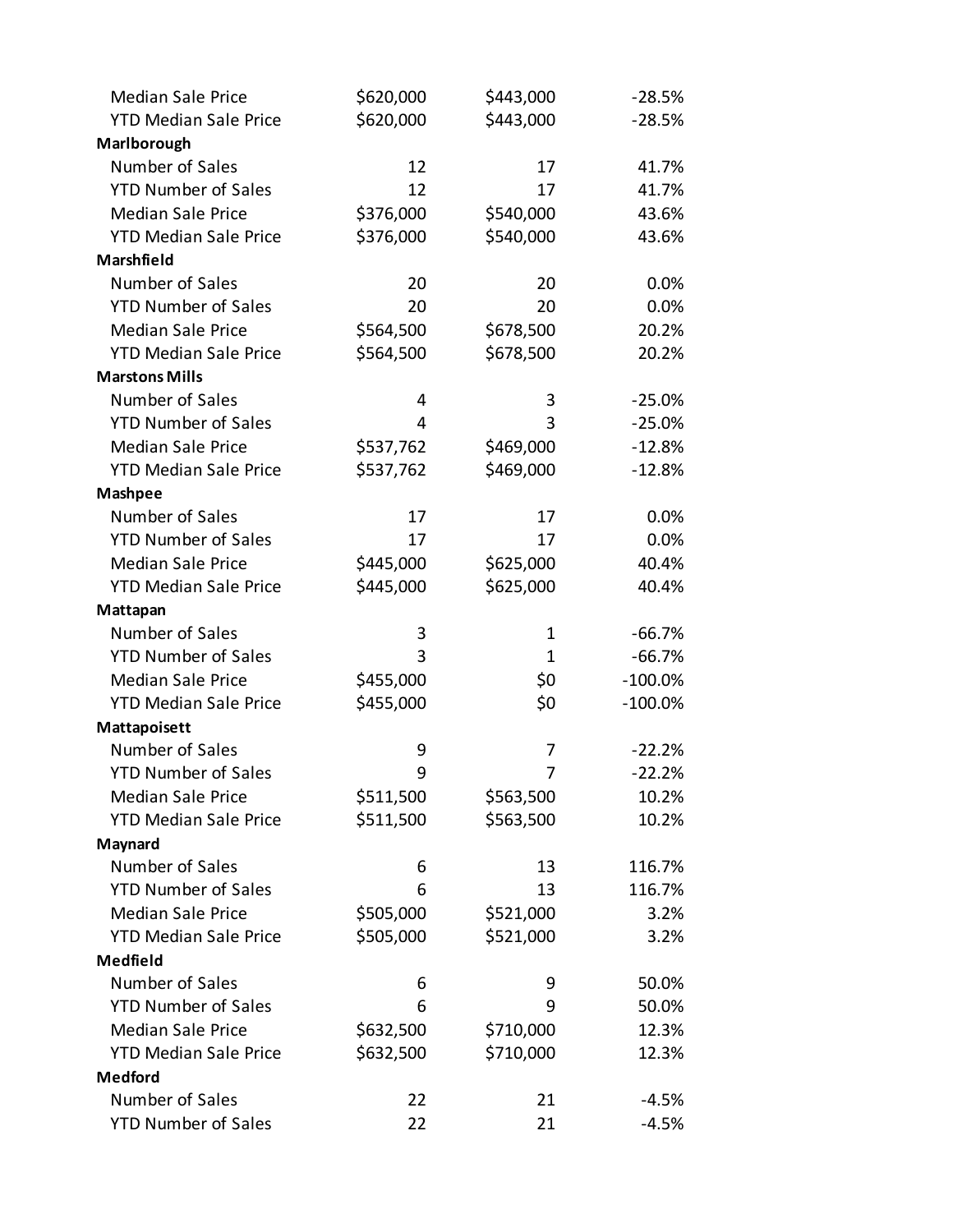| | | | |
|---|---|---|---|
| Median Sale Price | $620,000 | $443,000 | -28.5% |
| YTD Median Sale Price | $620,000 | $443,000 | -28.5% |
| **Marlborough** | | | |
| Number of Sales | 12 | 17 | 41.7% |
| YTD Number of Sales | 12 | 17 | 41.7% |
| Median Sale Price | $376,000 | $540,000 | 43.6% |
| YTD Median Sale Price | $376,000 | $540,000 | 43.6% |
| **Marshfield** | | | |
| Number of Sales | 20 | 20 | 0.0% |
| YTD Number of Sales | 20 | 20 | 0.0% |
| Median Sale Price | $564,500 | $678,500 | 20.2% |
| YTD Median Sale Price | $564,500 | $678,500 | 20.2% |
| **Marstons Mills** | | | |
| Number of Sales | 4 | 3 | -25.0% |
| YTD Number of Sales | 4 | 3 | -25.0% |
| Median Sale Price | $537,762 | $469,000 | -12.8% |
| YTD Median Sale Price | $537,762 | $469,000 | -12.8% |
| **Mashpee** | | | |
| Number of Sales | 17 | 17 | 0.0% |
| YTD Number of Sales | 17 | 17 | 0.0% |
| Median Sale Price | $445,000 | $625,000 | 40.4% |
| YTD Median Sale Price | $445,000 | $625,000 | 40.4% |
| **Mattapan** | | | |
| Number of Sales | 3 | 1 | -66.7% |
| YTD Number of Sales | 3 | 1 | -66.7% |
| Median Sale Price | $455,000 | $0 | -100.0% |
| YTD Median Sale Price | $455,000 | $0 | -100.0% |
| **Mattapoisett** | | | |
| Number of Sales | 9 | 7 | -22.2% |
| YTD Number of Sales | 9 | 7 | -22.2% |
| Median Sale Price | $511,500 | $563,500 | 10.2% |
| YTD Median Sale Price | $511,500 | $563,500 | 10.2% |
| **Maynard** | | | |
| Number of Sales | 6 | 13 | 116.7% |
| YTD Number of Sales | 6 | 13 | 116.7% |
| Median Sale Price | $505,000 | $521,000 | 3.2% |
| YTD Median Sale Price | $505,000 | $521,000 | 3.2% |
| **Medfield** | | | |
| Number of Sales | 6 | 9 | 50.0% |
| YTD Number of Sales | 6 | 9 | 50.0% |
| Median Sale Price | $632,500 | $710,000 | 12.3% |
| YTD Median Sale Price | $632,500 | $710,000 | 12.3% |
| **Medford** | | | |
| Number of Sales | 22 | 21 | -4.5% |
| YTD Number of Sales | 22 | 21 | -4.5% |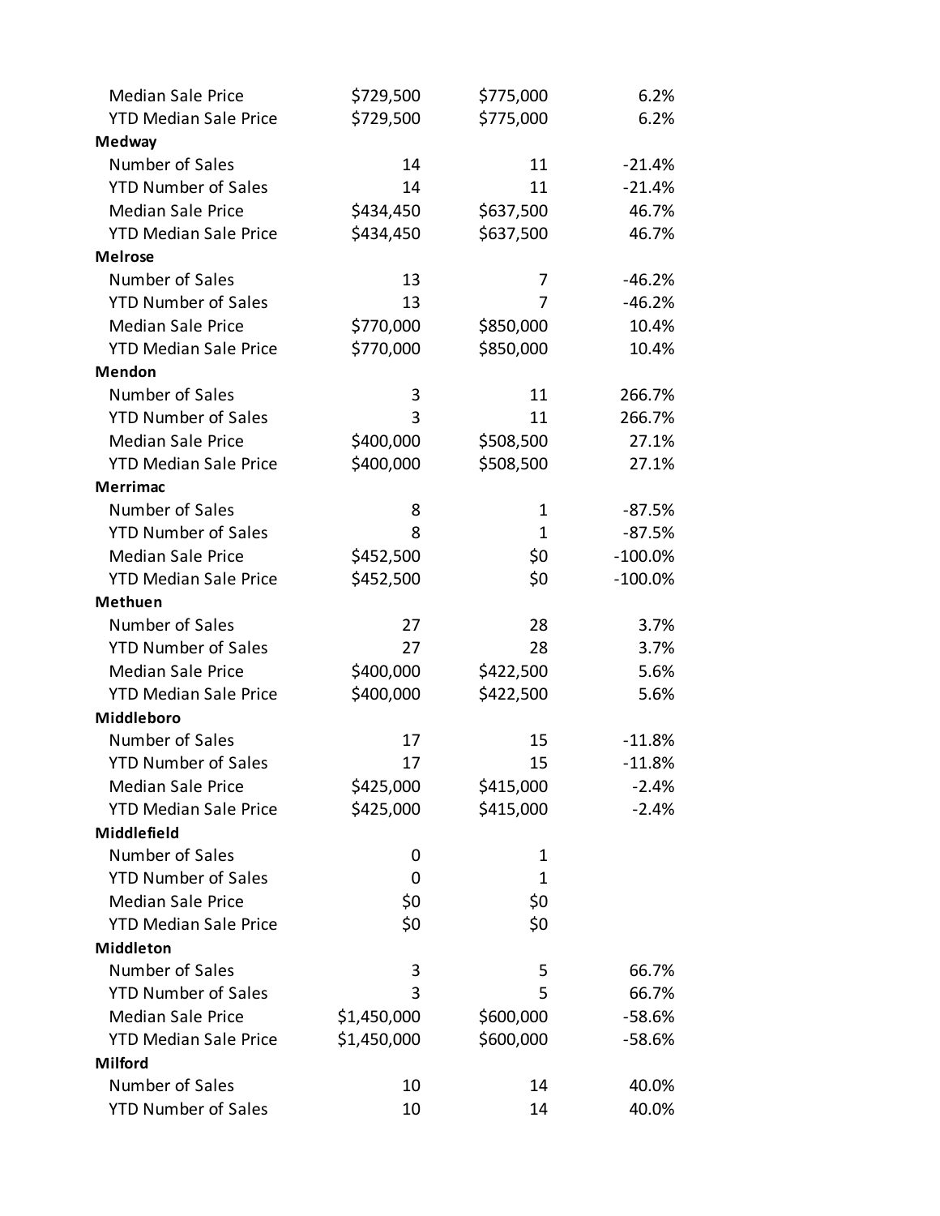| | | | |
|---|---|---|---|
| Median Sale Price | $729,500 | $775,000 | 6.2% |
| YTD Median Sale Price | $729,500 | $775,000 | 6.2% |
| **Medway** | | | |
| Number of Sales | 14 | 11 | -21.4% |
| YTD Number of Sales | 14 | 11 | -21.4% |
| Median Sale Price | $434,450 | $637,500 | 46.7% |
| YTD Median Sale Price | $434,450 | $637,500 | 46.7% |
| **Melrose** | | | |
| Number of Sales | 13 | 7 | -46.2% |
| YTD Number of Sales | 13 | 7 | -46.2% |
| Median Sale Price | $770,000 | $850,000 | 10.4% |
| YTD Median Sale Price | $770,000 | $850,000 | 10.4% |
| **Mendon** | | | |
| Number of Sales | 3 | 11 | 266.7% |
| YTD Number of Sales | 3 | 11 | 266.7% |
| Median Sale Price | $400,000 | $508,500 | 27.1% |
| YTD Median Sale Price | $400,000 | $508,500 | 27.1% |
| **Merrimac** | | | |
| Number of Sales | 8 | 1 | -87.5% |
| YTD Number of Sales | 8 | 1 | -87.5% |
| Median Sale Price | $452,500 | $0 | -100.0% |
| YTD Median Sale Price | $452,500 | $0 | -100.0% |
| **Methuen** | | | |
| Number of Sales | 27 | 28 | 3.7% |
| YTD Number of Sales | 27 | 28 | 3.7% |
| Median Sale Price | $400,000 | $422,500 | 5.6% |
| YTD Median Sale Price | $400,000 | $422,500 | 5.6% |
| **Middleboro** | | | |
| Number of Sales | 17 | 15 | -11.8% |
| YTD Number of Sales | 17 | 15 | -11.8% |
| Median Sale Price | $425,000 | $415,000 | -2.4% |
| YTD Median Sale Price | $425,000 | $415,000 | -2.4% |
| **Middlefield** | | | |
| Number of Sales | 0 | 1 | |
| YTD Number of Sales | 0 | 1 | |
| Median Sale Price | $0 | $0 | |
| YTD Median Sale Price | $0 | $0 | |
| **Middleton** | | | |
| Number of Sales | 3 | 5 | 66.7% |
| YTD Number of Sales | 3 | 5 | 66.7% |
| Median Sale Price | $1,450,000 | $600,000 | -58.6% |
| YTD Median Sale Price | $1,450,000 | $600,000 | -58.6% |
| **Milford** | | | |
| Number of Sales | 10 | 14 | 40.0% |
| YTD Number of Sales | 10 | 14 | 40.0% |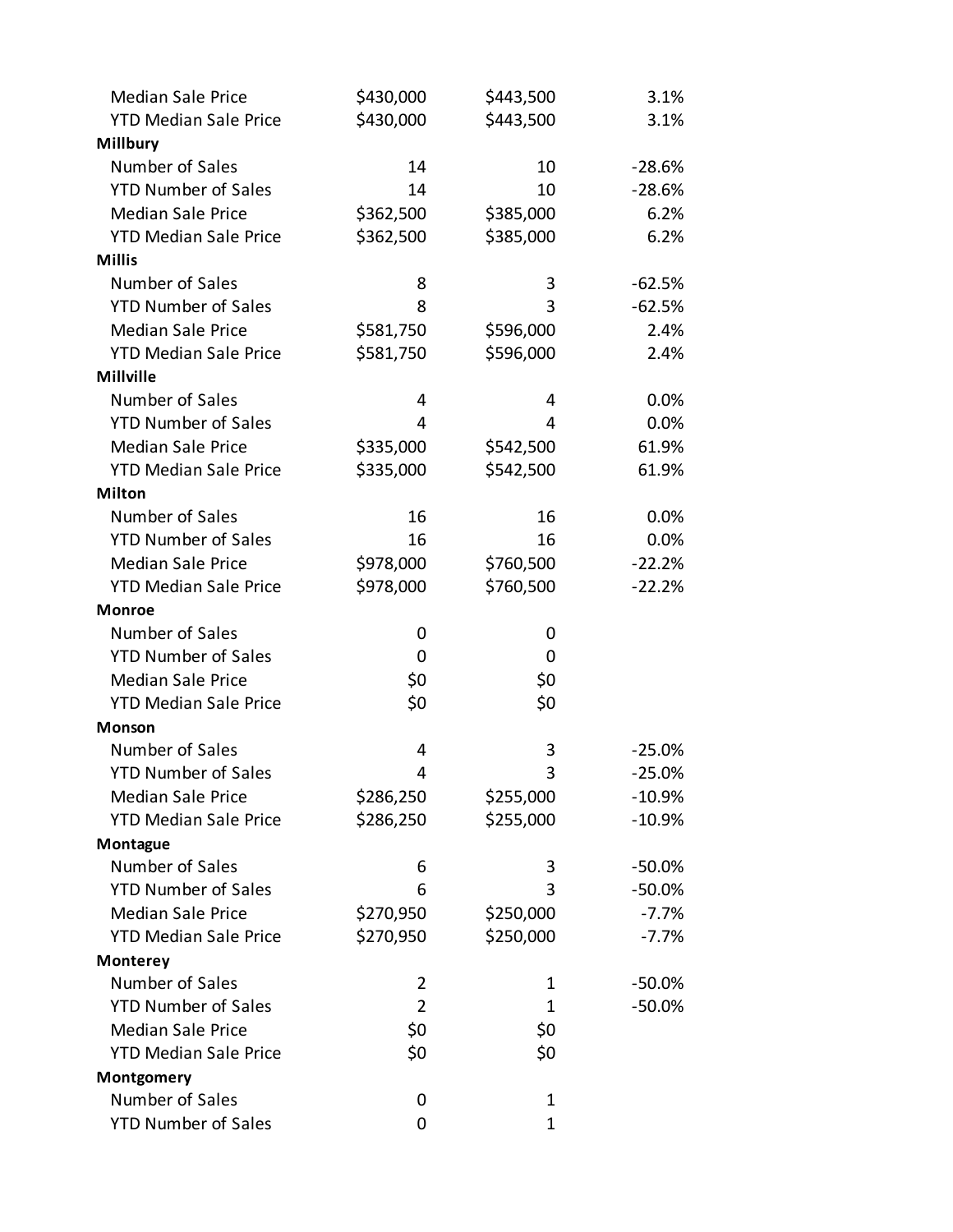| | | | |
|---|---|---|---|
| Median Sale Price | $430,000 | $443,500 | 3.1% |
| YTD Median Sale Price | $430,000 | $443,500 | 3.1% |
| **Millbury** | | | |
| Number of Sales | 14 | 10 | -28.6% |
| YTD Number of Sales | 14 | 10 | -28.6% |
| Median Sale Price | $362,500 | $385,000 | 6.2% |
| YTD Median Sale Price | $362,500 | $385,000 | 6.2% |
| **Millis** | | | |
| Number of Sales | 8 | 3 | -62.5% |
| YTD Number of Sales | 8 | 3 | -62.5% |
| Median Sale Price | $581,750 | $596,000 | 2.4% |
| YTD Median Sale Price | $581,750 | $596,000 | 2.4% |
| **Millville** | | | |
| Number of Sales | 4 | 4 | 0.0% |
| YTD Number of Sales | 4 | 4 | 0.0% |
| Median Sale Price | $335,000 | $542,500 | 61.9% |
| YTD Median Sale Price | $335,000 | $542,500 | 61.9% |
| **Milton** | | | |
| Number of Sales | 16 | 16 | 0.0% |
| YTD Number of Sales | 16 | 16 | 0.0% |
| Median Sale Price | $978,000 | $760,500 | -22.2% |
| YTD Median Sale Price | $978,000 | $760,500 | -22.2% |
| **Monroe** | | | |
| Number of Sales | 0 | 0 | |
| YTD Number of Sales | 0 | 0 | |
| Median Sale Price | $0 | $0 | |
| YTD Median Sale Price | $0 | $0 | |
| **Monson** | | | |
| Number of Sales | 4 | 3 | -25.0% |
| YTD Number of Sales | 4 | 3 | -25.0% |
| Median Sale Price | $286,250 | $255,000 | -10.9% |
| YTD Median Sale Price | $286,250 | $255,000 | -10.9% |
| **Montague** | | | |
| Number of Sales | 6 | 3 | -50.0% |
| YTD Number of Sales | 6 | 3 | -50.0% |
| Median Sale Price | $270,950 | $250,000 | -7.7% |
| YTD Median Sale Price | $270,950 | $250,000 | -7.7% |
| **Monterey** | | | |
| Number of Sales | 2 | 1 | -50.0% |
| YTD Number of Sales | 2 | 1 | -50.0% |
| Median Sale Price | $0 | $0 | |
| YTD Median Sale Price | $0 | $0 | |
| **Montgomery** | | | |
| Number of Sales | 0 | 1 | |
| YTD Number of Sales | 0 | 1 | |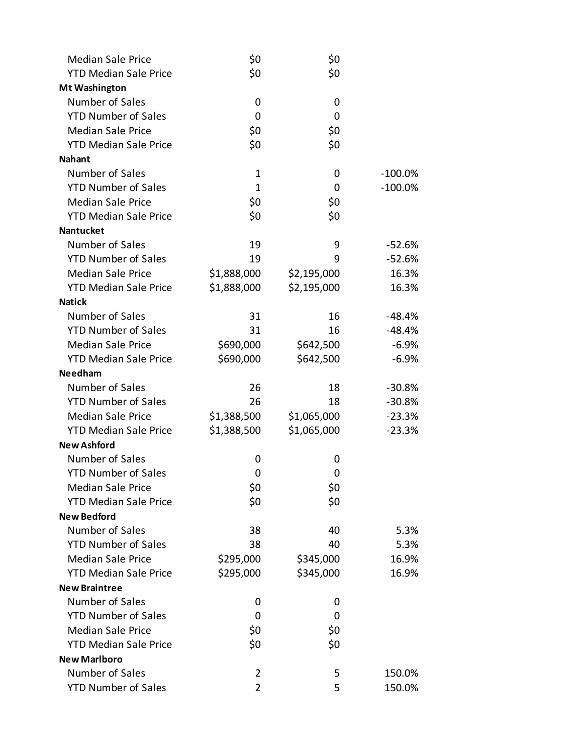| | | | |
|---|---|---|---|
| Median Sale Price | $0 | $0 | |
| YTD Median Sale Price | $0 | $0 | |
| **Mt Washington** | | | |
| Number of Sales | 0 | 0 | |
| YTD Number of Sales | 0 | 0 | |
| Median Sale Price | $0 | $0 | |
| YTD Median Sale Price | $0 | $0 | |
| **Nahant** | | | |
| Number of Sales | 1 | 0 | -100.0% |
| YTD Number of Sales | 1 | 0 | -100.0% |
| Median Sale Price | $0 | $0 | |
| YTD Median Sale Price | $0 | $0 | |
| **Nantucket** | | | |
| Number of Sales | 19 | 9 | -52.6% |
| YTD Number of Sales | 19 | 9 | -52.6% |
| Median Sale Price | $1,888,000 | $2,195,000 | 16.3% |
| YTD Median Sale Price | $1,888,000 | $2,195,000 | 16.3% |
| **Natick** | | | |
| Number of Sales | 31 | 16 | -48.4% |
| YTD Number of Sales | 31 | 16 | -48.4% |
| Median Sale Price | $690,000 | $642,500 | -6.9% |
| YTD Median Sale Price | $690,000 | $642,500 | -6.9% |
| **Needham** | | | |
| Number of Sales | 26 | 18 | -30.8% |
| YTD Number of Sales | 26 | 18 | -30.8% |
| Median Sale Price | $1,388,500 | $1,065,000 | -23.3% |
| YTD Median Sale Price | $1,388,500 | $1,065,000 | -23.3% |
| **New Ashford** | | | |
| Number of Sales | 0 | 0 | |
| YTD Number of Sales | 0 | 0 | |
| Median Sale Price | $0 | $0 | |
| YTD Median Sale Price | $0 | $0 | |
| **New Bedford** | | | |
| Number of Sales | 38 | 40 | 5.3% |
| YTD Number of Sales | 38 | 40 | 5.3% |
| Median Sale Price | $295,000 | $345,000 | 16.9% |
| YTD Median Sale Price | $295,000 | $345,000 | 16.9% |
| **New Braintree** | | | |
| Number of Sales | 0 | 0 | |
| YTD Number of Sales | 0 | 0 | |
| Median Sale Price | $0 | $0 | |
| YTD Median Sale Price | $0 | $0 | |
| **New Marlboro** | | | |
| Number of Sales | 2 | 5 | 150.0% |
| YTD Number of Sales | 2 | 5 | 150.0% |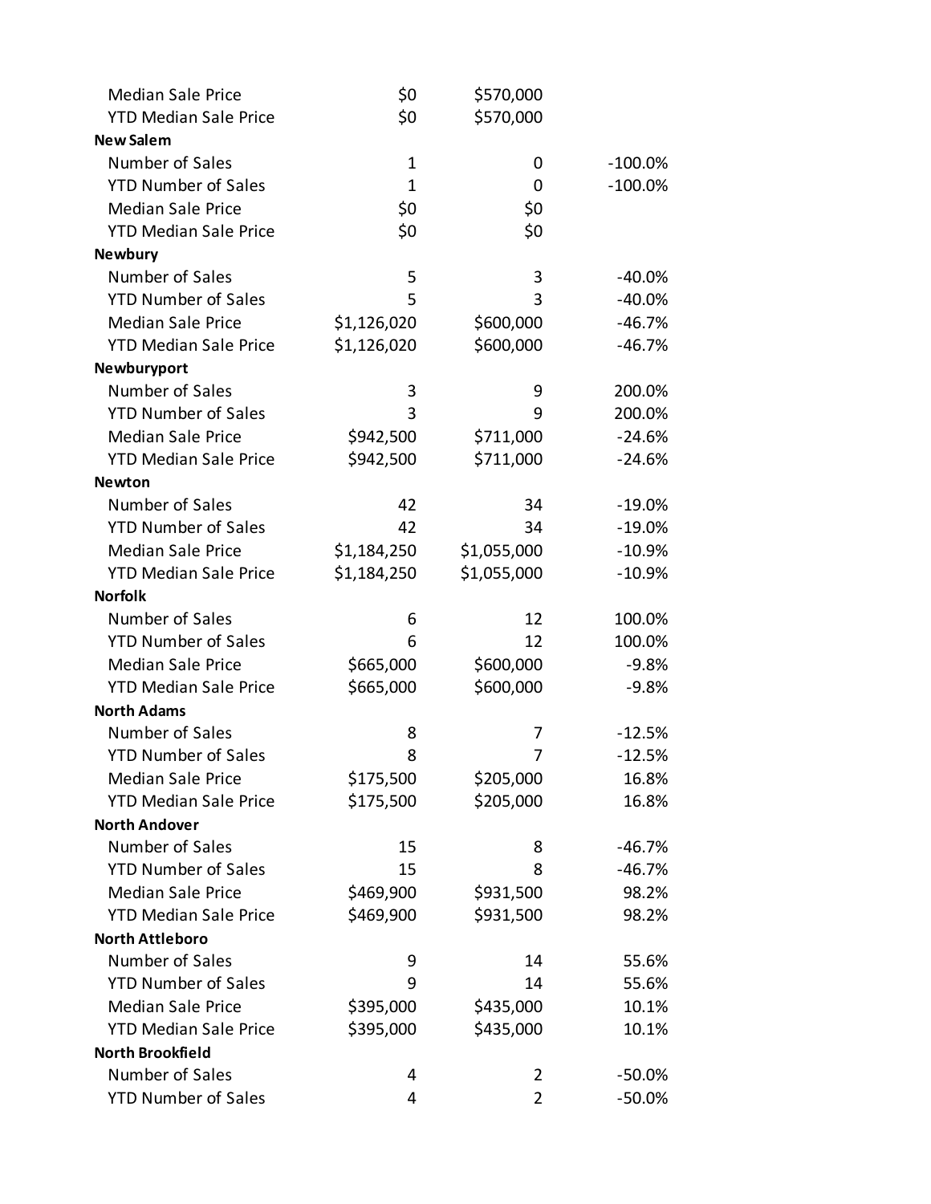| | | | |
|---|---|---|---|
| Median Sale Price | $0 | $570,000 | |
| YTD Median Sale Price | $0 | $570,000 | |
| **New Salem** | | | |
| Number of Sales | 1 | 0 | -100.0% |
| YTD Number of Sales | 1 | 0 | -100.0% |
| Median Sale Price | $0 | $0 | |
| YTD Median Sale Price | $0 | $0 | |
| **Newbury** | | | |
| Number of Sales | 5 | 3 | -40.0% |
| YTD Number of Sales | 5 | 3 | -40.0% |
| Median Sale Price | $1,126,020 | $600,000 | -46.7% |
| YTD Median Sale Price | $1,126,020 | $600,000 | -46.7% |
| **Newburyport** | | | |
| Number of Sales | 3 | 9 | 200.0% |
| YTD Number of Sales | 3 | 9 | 200.0% |
| Median Sale Price | $942,500 | $711,000 | -24.6% |
| YTD Median Sale Price | $942,500 | $711,000 | -24.6% |
| **Newton** | | | |
| Number of Sales | 42 | 34 | -19.0% |
| YTD Number of Sales | 42 | 34 | -19.0% |
| Median Sale Price | $1,184,250 | $1,055,000 | -10.9% |
| YTD Median Sale Price | $1,184,250 | $1,055,000 | -10.9% |
| **Norfolk** | | | |
| Number of Sales | 6 | 12 | 100.0% |
| YTD Number of Sales | 6 | 12 | 100.0% |
| Median Sale Price | $665,000 | $600,000 | -9.8% |
| YTD Median Sale Price | $665,000 | $600,000 | -9.8% |
| **North Adams** | | | |
| Number of Sales | 8 | 7 | -12.5% |
| YTD Number of Sales | 8 | 7 | -12.5% |
| Median Sale Price | $175,500 | $205,000 | 16.8% |
| YTD Median Sale Price | $175,500 | $205,000 | 16.8% |
| **North Andover** | | | |
| Number of Sales | 15 | 8 | -46.7% |
| YTD Number of Sales | 15 | 8 | -46.7% |
| Median Sale Price | $469,900 | $931,500 | 98.2% |
| YTD Median Sale Price | $469,900 | $931,500 | 98.2% |
| **North Attleboro** | | | |
| Number of Sales | 9 | 14 | 55.6% |
| YTD Number of Sales | 9 | 14 | 55.6% |
| Median Sale Price | $395,000 | $435,000 | 10.1% |
| YTD Median Sale Price | $395,000 | $435,000 | 10.1% |
| **North Brookfield** | | | |
| Number of Sales | 4 | 2 | -50.0% |
| YTD Number of Sales | 4 | 2 | -50.0% |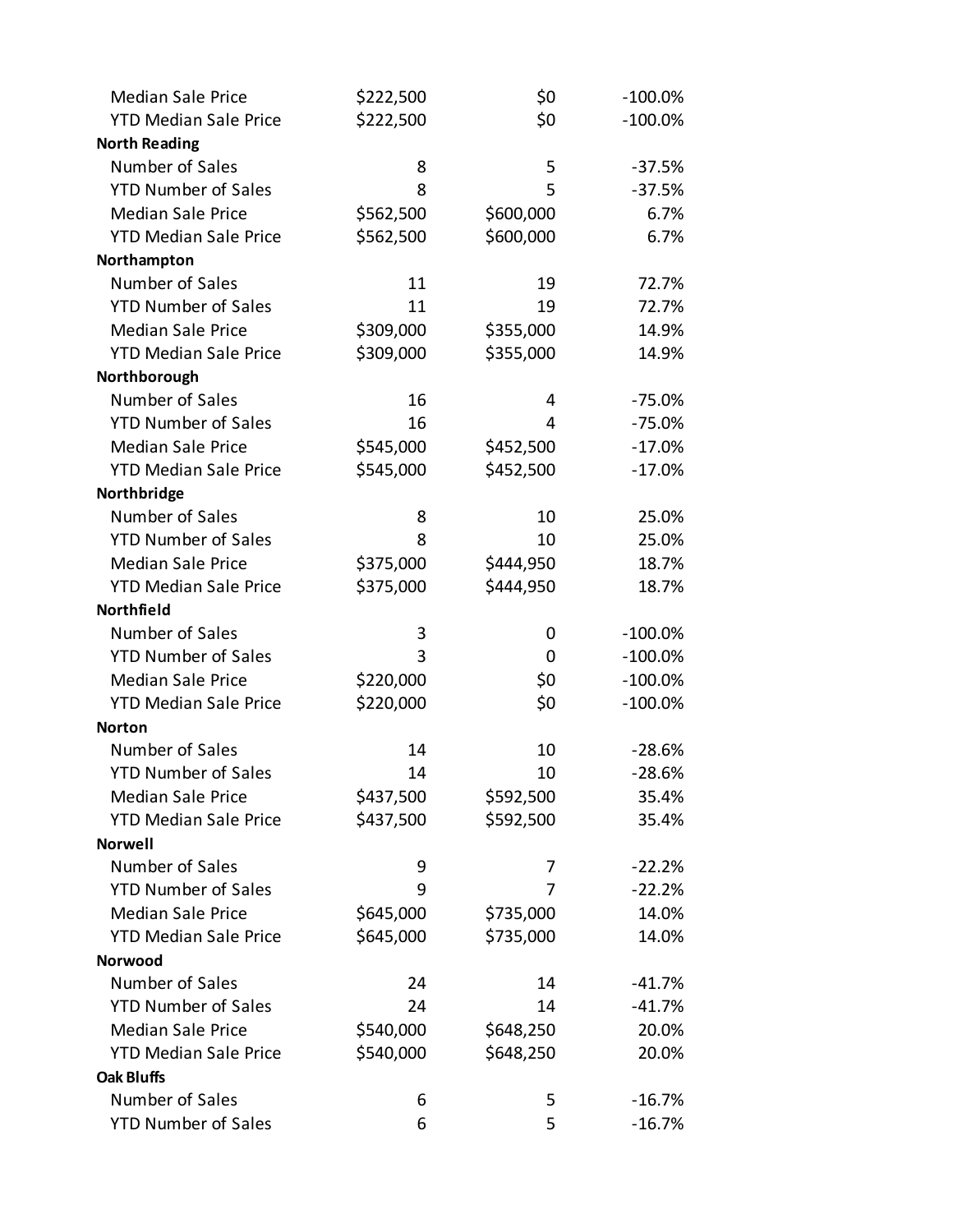| | | | |
|---|---|---|---|
| Median Sale Price | $222,500 | $0 | -100.0% |
| YTD Median Sale Price | $222,500 | $0 | -100.0% |
| **North Reading** | | | |
| Number of Sales | 8 | 5 | -37.5% |
| YTD Number of Sales | 8 | 5 | -37.5% |
| Median Sale Price | $562,500 | $600,000 | 6.7% |
| YTD Median Sale Price | $562,500 | $600,000 | 6.7% |
| **Northampton** | | | |
| Number of Sales | 11 | 19 | 72.7% |
| YTD Number of Sales | 11 | 19 | 72.7% |
| Median Sale Price | $309,000 | $355,000 | 14.9% |
| YTD Median Sale Price | $309,000 | $355,000 | 14.9% |
| **Northborough** | | | |
| Number of Sales | 16 | 4 | -75.0% |
| YTD Number of Sales | 16 | 4 | -75.0% |
| Median Sale Price | $545,000 | $452,500 | -17.0% |
| YTD Median Sale Price | $545,000 | $452,500 | -17.0% |
| **Northbridge** | | | |
| Number of Sales | 8 | 10 | 25.0% |
| YTD Number of Sales | 8 | 10 | 25.0% |
| Median Sale Price | $375,000 | $444,950 | 18.7% |
| YTD Median Sale Price | $375,000 | $444,950 | 18.7% |
| **Northfield** | | | |
| Number of Sales | 3 | 0 | -100.0% |
| YTD Number of Sales | 3 | 0 | -100.0% |
| Median Sale Price | $220,000 | $0 | -100.0% |
| YTD Median Sale Price | $220,000 | $0 | -100.0% |
| **Norton** | | | |
| Number of Sales | 14 | 10 | -28.6% |
| YTD Number of Sales | 14 | 10 | -28.6% |
| Median Sale Price | $437,500 | $592,500 | 35.4% |
| YTD Median Sale Price | $437,500 | $592,500 | 35.4% |
| **Norwell** | | | |
| Number of Sales | 9 | 7 | -22.2% |
| YTD Number of Sales | 9 | 7 | -22.2% |
| Median Sale Price | $645,000 | $735,000 | 14.0% |
| YTD Median Sale Price | $645,000 | $735,000 | 14.0% |
| **Norwood** | | | |
| Number of Sales | 24 | 14 | -41.7% |
| YTD Number of Sales | 24 | 14 | -41.7% |
| Median Sale Price | $540,000 | $648,250 | 20.0% |
| YTD Median Sale Price | $540,000 | $648,250 | 20.0% |
| **Oak Bluffs** | | | |
| Number of Sales | 6 | 5 | -16.7% |
| YTD Number of Sales | 6 | 5 | -16.7% |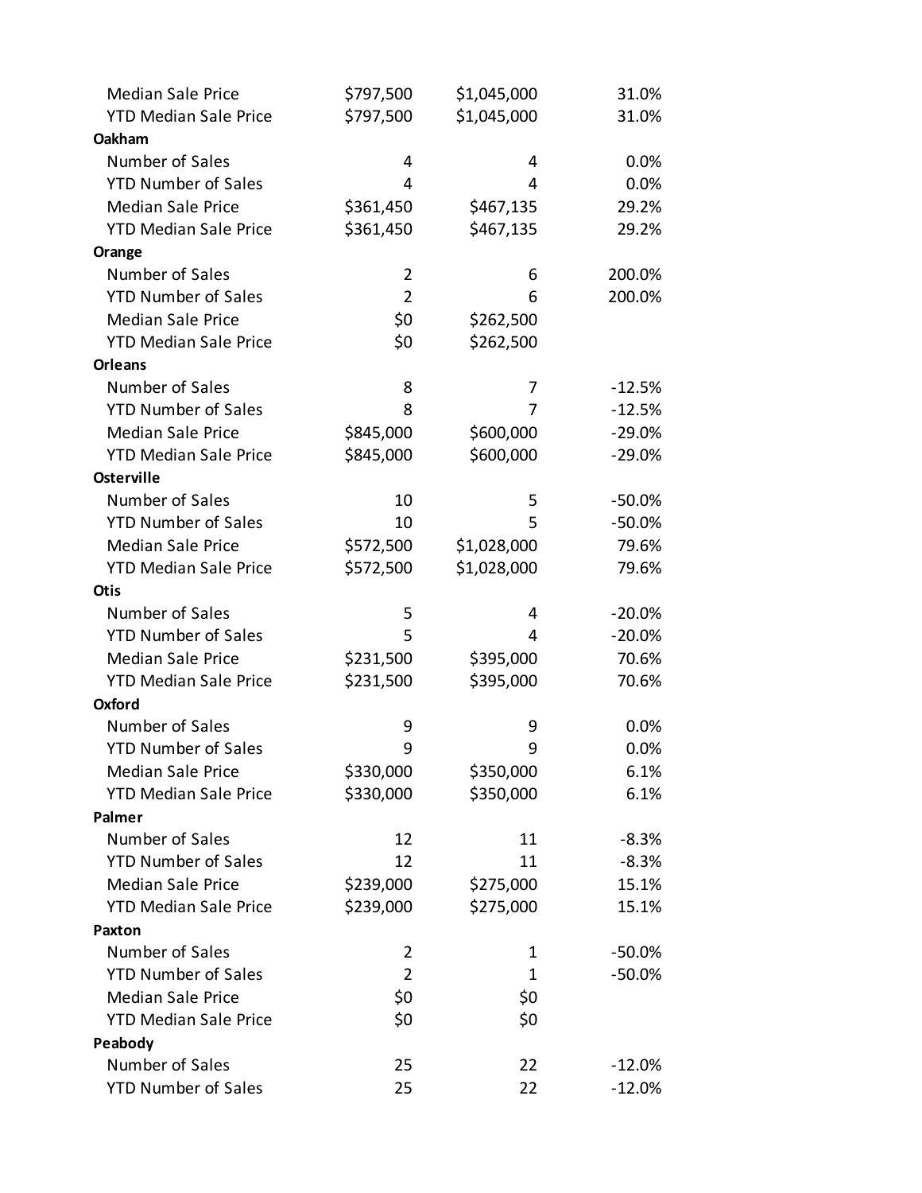| | | | |
|---|---|---|---|
| Median Sale Price | $797,500 | $1,045,000 | 31.0% |
| YTD Median Sale Price | $797,500 | $1,045,000 | 31.0% |
| **Oakham** | | | |
| Number of Sales | 4 | 4 | 0.0% |
| YTD Number of Sales | 4 | 4 | 0.0% |
| Median Sale Price | $361,450 | $467,135 | 29.2% |
| YTD Median Sale Price | $361,450 | $467,135 | 29.2% |
| **Orange** | | | |
| Number of Sales | 2 | 6 | 200.0% |
| YTD Number of Sales | 2 | 6 | 200.0% |
| Median Sale Price | $0 | $262,500 | |
| YTD Median Sale Price | $0 | $262,500 | |
| **Orleans** | | | |
| Number of Sales | 8 | 7 | -12.5% |
| YTD Number of Sales | 8 | 7 | -12.5% |
| Median Sale Price | $845,000 | $600,000 | -29.0% |
| YTD Median Sale Price | $845,000 | $600,000 | -29.0% |
| **Osterville** | | | |
| Number of Sales | 10 | 5 | -50.0% |
| YTD Number of Sales | 10 | 5 | -50.0% |
| Median Sale Price | $572,500 | $1,028,000 | 79.6% |
| YTD Median Sale Price | $572,500 | $1,028,000 | 79.6% |
| **Otis** | | | |
| Number of Sales | 5 | 4 | -20.0% |
| YTD Number of Sales | 5 | 4 | -20.0% |
| Median Sale Price | $231,500 | $395,000 | 70.6% |
| YTD Median Sale Price | $231,500 | $395,000 | 70.6% |
| **Oxford** | | | |
| Number of Sales | 9 | 9 | 0.0% |
| YTD Number of Sales | 9 | 9 | 0.0% |
| Median Sale Price | $330,000 | $350,000 | 6.1% |
| YTD Median Sale Price | $330,000 | $350,000 | 6.1% |
| **Palmer** | | | |
| Number of Sales | 12 | 11 | -8.3% |
| YTD Number of Sales | 12 | 11 | -8.3% |
| Median Sale Price | $239,000 | $275,000 | 15.1% |
| YTD Median Sale Price | $239,000 | $275,000 | 15.1% |
| **Paxton** | | | |
| Number of Sales | 2 | 1 | -50.0% |
| YTD Number of Sales | 2 | 1 | -50.0% |
| Median Sale Price | $0 | $0 | |
| YTD Median Sale Price | $0 | $0 | |
| **Peabody** | | | |
| Number of Sales | 25 | 22 | -12.0% |
| YTD Number of Sales | 25 | 22 | -12.0% |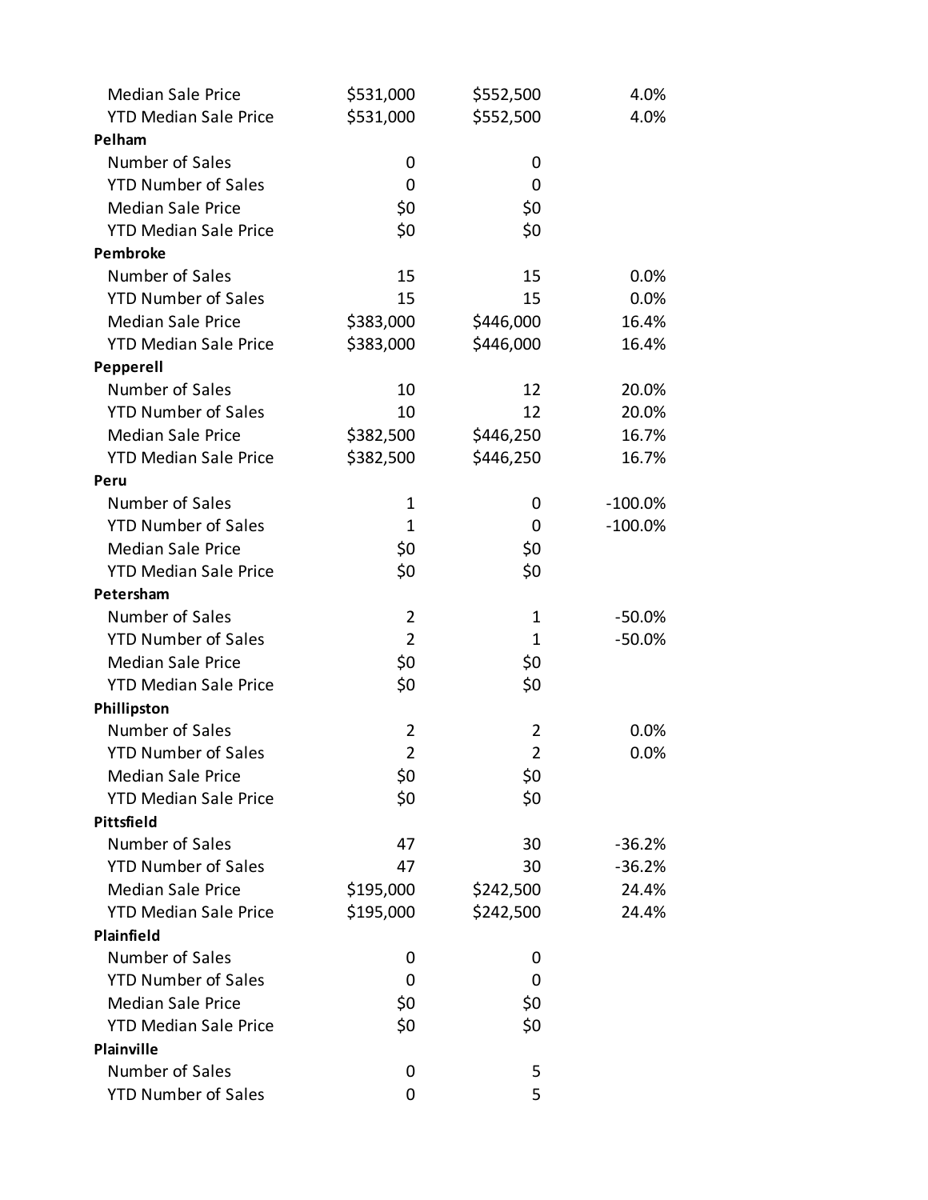| | | | |
|---|---|---|---|
| Median Sale Price | $531,000 | $552,500 | 4.0% |
| YTD Median Sale Price | $531,000 | $552,500 | 4.0% |
| **Pelham** | | | |
| Number of Sales | 0 | 0 | |
| YTD Number of Sales | 0 | 0 | |
| Median Sale Price | $0 | $0 | |
| YTD Median Sale Price | $0 | $0 | |
| **Pembroke** | | | |
| Number of Sales | 15 | 15 | 0.0% |
| YTD Number of Sales | 15 | 15 | 0.0% |
| Median Sale Price | $383,000 | $446,000 | 16.4% |
| YTD Median Sale Price | $383,000 | $446,000 | 16.4% |
| **Pepperell** | | | |
| Number of Sales | 10 | 12 | 20.0% |
| YTD Number of Sales | 10 | 12 | 20.0% |
| Median Sale Price | $382,500 | $446,250 | 16.7% |
| YTD Median Sale Price | $382,500 | $446,250 | 16.7% |
| **Peru** | | | |
| Number of Sales | 1 | 0 | -100.0% |
| YTD Number of Sales | 1 | 0 | -100.0% |
| Median Sale Price | $0 | $0 | |
| YTD Median Sale Price | $0 | $0 | |
| **Petersham** | | | |
| Number of Sales | 2 | 1 | -50.0% |
| YTD Number of Sales | 2 | 1 | -50.0% |
| Median Sale Price | $0 | $0 | |
| YTD Median Sale Price | $0 | $0 | |
| **Phillipston** | | | |
| Number of Sales | 2 | 2 | 0.0% |
| YTD Number of Sales | 2 | 2 | 0.0% |
| Median Sale Price | $0 | $0 | |
| YTD Median Sale Price | $0 | $0 | |
| **Pittsfield** | | | |
| Number of Sales | 47 | 30 | -36.2% |
| YTD Number of Sales | 47 | 30 | -36.2% |
| Median Sale Price | $195,000 | $242,500 | 24.4% |
| YTD Median Sale Price | $195,000 | $242,500 | 24.4% |
| **Plainfield** | | | |
| Number of Sales | 0 | 0 | |
| YTD Number of Sales | 0 | 0 | |
| Median Sale Price | $0 | $0 | |
| YTD Median Sale Price | $0 | $0 | |
| **Plainville** | | | |
| Number of Sales | 0 | 5 | |
| YTD Number of Sales | 0 | 5 | |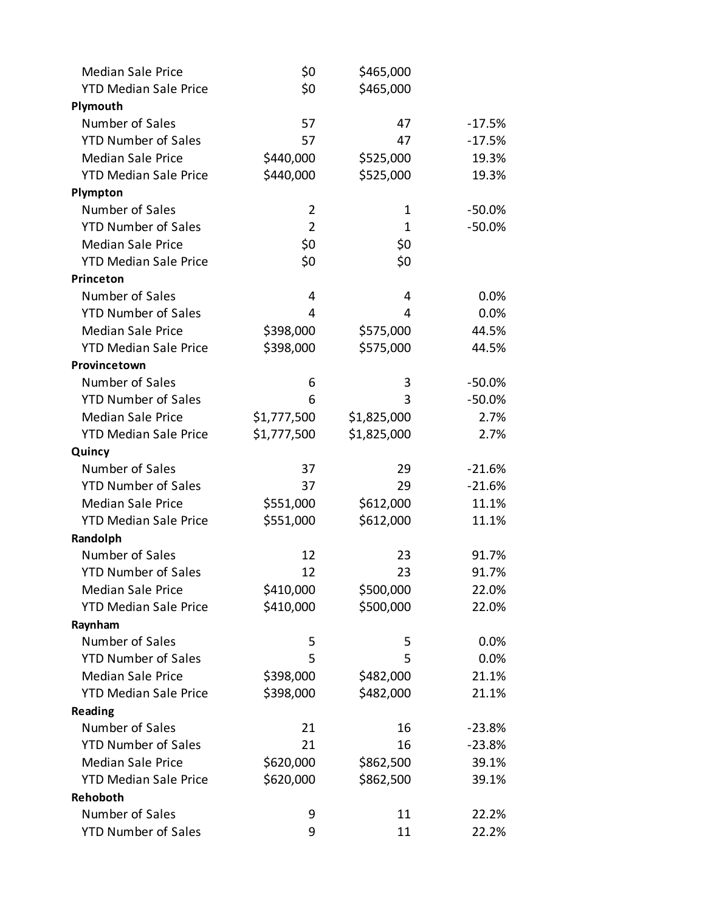| | | | |
|---|---|---|---|
| Median Sale Price | $0 | $465,000 | |
| YTD Median Sale Price | $0 | $465,000 | |
| **Plymouth** | | | |
| Number of Sales | 57 | 47 | -17.5% |
| YTD Number of Sales | 57 | 47 | -17.5% |
| Median Sale Price | $440,000 | $525,000 | 19.3% |
| YTD Median Sale Price | $440,000 | $525,000 | 19.3% |
| **Plympton** | | | |
| Number of Sales | 2 | 1 | -50.0% |
| YTD Number of Sales | 2 | 1 | -50.0% |
| Median Sale Price | $0 | $0 | |
| YTD Median Sale Price | $0 | $0 | |
| **Princeton** | | | |
| Number of Sales | 4 | 4 | 0.0% |
| YTD Number of Sales | 4 | 4 | 0.0% |
| Median Sale Price | $398,000 | $575,000 | 44.5% |
| YTD Median Sale Price | $398,000 | $575,000 | 44.5% |
| **Provincetown** | | | |
| Number of Sales | 6 | 3 | -50.0% |
| YTD Number of Sales | 6 | 3 | -50.0% |
| Median Sale Price | $1,777,500 | $1,825,000 | 2.7% |
| YTD Median Sale Price | $1,777,500 | $1,825,000 | 2.7% |
| **Quincy** | | | |
| Number of Sales | 37 | 29 | -21.6% |
| YTD Number of Sales | 37 | 29 | -21.6% |
| Median Sale Price | $551,000 | $612,000 | 11.1% |
| YTD Median Sale Price | $551,000 | $612,000 | 11.1% |
| **Randolph** | | | |
| Number of Sales | 12 | 23 | 91.7% |
| YTD Number of Sales | 12 | 23 | 91.7% |
| Median Sale Price | $410,000 | $500,000 | 22.0% |
| YTD Median Sale Price | $410,000 | $500,000 | 22.0% |
| **Raynham** | | | |
| Number of Sales | 5 | 5 | 0.0% |
| YTD Number of Sales | 5 | 5 | 0.0% |
| Median Sale Price | $398,000 | $482,000 | 21.1% |
| YTD Median Sale Price | $398,000 | $482,000 | 21.1% |
| **Reading** | | | |
| Number of Sales | 21 | 16 | -23.8% |
| YTD Number of Sales | 21 | 16 | -23.8% |
| Median Sale Price | $620,000 | $862,500 | 39.1% |
| YTD Median Sale Price | $620,000 | $862,500 | 39.1% |
| **Rehoboth** | | | |
| Number of Sales | 9 | 11 | 22.2% |
| YTD Number of Sales | 9 | 11 | 22.2% |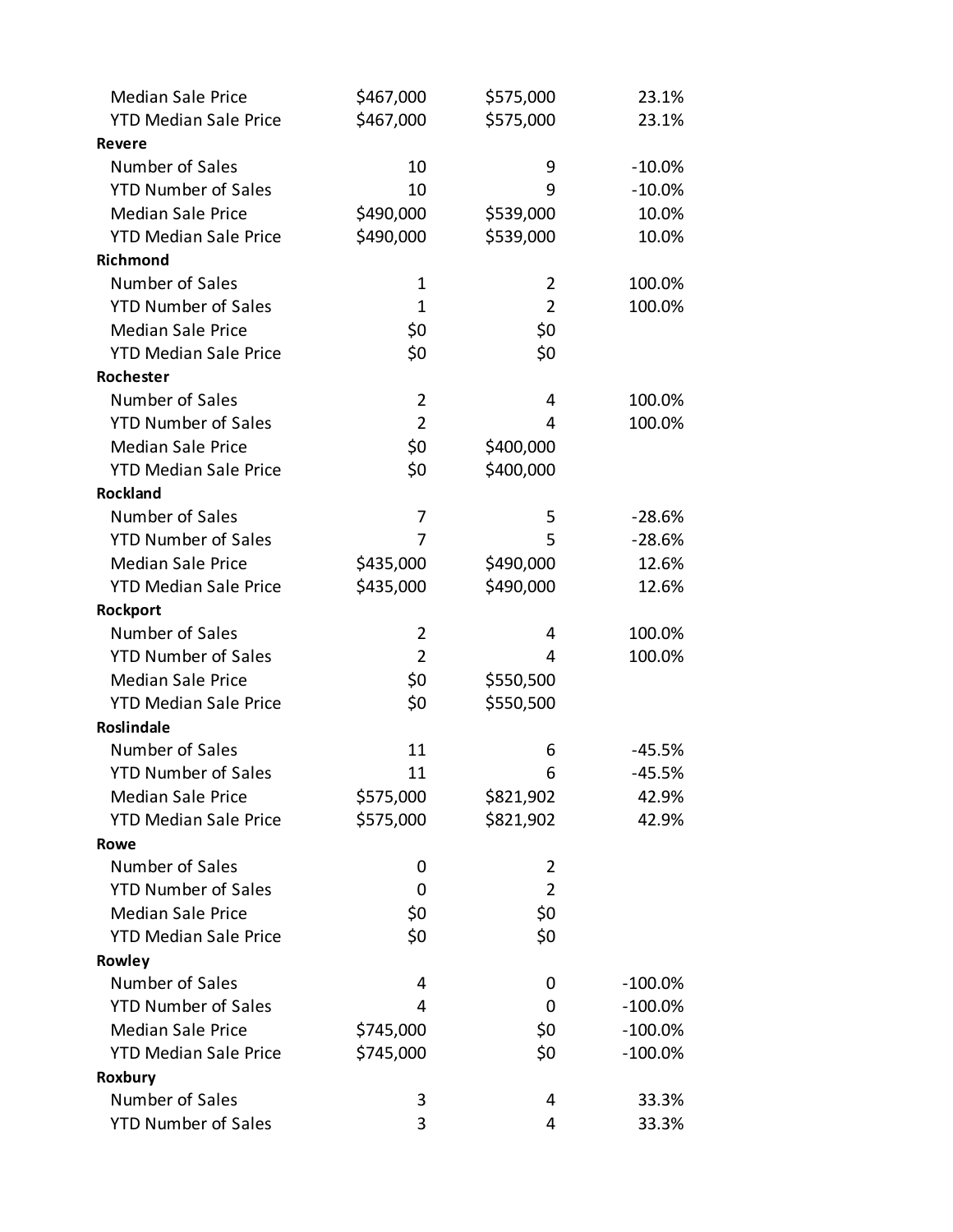| | | | |
|---|---|---|---|
| Median Sale Price | $467,000 | $575,000 | 23.1% |
| YTD Median Sale Price | $467,000 | $575,000 | 23.1% |
| **Revere** | | | |
| Number of Sales | 10 | 9 | -10.0% |
| YTD Number of Sales | 10 | 9 | -10.0% |
| Median Sale Price | $490,000 | $539,000 | 10.0% |
| YTD Median Sale Price | $490,000 | $539,000 | 10.0% |
| **Richmond** | | | |
| Number of Sales | 1 | 2 | 100.0% |
| YTD Number of Sales | 1 | 2 | 100.0% |
| Median Sale Price | $0 | $0 | |
| YTD Median Sale Price | $0 | $0 | |
| **Rochester** | | | |
| Number of Sales | 2 | 4 | 100.0% |
| YTD Number of Sales | 2 | 4 | 100.0% |
| Median Sale Price | $0 | $400,000 | |
| YTD Median Sale Price | $0 | $400,000 | |
| **Rockland** | | | |
| Number of Sales | 7 | 5 | -28.6% |
| YTD Number of Sales | 7 | 5 | -28.6% |
| Median Sale Price | $435,000 | $490,000 | 12.6% |
| YTD Median Sale Price | $435,000 | $490,000 | 12.6% |
| **Rockport** | | | |
| Number of Sales | 2 | 4 | 100.0% |
| YTD Number of Sales | 2 | 4 | 100.0% |
| Median Sale Price | $0 | $550,500 | |
| YTD Median Sale Price | $0 | $550,500 | |
| **Roslindale** | | | |
| Number of Sales | 11 | 6 | -45.5% |
| YTD Number of Sales | 11 | 6 | -45.5% |
| Median Sale Price | $575,000 | $821,902 | 42.9% |
| YTD Median Sale Price | $575,000 | $821,902 | 42.9% |
| **Rowe** | | | |
| Number of Sales | 0 | 2 | |
| YTD Number of Sales | 0 | 2 | |
| Median Sale Price | $0 | $0 | |
| YTD Median Sale Price | $0 | $0 | |
| **Rowley** | | | |
| Number of Sales | 4 | 0 | -100.0% |
| YTD Number of Sales | 4 | 0 | -100.0% |
| Median Sale Price | $745,000 | $0 | -100.0% |
| YTD Median Sale Price | $745,000 | $0 | -100.0% |
| **Roxbury** | | | |
| Number of Sales | 3 | 4 | 33.3% |
| YTD Number of Sales | 3 | 4 | 33.3% |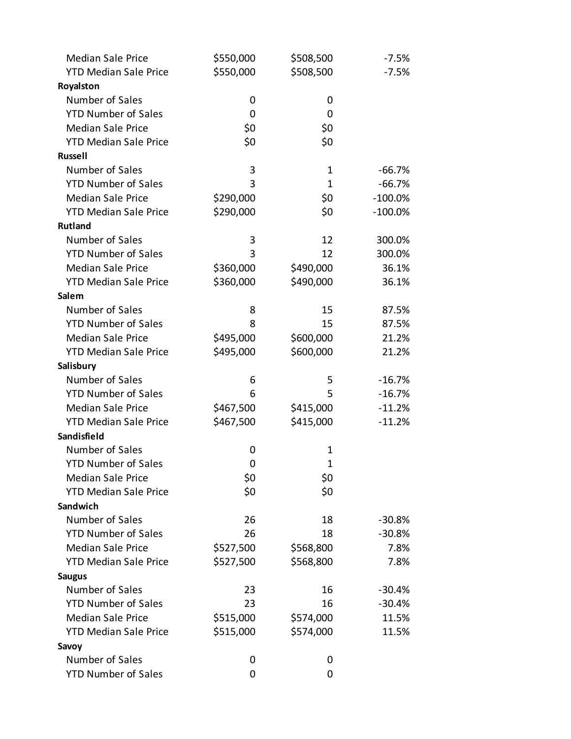| | | | |
|---|---|---|---|
| Median Sale Price | $550,000 | $508,500 | -7.5% |
| YTD Median Sale Price | $550,000 | $508,500 | -7.5% |
| **Royalston** | | | |
| Number of Sales | 0 | 0 | |
| YTD Number of Sales | 0 | 0 | |
| Median Sale Price | $0 | $0 | |
| YTD Median Sale Price | $0 | $0 | |
| **Russell** | | | |
| Number of Sales | 3 | 1 | -66.7% |
| YTD Number of Sales | 3 | 1 | -66.7% |
| Median Sale Price | $290,000 | $0 | -100.0% |
| YTD Median Sale Price | $290,000 | $0 | -100.0% |
| **Rutland** | | | |
| Number of Sales | 3 | 12 | 300.0% |
| YTD Number of Sales | 3 | 12 | 300.0% |
| Median Sale Price | $360,000 | $490,000 | 36.1% |
| YTD Median Sale Price | $360,000 | $490,000 | 36.1% |
| **Salem** | | | |
| Number of Sales | 8 | 15 | 87.5% |
| YTD Number of Sales | 8 | 15 | 87.5% |
| Median Sale Price | $495,000 | $600,000 | 21.2% |
| YTD Median Sale Price | $495,000 | $600,000 | 21.2% |
| **Salisbury** | | | |
| Number of Sales | 6 | 5 | -16.7% |
| YTD Number of Sales | 6 | 5 | -16.7% |
| Median Sale Price | $467,500 | $415,000 | -11.2% |
| YTD Median Sale Price | $467,500 | $415,000 | -11.2% |
| **Sandisfield** | | | |
| Number of Sales | 0 | 1 | |
| YTD Number of Sales | 0 | 1 | |
| Median Sale Price | $0 | $0 | |
| YTD Median Sale Price | $0 | $0 | |
| **Sandwich** | | | |
| Number of Sales | 26 | 18 | -30.8% |
| YTD Number of Sales | 26 | 18 | -30.8% |
| Median Sale Price | $527,500 | $568,800 | 7.8% |
| YTD Median Sale Price | $527,500 | $568,800 | 7.8% |
| **Saugus** | | | |
| Number of Sales | 23 | 16 | -30.4% |
| YTD Number of Sales | 23 | 16 | -30.4% |
| Median Sale Price | $515,000 | $574,000 | 11.5% |
| YTD Median Sale Price | $515,000 | $574,000 | 11.5% |
| **Savoy** | | | |
| Number of Sales | 0 | 0 | |
| YTD Number of Sales | 0 | 0 | |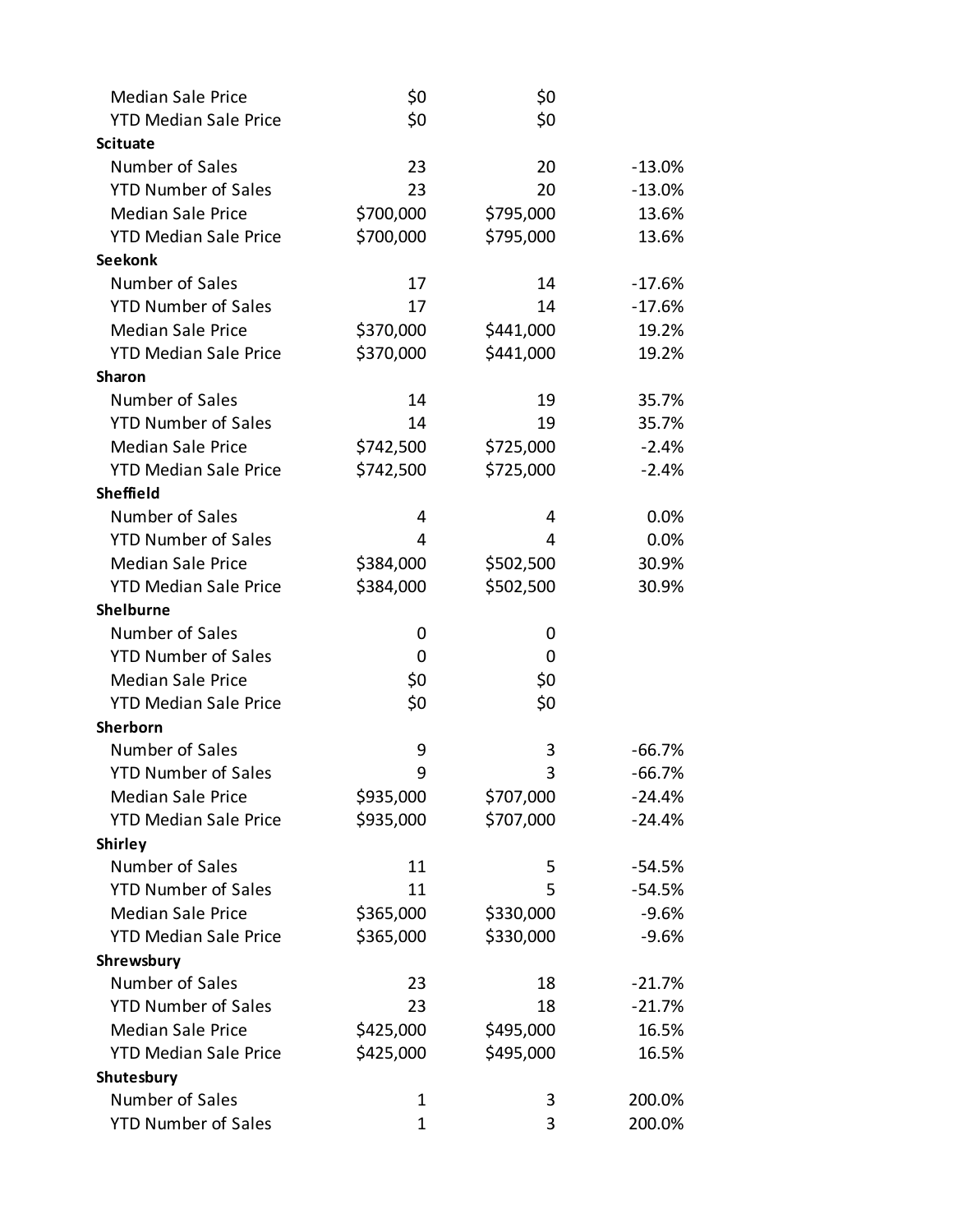| | | | |
|---|---|---|---|
| Median Sale Price | $0 | $0 | |
| YTD Median Sale Price | $0 | $0 | |
| **Scituate** | | | |
| Number of Sales | 23 | 20 | -13.0% |
| YTD Number of Sales | 23 | 20 | -13.0% |
| Median Sale Price | $700,000 | $795,000 | 13.6% |
| YTD Median Sale Price | $700,000 | $795,000 | 13.6% |
| **Seekonk** | | | |
| Number of Sales | 17 | 14 | -17.6% |
| YTD Number of Sales | 17 | 14 | -17.6% |
| Median Sale Price | $370,000 | $441,000 | 19.2% |
| YTD Median Sale Price | $370,000 | $441,000 | 19.2% |
| **Sharon** | | | |
| Number of Sales | 14 | 19 | 35.7% |
| YTD Number of Sales | 14 | 19 | 35.7% |
| Median Sale Price | $742,500 | $725,000 | -2.4% |
| YTD Median Sale Price | $742,500 | $725,000 | -2.4% |
| **Sheffield** | | | |
| Number of Sales | 4 | 4 | 0.0% |
| YTD Number of Sales | 4 | 4 | 0.0% |
| Median Sale Price | $384,000 | $502,500 | 30.9% |
| YTD Median Sale Price | $384,000 | $502,500 | 30.9% |
| **Shelburne** | | | |
| Number of Sales | 0 | 0 | |
| YTD Number of Sales | 0 | 0 | |
| Median Sale Price | $0 | $0 | |
| YTD Median Sale Price | $0 | $0 | |
| **Sherborn** | | | |
| Number of Sales | 9 | 3 | -66.7% |
| YTD Number of Sales | 9 | 3 | -66.7% |
| Median Sale Price | $935,000 | $707,000 | -24.4% |
| YTD Median Sale Price | $935,000 | $707,000 | -24.4% |
| **Shirley** | | | |
| Number of Sales | 11 | 5 | -54.5% |
| YTD Number of Sales | 11 | 5 | -54.5% |
| Median Sale Price | $365,000 | $330,000 | -9.6% |
| YTD Median Sale Price | $365,000 | $330,000 | -9.6% |
| **Shrewsbury** | | | |
| Number of Sales | 23 | 18 | -21.7% |
| YTD Number of Sales | 23 | 18 | -21.7% |
| Median Sale Price | $425,000 | $495,000 | 16.5% |
| YTD Median Sale Price | $425,000 | $495,000 | 16.5% |
| **Shutesbury** | | | |
| Number of Sales | 1 | 3 | 200.0% |
| YTD Number of Sales | 1 | 3 | 200.0% |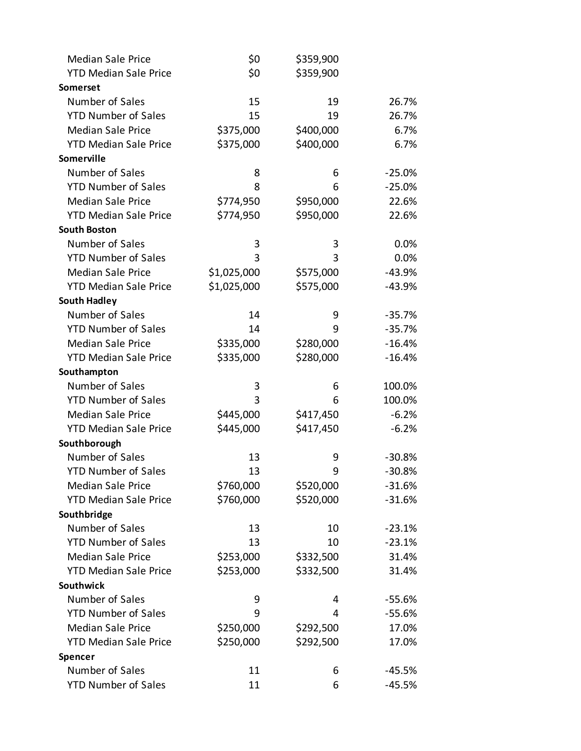| | | | |
|---|---|---|---|
| Median Sale Price | $0 | $359,900 | |
| YTD Median Sale Price | $0 | $359,900 | |
| **Somerset** | | | |
| Number of Sales | 15 | 19 | 26.7% |
| YTD Number of Sales | 15 | 19 | 26.7% |
| Median Sale Price | $375,000 | $400,000 | 6.7% |
| YTD Median Sale Price | $375,000 | $400,000 | 6.7% |
| **Somerville** | | | |
| Number of Sales | 8 | 6 | -25.0% |
| YTD Number of Sales | 8 | 6 | -25.0% |
| Median Sale Price | $774,950 | $950,000 | 22.6% |
| YTD Median Sale Price | $774,950 | $950,000 | 22.6% |
| **South Boston** | | | |
| Number of Sales | 3 | 3 | 0.0% |
| YTD Number of Sales | 3 | 3 | 0.0% |
| Median Sale Price | $1,025,000 | $575,000 | -43.9% |
| YTD Median Sale Price | $1,025,000 | $575,000 | -43.9% |
| **South Hadley** | | | |
| Number of Sales | 14 | 9 | -35.7% |
| YTD Number of Sales | 14 | 9 | -35.7% |
| Median Sale Price | $335,000 | $280,000 | -16.4% |
| YTD Median Sale Price | $335,000 | $280,000 | -16.4% |
| **Southampton** | | | |
| Number of Sales | 3 | 6 | 100.0% |
| YTD Number of Sales | 3 | 6 | 100.0% |
| Median Sale Price | $445,000 | $417,450 | -6.2% |
| YTD Median Sale Price | $445,000 | $417,450 | -6.2% |
| **Southborough** | | | |
| Number of Sales | 13 | 9 | -30.8% |
| YTD Number of Sales | 13 | 9 | -30.8% |
| Median Sale Price | $760,000 | $520,000 | -31.6% |
| YTD Median Sale Price | $760,000 | $520,000 | -31.6% |
| **Southbridge** | | | |
| Number of Sales | 13 | 10 | -23.1% |
| YTD Number of Sales | 13 | 10 | -23.1% |
| Median Sale Price | $253,000 | $332,500 | 31.4% |
| YTD Median Sale Price | $253,000 | $332,500 | 31.4% |
| **Southwick** | | | |
| Number of Sales | 9 | 4 | -55.6% |
| YTD Number of Sales | 9 | 4 | -55.6% |
| Median Sale Price | $250,000 | $292,500 | 17.0% |
| YTD Median Sale Price | $250,000 | $292,500 | 17.0% |
| **Spencer** | | | |
| Number of Sales | 11 | 6 | -45.5% |
| YTD Number of Sales | 11 | 6 | -45.5% |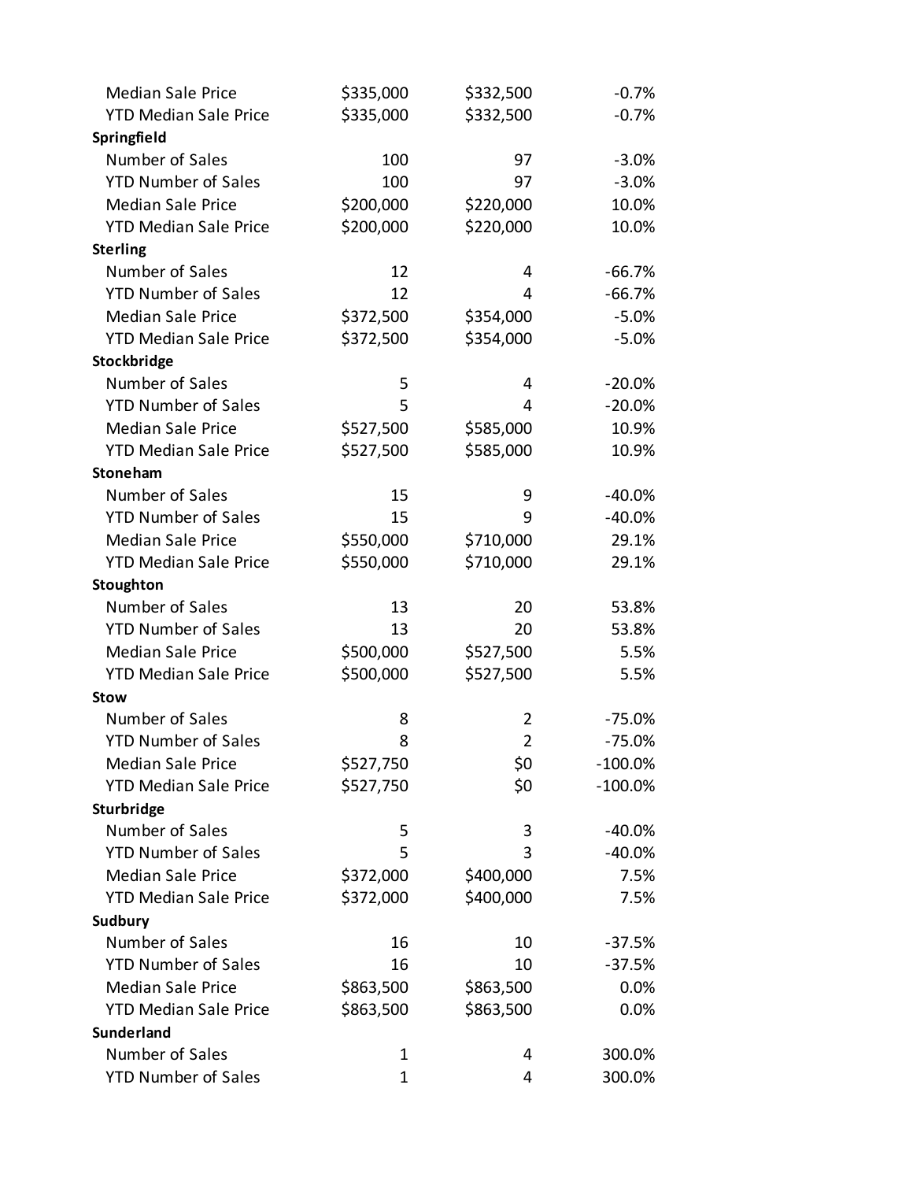| | | | |
|---|---|---|---|
| Median Sale Price | $335,000 | $332,500 | -0.7% |
| YTD Median Sale Price | $335,000 | $332,500 | -0.7% |
| **Springfield** | | | |
| Number of Sales | 100 | 97 | -3.0% |
| YTD Number of Sales | 100 | 97 | -3.0% |
| Median Sale Price | $200,000 | $220,000 | 10.0% |
| YTD Median Sale Price | $200,000 | $220,000 | 10.0% |
| **Sterling** | | | |
| Number of Sales | 12 | 4 | -66.7% |
| YTD Number of Sales | 12 | 4 | -66.7% |
| Median Sale Price | $372,500 | $354,000 | -5.0% |
| YTD Median Sale Price | $372,500 | $354,000 | -5.0% |
| **Stockbridge** | | | |
| Number of Sales | 5 | 4 | -20.0% |
| YTD Number of Sales | 5 | 4 | -20.0% |
| Median Sale Price | $527,500 | $585,000 | 10.9% |
| YTD Median Sale Price | $527,500 | $585,000 | 10.9% |
| **Stoneham** | | | |
| Number of Sales | 15 | 9 | -40.0% |
| YTD Number of Sales | 15 | 9 | -40.0% |
| Median Sale Price | $550,000 | $710,000 | 29.1% |
| YTD Median Sale Price | $550,000 | $710,000 | 29.1% |
| **Stoughton** | | | |
| Number of Sales | 13 | 20 | 53.8% |
| YTD Number of Sales | 13 | 20 | 53.8% |
| Median Sale Price | $500,000 | $527,500 | 5.5% |
| YTD Median Sale Price | $500,000 | $527,500 | 5.5% |
| **Stow** | | | |
| Number of Sales | 8 | 2 | -75.0% |
| YTD Number of Sales | 8 | 2 | -75.0% |
| Median Sale Price | $527,750 | $0 | -100.0% |
| YTD Median Sale Price | $527,750 | $0 | -100.0% |
| **Sturbridge** | | | |
| Number of Sales | 5 | 3 | -40.0% |
| YTD Number of Sales | 5 | 3 | -40.0% |
| Median Sale Price | $372,000 | $400,000 | 7.5% |
| YTD Median Sale Price | $372,000 | $400,000 | 7.5% |
| **Sudbury** | | | |
| Number of Sales | 16 | 10 | -37.5% |
| YTD Number of Sales | 16 | 10 | -37.5% |
| Median Sale Price | $863,500 | $863,500 | 0.0% |
| YTD Median Sale Price | $863,500 | $863,500 | 0.0% |
| **Sunderland** | | | |
| Number of Sales | 1 | 4 | 300.0% |
| YTD Number of Sales | 1 | 4 | 300.0% |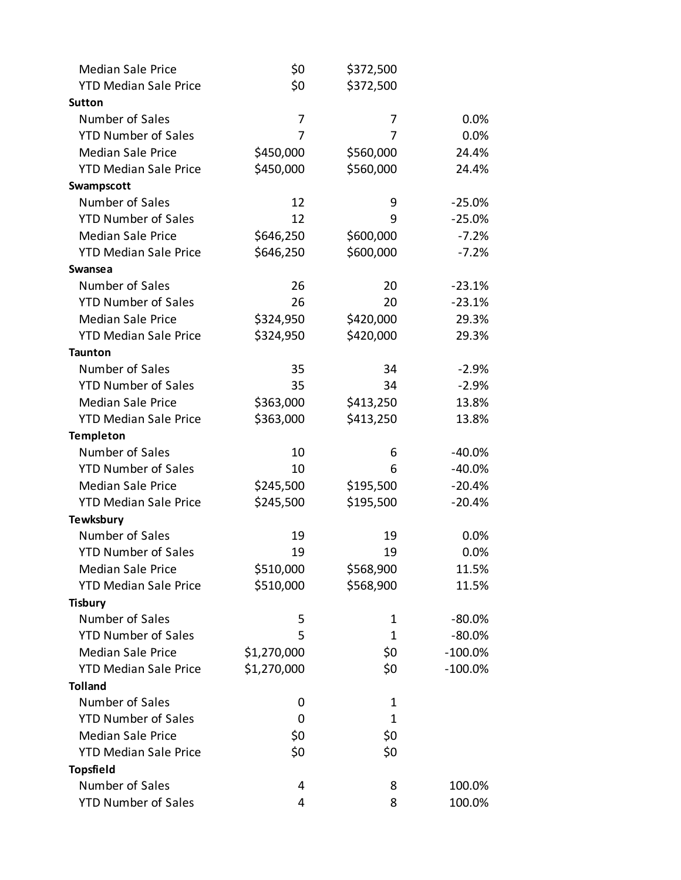| | | | |
|---|---|---|---|
| Median Sale Price | $0 | $372,500 | |
| YTD Median Sale Price | $0 | $372,500 | |
| **Sutton** | | | |
| Number of Sales | 7 | 7 | 0.0% |
| YTD Number of Sales | 7 | 7 | 0.0% |
| Median Sale Price | $450,000 | $560,000 | 24.4% |
| YTD Median Sale Price | $450,000 | $560,000 | 24.4% |
| **Swampscott** | | | |
| Number of Sales | 12 | 9 | -25.0% |
| YTD Number of Sales | 12 | 9 | -25.0% |
| Median Sale Price | $646,250 | $600,000 | -7.2% |
| YTD Median Sale Price | $646,250 | $600,000 | -7.2% |
| **Swansea** | | | |
| Number of Sales | 26 | 20 | -23.1% |
| YTD Number of Sales | 26 | 20 | -23.1% |
| Median Sale Price | $324,950 | $420,000 | 29.3% |
| YTD Median Sale Price | $324,950 | $420,000 | 29.3% |
| **Taunton** | | | |
| Number of Sales | 35 | 34 | -2.9% |
| YTD Number of Sales | 35 | 34 | -2.9% |
| Median Sale Price | $363,000 | $413,250 | 13.8% |
| YTD Median Sale Price | $363,000 | $413,250 | 13.8% |
| **Templeton** | | | |
| Number of Sales | 10 | 6 | -40.0% |
| YTD Number of Sales | 10 | 6 | -40.0% |
| Median Sale Price | $245,500 | $195,500 | -20.4% |
| YTD Median Sale Price | $245,500 | $195,500 | -20.4% |
| **Tewksbury** | | | |
| Number of Sales | 19 | 19 | 0.0% |
| YTD Number of Sales | 19 | 19 | 0.0% |
| Median Sale Price | $510,000 | $568,900 | 11.5% |
| YTD Median Sale Price | $510,000 | $568,900 | 11.5% |
| **Tisbury** | | | |
| Number of Sales | 5 | 1 | -80.0% |
| YTD Number of Sales | 5 | 1 | -80.0% |
| Median Sale Price | $1,270,000 | $0 | -100.0% |
| YTD Median Sale Price | $1,270,000 | $0 | -100.0% |
| **Tolland** | | | |
| Number of Sales | 0 | 1 | |
| YTD Number of Sales | 0 | 1 | |
| Median Sale Price | $0 | $0 | |
| YTD Median Sale Price | $0 | $0 | |
| **Topsfield** | | | |
| Number of Sales | 4 | 8 | 100.0% |
| YTD Number of Sales | 4 | 8 | 100.0% |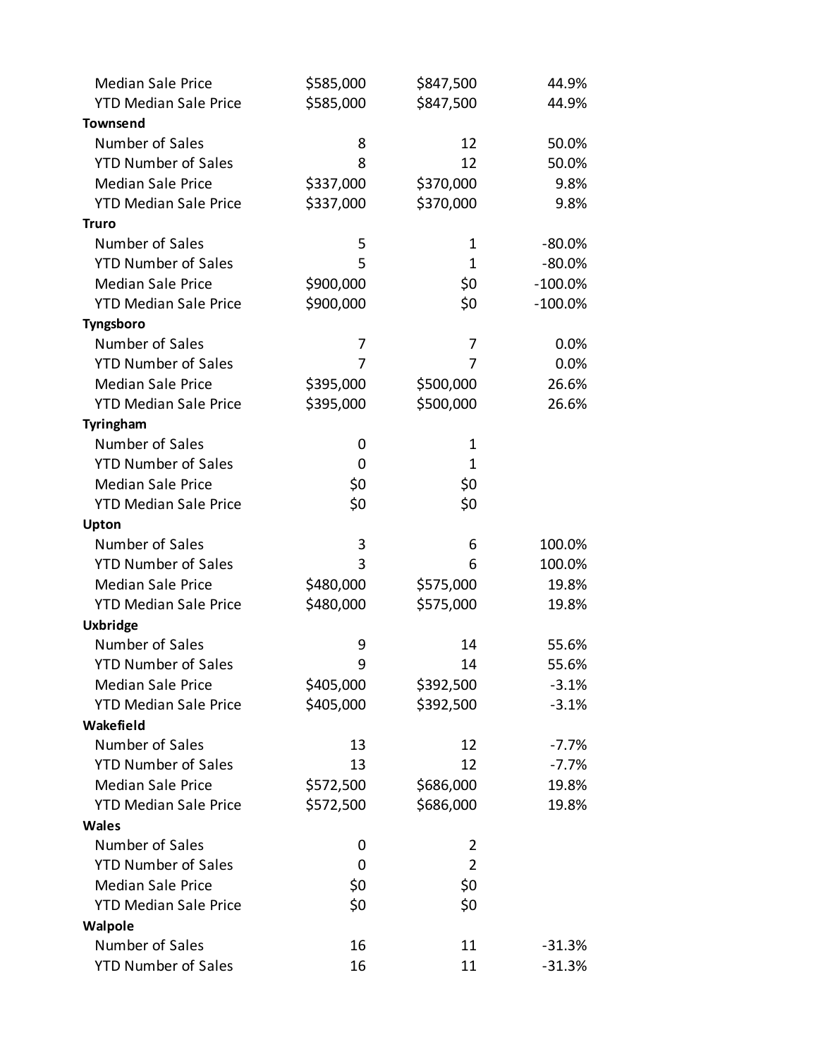| | | | |
|---|---|---|---|
| Median Sale Price | $585,000 | $847,500 | 44.9% |
| YTD Median Sale Price | $585,000 | $847,500 | 44.9% |
| **Townsend** | | | |
| Number of Sales | 8 | 12 | 50.0% |
| YTD Number of Sales | 8 | 12 | 50.0% |
| Median Sale Price | $337,000 | $370,000 | 9.8% |
| YTD Median Sale Price | $337,000 | $370,000 | 9.8% |
| **Truro** | | | |
| Number of Sales | 5 | 1 | -80.0% |
| YTD Number of Sales | 5 | 1 | -80.0% |
| Median Sale Price | $900,000 | $0 | -100.0% |
| YTD Median Sale Price | $900,000 | $0 | -100.0% |
| **Tyngsboro** | | | |
| Number of Sales | 7 | 7 | 0.0% |
| YTD Number of Sales | 7 | 7 | 0.0% |
| Median Sale Price | $395,000 | $500,000 | 26.6% |
| YTD Median Sale Price | $395,000 | $500,000 | 26.6% |
| **Tyringham** | | | |
| Number of Sales | 0 | 1 | |
| YTD Number of Sales | 0 | 1 | |
| Median Sale Price | $0 | $0 | |
| YTD Median Sale Price | $0 | $0 | |
| **Upton** | | | |
| Number of Sales | 3 | 6 | 100.0% |
| YTD Number of Sales | 3 | 6 | 100.0% |
| Median Sale Price | $480,000 | $575,000 | 19.8% |
| YTD Median Sale Price | $480,000 | $575,000 | 19.8% |
| **Uxbridge** | | | |
| Number of Sales | 9 | 14 | 55.6% |
| YTD Number of Sales | 9 | 14 | 55.6% |
| Median Sale Price | $405,000 | $392,500 | -3.1% |
| YTD Median Sale Price | $405,000 | $392,500 | -3.1% |
| **Wakefield** | | | |
| Number of Sales | 13 | 12 | -7.7% |
| YTD Number of Sales | 13 | 12 | -7.7% |
| Median Sale Price | $572,500 | $686,000 | 19.8% |
| YTD Median Sale Price | $572,500 | $686,000 | 19.8% |
| **Wales** | | | |
| Number of Sales | 0 | 2 | |
| YTD Number of Sales | 0 | 2 | |
| Median Sale Price | $0 | $0 | |
| YTD Median Sale Price | $0 | $0 | |
| **Walpole** | | | |
| Number of Sales | 16 | 11 | -31.3% |
| YTD Number of Sales | 16 | 11 | -31.3% |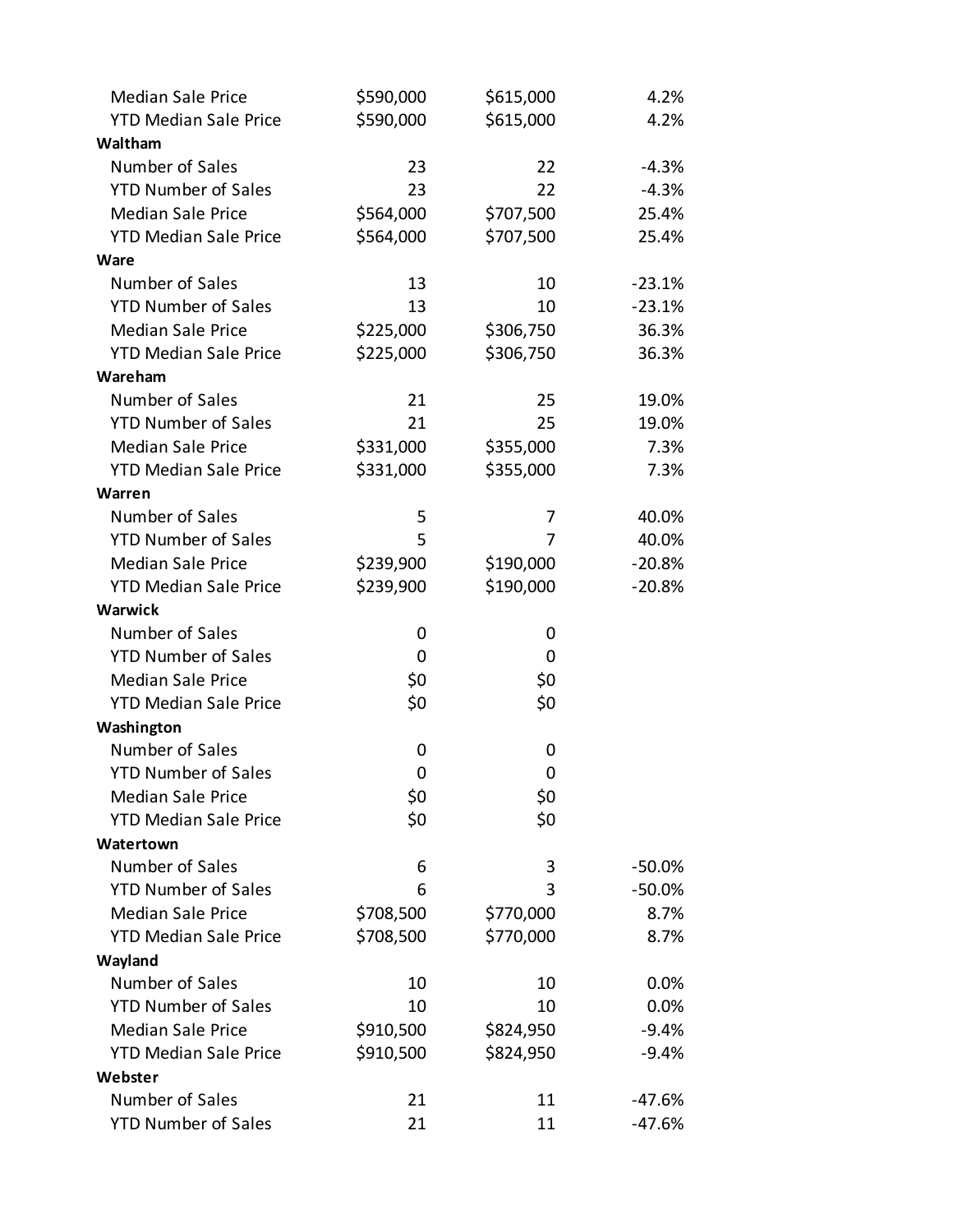| | | | |
|---|---|---|---|
| Median Sale Price | $590,000 | $615,000 | 4.2% |
| YTD Median Sale Price | $590,000 | $615,000 | 4.2% |
| **Waltham** | | | |
| Number of Sales | 23 | 22 | -4.3% |
| YTD Number of Sales | 23 | 22 | -4.3% |
| Median Sale Price | $564,000 | $707,500 | 25.4% |
| YTD Median Sale Price | $564,000 | $707,500 | 25.4% |
| **Ware** | | | |
| Number of Sales | 13 | 10 | -23.1% |
| YTD Number of Sales | 13 | 10 | -23.1% |
| Median Sale Price | $225,000 | $306,750 | 36.3% |
| YTD Median Sale Price | $225,000 | $306,750 | 36.3% |
| **Wareham** | | | |
| Number of Sales | 21 | 25 | 19.0% |
| YTD Number of Sales | 21 | 25 | 19.0% |
| Median Sale Price | $331,000 | $355,000 | 7.3% |
| YTD Median Sale Price | $331,000 | $355,000 | 7.3% |
| **Warren** | | | |
| Number of Sales | 5 | 7 | 40.0% |
| YTD Number of Sales | 5 | 7 | 40.0% |
| Median Sale Price | $239,900 | $190,000 | -20.8% |
| YTD Median Sale Price | $239,900 | $190,000 | -20.8% |
| **Warwick** | | | |
| Number of Sales | 0 | 0 | |
| YTD Number of Sales | 0 | 0 | |
| Median Sale Price | $0 | $0 | |
| YTD Median Sale Price | $0 | $0 | |
| **Washington** | | | |
| Number of Sales | 0 | 0 | |
| YTD Number of Sales | 0 | 0 | |
| Median Sale Price | $0 | $0 | |
| YTD Median Sale Price | $0 | $0 | |
| **Watertown** | | | |
| Number of Sales | 6 | 3 | -50.0% |
| YTD Number of Sales | 6 | 3 | -50.0% |
| Median Sale Price | $708,500 | $770,000 | 8.7% |
| YTD Median Sale Price | $708,500 | $770,000 | 8.7% |
| **Wayland** | | | |
| Number of Sales | 10 | 10 | 0.0% |
| YTD Number of Sales | 10 | 10 | 0.0% |
| Median Sale Price | $910,500 | $824,950 | -9.4% |
| YTD Median Sale Price | $910,500 | $824,950 | -9.4% |
| **Webster** | | | |
| Number of Sales | 21 | 11 | -47.6% |
| YTD Number of Sales | 21 | 11 | -47.6% |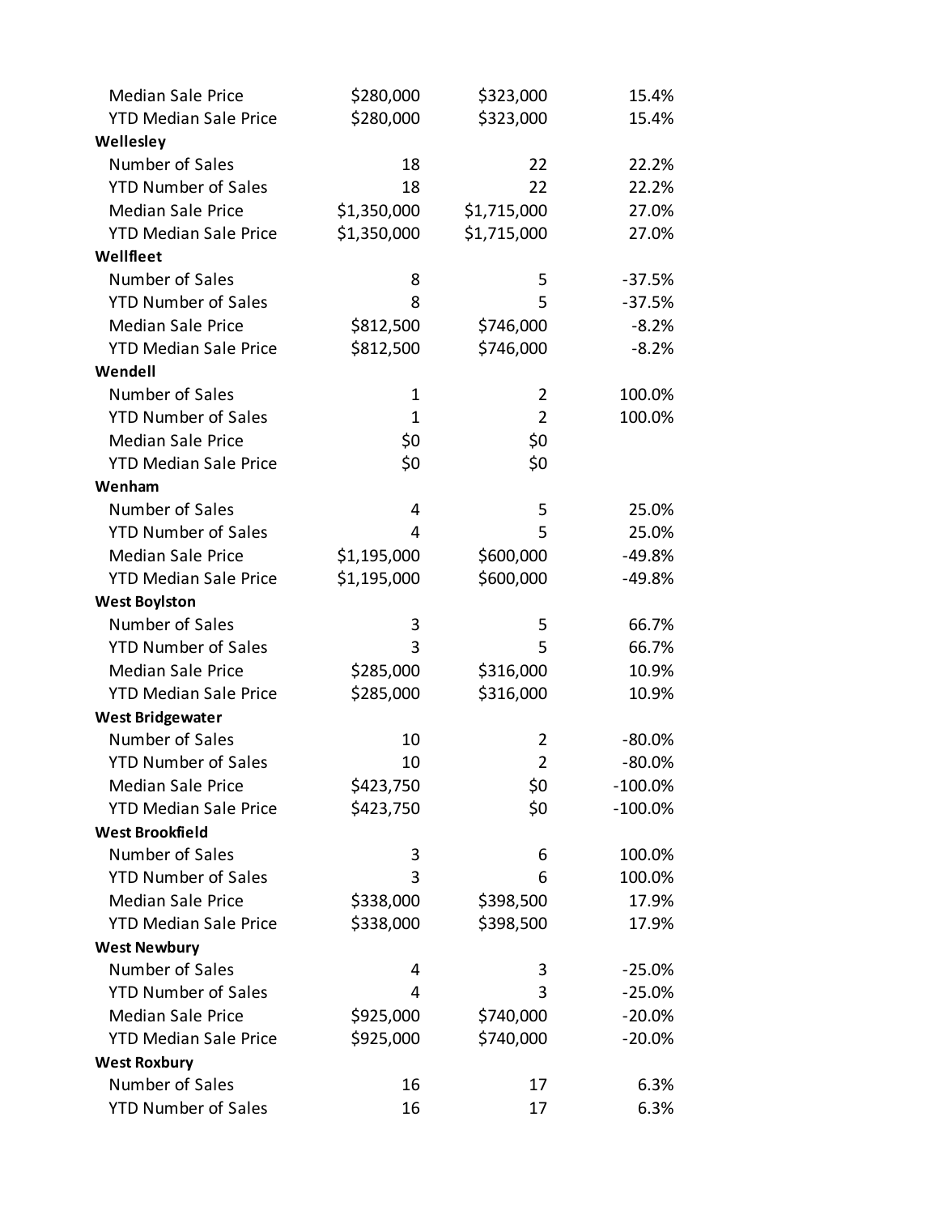| | | | |
|---|---|---|---|
| Median Sale Price | $280,000 | $323,000 | 15.4% |
| YTD Median Sale Price | $280,000 | $323,000 | 15.4% |
| **Wellesley** | | | |
| Number of Sales | 18 | 22 | 22.2% |
| YTD Number of Sales | 18 | 22 | 22.2% |
| Median Sale Price | $1,350,000 | $1,715,000 | 27.0% |
| YTD Median Sale Price | $1,350,000 | $1,715,000 | 27.0% |
| **Wellfleet** | | | |
| Number of Sales | 8 | 5 | -37.5% |
| YTD Number of Sales | 8 | 5 | -37.5% |
| Median Sale Price | $812,500 | $746,000 | -8.2% |
| YTD Median Sale Price | $812,500 | $746,000 | -8.2% |
| **Wendell** | | | |
| Number of Sales | 1 | 2 | 100.0% |
| YTD Number of Sales | 1 | 2 | 100.0% |
| Median Sale Price | $0 | $0 | |
| YTD Median Sale Price | $0 | $0 | |
| **Wenham** | | | |
| Number of Sales | 4 | 5 | 25.0% |
| YTD Number of Sales | 4 | 5 | 25.0% |
| Median Sale Price | $1,195,000 | $600,000 | -49.8% |
| YTD Median Sale Price | $1,195,000 | $600,000 | -49.8% |
| **West Boylston** | | | |
| Number of Sales | 3 | 5 | 66.7% |
| YTD Number of Sales | 3 | 5 | 66.7% |
| Median Sale Price | $285,000 | $316,000 | 10.9% |
| YTD Median Sale Price | $285,000 | $316,000 | 10.9% |
| **West Bridgewater** | | | |
| Number of Sales | 10 | 2 | -80.0% |
| YTD Number of Sales | 10 | 2 | -80.0% |
| Median Sale Price | $423,750 | $0 | -100.0% |
| YTD Median Sale Price | $423,750 | $0 | -100.0% |
| **West Brookfield** | | | |
| Number of Sales | 3 | 6 | 100.0% |
| YTD Number of Sales | 3 | 6 | 100.0% |
| Median Sale Price | $338,000 | $398,500 | 17.9% |
| YTD Median Sale Price | $338,000 | $398,500 | 17.9% |
| **West Newbury** | | | |
| Number of Sales | 4 | 3 | -25.0% |
| YTD Number of Sales | 4 | 3 | -25.0% |
| Median Sale Price | $925,000 | $740,000 | -20.0% |
| YTD Median Sale Price | $925,000 | $740,000 | -20.0% |
| **West Roxbury** | | | |
| Number of Sales | 16 | 17 | 6.3% |
| YTD Number of Sales | 16 | 17 | 6.3% |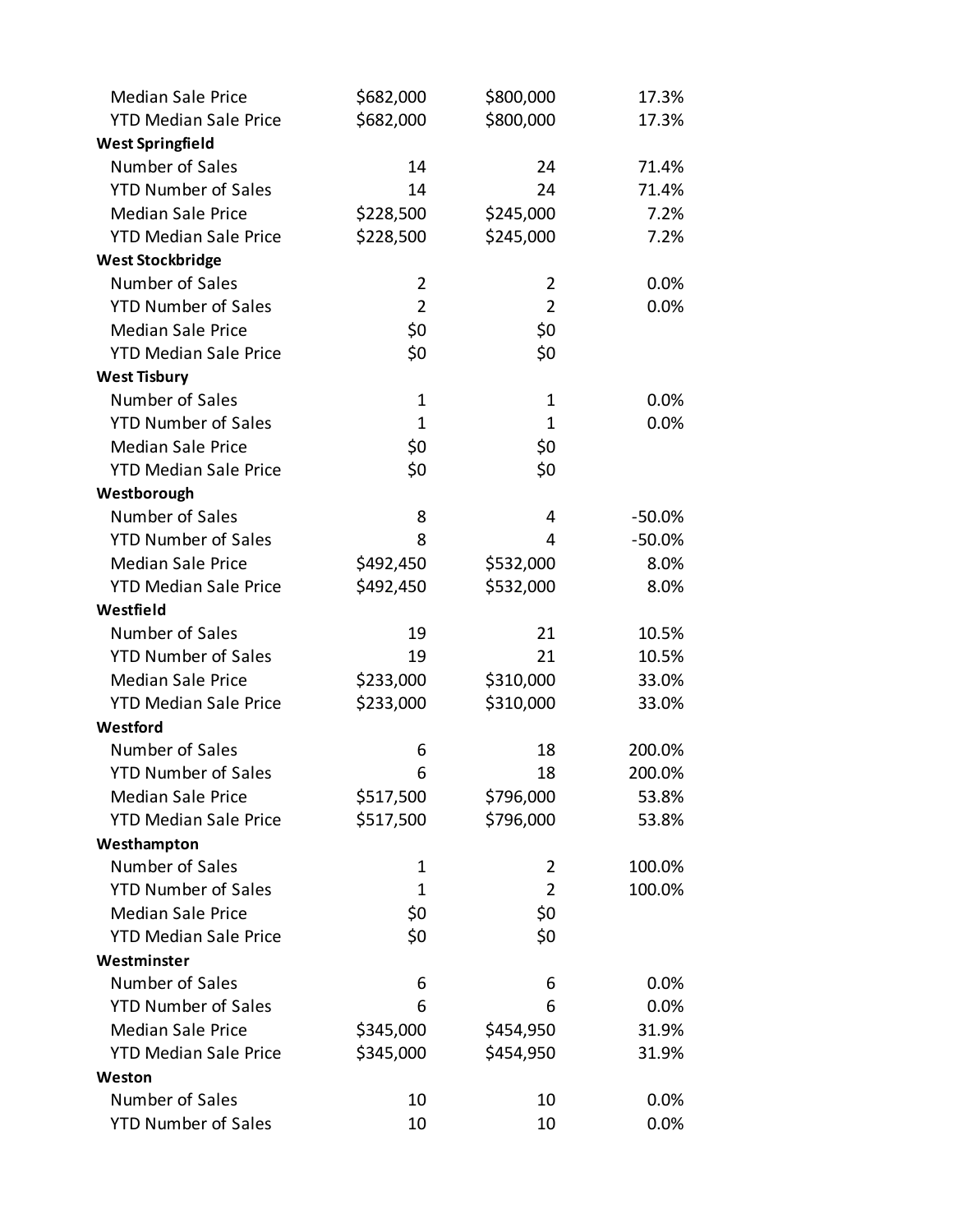| | | | |
|---|---|---|---|
| Median Sale Price | $682,000 | $800,000 | 17.3% |
| YTD Median Sale Price | $682,000 | $800,000 | 17.3% |
| **West Springfield** | | | |
| Number of Sales | 14 | 24 | 71.4% |
| YTD Number of Sales | 14 | 24 | 71.4% |
| Median Sale Price | $228,500 | $245,000 | 7.2% |
| YTD Median Sale Price | $228,500 | $245,000 | 7.2% |
| **West Stockbridge** | | | |
| Number of Sales | 2 | 2 | 0.0% |
| YTD Number of Sales | 2 | 2 | 0.0% |
| Median Sale Price | $0 | $0 | |
| YTD Median Sale Price | $0 | $0 | |
| **West Tisbury** | | | |
| Number of Sales | 1 | 1 | 0.0% |
| YTD Number of Sales | 1 | 1 | 0.0% |
| Median Sale Price | $0 | $0 | |
| YTD Median Sale Price | $0 | $0 | |
| **Westborough** | | | |
| Number of Sales | 8 | 4 | -50.0% |
| YTD Number of Sales | 8 | 4 | -50.0% |
| Median Sale Price | $492,450 | $532,000 | 8.0% |
| YTD Median Sale Price | $492,450 | $532,000 | 8.0% |
| **Westfield** | | | |
| Number of Sales | 19 | 21 | 10.5% |
| YTD Number of Sales | 19 | 21 | 10.5% |
| Median Sale Price | $233,000 | $310,000 | 33.0% |
| YTD Median Sale Price | $233,000 | $310,000 | 33.0% |
| **Westford** | | | |
| Number of Sales | 6 | 18 | 200.0% |
| YTD Number of Sales | 6 | 18 | 200.0% |
| Median Sale Price | $517,500 | $796,000 | 53.8% |
| YTD Median Sale Price | $517,500 | $796,000 | 53.8% |
| **Westhampton** | | | |
| Number of Sales | 1 | 2 | 100.0% |
| YTD Number of Sales | 1 | 2 | 100.0% |
| Median Sale Price | $0 | $0 | |
| YTD Median Sale Price | $0 | $0 | |
| **Westminster** | | | |
| Number of Sales | 6 | 6 | 0.0% |
| YTD Number of Sales | 6 | 6 | 0.0% |
| Median Sale Price | $345,000 | $454,950 | 31.9% |
| YTD Median Sale Price | $345,000 | $454,950 | 31.9% |
| **Weston** | | | |
| Number of Sales | 10 | 10 | 0.0% |
| YTD Number of Sales | 10 | 10 | 0.0% |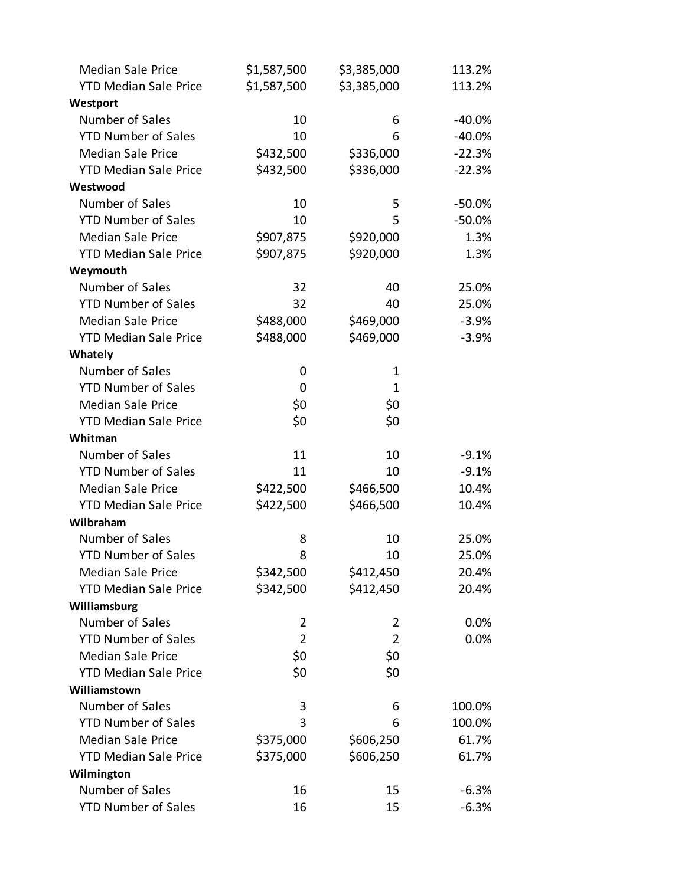| | | | |
|---|---|---|---|
| Median Sale Price | $1,587,500 | $3,385,000 | 113.2% |
| YTD Median Sale Price | $1,587,500 | $3,385,000 | 113.2% |
| **Westport** | | | |
| Number of Sales | 10 | 6 | -40.0% |
| YTD Number of Sales | 10 | 6 | -40.0% |
| Median Sale Price | $432,500 | $336,000 | -22.3% |
| YTD Median Sale Price | $432,500 | $336,000 | -22.3% |
| **Westwood** | | | |
| Number of Sales | 10 | 5 | -50.0% |
| YTD Number of Sales | 10 | 5 | -50.0% |
| Median Sale Price | $907,875 | $920,000 | 1.3% |
| YTD Median Sale Price | $907,875 | $920,000 | 1.3% |
| **Weymouth** | | | |
| Number of Sales | 32 | 40 | 25.0% |
| YTD Number of Sales | 32 | 40 | 25.0% |
| Median Sale Price | $488,000 | $469,000 | -3.9% |
| YTD Median Sale Price | $488,000 | $469,000 | -3.9% |
| **Whately** | | | |
| Number of Sales | 0 | 1 | |
| YTD Number of Sales | 0 | 1 | |
| Median Sale Price | $0 | $0 | |
| YTD Median Sale Price | $0 | $0 | |
| **Whitman** | | | |
| Number of Sales | 11 | 10 | -9.1% |
| YTD Number of Sales | 11 | 10 | -9.1% |
| Median Sale Price | $422,500 | $466,500 | 10.4% |
| YTD Median Sale Price | $422,500 | $466,500 | 10.4% |
| **Wilbraham** | | | |
| Number of Sales | 8 | 10 | 25.0% |
| YTD Number of Sales | 8 | 10 | 25.0% |
| Median Sale Price | $342,500 | $412,450 | 20.4% |
| YTD Median Sale Price | $342,500 | $412,450 | 20.4% |
| **Williamsburg** | | | |
| Number of Sales | 2 | 2 | 0.0% |
| YTD Number of Sales | 2 | 2 | 0.0% |
| Median Sale Price | $0 | $0 | |
| YTD Median Sale Price | $0 | $0 | |
| **Williamstown** | | | |
| Number of Sales | 3 | 6 | 100.0% |
| YTD Number of Sales | 3 | 6 | 100.0% |
| Median Sale Price | $375,000 | $606,250 | 61.7% |
| YTD Median Sale Price | $375,000 | $606,250 | 61.7% |
| **Wilmington** | | | |
| Number of Sales | 16 | 15 | -6.3% |
| YTD Number of Sales | 16 | 15 | -6.3% |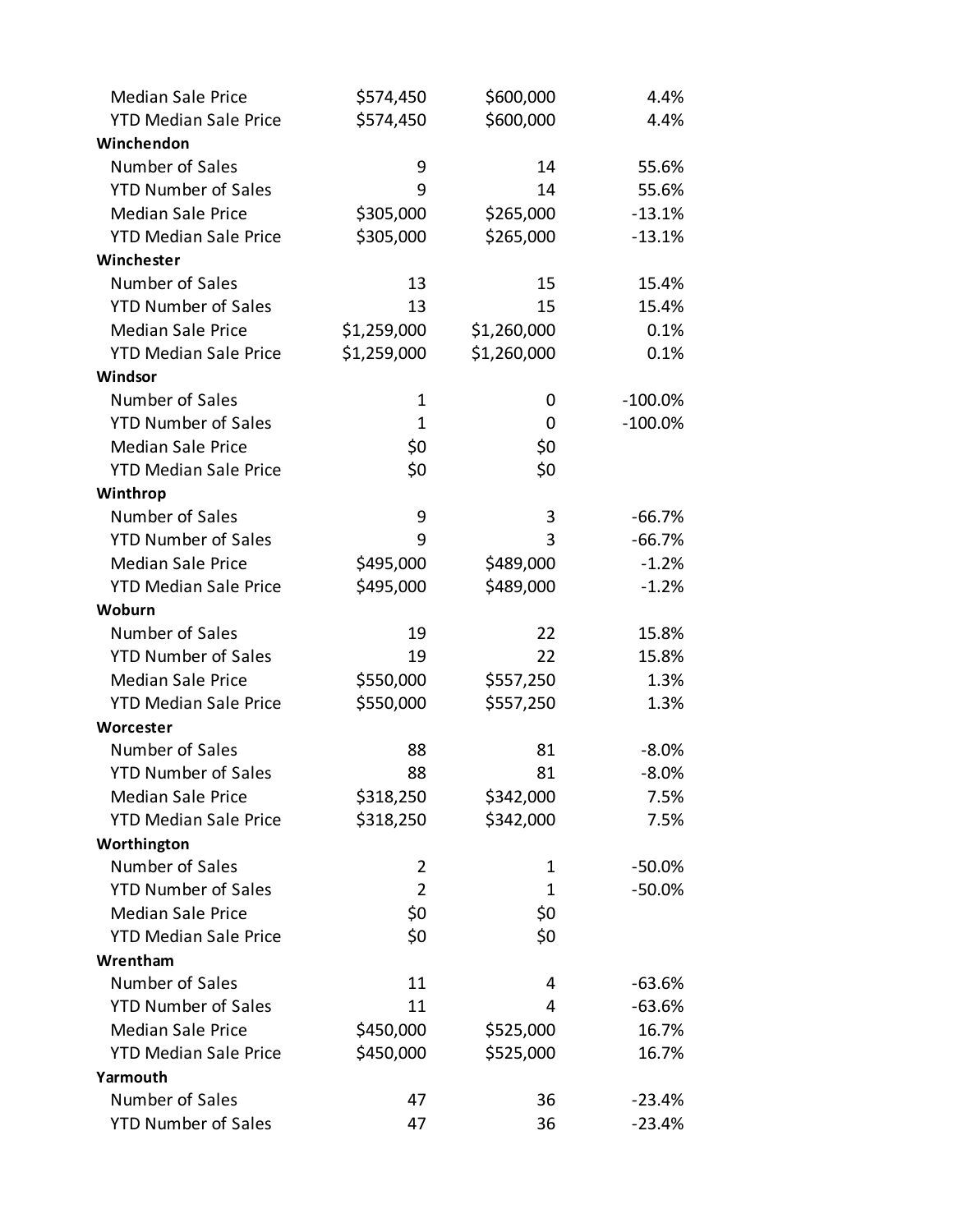| | | | |
|---|---|---|---|
| Median Sale Price | $574,450 | $600,000 | 4.4% |
| YTD Median Sale Price | $574,450 | $600,000 | 4.4% |
| **Winchendon** | | | |
| Number of Sales | 9 | 14 | 55.6% |
| YTD Number of Sales | 9 | 14 | 55.6% |
| Median Sale Price | $305,000 | $265,000 | -13.1% |
| YTD Median Sale Price | $305,000 | $265,000 | -13.1% |
| **Winchester** | | | |
| Number of Sales | 13 | 15 | 15.4% |
| YTD Number of Sales | 13 | 15 | 15.4% |
| Median Sale Price | $1,259,000 | $1,260,000 | 0.1% |
| YTD Median Sale Price | $1,259,000 | $1,260,000 | 0.1% |
| **Windsor** | | | |
| Number of Sales | 1 | 0 | -100.0% |
| YTD Number of Sales | 1 | 0 | -100.0% |
| Median Sale Price | $0 | $0 | |
| YTD Median Sale Price | $0 | $0 | |
| **Winthrop** | | | |
| Number of Sales | 9 | 3 | -66.7% |
| YTD Number of Sales | 9 | 3 | -66.7% |
| Median Sale Price | $495,000 | $489,000 | -1.2% |
| YTD Median Sale Price | $495,000 | $489,000 | -1.2% |
| **Woburn** | | | |
| Number of Sales | 19 | 22 | 15.8% |
| YTD Number of Sales | 19 | 22 | 15.8% |
| Median Sale Price | $550,000 | $557,250 | 1.3% |
| YTD Median Sale Price | $550,000 | $557,250 | 1.3% |
| **Worcester** | | | |
| Number of Sales | 88 | 81 | -8.0% |
| YTD Number of Sales | 88 | 81 | -8.0% |
| Median Sale Price | $318,250 | $342,000 | 7.5% |
| YTD Median Sale Price | $318,250 | $342,000 | 7.5% |
| **Worthington** | | | |
| Number of Sales | 2 | 1 | -50.0% |
| YTD Number of Sales | 2 | 1 | -50.0% |
| Median Sale Price | $0 | $0 | |
| YTD Median Sale Price | $0 | $0 | |
| **Wrentham** | | | |
| Number of Sales | 11 | 4 | -63.6% |
| YTD Number of Sales | 11 | 4 | -63.6% |
| Median Sale Price | $450,000 | $525,000 | 16.7% |
| YTD Median Sale Price | $450,000 | $525,000 | 16.7% |
| **Yarmouth** | | | |
| Number of Sales | 47 | 36 | -23.4% |
| YTD Number of Sales | 47 | 36 | -23.4% |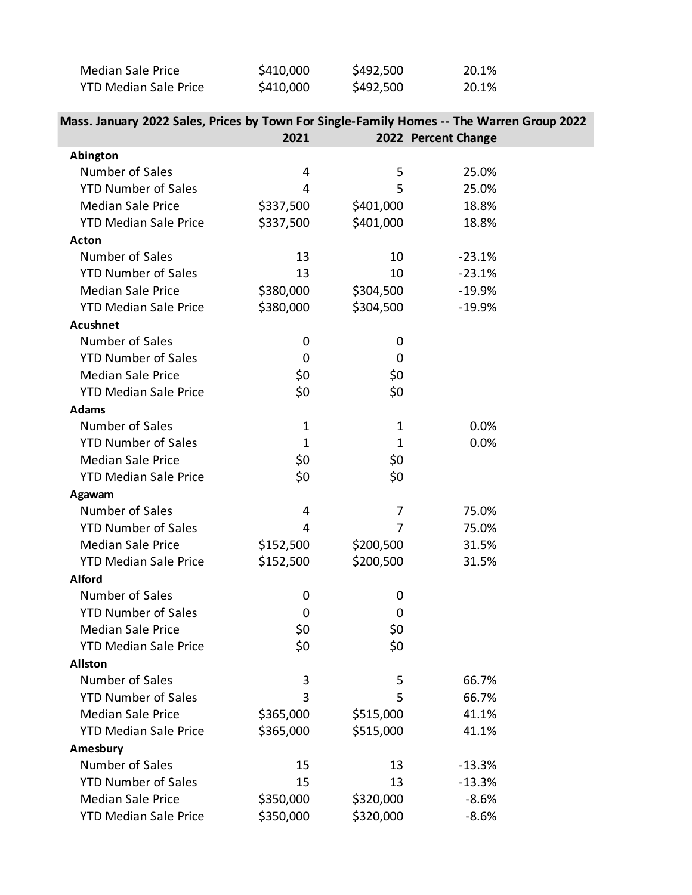| | | | |
|---|---|---|---|
| Median Sale Price | $410,000 | $492,500 | 20.1% |
| YTD Median Sale Price | $410,000 | $492,500 | 20.1% |

| Mass. January 2022 Sales, Prices by Town For Single-Family Homes -- The Warren Group 2022 | | | |
|---|---|---|---|
| | 2021 | 2022 | Percent Change |
| **Abington** | | | |
| Number of Sales | 4 | 5 | 25.0% |
| YTD Number of Sales | 4 | 5 | 25.0% |
| Median Sale Price | $337,500 | $401,000 | 18.8% |
| YTD Median Sale Price | $337,500 | $401,000 | 18.8% |
| **Acton** | | | |
| Number of Sales | 13 | 10 | -23.1% |
| YTD Number of Sales | 13 | 10 | -23.1% |
| Median Sale Price | $380,000 | $304,500 | -19.9% |
| YTD Median Sale Price | $380,000 | $304,500 | -19.9% |
| **Acushnet** | | | |
| Number of Sales | 0 | 0 | |
| YTD Number of Sales | 0 | 0 | |
| Median Sale Price | $0 | $0 | |
| YTD Median Sale Price | $0 | $0 | |
| **Adams** | | | |
| Number of Sales | 1 | 1 | 0.0% |
| YTD Number of Sales | 1 | 1 | 0.0% |
| Median Sale Price | $0 | $0 | |
| YTD Median Sale Price | $0 | $0 | |
| **Agawam** | | | |
| Number of Sales | 4 | 7 | 75.0% |
| YTD Number of Sales | 4 | 7 | 75.0% |
| Median Sale Price | $152,500 | $200,500 | 31.5% |
| YTD Median Sale Price | $152,500 | $200,500 | 31.5% |
| **Alford** | | | |
| Number of Sales | 0 | 0 | |
| YTD Number of Sales | 0 | 0 | |
| Median Sale Price | $0 | $0 | |
| YTD Median Sale Price | $0 | $0 | |
| **Allston** | | | |
| Number of Sales | 3 | 5 | 66.7% |
| YTD Number of Sales | 3 | 5 | 66.7% |
| Median Sale Price | $365,000 | $515,000 | 41.1% |
| YTD Median Sale Price | $365,000 | $515,000 | 41.1% |
| **Amesbury** | | | |
| Number of Sales | 15 | 13 | -13.3% |
| YTD Number of Sales | 15 | 13 | -13.3% |
| Median Sale Price | $350,000 | $320,000 | -8.6% |
| YTD Median Sale Price | $350,000 | $320,000 | -8.6% |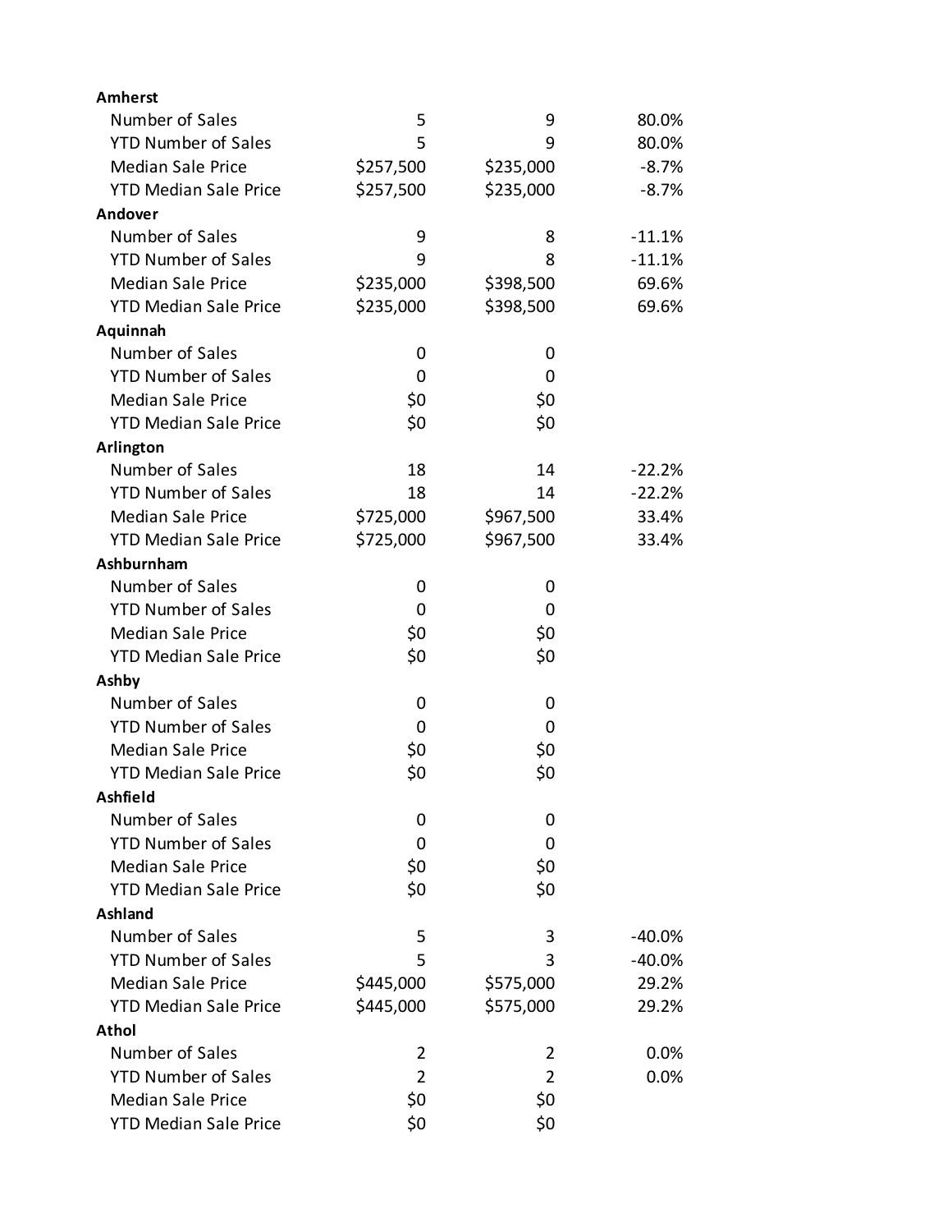| | | | |
|---|---|---|---|
| **Amherst** | | | |
| Number of Sales | 5 | 9 | 80.0% |
| YTD Number of Sales | 5 | 9 | 80.0% |
| Median Sale Price | $257,500 | $235,000 | -8.7% |
| YTD Median Sale Price | $257,500 | $235,000 | -8.7% |
| **Andover** | | | |
| Number of Sales | 9 | 8 | -11.1% |
| YTD Number of Sales | 9 | 8 | -11.1% |
| Median Sale Price | $235,000 | $398,500 | 69.6% |
| YTD Median Sale Price | $235,000 | $398,500 | 69.6% |
| **Aquinnah** | | | |
| Number of Sales | 0 | 0 | |
| YTD Number of Sales | 0 | 0 | |
| Median Sale Price | $0 | $0 | |
| YTD Median Sale Price | $0 | $0 | |
| **Arlington** | | | |
| Number of Sales | 18 | 14 | -22.2% |
| YTD Number of Sales | 18 | 14 | -22.2% |
| Median Sale Price | $725,000 | $967,500 | 33.4% |
| YTD Median Sale Price | $725,000 | $967,500 | 33.4% |
| **Ashburnham** | | | |
| Number of Sales | 0 | 0 | |
| YTD Number of Sales | 0 | 0 | |
| Median Sale Price | $0 | $0 | |
| YTD Median Sale Price | $0 | $0 | |
| **Ashby** | | | |
| Number of Sales | 0 | 0 | |
| YTD Number of Sales | 0 | 0 | |
| Median Sale Price | $0 | $0 | |
| YTD Median Sale Price | $0 | $0 | |
| **Ashfield** | | | |
| Number of Sales | 0 | 0 | |
| YTD Number of Sales | 0 | 0 | |
| Median Sale Price | $0 | $0 | |
| YTD Median Sale Price | $0 | $0 | |
| **Ashland** | | | |
| Number of Sales | 5 | 3 | -40.0% |
| YTD Number of Sales | 5 | 3 | -40.0% |
| Median Sale Price | $445,000 | $575,000 | 29.2% |
| YTD Median Sale Price | $445,000 | $575,000 | 29.2% |
| **Athol** | | | |
| Number of Sales | 2 | 2 | 0.0% |
| YTD Number of Sales | 2 | 2 | 0.0% |
| Median Sale Price | $0 | $0 | |
| YTD Median Sale Price | $0 | $0 | |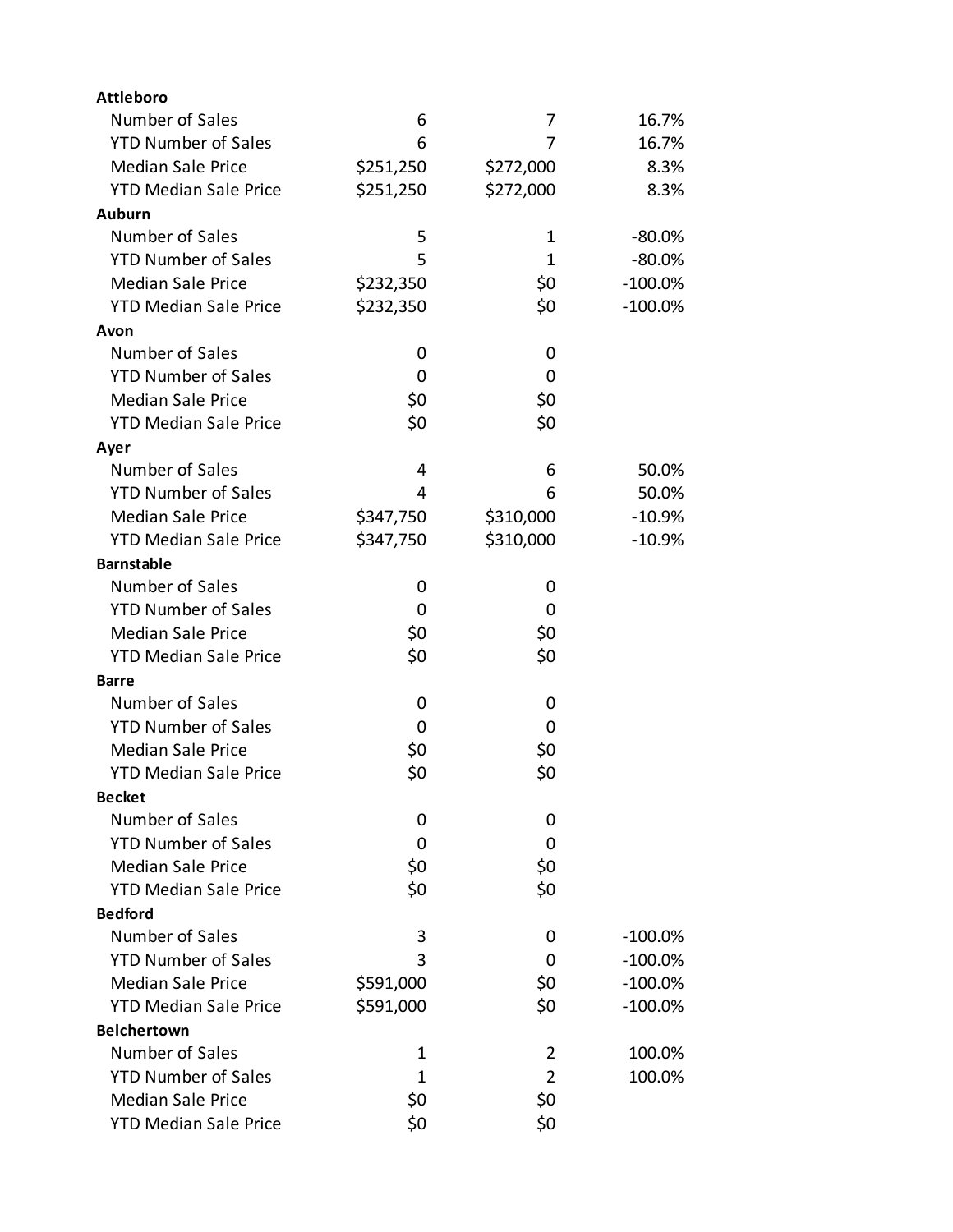| | | | |
|---|---|---|---|
| **Attleboro** | | | |
| Number of Sales | 6 | 7 | 16.7% |
| YTD Number of Sales | 6 | 7 | 16.7% |
| Median Sale Price | $251,250 | $272,000 | 8.3% |
| YTD Median Sale Price | $251,250 | $272,000 | 8.3% |
| **Auburn** | | | |
| Number of Sales | 5 | 1 | -80.0% |
| YTD Number of Sales | 5 | 1 | -80.0% |
| Median Sale Price | $232,350 | $0 | -100.0% |
| YTD Median Sale Price | $232,350 | $0 | -100.0% |
| **Avon** | | | |
| Number of Sales | 0 | 0 | |
| YTD Number of Sales | 0 | 0 | |
| Median Sale Price | $0 | $0 | |
| YTD Median Sale Price | $0 | $0 | |
| **Ayer** | | | |
| Number of Sales | 4 | 6 | 50.0% |
| YTD Number of Sales | 4 | 6 | 50.0% |
| Median Sale Price | $347,750 | $310,000 | -10.9% |
| YTD Median Sale Price | $347,750 | $310,000 | -10.9% |
| **Barnstable** | | | |
| Number of Sales | 0 | 0 | |
| YTD Number of Sales | 0 | 0 | |
| Median Sale Price | $0 | $0 | |
| YTD Median Sale Price | $0 | $0 | |
| **Barre** | | | |
| Number of Sales | 0 | 0 | |
| YTD Number of Sales | 0 | 0 | |
| Median Sale Price | $0 | $0 | |
| YTD Median Sale Price | $0 | $0 | |
| **Becket** | | | |
| Number of Sales | 0 | 0 | |
| YTD Number of Sales | 0 | 0 | |
| Median Sale Price | $0 | $0 | |
| YTD Median Sale Price | $0 | $0 | |
| **Bedford** | | | |
| Number of Sales | 3 | 0 | -100.0% |
| YTD Number of Sales | 3 | 0 | -100.0% |
| Median Sale Price | $591,000 | $0 | -100.0% |
| YTD Median Sale Price | $591,000 | $0 | -100.0% |
| **Belchertown** | | | |
| Number of Sales | 1 | 2 | 100.0% |
| YTD Number of Sales | 1 | 2 | 100.0% |
| Median Sale Price | $0 | $0 | |
| YTD Median Sale Price | $0 | $0 | |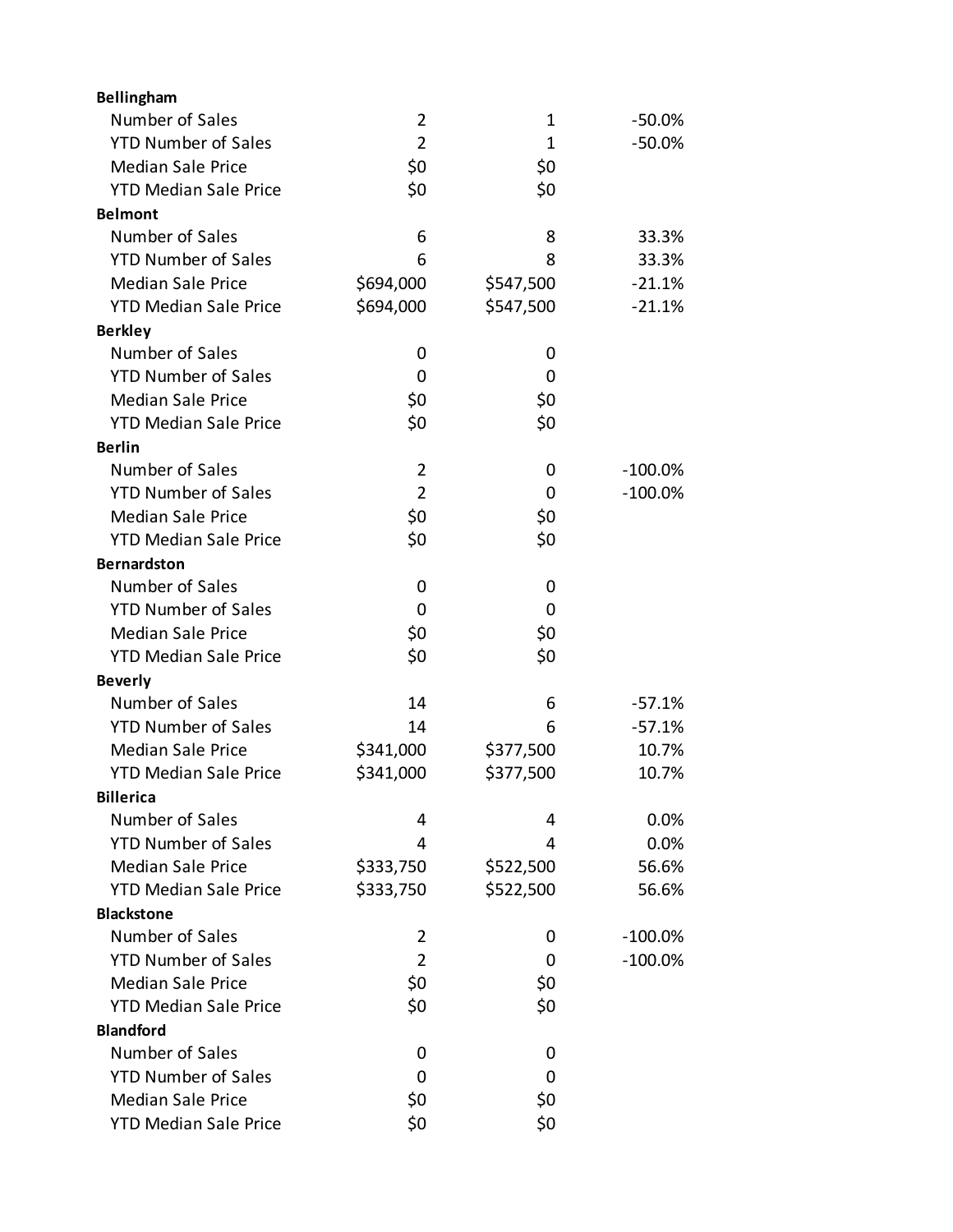| | | | |
|---|---|---|---|
| **Bellingham** | | | |
| Number of Sales | 2 | 1 | -50.0% |
| YTD Number of Sales | 2 | 1 | -50.0% |
| Median Sale Price | $0 | $0 | |
| YTD Median Sale Price | $0 | $0 | |
| **Belmont** | | | |
| Number of Sales | 6 | 8 | 33.3% |
| YTD Number of Sales | 6 | 8 | 33.3% |
| Median Sale Price | $694,000 | $547,500 | -21.1% |
| YTD Median Sale Price | $694,000 | $547,500 | -21.1% |
| **Berkley** | | | |
| Number of Sales | 0 | 0 | |
| YTD Number of Sales | 0 | 0 | |
| Median Sale Price | $0 | $0 | |
| YTD Median Sale Price | $0 | $0 | |
| **Berlin** | | | |
| Number of Sales | 2 | 0 | -100.0% |
| YTD Number of Sales | 2 | 0 | -100.0% |
| Median Sale Price | $0 | $0 | |
| YTD Median Sale Price | $0 | $0 | |
| **Bernardston** | | | |
| Number of Sales | 0 | 0 | |
| YTD Number of Sales | 0 | 0 | |
| Median Sale Price | $0 | $0 | |
| YTD Median Sale Price | $0 | $0 | |
| **Beverly** | | | |
| Number of Sales | 14 | 6 | -57.1% |
| YTD Number of Sales | 14 | 6 | -57.1% |
| Median Sale Price | $341,000 | $377,500 | 10.7% |
| YTD Median Sale Price | $341,000 | $377,500 | 10.7% |
| **Billerica** | | | |
| Number of Sales | 4 | 4 | 0.0% |
| YTD Number of Sales | 4 | 4 | 0.0% |
| Median Sale Price | $333,750 | $522,500 | 56.6% |
| YTD Median Sale Price | $333,750 | $522,500 | 56.6% |
| **Blackstone** | | | |
| Number of Sales | 2 | 0 | -100.0% |
| YTD Number of Sales | 2 | 0 | -100.0% |
| Median Sale Price | $0 | $0 | |
| YTD Median Sale Price | $0 | $0 | |
| **Blandford** | | | |
| Number of Sales | 0 | 0 | |
| YTD Number of Sales | 0 | 0 | |
| Median Sale Price | $0 | $0 | |
| YTD Median Sale Price | $0 | $0 | |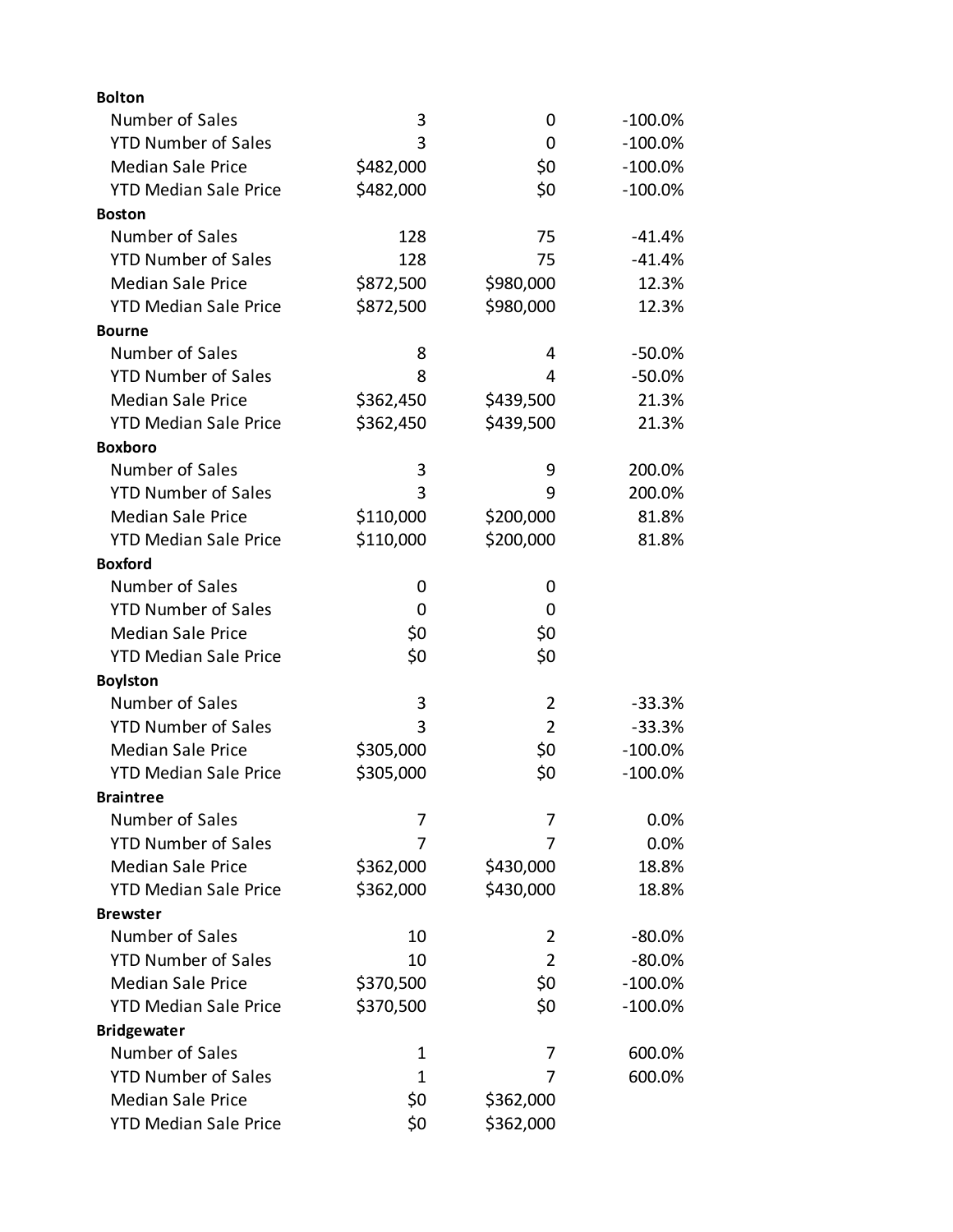| | | | |
|---|---|---|---|
| **Bolton** | | | |
| Number of Sales | 3 | 0 | -100.0% |
| YTD Number of Sales | 3 | 0 | -100.0% |
| Median Sale Price | $482,000 | $0 | -100.0% |
| YTD Median Sale Price | $482,000 | $0 | -100.0% |
| **Boston** | | | |
| Number of Sales | 128 | 75 | -41.4% |
| YTD Number of Sales | 128 | 75 | -41.4% |
| Median Sale Price | $872,500 | $980,000 | 12.3% |
| YTD Median Sale Price | $872,500 | $980,000 | 12.3% |
| **Bourne** | | | |
| Number of Sales | 8 | 4 | -50.0% |
| YTD Number of Sales | 8 | 4 | -50.0% |
| Median Sale Price | $362,450 | $439,500 | 21.3% |
| YTD Median Sale Price | $362,450 | $439,500 | 21.3% |
| **Boxboro** | | | |
| Number of Sales | 3 | 9 | 200.0% |
| YTD Number of Sales | 3 | 9 | 200.0% |
| Median Sale Price | $110,000 | $200,000 | 81.8% |
| YTD Median Sale Price | $110,000 | $200,000 | 81.8% |
| **Boxford** | | | |
| Number of Sales | 0 | 0 | |
| YTD Number of Sales | 0 | 0 | |
| Median Sale Price | $0 | $0 | |
| YTD Median Sale Price | $0 | $0 | |
| **Boylston** | | | |
| Number of Sales | 3 | 2 | -33.3% |
| YTD Number of Sales | 3 | 2 | -33.3% |
| Median Sale Price | $305,000 | $0 | -100.0% |
| YTD Median Sale Price | $305,000 | $0 | -100.0% |
| **Braintree** | | | |
| Number of Sales | 7 | 7 | 0.0% |
| YTD Number of Sales | 7 | 7 | 0.0% |
| Median Sale Price | $362,000 | $430,000 | 18.8% |
| YTD Median Sale Price | $362,000 | $430,000 | 18.8% |
| **Brewster** | | | |
| Number of Sales | 10 | 2 | -80.0% |
| YTD Number of Sales | 10 | 2 | -80.0% |
| Median Sale Price | $370,500 | $0 | -100.0% |
| YTD Median Sale Price | $370,500 | $0 | -100.0% |
| **Bridgewater** | | | |
| Number of Sales | 1 | 7 | 600.0% |
| YTD Number of Sales | 1 | 7 | 600.0% |
| Median Sale Price | $0 | $362,000 | |
| YTD Median Sale Price | $0 | $362,000 | |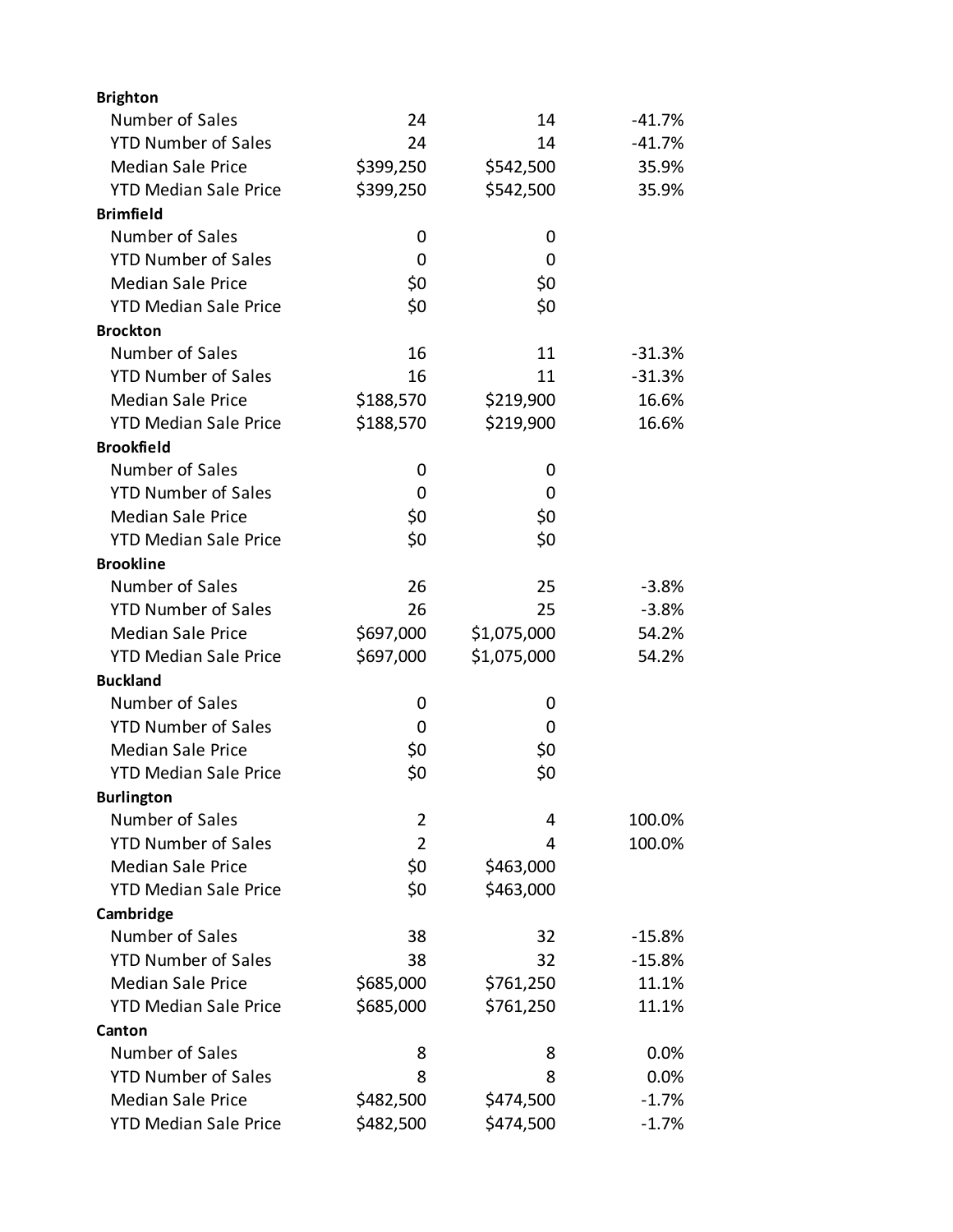| | | | |
|---|---|---|---|
| **Brighton** | | | |
| Number of Sales | 24 | 14 | -41.7% |
| YTD Number of Sales | 24 | 14 | -41.7% |
| Median Sale Price | $399,250 | $542,500 | 35.9% |
| YTD Median Sale Price | $399,250 | $542,500 | 35.9% |
| **Brimfield** | | | |
| Number of Sales | 0 | 0 | |
| YTD Number of Sales | 0 | 0 | |
| Median Sale Price | $0 | $0 | |
| YTD Median Sale Price | $0 | $0 | |
| **Brockton** | | | |
| Number of Sales | 16 | 11 | -31.3% |
| YTD Number of Sales | 16 | 11 | -31.3% |
| Median Sale Price | $188,570 | $219,900 | 16.6% |
| YTD Median Sale Price | $188,570 | $219,900 | 16.6% |
| **Brookfield** | | | |
| Number of Sales | 0 | 0 | |
| YTD Number of Sales | 0 | 0 | |
| Median Sale Price | $0 | $0 | |
| YTD Median Sale Price | $0 | $0 | |
| **Brookline** | | | |
| Number of Sales | 26 | 25 | -3.8% |
| YTD Number of Sales | 26 | 25 | -3.8% |
| Median Sale Price | $697,000 | $1,075,000 | 54.2% |
| YTD Median Sale Price | $697,000 | $1,075,000 | 54.2% |
| **Buckland** | | | |
| Number of Sales | 0 | 0 | |
| YTD Number of Sales | 0 | 0 | |
| Median Sale Price | $0 | $0 | |
| YTD Median Sale Price | $0 | $0 | |
| **Burlington** | | | |
| Number of Sales | 2 | 4 | 100.0% |
| YTD Number of Sales | 2 | 4 | 100.0% |
| Median Sale Price | $0 | $463,000 | |
| YTD Median Sale Price | $0 | $463,000 | |
| **Cambridge** | | | |
| Number of Sales | 38 | 32 | -15.8% |
| YTD Number of Sales | 38 | 32 | -15.8% |
| Median Sale Price | $685,000 | $761,250 | 11.1% |
| YTD Median Sale Price | $685,000 | $761,250 | 11.1% |
| **Canton** | | | |
| Number of Sales | 8 | 8 | 0.0% |
| YTD Number of Sales | 8 | 8 | 0.0% |
| Median Sale Price | $482,500 | $474,500 | -1.7% |
| YTD Median Sale Price | $482,500 | $474,500 | -1.7% |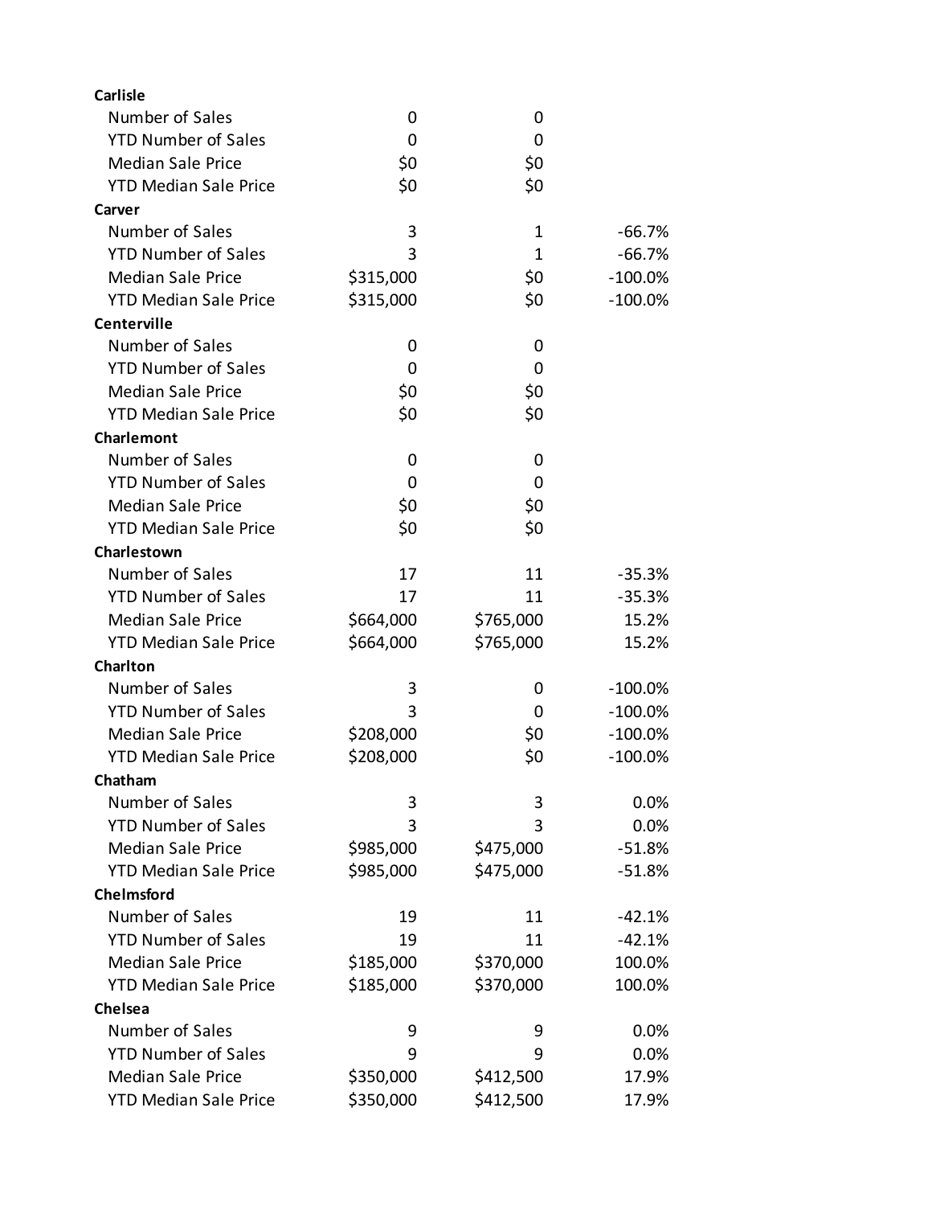| | | | |
|---|---|---|---|
| **Carlisle** | | | |
| Number of Sales | 0 | 0 | |
| YTD Number of Sales | 0 | 0 | |
| Median Sale Price | $0 | $0 | |
| YTD Median Sale Price | $0 | $0 | |
| **Carver** | | | |
| Number of Sales | 3 | 1 | -66.7% |
| YTD Number of Sales | 3 | 1 | -66.7% |
| Median Sale Price | $315,000 | $0 | -100.0% |
| YTD Median Sale Price | $315,000 | $0 | -100.0% |
| **Centerville** | | | |
| Number of Sales | 0 | 0 | |
| YTD Number of Sales | 0 | 0 | |
| Median Sale Price | $0 | $0 | |
| YTD Median Sale Price | $0 | $0 | |
| **Charlemont** | | | |
| Number of Sales | 0 | 0 | |
| YTD Number of Sales | 0 | 0 | |
| Median Sale Price | $0 | $0 | |
| YTD Median Sale Price | $0 | $0 | |
| **Charlestown** | | | |
| Number of Sales | 17 | 11 | -35.3% |
| YTD Number of Sales | 17 | 11 | -35.3% |
| Median Sale Price | $664,000 | $765,000 | 15.2% |
| YTD Median Sale Price | $664,000 | $765,000 | 15.2% |
| **Charlton** | | | |
| Number of Sales | 3 | 0 | -100.0% |
| YTD Number of Sales | 3 | 0 | -100.0% |
| Median Sale Price | $208,000 | $0 | -100.0% |
| YTD Median Sale Price | $208,000 | $0 | -100.0% |
| **Chatham** | | | |
| Number of Sales | 3 | 3 | 0.0% |
| YTD Number of Sales | 3 | 3 | 0.0% |
| Median Sale Price | $985,000 | $475,000 | -51.8% |
| YTD Median Sale Price | $985,000 | $475,000 | -51.8% |
| **Chelmsford** | | | |
| Number of Sales | 19 | 11 | -42.1% |
| YTD Number of Sales | 19 | 11 | -42.1% |
| Median Sale Price | $185,000 | $370,000 | 100.0% |
| YTD Median Sale Price | $185,000 | $370,000 | 100.0% |
| **Chelsea** | | | |
| Number of Sales | 9 | 9 | 0.0% |
| YTD Number of Sales | 9 | 9 | 0.0% |
| Median Sale Price | $350,000 | $412,500 | 17.9% |
| YTD Median Sale Price | $350,000 | $412,500 | 17.9% |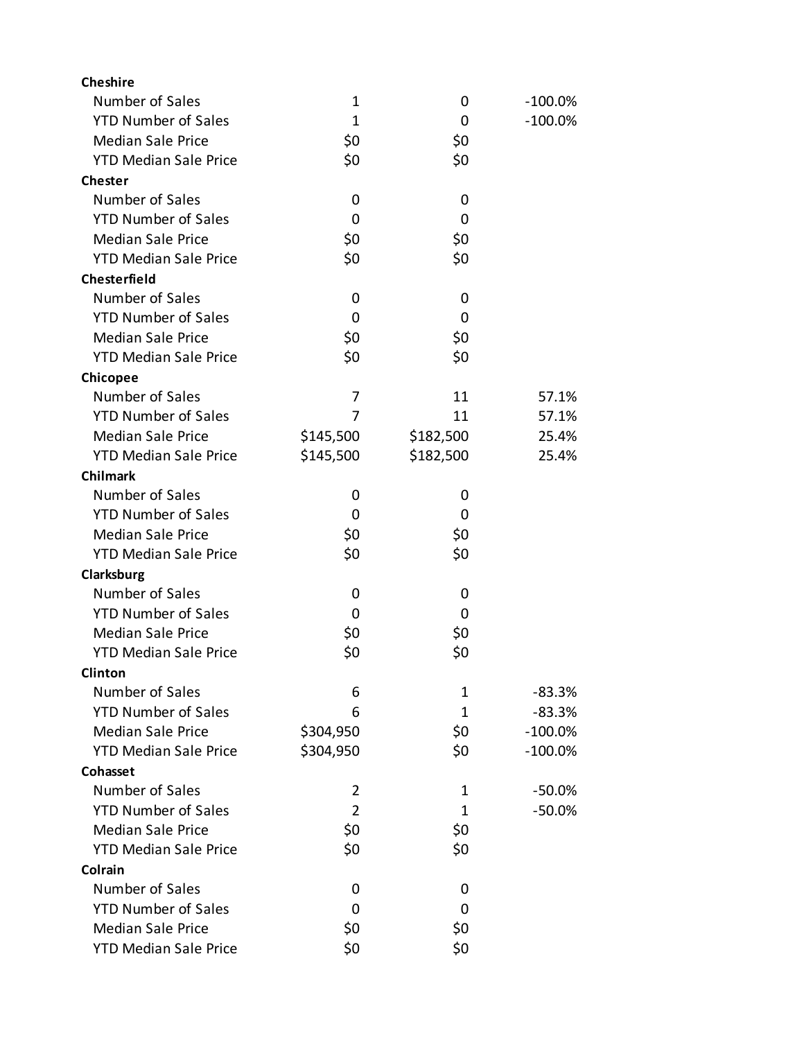| | | | |
|---|---|---|---|
| **Cheshire** | | | |
| Number of Sales | 1 | 0 | -100.0% |
| YTD Number of Sales | 1 | 0 | -100.0% |
| Median Sale Price | $0 | $0 | |
| YTD Median Sale Price | $0 | $0 | |
| **Chester** | | | |
| Number of Sales | 0 | 0 | |
| YTD Number of Sales | 0 | 0 | |
| Median Sale Price | $0 | $0 | |
| YTD Median Sale Price | $0 | $0 | |
| **Chesterfield** | | | |
| Number of Sales | 0 | 0 | |
| YTD Number of Sales | 0 | 0 | |
| Median Sale Price | $0 | $0 | |
| YTD Median Sale Price | $0 | $0 | |
| **Chicopee** | | | |
| Number of Sales | 7 | 11 | 57.1% |
| YTD Number of Sales | 7 | 11 | 57.1% |
| Median Sale Price | $145,500 | $182,500 | 25.4% |
| YTD Median Sale Price | $145,500 | $182,500 | 25.4% |
| **Chilmark** | | | |
| Number of Sales | 0 | 0 | |
| YTD Number of Sales | 0 | 0 | |
| Median Sale Price | $0 | $0 | |
| YTD Median Sale Price | $0 | $0 | |
| **Clarksburg** | | | |
| Number of Sales | 0 | 0 | |
| YTD Number of Sales | 0 | 0 | |
| Median Sale Price | $0 | $0 | |
| YTD Median Sale Price | $0 | $0 | |
| **Clinton** | | | |
| Number of Sales | 6 | 1 | -83.3% |
| YTD Number of Sales | 6 | 1 | -83.3% |
| Median Sale Price | $304,950 | $0 | -100.0% |
| YTD Median Sale Price | $304,950 | $0 | -100.0% |
| **Cohasset** | | | |
| Number of Sales | 2 | 1 | -50.0% |
| YTD Number of Sales | 2 | 1 | -50.0% |
| Median Sale Price | $0 | $0 | |
| YTD Median Sale Price | $0 | $0 | |
| **Colrain** | | | |
| Number of Sales | 0 | 0 | |
| YTD Number of Sales | 0 | 0 | |
| Median Sale Price | $0 | $0 | |
| YTD Median Sale Price | $0 | $0 | |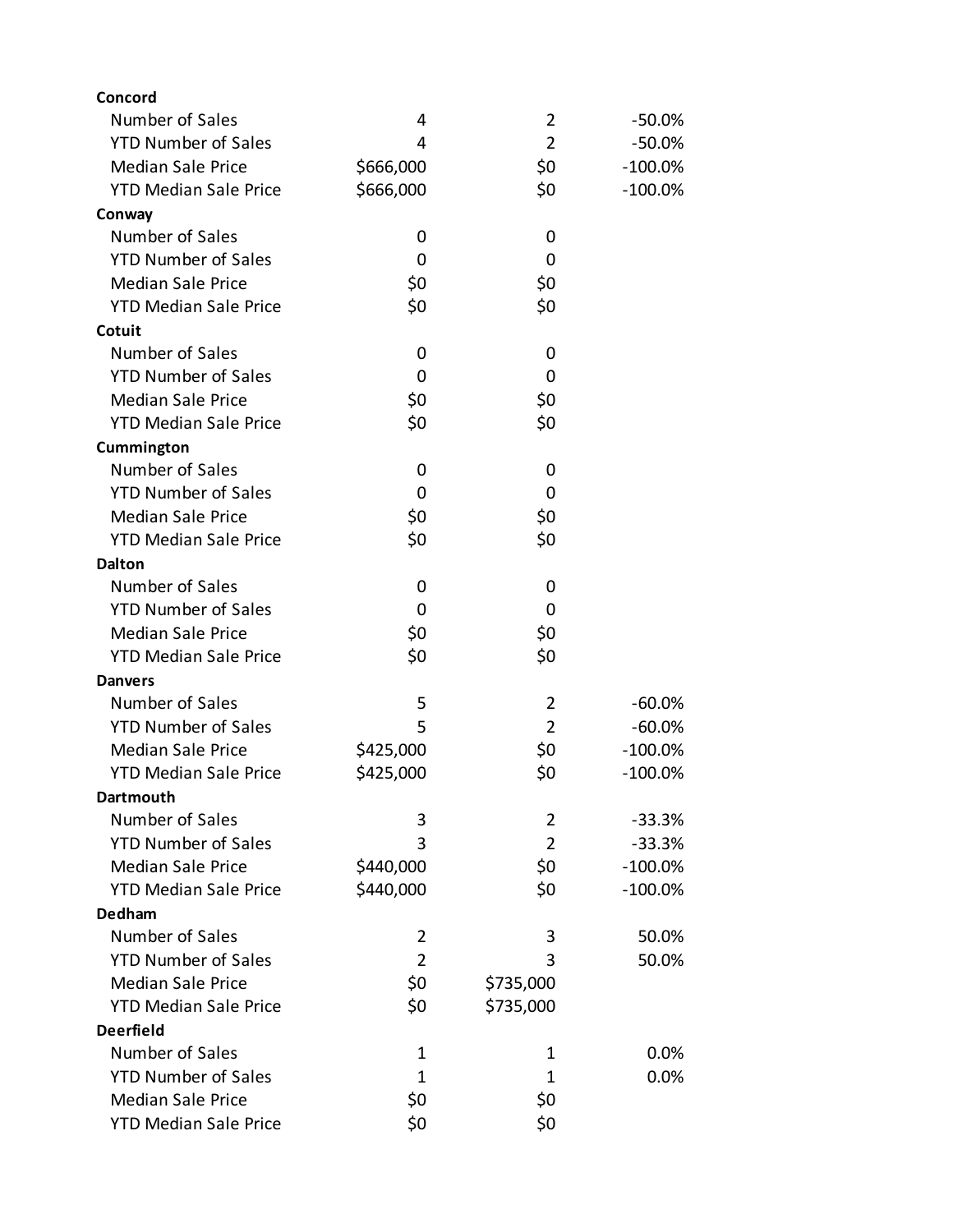| | | | |
|---|---|---|---|
| **Concord** | | | |
| Number of Sales | 4 | 2 | -50.0% |
| YTD Number of Sales | 4 | 2 | -50.0% |
| Median Sale Price | $666,000 | $0 | -100.0% |
| YTD Median Sale Price | $666,000 | $0 | -100.0% |
| **Conway** | | | |
| Number of Sales | 0 | 0 | |
| YTD Number of Sales | 0 | 0 | |
| Median Sale Price | $0 | $0 | |
| YTD Median Sale Price | $0 | $0 | |
| **Cotuit** | | | |
| Number of Sales | 0 | 0 | |
| YTD Number of Sales | 0 | 0 | |
| Median Sale Price | $0 | $0 | |
| YTD Median Sale Price | $0 | $0 | |
| **Cummington** | | | |
| Number of Sales | 0 | 0 | |
| YTD Number of Sales | 0 | 0 | |
| Median Sale Price | $0 | $0 | |
| YTD Median Sale Price | $0 | $0 | |
| **Dalton** | | | |
| Number of Sales | 0 | 0 | |
| YTD Number of Sales | 0 | 0 | |
| Median Sale Price | $0 | $0 | |
| YTD Median Sale Price | $0 | $0 | |
| **Danvers** | | | |
| Number of Sales | 5 | 2 | -60.0% |
| YTD Number of Sales | 5 | 2 | -60.0% |
| Median Sale Price | $425,000 | $0 | -100.0% |
| YTD Median Sale Price | $425,000 | $0 | -100.0% |
| **Dartmouth** | | | |
| Number of Sales | 3 | 2 | -33.3% |
| YTD Number of Sales | 3 | 2 | -33.3% |
| Median Sale Price | $440,000 | $0 | -100.0% |
| YTD Median Sale Price | $440,000 | $0 | -100.0% |
| **Dedham** | | | |
| Number of Sales | 2 | 3 | 50.0% |
| YTD Number of Sales | 2 | 3 | 50.0% |
| Median Sale Price | $0 | $735,000 | |
| YTD Median Sale Price | $0 | $735,000 | |
| **Deerfield** | | | |
| Number of Sales | 1 | 1 | 0.0% |
| YTD Number of Sales | 1 | 1 | 0.0% |
| Median Sale Price | $0 | $0 | |
| YTD Median Sale Price | $0 | $0 | |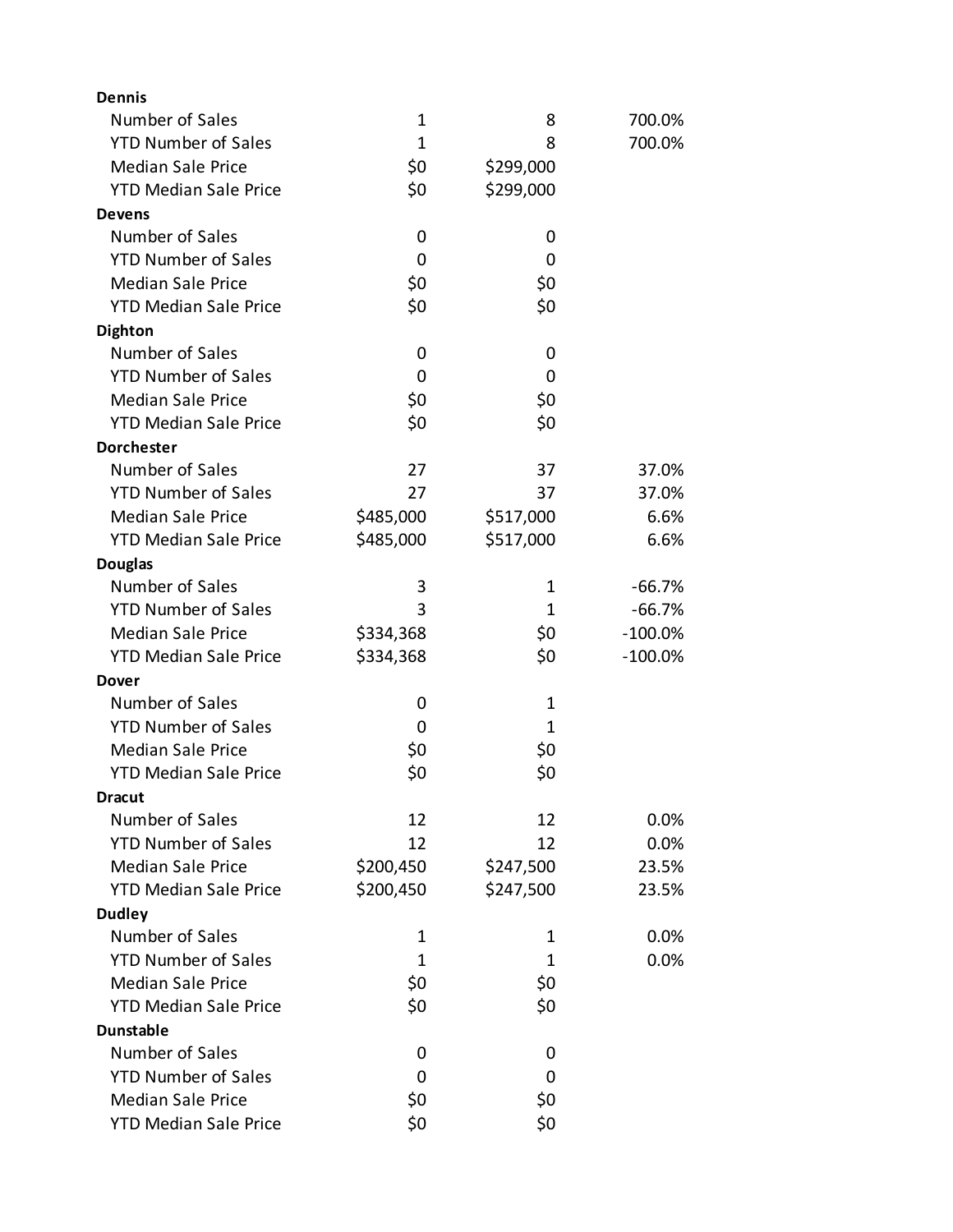| | | | |
|---|---|---|---|
| **Dennis** | | | |
| Number of Sales | 1 | 8 | 700.0% |
| YTD Number of Sales | 1 | 8 | 700.0% |
| Median Sale Price | $0 | $299,000 | |
| YTD Median Sale Price | $0 | $299,000 | |
| **Devens** | | | |
| Number of Sales | 0 | 0 | |
| YTD Number of Sales | 0 | 0 | |
| Median Sale Price | $0 | $0 | |
| YTD Median Sale Price | $0 | $0 | |
| **Dighton** | | | |
| Number of Sales | 0 | 0 | |
| YTD Number of Sales | 0 | 0 | |
| Median Sale Price | $0 | $0 | |
| YTD Median Sale Price | $0 | $0 | |
| **Dorchester** | | | |
| Number of Sales | 27 | 37 | 37.0% |
| YTD Number of Sales | 27 | 37 | 37.0% |
| Median Sale Price | $485,000 | $517,000 | 6.6% |
| YTD Median Sale Price | $485,000 | $517,000 | 6.6% |
| **Douglas** | | | |
| Number of Sales | 3 | 1 | -66.7% |
| YTD Number of Sales | 3 | 1 | -66.7% |
| Median Sale Price | $334,368 | $0 | -100.0% |
| YTD Median Sale Price | $334,368 | $0 | -100.0% |
| **Dover** | | | |
| Number of Sales | 0 | 1 | |
| YTD Number of Sales | 0 | 1 | |
| Median Sale Price | $0 | $0 | |
| YTD Median Sale Price | $0 | $0 | |
| **Dracut** | | | |
| Number of Sales | 12 | 12 | 0.0% |
| YTD Number of Sales | 12 | 12 | 0.0% |
| Median Sale Price | $200,450 | $247,500 | 23.5% |
| YTD Median Sale Price | $200,450 | $247,500 | 23.5% |
| **Dudley** | | | |
| Number of Sales | 1 | 1 | 0.0% |
| YTD Number of Sales | 1 | 1 | 0.0% |
| Median Sale Price | $0 | $0 | |
| YTD Median Sale Price | $0 | $0 | |
| **Dunstable** | | | |
| Number of Sales | 0 | 0 | |
| YTD Number of Sales | 0 | 0 | |
| Median Sale Price | $0 | $0 | |
| YTD Median Sale Price | $0 | $0 | |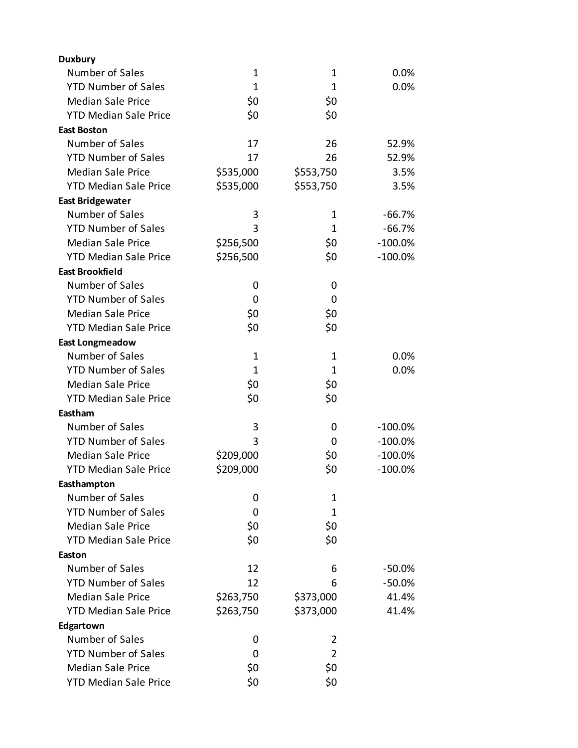| | | | |
|---|---|---|---|
| **Duxbury** | | | |
| Number of Sales | 1 | 1 | 0.0% |
| YTD Number of Sales | 1 | 1 | 0.0% |
| Median Sale Price | $0 | $0 | |
| YTD Median Sale Price | $0 | $0 | |
| **East Boston** | | | |
| Number of Sales | 17 | 26 | 52.9% |
| YTD Number of Sales | 17 | 26 | 52.9% |
| Median Sale Price | $535,000 | $553,750 | 3.5% |
| YTD Median Sale Price | $535,000 | $553,750 | 3.5% |
| **East Bridgewater** | | | |
| Number of Sales | 3 | 1 | -66.7% |
| YTD Number of Sales | 3 | 1 | -66.7% |
| Median Sale Price | $256,500 | $0 | -100.0% |
| YTD Median Sale Price | $256,500 | $0 | -100.0% |
| **East Brookfield** | | | |
| Number of Sales | 0 | 0 | |
| YTD Number of Sales | 0 | 0 | |
| Median Sale Price | $0 | $0 | |
| YTD Median Sale Price | $0 | $0 | |
| **East Longmeadow** | | | |
| Number of Sales | 1 | 1 | 0.0% |
| YTD Number of Sales | 1 | 1 | 0.0% |
| Median Sale Price | $0 | $0 | |
| YTD Median Sale Price | $0 | $0 | |
| **Eastham** | | | |
| Number of Sales | 3 | 0 | -100.0% |
| YTD Number of Sales | 3 | 0 | -100.0% |
| Median Sale Price | $209,000 | $0 | -100.0% |
| YTD Median Sale Price | $209,000 | $0 | -100.0% |
| **Easthampton** | | | |
| Number of Sales | 0 | 1 | |
| YTD Number of Sales | 0 | 1 | |
| Median Sale Price | $0 | $0 | |
| YTD Median Sale Price | $0 | $0 | |
| **Easton** | | | |
| Number of Sales | 12 | 6 | -50.0% |
| YTD Number of Sales | 12 | 6 | -50.0% |
| Median Sale Price | $263,750 | $373,000 | 41.4% |
| YTD Median Sale Price | $263,750 | $373,000 | 41.4% |
| **Edgartown** | | | |
| Number of Sales | 0 | 2 | |
| YTD Number of Sales | 0 | 2 | |
| Median Sale Price | $0 | $0 | |
| YTD Median Sale Price | $0 | $0 | |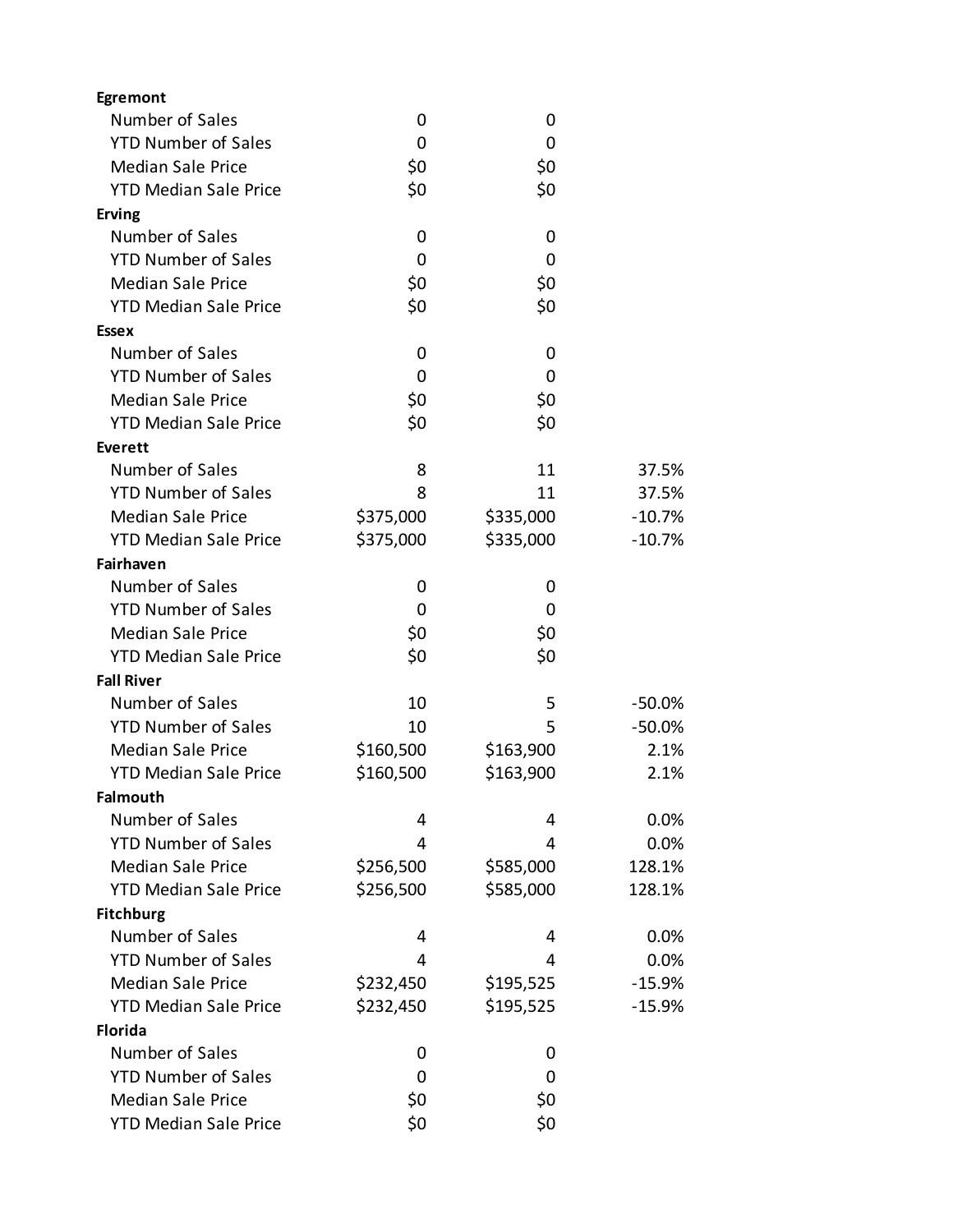| | | | |
|---|---|---|---|
| **Egremont** | | | |
| Number of Sales | 0 | 0 | |
| YTD Number of Sales | 0 | 0 | |
| Median Sale Price | $0 | $0 | |
| YTD Median Sale Price | $0 | $0 | |
| **Erving** | | | |
| Number of Sales | 0 | 0 | |
| YTD Number of Sales | 0 | 0 | |
| Median Sale Price | $0 | $0 | |
| YTD Median Sale Price | $0 | $0 | |
| **Essex** | | | |
| Number of Sales | 0 | 0 | |
| YTD Number of Sales | 0 | 0 | |
| Median Sale Price | $0 | $0 | |
| YTD Median Sale Price | $0 | $0 | |
| **Everett** | | | |
| Number of Sales | 8 | 11 | 37.5% |
| YTD Number of Sales | 8 | 11 | 37.5% |
| Median Sale Price | $375,000 | $335,000 | -10.7% |
| YTD Median Sale Price | $375,000 | $335,000 | -10.7% |
| **Fairhaven** | | | |
| Number of Sales | 0 | 0 | |
| YTD Number of Sales | 0 | 0 | |
| Median Sale Price | $0 | $0 | |
| YTD Median Sale Price | $0 | $0 | |
| **Fall River** | | | |
| Number of Sales | 10 | 5 | -50.0% |
| YTD Number of Sales | 10 | 5 | -50.0% |
| Median Sale Price | $160,500 | $163,900 | 2.1% |
| YTD Median Sale Price | $160,500 | $163,900 | 2.1% |
| **Falmouth** | | | |
| Number of Sales | 4 | 4 | 0.0% |
| YTD Number of Sales | 4 | 4 | 0.0% |
| Median Sale Price | $256,500 | $585,000 | 128.1% |
| YTD Median Sale Price | $256,500 | $585,000 | 128.1% |
| **Fitchburg** | | | |
| Number of Sales | 4 | 4 | 0.0% |
| YTD Number of Sales | 4 | 4 | 0.0% |
| Median Sale Price | $232,450 | $195,525 | -15.9% |
| YTD Median Sale Price | $232,450 | $195,525 | -15.9% |
| **Florida** | | | |
| Number of Sales | 0 | 0 | |
| YTD Number of Sales | 0 | 0 | |
| Median Sale Price | $0 | $0 | |
| YTD Median Sale Price | $0 | $0 | |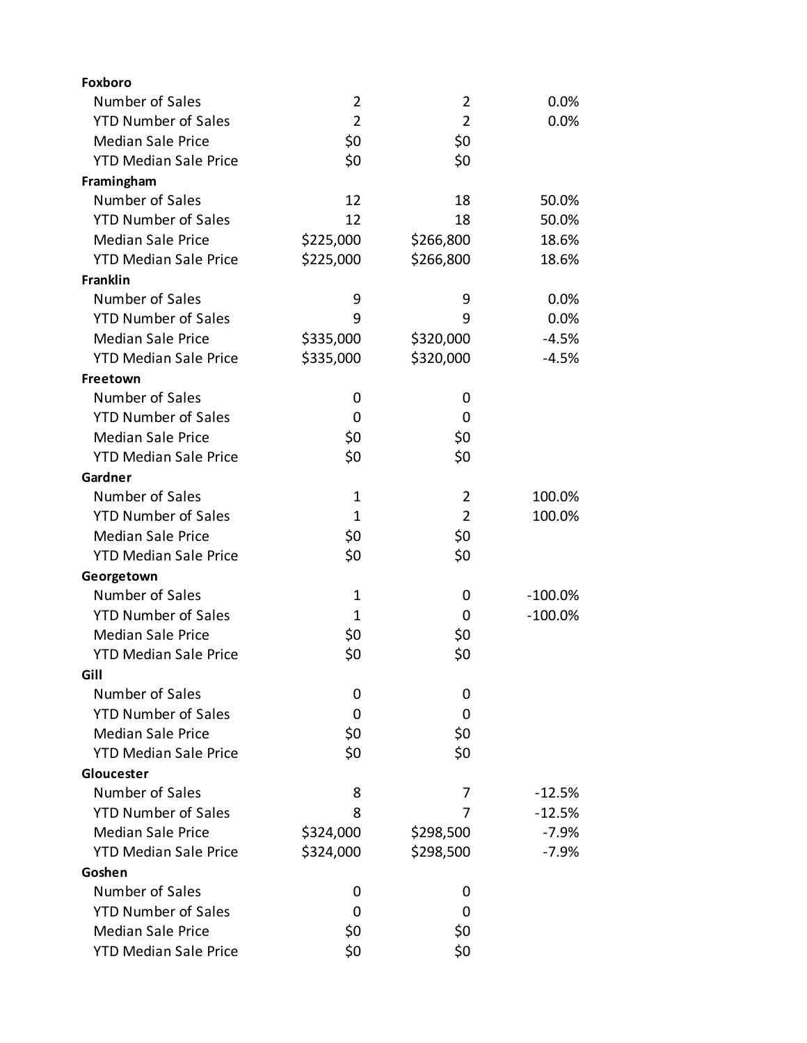| | | | |
|---|---|---|---|
| **Foxboro** | | | |
| Number of Sales | 2 | 2 | 0.0% |
| YTD Number of Sales | 2 | 2 | 0.0% |
| Median Sale Price | $0 | $0 | |
| YTD Median Sale Price | $0 | $0 | |
| **Framingham** | | | |
| Number of Sales | 12 | 18 | 50.0% |
| YTD Number of Sales | 12 | 18 | 50.0% |
| Median Sale Price | $225,000 | $266,800 | 18.6% |
| YTD Median Sale Price | $225,000 | $266,800 | 18.6% |
| **Franklin** | | | |
| Number of Sales | 9 | 9 | 0.0% |
| YTD Number of Sales | 9 | 9 | 0.0% |
| Median Sale Price | $335,000 | $320,000 | -4.5% |
| YTD Median Sale Price | $335,000 | $320,000 | -4.5% |
| **Freetown** | | | |
| Number of Sales | 0 | 0 | |
| YTD Number of Sales | 0 | 0 | |
| Median Sale Price | $0 | $0 | |
| YTD Median Sale Price | $0 | $0 | |
| **Gardner** | | | |
| Number of Sales | 1 | 2 | 100.0% |
| YTD Number of Sales | 1 | 2 | 100.0% |
| Median Sale Price | $0 | $0 | |
| YTD Median Sale Price | $0 | $0 | |
| **Georgetown** | | | |
| Number of Sales | 1 | 0 | -100.0% |
| YTD Number of Sales | 1 | 0 | -100.0% |
| Median Sale Price | $0 | $0 | |
| YTD Median Sale Price | $0 | $0 | |
| **Gill** | | | |
| Number of Sales | 0 | 0 | |
| YTD Number of Sales | 0 | 0 | |
| Median Sale Price | $0 | $0 | |
| YTD Median Sale Price | $0 | $0 | |
| **Gloucester** | | | |
| Number of Sales | 8 | 7 | -12.5% |
| YTD Number of Sales | 8 | 7 | -12.5% |
| Median Sale Price | $324,000 | $298,500 | -7.9% |
| YTD Median Sale Price | $324,000 | $298,500 | -7.9% |
| **Goshen** | | | |
| Number of Sales | 0 | 0 | |
| YTD Number of Sales | 0 | 0 | |
| Median Sale Price | $0 | $0 | |
| YTD Median Sale Price | $0 | $0 | |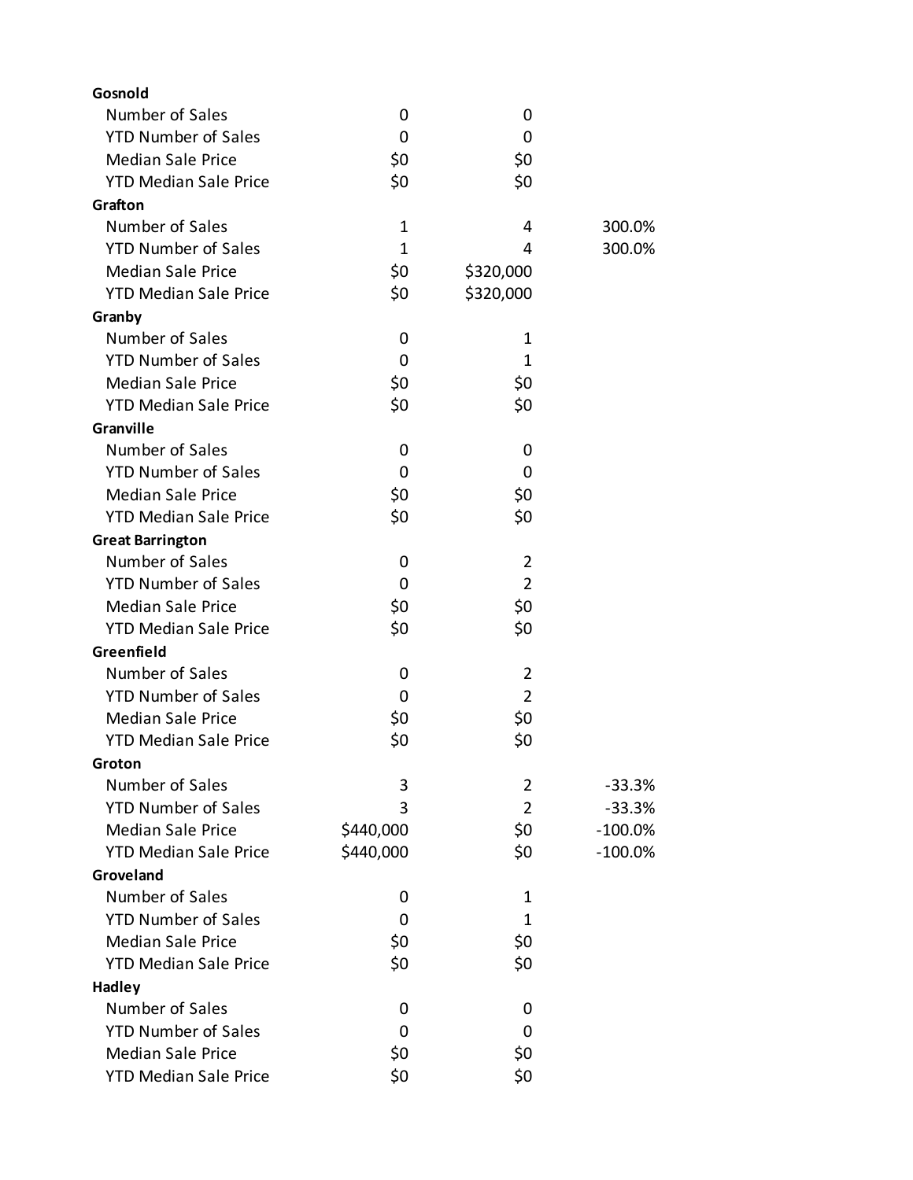| | | | |
|---|---|---|---|
| **Gosnold** | | | |
| Number of Sales | 0 | 0 | |
| YTD Number of Sales | 0 | 0 | |
| Median Sale Price | $0 | $0 | |
| YTD Median Sale Price | $0 | $0 | |
| **Grafton** | | | |
| Number of Sales | 1 | 4 | 300.0% |
| YTD Number of Sales | 1 | 4 | 300.0% |
| Median Sale Price | $0 | $320,000 | |
| YTD Median Sale Price | $0 | $320,000 | |
| **Granby** | | | |
| Number of Sales | 0 | 1 | |
| YTD Number of Sales | 0 | 1 | |
| Median Sale Price | $0 | $0 | |
| YTD Median Sale Price | $0 | $0 | |
| **Granville** | | | |
| Number of Sales | 0 | 0 | |
| YTD Number of Sales | 0 | 0 | |
| Median Sale Price | $0 | $0 | |
| YTD Median Sale Price | $0 | $0 | |
| **Great Barrington** | | | |
| Number of Sales | 0 | 2 | |
| YTD Number of Sales | 0 | 2 | |
| Median Sale Price | $0 | $0 | |
| YTD Median Sale Price | $0 | $0 | |
| **Greenfield** | | | |
| Number of Sales | 0 | 2 | |
| YTD Number of Sales | 0 | 2 | |
| Median Sale Price | $0 | $0 | |
| YTD Median Sale Price | $0 | $0 | |
| **Groton** | | | |
| Number of Sales | 3 | 2 | -33.3% |
| YTD Number of Sales | 3 | 2 | -33.3% |
| Median Sale Price | $440,000 | $0 | -100.0% |
| YTD Median Sale Price | $440,000 | $0 | -100.0% |
| **Groveland** | | | |
| Number of Sales | 0 | 1 | |
| YTD Number of Sales | 0 | 1 | |
| Median Sale Price | $0 | $0 | |
| YTD Median Sale Price | $0 | $0 | |
| **Hadley** | | | |
| Number of Sales | 0 | 0 | |
| YTD Number of Sales | 0 | 0 | |
| Median Sale Price | $0 | $0 | |
| YTD Median Sale Price | $0 | $0 | |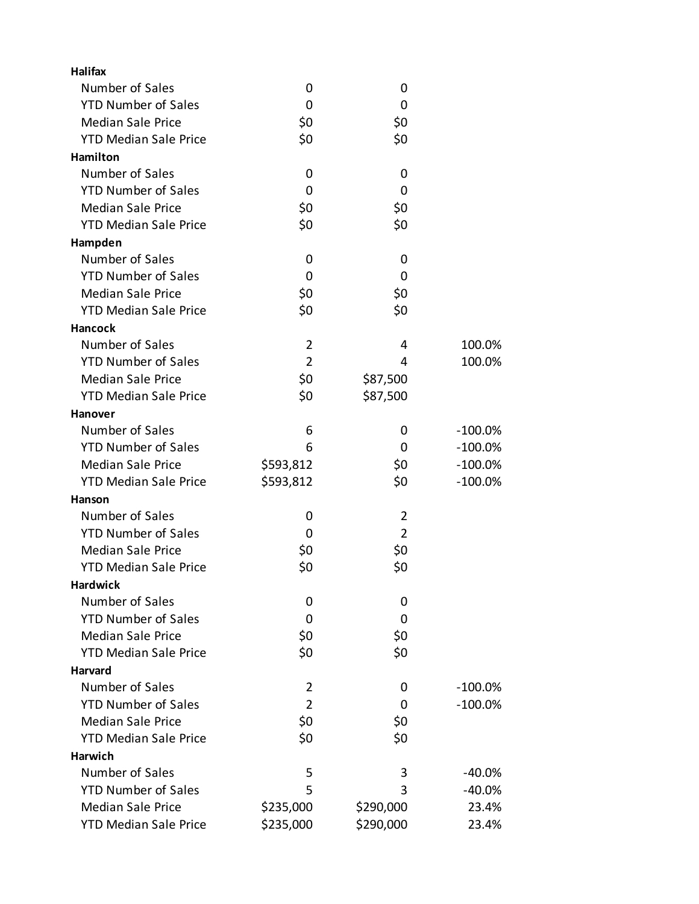| | | | |
|---|---|---|---|
| **Halifax** | | | |
| Number of Sales | 0 | 0 | |
| YTD Number of Sales | 0 | 0 | |
| Median Sale Price | $0 | $0 | |
| YTD Median Sale Price | $0 | $0 | |
| **Hamilton** | | | |
| Number of Sales | 0 | 0 | |
| YTD Number of Sales | 0 | 0 | |
| Median Sale Price | $0 | $0 | |
| YTD Median Sale Price | $0 | $0 | |
| **Hampden** | | | |
| Number of Sales | 0 | 0 | |
| YTD Number of Sales | 0 | 0 | |
| Median Sale Price | $0 | $0 | |
| YTD Median Sale Price | $0 | $0 | |
| **Hancock** | | | |
| Number of Sales | 2 | 4 | 100.0% |
| YTD Number of Sales | 2 | 4 | 100.0% |
| Median Sale Price | $0 | $87,500 | |
| YTD Median Sale Price | $0 | $87,500 | |
| **Hanover** | | | |
| Number of Sales | 6 | 0 | -100.0% |
| YTD Number of Sales | 6 | 0 | -100.0% |
| Median Sale Price | $593,812 | $0 | -100.0% |
| YTD Median Sale Price | $593,812 | $0 | -100.0% |
| **Hanson** | | | |
| Number of Sales | 0 | 2 | |
| YTD Number of Sales | 0 | 2 | |
| Median Sale Price | $0 | $0 | |
| YTD Median Sale Price | $0 | $0 | |
| **Hardwick** | | | |
| Number of Sales | 0 | 0 | |
| YTD Number of Sales | 0 | 0 | |
| Median Sale Price | $0 | $0 | |
| YTD Median Sale Price | $0 | $0 | |
| **Harvard** | | | |
| Number of Sales | 2 | 0 | -100.0% |
| YTD Number of Sales | 2 | 0 | -100.0% |
| Median Sale Price | $0 | $0 | |
| YTD Median Sale Price | $0 | $0 | |
| **Harwich** | | | |
| Number of Sales | 5 | 3 | -40.0% |
| YTD Number of Sales | 5 | 3 | -40.0% |
| Median Sale Price | $235,000 | $290,000 | 23.4% |
| YTD Median Sale Price | $235,000 | $290,000 | 23.4% |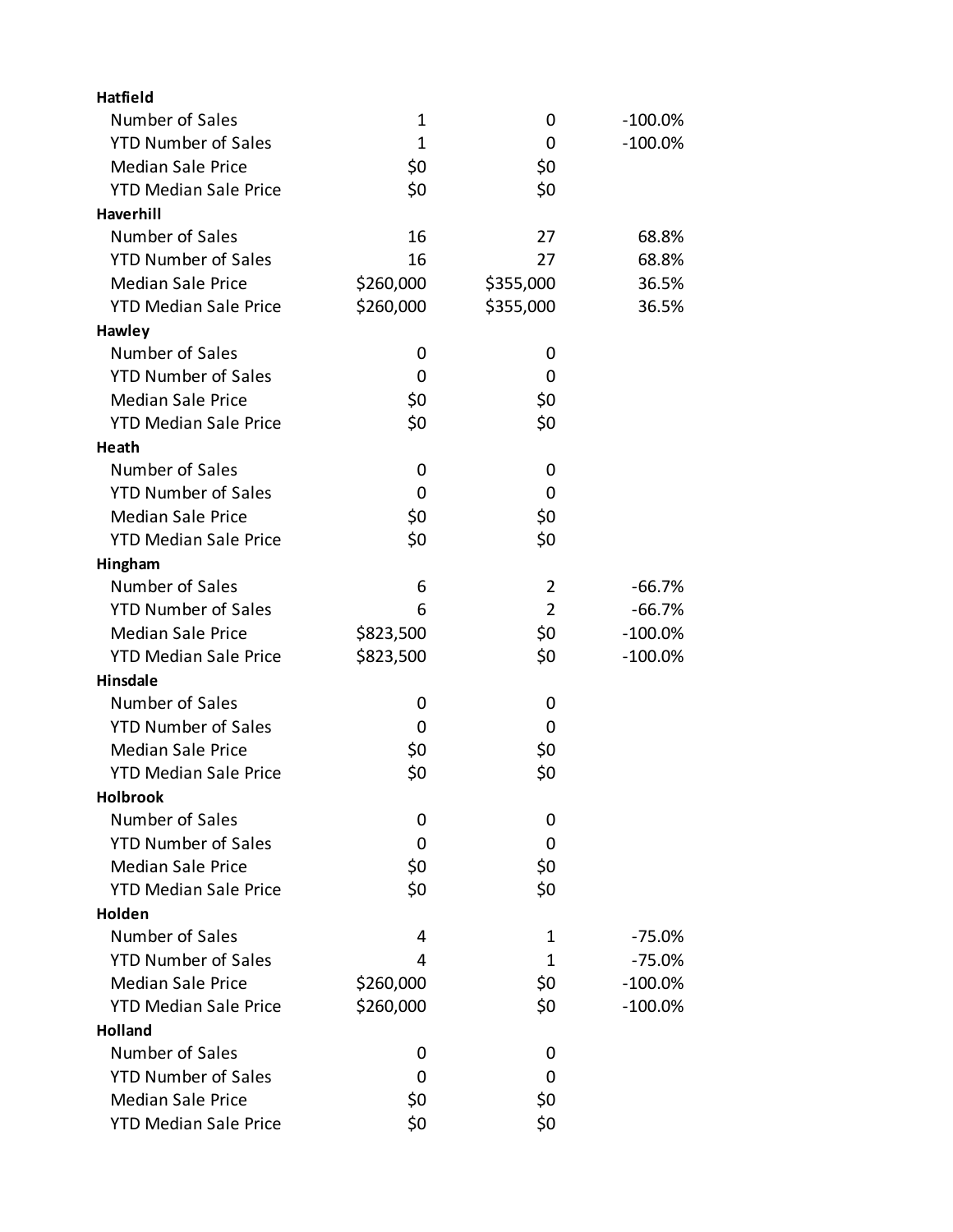| | | | |
|---|---|---|---|
| **Hatfield** | | | |
| Number of Sales | 1 | 0 | -100.0% |
| YTD Number of Sales | 1 | 0 | -100.0% |
| Median Sale Price | $0 | $0 | |
| YTD Median Sale Price | $0 | $0 | |
| **Haverhill** | | | |
| Number of Sales | 16 | 27 | 68.8% |
| YTD Number of Sales | 16 | 27 | 68.8% |
| Median Sale Price | $260,000 | $355,000 | 36.5% |
| YTD Median Sale Price | $260,000 | $355,000 | 36.5% |
| **Hawley** | | | |
| Number of Sales | 0 | 0 | |
| YTD Number of Sales | 0 | 0 | |
| Median Sale Price | $0 | $0 | |
| YTD Median Sale Price | $0 | $0 | |
| **Heath** | | | |
| Number of Sales | 0 | 0 | |
| YTD Number of Sales | 0 | 0 | |
| Median Sale Price | $0 | $0 | |
| YTD Median Sale Price | $0 | $0 | |
| **Hingham** | | | |
| Number of Sales | 6 | 2 | -66.7% |
| YTD Number of Sales | 6 | 2 | -66.7% |
| Median Sale Price | $823,500 | $0 | -100.0% |
| YTD Median Sale Price | $823,500 | $0 | -100.0% |
| **Hinsdale** | | | |
| Number of Sales | 0 | 0 | |
| YTD Number of Sales | 0 | 0 | |
| Median Sale Price | $0 | $0 | |
| YTD Median Sale Price | $0 | $0 | |
| **Holbrook** | | | |
| Number of Sales | 0 | 0 | |
| YTD Number of Sales | 0 | 0 | |
| Median Sale Price | $0 | $0 | |
| YTD Median Sale Price | $0 | $0 | |
| **Holden** | | | |
| Number of Sales | 4 | 1 | -75.0% |
| YTD Number of Sales | 4 | 1 | -75.0% |
| Median Sale Price | $260,000 | $0 | -100.0% |
| YTD Median Sale Price | $260,000 | $0 | -100.0% |
| **Holland** | | | |
| Number of Sales | 0 | 0 | |
| YTD Number of Sales | 0 | 0 | |
| Median Sale Price | $0 | $0 | |
| YTD Median Sale Price | $0 | $0 | |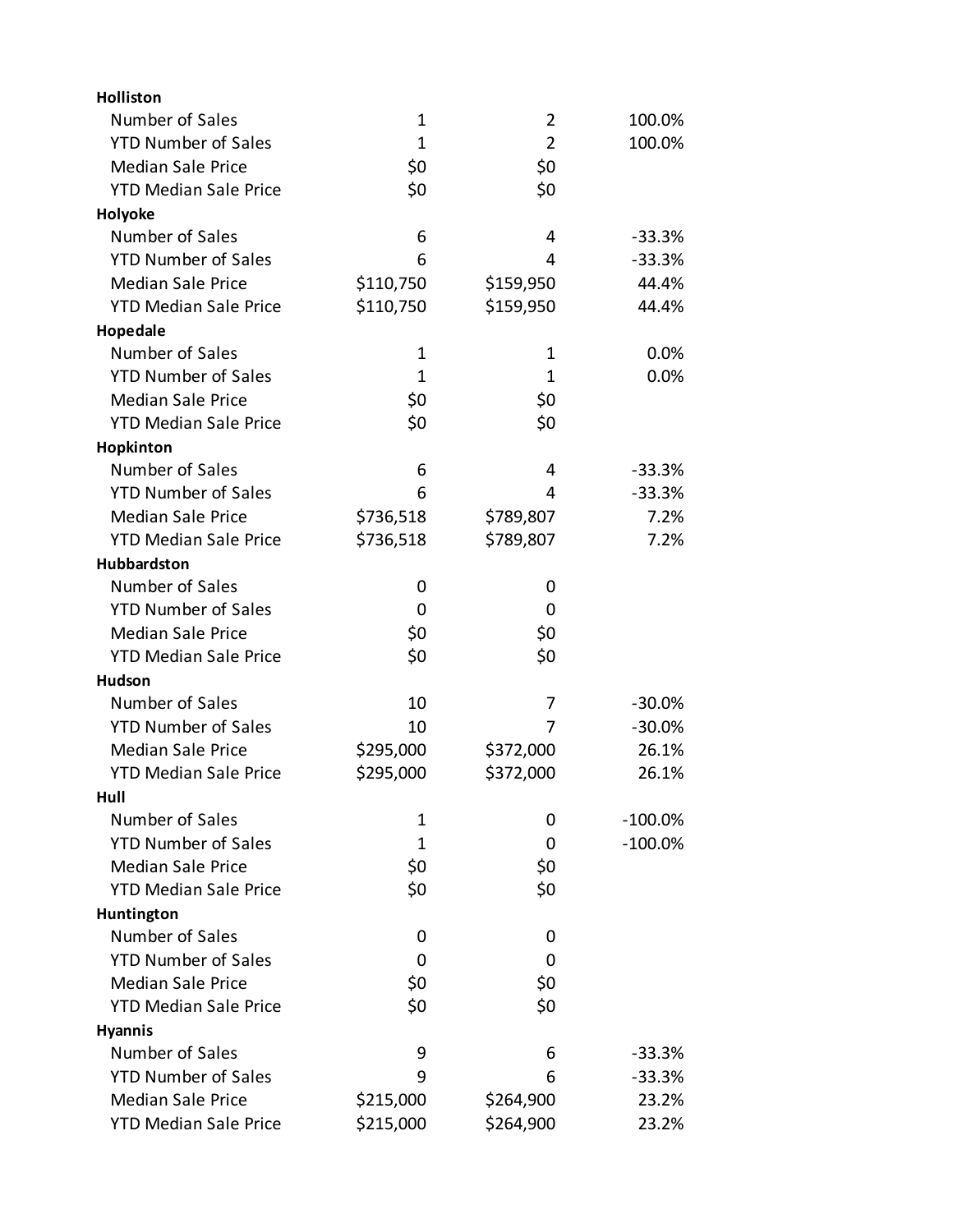| | | | |
|---|---|---|---|
| **Holliston** | | | |
| Number of Sales | 1 | 2 | 100.0% |
| YTD Number of Sales | 1 | 2 | 100.0% |
| Median Sale Price | $0 | $0 | |
| YTD Median Sale Price | $0 | $0 | |
| **Holyoke** | | | |
| Number of Sales | 6 | 4 | -33.3% |
| YTD Number of Sales | 6 | 4 | -33.3% |
| Median Sale Price | $110,750 | $159,950 | 44.4% |
| YTD Median Sale Price | $110,750 | $159,950 | 44.4% |
| **Hopedale** | | | |
| Number of Sales | 1 | 1 | 0.0% |
| YTD Number of Sales | 1 | 1 | 0.0% |
| Median Sale Price | $0 | $0 | |
| YTD Median Sale Price | $0 | $0 | |
| **Hopkinton** | | | |
| Number of Sales | 6 | 4 | -33.3% |
| YTD Number of Sales | 6 | 4 | -33.3% |
| Median Sale Price | $736,518 | $789,807 | 7.2% |
| YTD Median Sale Price | $736,518 | $789,807 | 7.2% |
| **Hubbardston** | | | |
| Number of Sales | 0 | 0 | |
| YTD Number of Sales | 0 | 0 | |
| Median Sale Price | $0 | $0 | |
| YTD Median Sale Price | $0 | $0 | |
| **Hudson** | | | |
| Number of Sales | 10 | 7 | -30.0% |
| YTD Number of Sales | 10 | 7 | -30.0% |
| Median Sale Price | $295,000 | $372,000 | 26.1% |
| YTD Median Sale Price | $295,000 | $372,000 | 26.1% |
| **Hull** | | | |
| Number of Sales | 1 | 0 | -100.0% |
| YTD Number of Sales | 1 | 0 | -100.0% |
| Median Sale Price | $0 | $0 | |
| YTD Median Sale Price | $0 | $0 | |
| **Huntington** | | | |
| Number of Sales | 0 | 0 | |
| YTD Number of Sales | 0 | 0 | |
| Median Sale Price | $0 | $0 | |
| YTD Median Sale Price | $0 | $0 | |
| **Hyannis** | | | |
| Number of Sales | 9 | 6 | -33.3% |
| YTD Number of Sales | 9 | 6 | -33.3% |
| Median Sale Price | $215,000 | $264,900 | 23.2% |
| YTD Median Sale Price | $215,000 | $264,900 | 23.2% |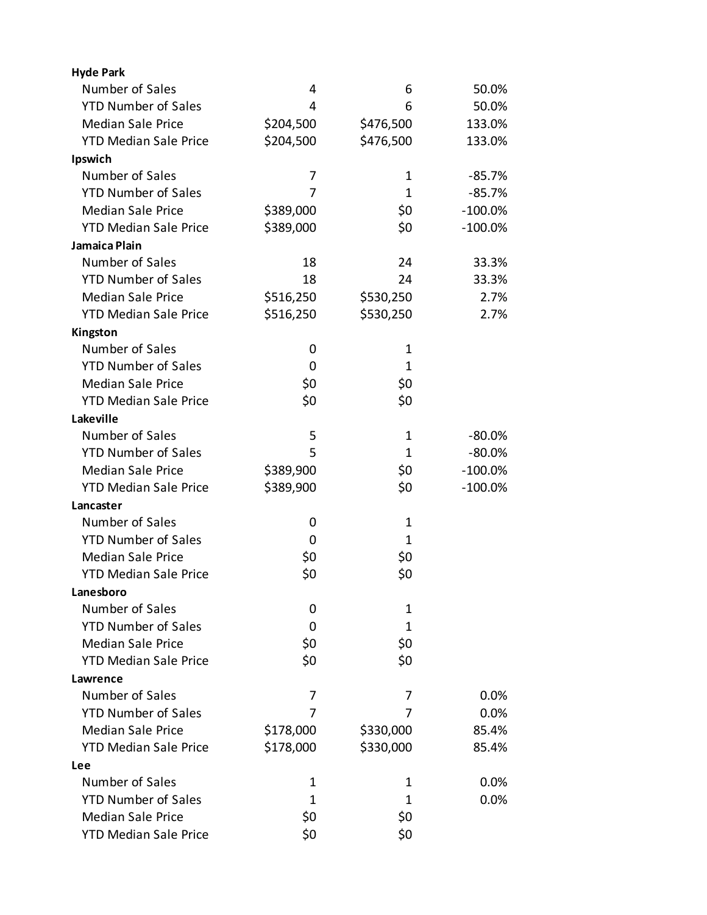| | | | |
|---|---|---|---|
| **Hyde Park** | | | |
| Number of Sales | 4 | 6 | 50.0% |
| YTD Number of Sales | 4 | 6 | 50.0% |
| Median Sale Price | $204,500 | $476,500 | 133.0% |
| YTD Median Sale Price | $204,500 | $476,500 | 133.0% |
| **Ipswich** | | | |
| Number of Sales | 7 | 1 | -85.7% |
| YTD Number of Sales | 7 | 1 | -85.7% |
| Median Sale Price | $389,000 | $0 | -100.0% |
| YTD Median Sale Price | $389,000 | $0 | -100.0% |
| **Jamaica Plain** | | | |
| Number of Sales | 18 | 24 | 33.3% |
| YTD Number of Sales | 18 | 24 | 33.3% |
| Median Sale Price | $516,250 | $530,250 | 2.7% |
| YTD Median Sale Price | $516,250 | $530,250 | 2.7% |
| **Kingston** | | | |
| Number of Sales | 0 | 1 | |
| YTD Number of Sales | 0 | 1 | |
| Median Sale Price | $0 | $0 | |
| YTD Median Sale Price | $0 | $0 | |
| **Lakeville** | | | |
| Number of Sales | 5 | 1 | -80.0% |
| YTD Number of Sales | 5 | 1 | -80.0% |
| Median Sale Price | $389,900 | $0 | -100.0% |
| YTD Median Sale Price | $389,900 | $0 | -100.0% |
| **Lancaster** | | | |
| Number of Sales | 0 | 1 | |
| YTD Number of Sales | 0 | 1 | |
| Median Sale Price | $0 | $0 | |
| YTD Median Sale Price | $0 | $0 | |
| **Lanesboro** | | | |
| Number of Sales | 0 | 1 | |
| YTD Number of Sales | 0 | 1 | |
| Median Sale Price | $0 | $0 | |
| YTD Median Sale Price | $0 | $0 | |
| **Lawrence** | | | |
| Number of Sales | 7 | 7 | 0.0% |
| YTD Number of Sales | 7 | 7 | 0.0% |
| Median Sale Price | $178,000 | $330,000 | 85.4% |
| YTD Median Sale Price | $178,000 | $330,000 | 85.4% |
| **Lee** | | | |
| Number of Sales | 1 | 1 | 0.0% |
| YTD Number of Sales | 1 | 1 | 0.0% |
| Median Sale Price | $0 | $0 | |
| YTD Median Sale Price | $0 | $0 | |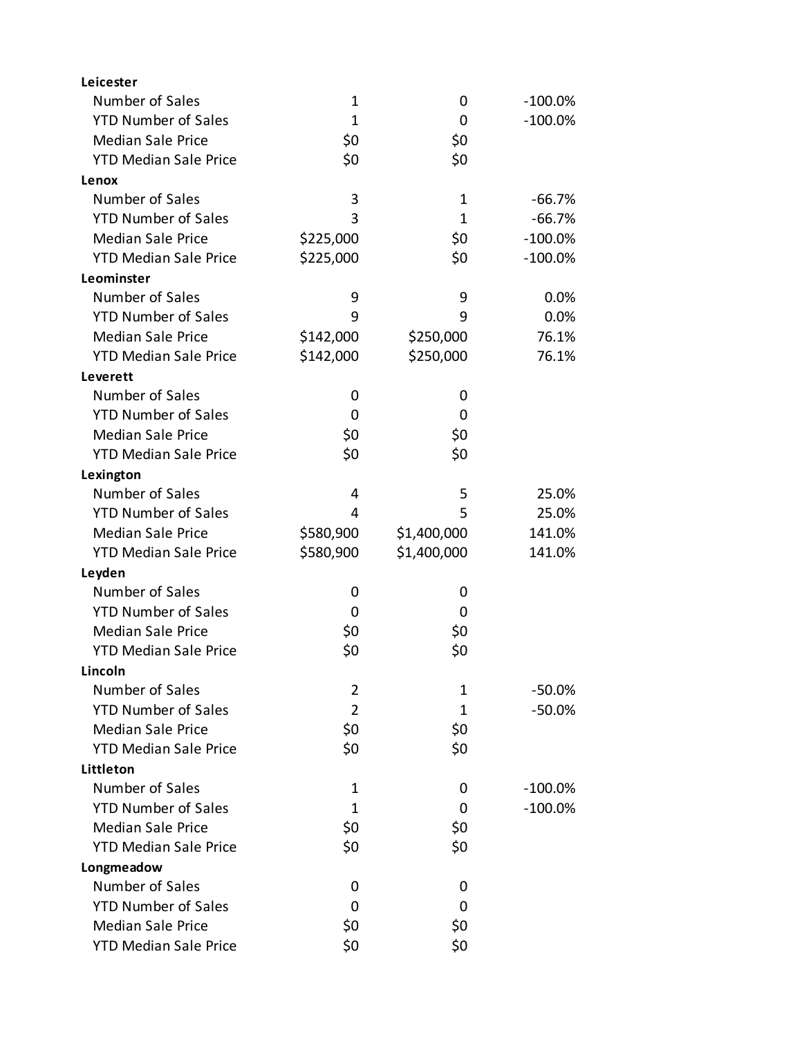| | | | |
|---|---|---|---|
| **Leicester** | | | |
| Number of Sales | 1 | 0 | -100.0% |
| YTD Number of Sales | 1 | 0 | -100.0% |
| Median Sale Price | $0 | $0 | |
| YTD Median Sale Price | $0 | $0 | |
| **Lenox** | | | |
| Number of Sales | 3 | 1 | -66.7% |
| YTD Number of Sales | 3 | 1 | -66.7% |
| Median Sale Price | $225,000 | $0 | -100.0% |
| YTD Median Sale Price | $225,000 | $0 | -100.0% |
| **Leominster** | | | |
| Number of Sales | 9 | 9 | 0.0% |
| YTD Number of Sales | 9 | 9 | 0.0% |
| Median Sale Price | $142,000 | $250,000 | 76.1% |
| YTD Median Sale Price | $142,000 | $250,000 | 76.1% |
| **Leverett** | | | |
| Number of Sales | 0 | 0 | |
| YTD Number of Sales | 0 | 0 | |
| Median Sale Price | $0 | $0 | |
| YTD Median Sale Price | $0 | $0 | |
| **Lexington** | | | |
| Number of Sales | 4 | 5 | 25.0% |
| YTD Number of Sales | 4 | 5 | 25.0% |
| Median Sale Price | $580,900 | $1,400,000 | 141.0% |
| YTD Median Sale Price | $580,900 | $1,400,000 | 141.0% |
| **Leyden** | | | |
| Number of Sales | 0 | 0 | |
| YTD Number of Sales | 0 | 0 | |
| Median Sale Price | $0 | $0 | |
| YTD Median Sale Price | $0 | $0 | |
| **Lincoln** | | | |
| Number of Sales | 2 | 1 | -50.0% |
| YTD Number of Sales | 2 | 1 | -50.0% |
| Median Sale Price | $0 | $0 | |
| YTD Median Sale Price | $0 | $0 | |
| **Littleton** | | | |
| Number of Sales | 1 | 0 | -100.0% |
| YTD Number of Sales | 1 | 0 | -100.0% |
| Median Sale Price | $0 | $0 | |
| YTD Median Sale Price | $0 | $0 | |
| **Longmeadow** | | | |
| Number of Sales | 0 | 0 | |
| YTD Number of Sales | 0 | 0 | |
| Median Sale Price | $0 | $0 | |
| YTD Median Sale Price | $0 | $0 | |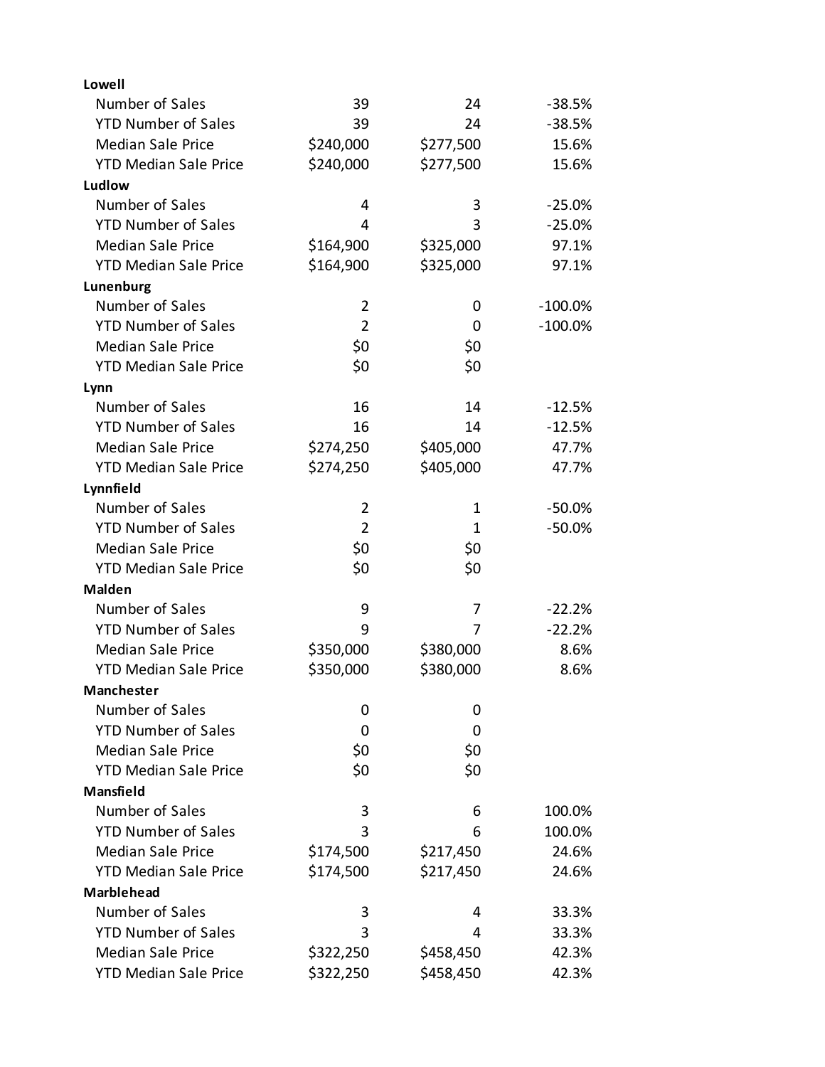| | | | |
|---|---|---|---|
| **Lowell** | | | |
| Number of Sales | 39 | 24 | -38.5% |
| YTD Number of Sales | 39 | 24 | -38.5% |
| Median Sale Price | $240,000 | $277,500 | 15.6% |
| YTD Median Sale Price | $240,000 | $277,500 | 15.6% |
| **Ludlow** | | | |
| Number of Sales | 4 | 3 | -25.0% |
| YTD Number of Sales | 4 | 3 | -25.0% |
| Median Sale Price | $164,900 | $325,000 | 97.1% |
| YTD Median Sale Price | $164,900 | $325,000 | 97.1% |
| **Lunenburg** | | | |
| Number of Sales | 2 | 0 | -100.0% |
| YTD Number of Sales | 2 | 0 | -100.0% |
| Median Sale Price | $0 | $0 | |
| YTD Median Sale Price | $0 | $0 | |
| **Lynn** | | | |
| Number of Sales | 16 | 14 | -12.5% |
| YTD Number of Sales | 16 | 14 | -12.5% |
| Median Sale Price | $274,250 | $405,000 | 47.7% |
| YTD Median Sale Price | $274,250 | $405,000 | 47.7% |
| **Lynnfield** | | | |
| Number of Sales | 2 | 1 | -50.0% |
| YTD Number of Sales | 2 | 1 | -50.0% |
| Median Sale Price | $0 | $0 | |
| YTD Median Sale Price | $0 | $0 | |
| **Malden** | | | |
| Number of Sales | 9 | 7 | -22.2% |
| YTD Number of Sales | 9 | 7 | -22.2% |
| Median Sale Price | $350,000 | $380,000 | 8.6% |
| YTD Median Sale Price | $350,000 | $380,000 | 8.6% |
| **Manchester** | | | |
| Number of Sales | 0 | 0 | |
| YTD Number of Sales | 0 | 0 | |
| Median Sale Price | $0 | $0 | |
| YTD Median Sale Price | $0 | $0 | |
| **Mansfield** | | | |
| Number of Sales | 3 | 6 | 100.0% |
| YTD Number of Sales | 3 | 6 | 100.0% |
| Median Sale Price | $174,500 | $217,450 | 24.6% |
| YTD Median Sale Price | $174,500 | $217,450 | 24.6% |
| **Marblehead** | | | |
| Number of Sales | 3 | 4 | 33.3% |
| YTD Number of Sales | 3 | 4 | 33.3% |
| Median Sale Price | $322,250 | $458,450 | 42.3% |
| YTD Median Sale Price | $322,250 | $458,450 | 42.3% |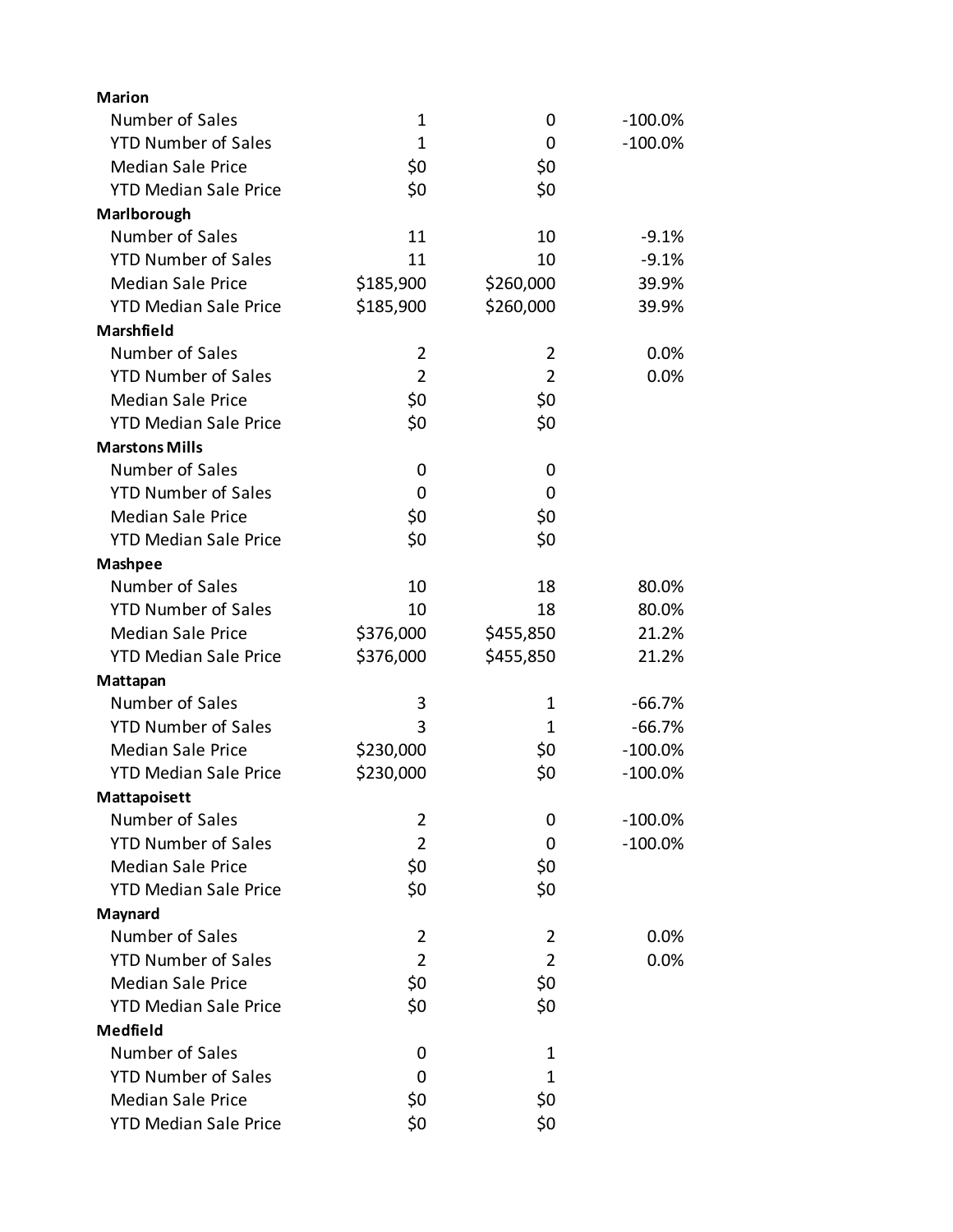| | | | |
|---|---|---|---|
| **Marion** | | | |
| Number of Sales | 1 | 0 | -100.0% |
| YTD Number of Sales | 1 | 0 | -100.0% |
| Median Sale Price | $0 | $0 | |
| YTD Median Sale Price | $0 | $0 | |
| **Marlborough** | | | |
| Number of Sales | 11 | 10 | -9.1% |
| YTD Number of Sales | 11 | 10 | -9.1% |
| Median Sale Price | $185,900 | $260,000 | 39.9% |
| YTD Median Sale Price | $185,900 | $260,000 | 39.9% |
| **Marshfield** | | | |
| Number of Sales | 2 | 2 | 0.0% |
| YTD Number of Sales | 2 | 2 | 0.0% |
| Median Sale Price | $0 | $0 | |
| YTD Median Sale Price | $0 | $0 | |
| **Marstons Mills** | | | |
| Number of Sales | 0 | 0 | |
| YTD Number of Sales | 0 | 0 | |
| Median Sale Price | $0 | $0 | |
| YTD Median Sale Price | $0 | $0 | |
| **Mashpee** | | | |
| Number of Sales | 10 | 18 | 80.0% |
| YTD Number of Sales | 10 | 18 | 80.0% |
| Median Sale Price | $376,000 | $455,850 | 21.2% |
| YTD Median Sale Price | $376,000 | $455,850 | 21.2% |
| **Mattapan** | | | |
| Number of Sales | 3 | 1 | -66.7% |
| YTD Number of Sales | 3 | 1 | -66.7% |
| Median Sale Price | $230,000 | $0 | -100.0% |
| YTD Median Sale Price | $230,000 | $0 | -100.0% |
| **Mattapoisett** | | | |
| Number of Sales | 2 | 0 | -100.0% |
| YTD Number of Sales | 2 | 0 | -100.0% |
| Median Sale Price | $0 | $0 | |
| YTD Median Sale Price | $0 | $0 | |
| **Maynard** | | | |
| Number of Sales | 2 | 2 | 0.0% |
| YTD Number of Sales | 2 | 2 | 0.0% |
| Median Sale Price | $0 | $0 | |
| YTD Median Sale Price | $0 | $0 | |
| **Medfield** | | | |
| Number of Sales | 0 | 1 | |
| YTD Number of Sales | 0 | 1 | |
| Median Sale Price | $0 | $0 | |
| YTD Median Sale Price | $0 | $0 | |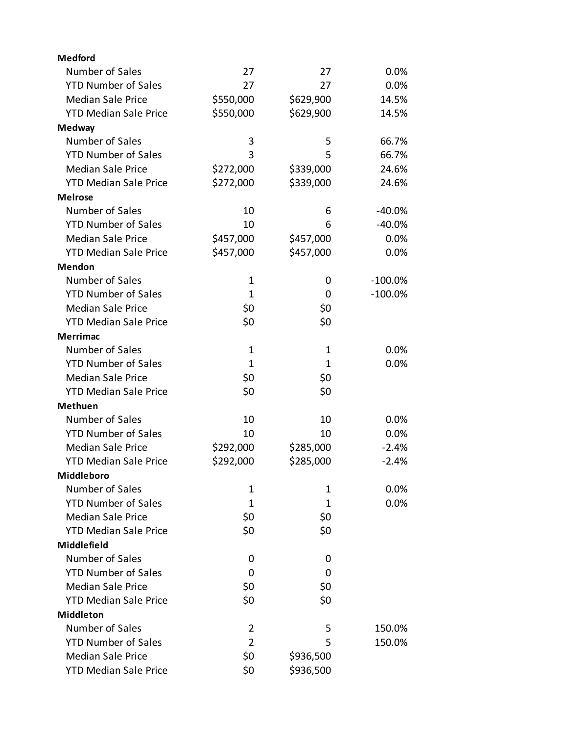| | | | |
|---|---|---|---|
| **Medford** | | | |
| Number of Sales | 27 | 27 | 0.0% |
| YTD Number of Sales | 27 | 27 | 0.0% |
| Median Sale Price | $550,000 | $629,900 | 14.5% |
| YTD Median Sale Price | $550,000 | $629,900 | 14.5% |
| **Medway** | | | |
| Number of Sales | 3 | 5 | 66.7% |
| YTD Number of Sales | 3 | 5 | 66.7% |
| Median Sale Price | $272,000 | $339,000 | 24.6% |
| YTD Median Sale Price | $272,000 | $339,000 | 24.6% |
| **Melrose** | | | |
| Number of Sales | 10 | 6 | -40.0% |
| YTD Number of Sales | 10 | 6 | -40.0% |
| Median Sale Price | $457,000 | $457,000 | 0.0% |
| YTD Median Sale Price | $457,000 | $457,000 | 0.0% |
| **Mendon** | | | |
| Number of Sales | 1 | 0 | -100.0% |
| YTD Number of Sales | 1 | 0 | -100.0% |
| Median Sale Price | $0 | $0 | |
| YTD Median Sale Price | $0 | $0 | |
| **Merrimac** | | | |
| Number of Sales | 1 | 1 | 0.0% |
| YTD Number of Sales | 1 | 1 | 0.0% |
| Median Sale Price | $0 | $0 | |
| YTD Median Sale Price | $0 | $0 | |
| **Methuen** | | | |
| Number of Sales | 10 | 10 | 0.0% |
| YTD Number of Sales | 10 | 10 | 0.0% |
| Median Sale Price | $292,000 | $285,000 | -2.4% |
| YTD Median Sale Price | $292,000 | $285,000 | -2.4% |
| **Middleboro** | | | |
| Number of Sales | 1 | 1 | 0.0% |
| YTD Number of Sales | 1 | 1 | 0.0% |
| Median Sale Price | $0 | $0 | |
| YTD Median Sale Price | $0 | $0 | |
| **Middlefield** | | | |
| Number of Sales | 0 | 0 | |
| YTD Number of Sales | 0 | 0 | |
| Median Sale Price | $0 | $0 | |
| YTD Median Sale Price | $0 | $0 | |
| **Middleton** | | | |
| Number of Sales | 2 | 5 | 150.0% |
| YTD Number of Sales | 2 | 5 | 150.0% |
| Median Sale Price | $0 | $936,500 | |
| YTD Median Sale Price | $0 | $936,500 | |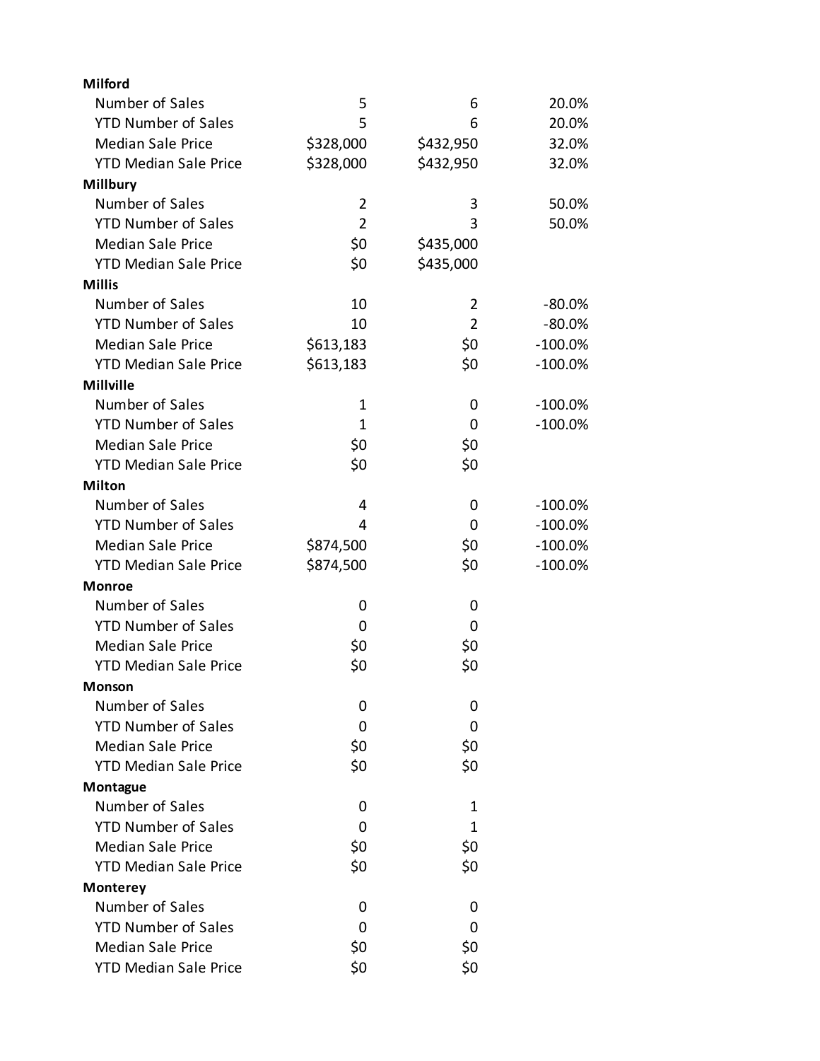| | | | |
|---|---|---|---|
| **Milford** | | | |
| Number of Sales | 5 | 6 | 20.0% |
| YTD Number of Sales | 5 | 6 | 20.0% |
| Median Sale Price | $328,000 | $432,950 | 32.0% |
| YTD Median Sale Price | $328,000 | $432,950 | 32.0% |
| **Millbury** | | | |
| Number of Sales | 2 | 3 | 50.0% |
| YTD Number of Sales | 2 | 3 | 50.0% |
| Median Sale Price | $0 | $435,000 | |
| YTD Median Sale Price | $0 | $435,000 | |
| **Millis** | | | |
| Number of Sales | 10 | 2 | -80.0% |
| YTD Number of Sales | 10 | 2 | -80.0% |
| Median Sale Price | $613,183 | $0 | -100.0% |
| YTD Median Sale Price | $613,183 | $0 | -100.0% |
| **Millville** | | | |
| Number of Sales | 1 | 0 | -100.0% |
| YTD Number of Sales | 1 | 0 | -100.0% |
| Median Sale Price | $0 | $0 | |
| YTD Median Sale Price | $0 | $0 | |
| **Milton** | | | |
| Number of Sales | 4 | 0 | -100.0% |
| YTD Number of Sales | 4 | 0 | -100.0% |
| Median Sale Price | $874,500 | $0 | -100.0% |
| YTD Median Sale Price | $874,500 | $0 | -100.0% |
| **Monroe** | | | |
| Number of Sales | 0 | 0 | |
| YTD Number of Sales | 0 | 0 | |
| Median Sale Price | $0 | $0 | |
| YTD Median Sale Price | $0 | $0 | |
| **Monson** | | | |
| Number of Sales | 0 | 0 | |
| YTD Number of Sales | 0 | 0 | |
| Median Sale Price | $0 | $0 | |
| YTD Median Sale Price | $0 | $0 | |
| **Montague** | | | |
| Number of Sales | 0 | 1 | |
| YTD Number of Sales | 0 | 1 | |
| Median Sale Price | $0 | $0 | |
| YTD Median Sale Price | $0 | $0 | |
| **Monterey** | | | |
| Number of Sales | 0 | 0 | |
| YTD Number of Sales | 0 | 0 | |
| Median Sale Price | $0 | $0 | |
| YTD Median Sale Price | $0 | $0 | |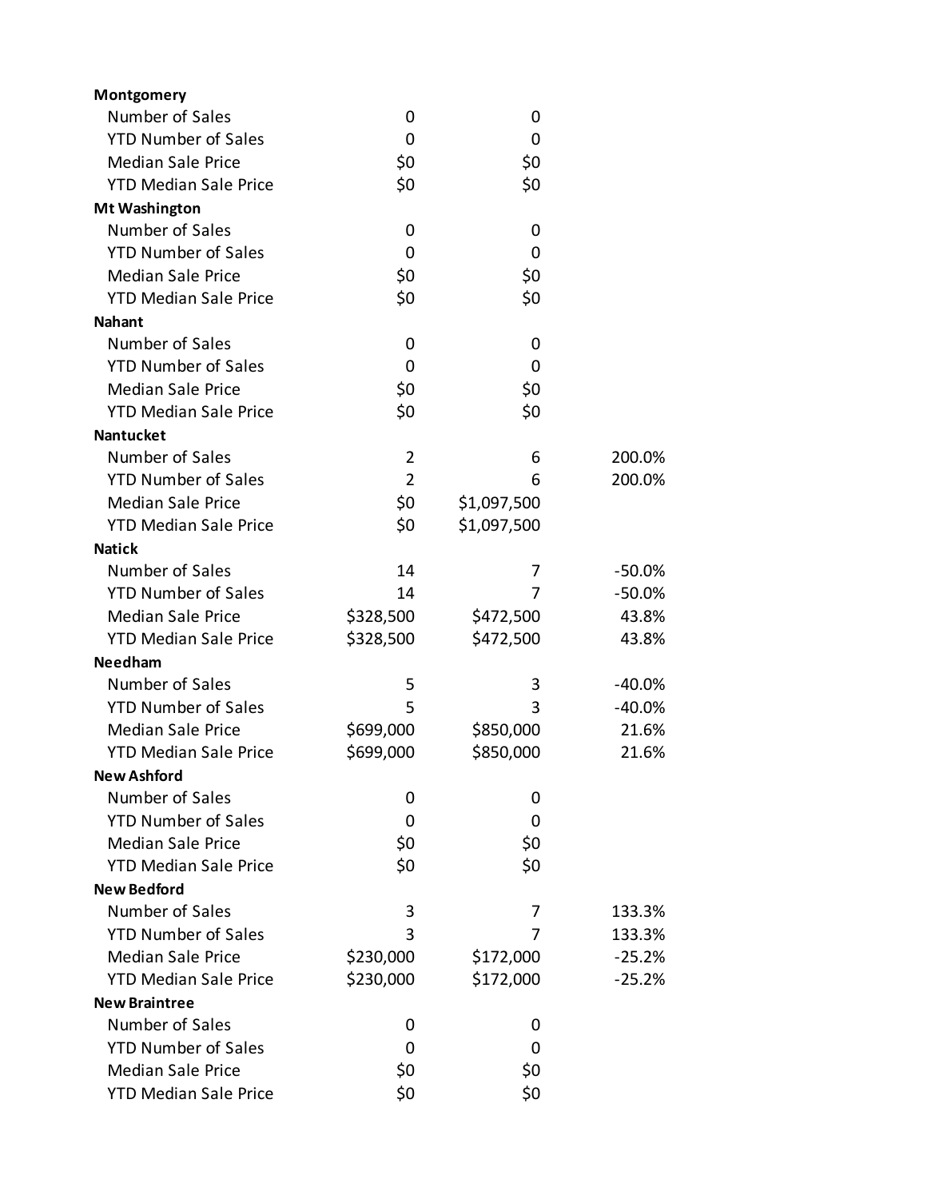| | | | |
|---|---|---|---|
| **Montgomery** | | | |
| Number of Sales | 0 | 0 | |
| YTD Number of Sales | 0 | 0 | |
| Median Sale Price | $0 | $0 | |
| YTD Median Sale Price | $0 | $0 | |
| **Mt Washington** | | | |
| Number of Sales | 0 | 0 | |
| YTD Number of Sales | 0 | 0 | |
| Median Sale Price | $0 | $0 | |
| YTD Median Sale Price | $0 | $0 | |
| **Nahant** | | | |
| Number of Sales | 0 | 0 | |
| YTD Number of Sales | 0 | 0 | |
| Median Sale Price | $0 | $0 | |
| YTD Median Sale Price | $0 | $0 | |
| **Nantucket** | | | |
| Number of Sales | 2 | 6 | 200.0% |
| YTD Number of Sales | 2 | 6 | 200.0% |
| Median Sale Price | $0 | $1,097,500 | |
| YTD Median Sale Price | $0 | $1,097,500 | |
| **Natick** | | | |
| Number of Sales | 14 | 7 | -50.0% |
| YTD Number of Sales | 14 | 7 | -50.0% |
| Median Sale Price | $328,500 | $472,500 | 43.8% |
| YTD Median Sale Price | $328,500 | $472,500 | 43.8% |
| **Needham** | | | |
| Number of Sales | 5 | 3 | -40.0% |
| YTD Number of Sales | 5 | 3 | -40.0% |
| Median Sale Price | $699,000 | $850,000 | 21.6% |
| YTD Median Sale Price | $699,000 | $850,000 | 21.6% |
| **New Ashford** | | | |
| Number of Sales | 0 | 0 | |
| YTD Number of Sales | 0 | 0 | |
| Median Sale Price | $0 | $0 | |
| YTD Median Sale Price | $0 | $0 | |
| **New Bedford** | | | |
| Number of Sales | 3 | 7 | 133.3% |
| YTD Number of Sales | 3 | 7 | 133.3% |
| Median Sale Price | $230,000 | $172,000 | -25.2% |
| YTD Median Sale Price | $230,000 | $172,000 | -25.2% |
| **New Braintree** | | | |
| Number of Sales | 0 | 0 | |
| YTD Number of Sales | 0 | 0 | |
| Median Sale Price | $0 | $0 | |
| YTD Median Sale Price | $0 | $0 | |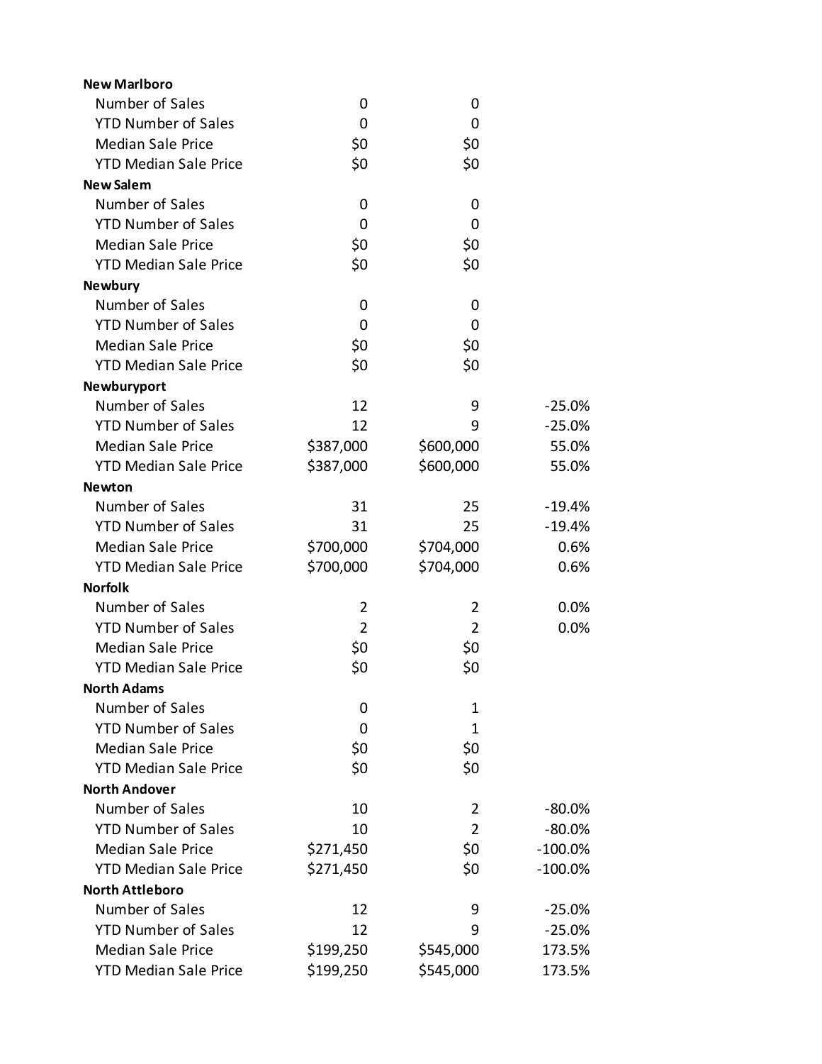| | | | |
|---|---|---|---|
| **New Marlboro** | | | |
| Number of Sales | 0 | 0 | |
| YTD Number of Sales | 0 | 0 | |
| Median Sale Price | $0 | $0 | |
| YTD Median Sale Price | $0 | $0 | |
| **New Salem** | | | |
| Number of Sales | 0 | 0 | |
| YTD Number of Sales | 0 | 0 | |
| Median Sale Price | $0 | $0 | |
| YTD Median Sale Price | $0 | $0 | |
| **Newbury** | | | |
| Number of Sales | 0 | 0 | |
| YTD Number of Sales | 0 | 0 | |
| Median Sale Price | $0 | $0 | |
| YTD Median Sale Price | $0 | $0 | |
| **Newburyport** | | | |
| Number of Sales | 12 | 9 | -25.0% |
| YTD Number of Sales | 12 | 9 | -25.0% |
| Median Sale Price | $387,000 | $600,000 | 55.0% |
| YTD Median Sale Price | $387,000 | $600,000 | 55.0% |
| **Newton** | | | |
| Number of Sales | 31 | 25 | -19.4% |
| YTD Number of Sales | 31 | 25 | -19.4% |
| Median Sale Price | $700,000 | $704,000 | 0.6% |
| YTD Median Sale Price | $700,000 | $704,000 | 0.6% |
| **Norfolk** | | | |
| Number of Sales | 2 | 2 | 0.0% |
| YTD Number of Sales | 2 | 2 | 0.0% |
| Median Sale Price | $0 | $0 | |
| YTD Median Sale Price | $0 | $0 | |
| **North Adams** | | | |
| Number of Sales | 0 | 1 | |
| YTD Number of Sales | 0 | 1 | |
| Median Sale Price | $0 | $0 | |
| YTD Median Sale Price | $0 | $0 | |
| **North Andover** | | | |
| Number of Sales | 10 | 2 | -80.0% |
| YTD Number of Sales | 10 | 2 | -80.0% |
| Median Sale Price | $271,450 | $0 | -100.0% |
| YTD Median Sale Price | $271,450 | $0 | -100.0% |
| **North Attleboro** | | | |
| Number of Sales | 12 | 9 | -25.0% |
| YTD Number of Sales | 12 | 9 | -25.0% |
| Median Sale Price | $199,250 | $545,000 | 173.5% |
| YTD Median Sale Price | $199,250 | $545,000 | 173.5% |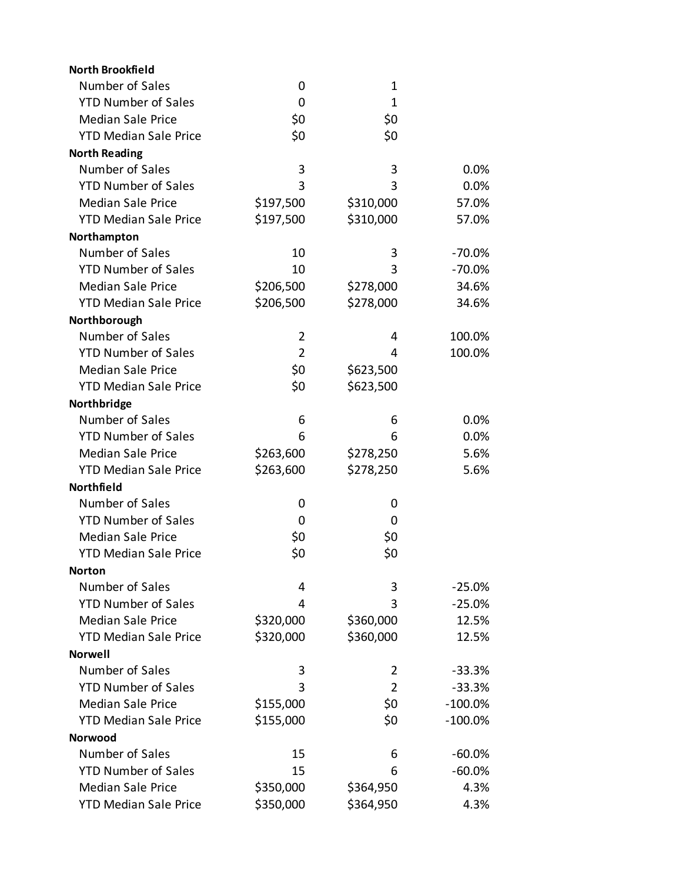| | | | |
|---|---|---|---|
| **North Brookfield** | | | |
| Number of Sales | 0 | 1 | |
| YTD Number of Sales | 0 | 1 | |
| Median Sale Price | $0 | $0 | |
| YTD Median Sale Price | $0 | $0 | |
| **North Reading** | | | |
| Number of Sales | 3 | 3 | 0.0% |
| YTD Number of Sales | 3 | 3 | 0.0% |
| Median Sale Price | $197,500 | $310,000 | 57.0% |
| YTD Median Sale Price | $197,500 | $310,000 | 57.0% |
| **Northampton** | | | |
| Number of Sales | 10 | 3 | -70.0% |
| YTD Number of Sales | 10 | 3 | -70.0% |
| Median Sale Price | $206,500 | $278,000 | 34.6% |
| YTD Median Sale Price | $206,500 | $278,000 | 34.6% |
| **Northborough** | | | |
| Number of Sales | 2 | 4 | 100.0% |
| YTD Number of Sales | 2 | 4 | 100.0% |
| Median Sale Price | $0 | $623,500 | |
| YTD Median Sale Price | $0 | $623,500 | |
| **Northbridge** | | | |
| Number of Sales | 6 | 6 | 0.0% |
| YTD Number of Sales | 6 | 6 | 0.0% |
| Median Sale Price | $263,600 | $278,250 | 5.6% |
| YTD Median Sale Price | $263,600 | $278,250 | 5.6% |
| **Northfield** | | | |
| Number of Sales | 0 | 0 | |
| YTD Number of Sales | 0 | 0 | |
| Median Sale Price | $0 | $0 | |
| YTD Median Sale Price | $0 | $0 | |
| **Norton** | | | |
| Number of Sales | 4 | 3 | -25.0% |
| YTD Number of Sales | 4 | 3 | -25.0% |
| Median Sale Price | $320,000 | $360,000 | 12.5% |
| YTD Median Sale Price | $320,000 | $360,000 | 12.5% |
| **Norwell** | | | |
| Number of Sales | 3 | 2 | -33.3% |
| YTD Number of Sales | 3 | 2 | -33.3% |
| Median Sale Price | $155,000 | $0 | -100.0% |
| YTD Median Sale Price | $155,000 | $0 | -100.0% |
| **Norwood** | | | |
| Number of Sales | 15 | 6 | -60.0% |
| YTD Number of Sales | 15 | 6 | -60.0% |
| Median Sale Price | $350,000 | $364,950 | 4.3% |
| YTD Median Sale Price | $350,000 | $364,950 | 4.3% |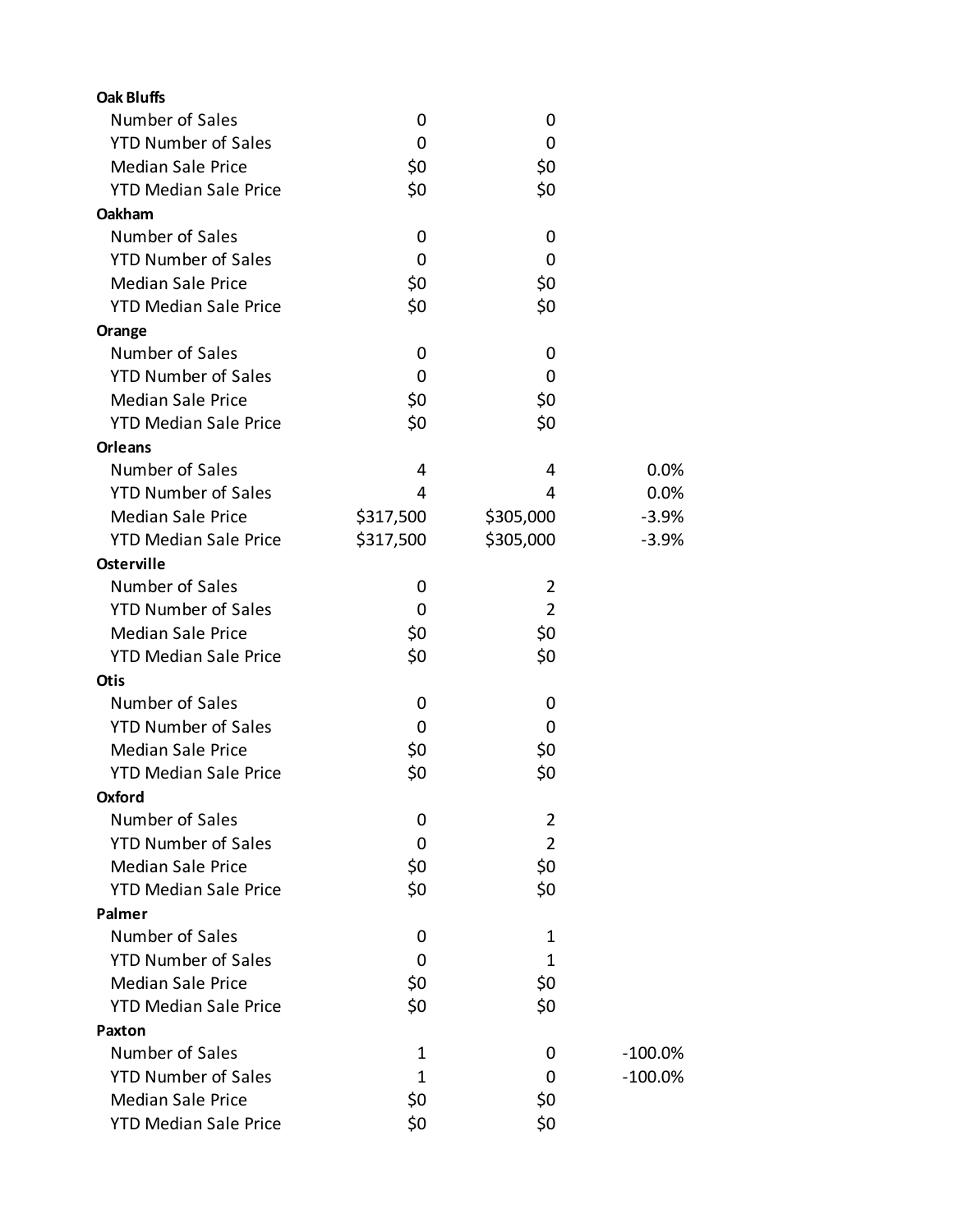| | | | |
|---|---|---|---|
| **Oak Bluffs** | | | |
| Number of Sales | 0 | 0 | |
| YTD Number of Sales | 0 | 0 | |
| Median Sale Price | $0 | $0 | |
| YTD Median Sale Price | $0 | $0 | |
| **Oakham** | | | |
| Number of Sales | 0 | 0 | |
| YTD Number of Sales | 0 | 0 | |
| Median Sale Price | $0 | $0 | |
| YTD Median Sale Price | $0 | $0 | |
| **Orange** | | | |
| Number of Sales | 0 | 0 | |
| YTD Number of Sales | 0 | 0 | |
| Median Sale Price | $0 | $0 | |
| YTD Median Sale Price | $0 | $0 | |
| **Orleans** | | | |
| Number of Sales | 4 | 4 | 0.0% |
| YTD Number of Sales | 4 | 4 | 0.0% |
| Median Sale Price | $317,500 | $305,000 | -3.9% |
| YTD Median Sale Price | $317,500 | $305,000 | -3.9% |
| **Osterville** | | | |
| Number of Sales | 0 | 2 | |
| YTD Number of Sales | 0 | 2 | |
| Median Sale Price | $0 | $0 | |
| YTD Median Sale Price | $0 | $0 | |
| **Otis** | | | |
| Number of Sales | 0 | 0 | |
| YTD Number of Sales | 0 | 0 | |
| Median Sale Price | $0 | $0 | |
| YTD Median Sale Price | $0 | $0 | |
| **Oxford** | | | |
| Number of Sales | 0 | 2 | |
| YTD Number of Sales | 0 | 2 | |
| Median Sale Price | $0 | $0 | |
| YTD Median Sale Price | $0 | $0 | |
| **Palmer** | | | |
| Number of Sales | 0 | 1 | |
| YTD Number of Sales | 0 | 1 | |
| Median Sale Price | $0 | $0 | |
| YTD Median Sale Price | $0 | $0 | |
| **Paxton** | | | |
| Number of Sales | 1 | 0 | -100.0% |
| YTD Number of Sales | 1 | 0 | -100.0% |
| Median Sale Price | $0 | $0 | |
| YTD Median Sale Price | $0 | $0 | |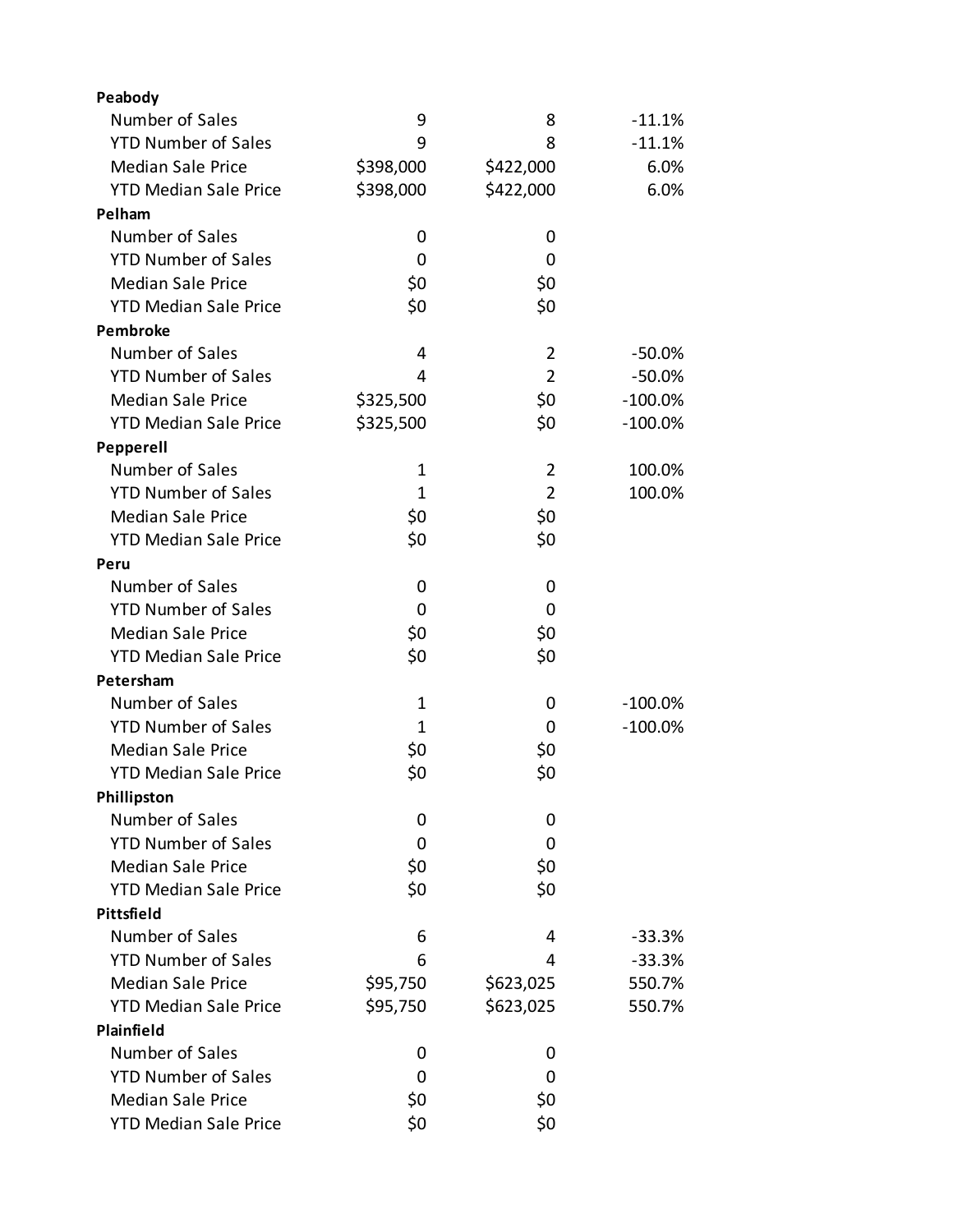| | | | |
|---|---|---|---|
| **Peabody** | | | |
| Number of Sales | 9 | 8 | -11.1% |
| YTD Number of Sales | 9 | 8 | -11.1% |
| Median Sale Price | $398,000 | $422,000 | 6.0% |
| YTD Median Sale Price | $398,000 | $422,000 | 6.0% |
| **Pelham** | | | |
| Number of Sales | 0 | 0 | |
| YTD Number of Sales | 0 | 0 | |
| Median Sale Price | $0 | $0 | |
| YTD Median Sale Price | $0 | $0 | |
| **Pembroke** | | | |
| Number of Sales | 4 | 2 | -50.0% |
| YTD Number of Sales | 4 | 2 | -50.0% |
| Median Sale Price | $325,500 | $0 | -100.0% |
| YTD Median Sale Price | $325,500 | $0 | -100.0% |
| **Pepperell** | | | |
| Number of Sales | 1 | 2 | 100.0% |
| YTD Number of Sales | 1 | 2 | 100.0% |
| Median Sale Price | $0 | $0 | |
| YTD Median Sale Price | $0 | $0 | |
| **Peru** | | | |
| Number of Sales | 0 | 0 | |
| YTD Number of Sales | 0 | 0 | |
| Median Sale Price | $0 | $0 | |
| YTD Median Sale Price | $0 | $0 | |
| **Petersham** | | | |
| Number of Sales | 1 | 0 | -100.0% |
| YTD Number of Sales | 1 | 0 | -100.0% |
| Median Sale Price | $0 | $0 | |
| YTD Median Sale Price | $0 | $0 | |
| **Phillipston** | | | |
| Number of Sales | 0 | 0 | |
| YTD Number of Sales | 0 | 0 | |
| Median Sale Price | $0 | $0 | |
| YTD Median Sale Price | $0 | $0 | |
| **Pittsfield** | | | |
| Number of Sales | 6 | 4 | -33.3% |
| YTD Number of Sales | 6 | 4 | -33.3% |
| Median Sale Price | $95,750 | $623,025 | 550.7% |
| YTD Median Sale Price | $95,750 | $623,025 | 550.7% |
| **Plainfield** | | | |
| Number of Sales | 0 | 0 | |
| YTD Number of Sales | 0 | 0 | |
| Median Sale Price | $0 | $0 | |
| YTD Median Sale Price | $0 | $0 | |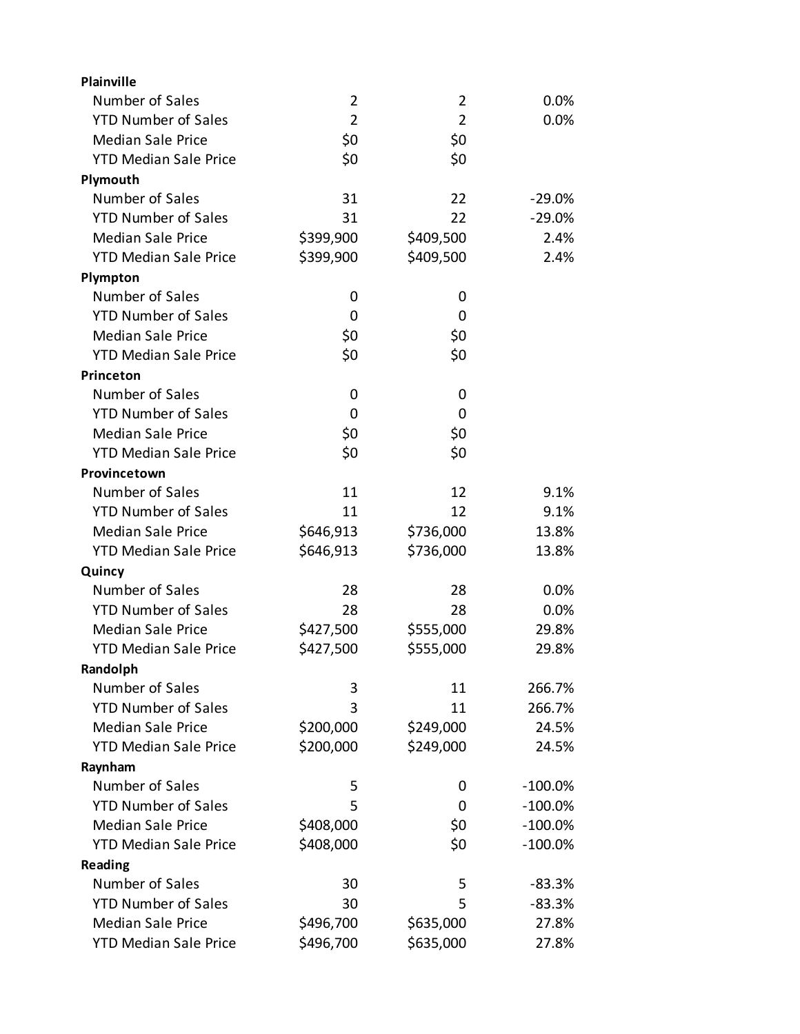| | | | |
|---|---|---|---|
| **Plainville** | | | |
| Number of Sales | 2 | 2 | 0.0% |
| YTD Number of Sales | 2 | 2 | 0.0% |
| Median Sale Price | $0 | $0 | |
| YTD Median Sale Price | $0 | $0 | |
| **Plymouth** | | | |
| Number of Sales | 31 | 22 | -29.0% |
| YTD Number of Sales | 31 | 22 | -29.0% |
| Median Sale Price | $399,900 | $409,500 | 2.4% |
| YTD Median Sale Price | $399,900 | $409,500 | 2.4% |
| **Plympton** | | | |
| Number of Sales | 0 | 0 | |
| YTD Number of Sales | 0 | 0 | |
| Median Sale Price | $0 | $0 | |
| YTD Median Sale Price | $0 | $0 | |
| **Princeton** | | | |
| Number of Sales | 0 | 0 | |
| YTD Number of Sales | 0 | 0 | |
| Median Sale Price | $0 | $0 | |
| YTD Median Sale Price | $0 | $0 | |
| **Provincetown** | | | |
| Number of Sales | 11 | 12 | 9.1% |
| YTD Number of Sales | 11 | 12 | 9.1% |
| Median Sale Price | $646,913 | $736,000 | 13.8% |
| YTD Median Sale Price | $646,913 | $736,000 | 13.8% |
| **Quincy** | | | |
| Number of Sales | 28 | 28 | 0.0% |
| YTD Number of Sales | 28 | 28 | 0.0% |
| Median Sale Price | $427,500 | $555,000 | 29.8% |
| YTD Median Sale Price | $427,500 | $555,000 | 29.8% |
| **Randolph** | | | |
| Number of Sales | 3 | 11 | 266.7% |
| YTD Number of Sales | 3 | 11 | 266.7% |
| Median Sale Price | $200,000 | $249,000 | 24.5% |
| YTD Median Sale Price | $200,000 | $249,000 | 24.5% |
| **Raynham** | | | |
| Number of Sales | 5 | 0 | -100.0% |
| YTD Number of Sales | 5 | 0 | -100.0% |
| Median Sale Price | $408,000 | $0 | -100.0% |
| YTD Median Sale Price | $408,000 | $0 | -100.0% |
| **Reading** | | | |
| Number of Sales | 30 | 5 | -83.3% |
| YTD Number of Sales | 30 | 5 | -83.3% |
| Median Sale Price | $496,700 | $635,000 | 27.8% |
| YTD Median Sale Price | $496,700 | $635,000 | 27.8% |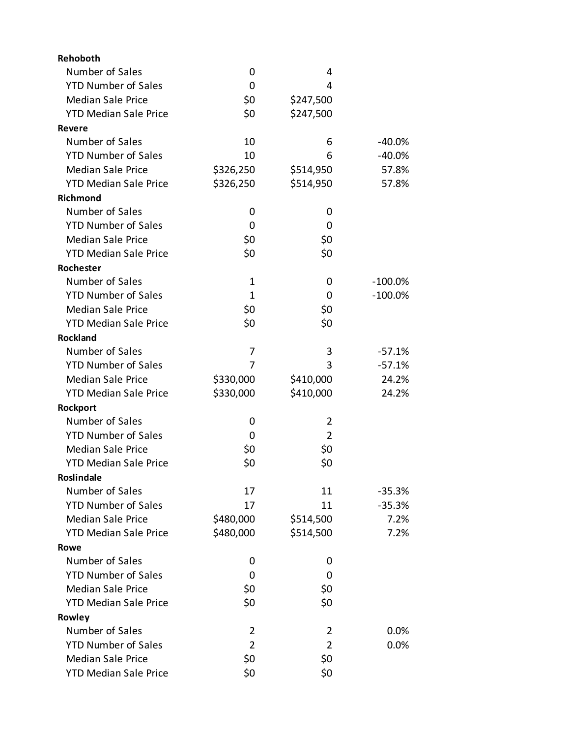| | | | |
|---|---|---|---|
| **Rehoboth** | | | |
| Number of Sales | 0 | 4 | |
| YTD Number of Sales | 0 | 4 | |
| Median Sale Price | $0 | $247,500 | |
| YTD Median Sale Price | $0 | $247,500 | |
| **Revere** | | | |
| Number of Sales | 10 | 6 | -40.0% |
| YTD Number of Sales | 10 | 6 | -40.0% |
| Median Sale Price | $326,250 | $514,950 | 57.8% |
| YTD Median Sale Price | $326,250 | $514,950 | 57.8% |
| **Richmond** | | | |
| Number of Sales | 0 | 0 | |
| YTD Number of Sales | 0 | 0 | |
| Median Sale Price | $0 | $0 | |
| YTD Median Sale Price | $0 | $0 | |
| **Rochester** | | | |
| Number of Sales | 1 | 0 | -100.0% |
| YTD Number of Sales | 1 | 0 | -100.0% |
| Median Sale Price | $0 | $0 | |
| YTD Median Sale Price | $0 | $0 | |
| **Rockland** | | | |
| Number of Sales | 7 | 3 | -57.1% |
| YTD Number of Sales | 7 | 3 | -57.1% |
| Median Sale Price | $330,000 | $410,000 | 24.2% |
| YTD Median Sale Price | $330,000 | $410,000 | 24.2% |
| **Rockport** | | | |
| Number of Sales | 0 | 2 | |
| YTD Number of Sales | 0 | 2 | |
| Median Sale Price | $0 | $0 | |
| YTD Median Sale Price | $0 | $0 | |
| **Roslindale** | | | |
| Number of Sales | 17 | 11 | -35.3% |
| YTD Number of Sales | 17 | 11 | -35.3% |
| Median Sale Price | $480,000 | $514,500 | 7.2% |
| YTD Median Sale Price | $480,000 | $514,500 | 7.2% |
| **Rowe** | | | |
| Number of Sales | 0 | 0 | |
| YTD Number of Sales | 0 | 0 | |
| Median Sale Price | $0 | $0 | |
| YTD Median Sale Price | $0 | $0 | |
| **Rowley** | | | |
| Number of Sales | 2 | 2 | 0.0% |
| YTD Number of Sales | 2 | 2 | 0.0% |
| Median Sale Price | $0 | $0 | |
| YTD Median Sale Price | $0 | $0 | |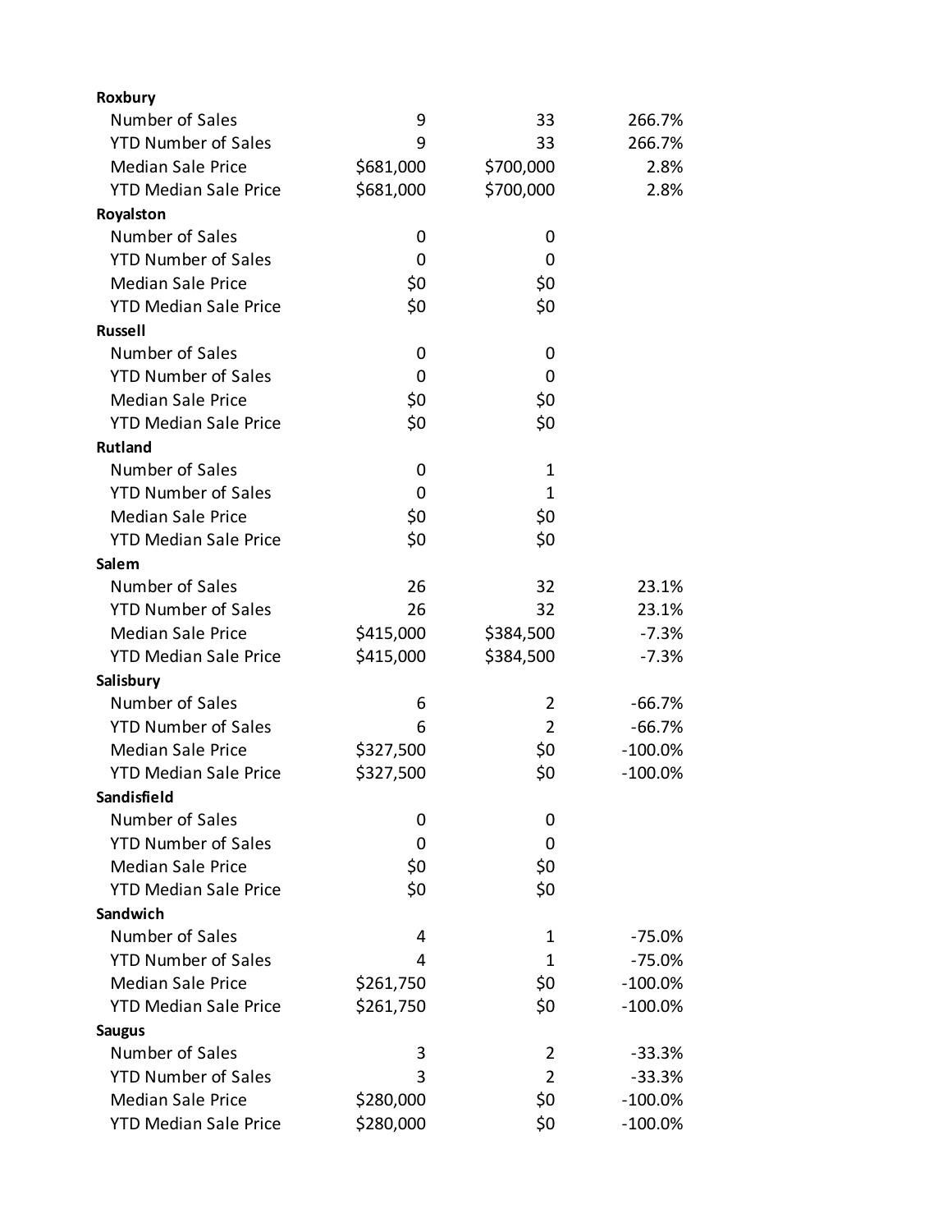| | | | |
|---|---|---|---|
| **Roxbury** | | | |
| Number of Sales | 9 | 33 | 266.7% |
| YTD Number of Sales | 9 | 33 | 266.7% |
| Median Sale Price | $681,000 | $700,000 | 2.8% |
| YTD Median Sale Price | $681,000 | $700,000 | 2.8% |
| **Royalston** | | | |
| Number of Sales | 0 | 0 | |
| YTD Number of Sales | 0 | 0 | |
| Median Sale Price | $0 | $0 | |
| YTD Median Sale Price | $0 | $0 | |
| **Russell** | | | |
| Number of Sales | 0 | 0 | |
| YTD Number of Sales | 0 | 0 | |
| Median Sale Price | $0 | $0 | |
| YTD Median Sale Price | $0 | $0 | |
| **Rutland** | | | |
| Number of Sales | 0 | 1 | |
| YTD Number of Sales | 0 | 1 | |
| Median Sale Price | $0 | $0 | |
| YTD Median Sale Price | $0 | $0 | |
| **Salem** | | | |
| Number of Sales | 26 | 32 | 23.1% |
| YTD Number of Sales | 26 | 32 | 23.1% |
| Median Sale Price | $415,000 | $384,500 | -7.3% |
| YTD Median Sale Price | $415,000 | $384,500 | -7.3% |
| **Salisbury** | | | |
| Number of Sales | 6 | 2 | -66.7% |
| YTD Number of Sales | 6 | 2 | -66.7% |
| Median Sale Price | $327,500 | $0 | -100.0% |
| YTD Median Sale Price | $327,500 | $0 | -100.0% |
| **Sandisfield** | | | |
| Number of Sales | 0 | 0 | |
| YTD Number of Sales | 0 | 0 | |
| Median Sale Price | $0 | $0 | |
| YTD Median Sale Price | $0 | $0 | |
| **Sandwich** | | | |
| Number of Sales | 4 | 1 | -75.0% |
| YTD Number of Sales | 4 | 1 | -75.0% |
| Median Sale Price | $261,750 | $0 | -100.0% |
| YTD Median Sale Price | $261,750 | $0 | -100.0% |
| **Saugus** | | | |
| Number of Sales | 3 | 2 | -33.3% |
| YTD Number of Sales | 3 | 2 | -33.3% |
| Median Sale Price | $280,000 | $0 | -100.0% |
| YTD Median Sale Price | $280,000 | $0 | -100.0% |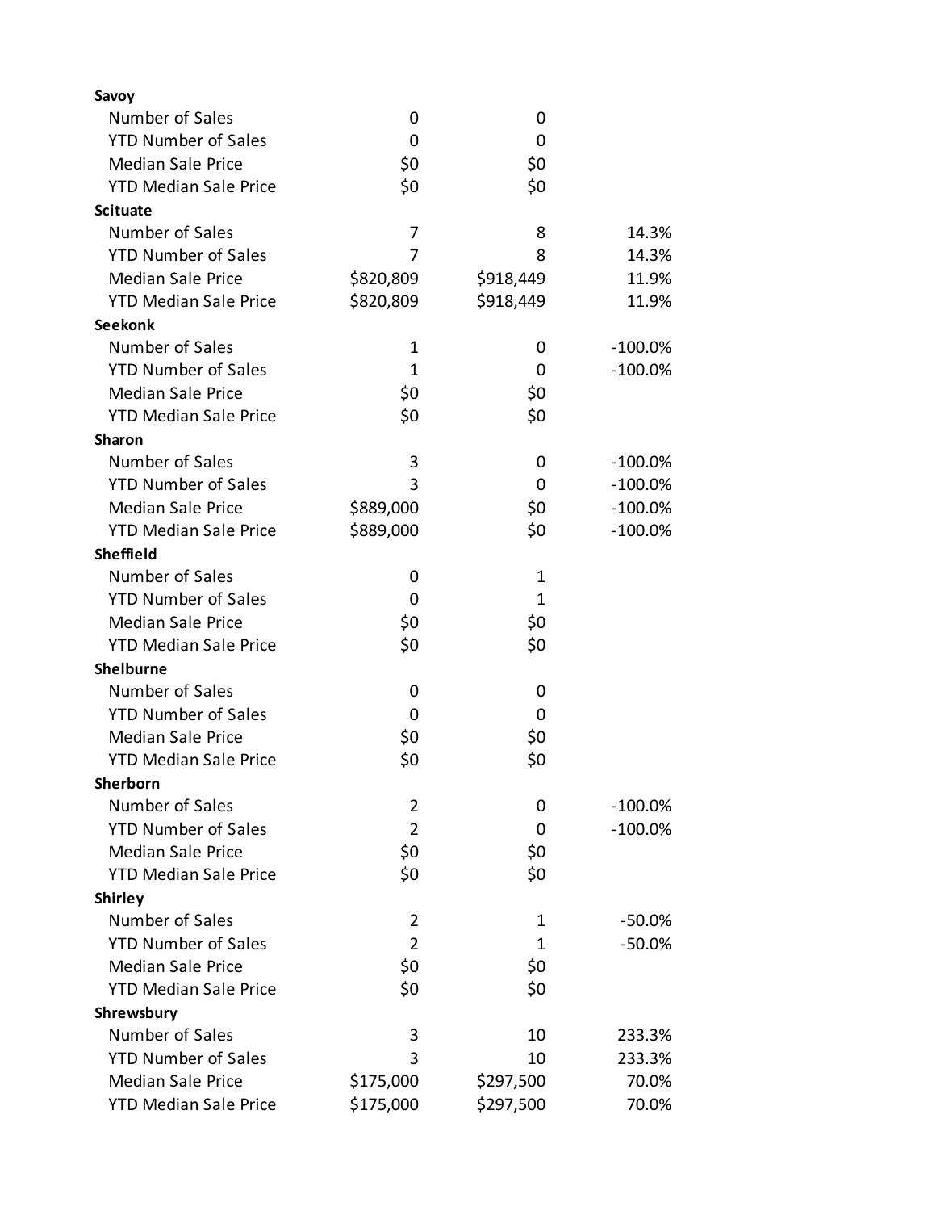| | | | |
|---|---|---|---|
| **Savoy** | | | |
| Number of Sales | 0 | 0 | |
| YTD Number of Sales | 0 | 0 | |
| Median Sale Price | $0 | $0 | |
| YTD Median Sale Price | $0 | $0 | |
| **Scituate** | | | |
| Number of Sales | 7 | 8 | 14.3% |
| YTD Number of Sales | 7 | 8 | 14.3% |
| Median Sale Price | $820,809 | $918,449 | 11.9% |
| YTD Median Sale Price | $820,809 | $918,449 | 11.9% |
| **Seekonk** | | | |
| Number of Sales | 1 | 0 | -100.0% |
| YTD Number of Sales | 1 | 0 | -100.0% |
| Median Sale Price | $0 | $0 | |
| YTD Median Sale Price | $0 | $0 | |
| **Sharon** | | | |
| Number of Sales | 3 | 0 | -100.0% |
| YTD Number of Sales | 3 | 0 | -100.0% |
| Median Sale Price | $889,000 | $0 | -100.0% |
| YTD Median Sale Price | $889,000 | $0 | -100.0% |
| **Sheffield** | | | |
| Number of Sales | 0 | 1 | |
| YTD Number of Sales | 0 | 1 | |
| Median Sale Price | $0 | $0 | |
| YTD Median Sale Price | $0 | $0 | |
| **Shelburne** | | | |
| Number of Sales | 0 | 0 | |
| YTD Number of Sales | 0 | 0 | |
| Median Sale Price | $0 | $0 | |
| YTD Median Sale Price | $0 | $0 | |
| **Sherborn** | | | |
| Number of Sales | 2 | 0 | -100.0% |
| YTD Number of Sales | 2 | 0 | -100.0% |
| Median Sale Price | $0 | $0 | |
| YTD Median Sale Price | $0 | $0 | |
| **Shirley** | | | |
| Number of Sales | 2 | 1 | -50.0% |
| YTD Number of Sales | 2 | 1 | -50.0% |
| Median Sale Price | $0 | $0 | |
| YTD Median Sale Price | $0 | $0 | |
| **Shrewsbury** | | | |
| Number of Sales | 3 | 10 | 233.3% |
| YTD Number of Sales | 3 | 10 | 233.3% |
| Median Sale Price | $175,000 | $297,500 | 70.0% |
| YTD Median Sale Price | $175,000 | $297,500 | 70.0% |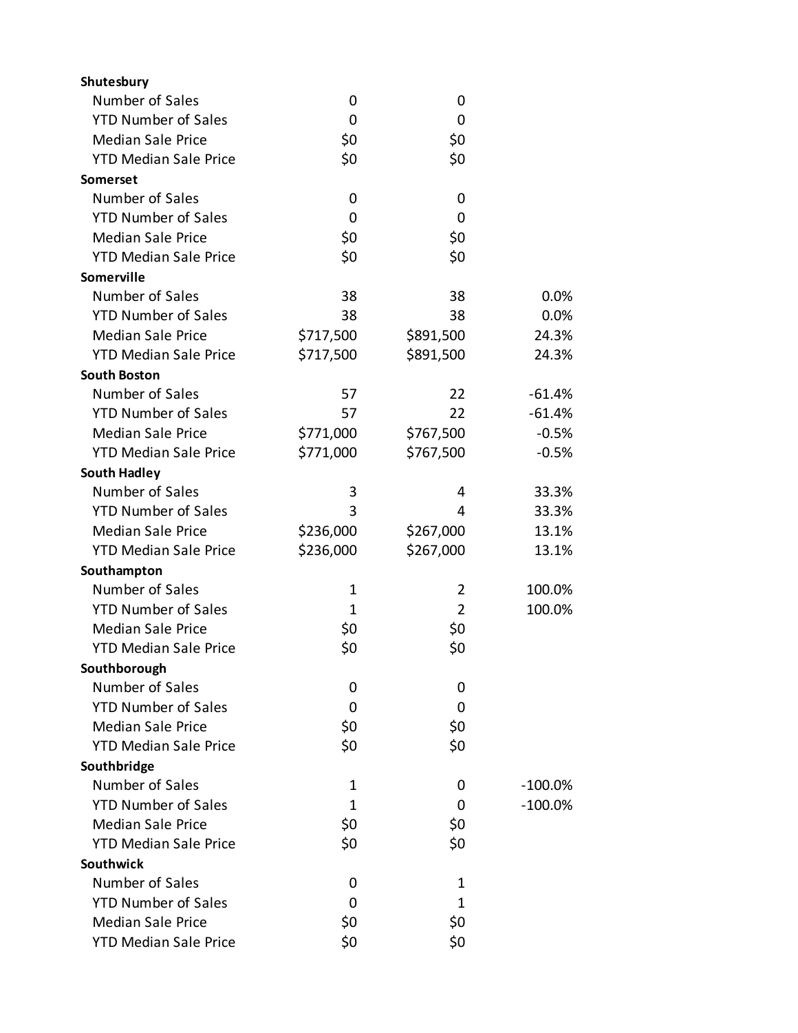| | | | |
|---|---|---|---|
| **Shutesbury** | | | |
| Number of Sales | 0 | 0 | |
| YTD Number of Sales | 0 | 0 | |
| Median Sale Price | $0 | $0 | |
| YTD Median Sale Price | $0 | $0 | |
| **Somerset** | | | |
| Number of Sales | 0 | 0 | |
| YTD Number of Sales | 0 | 0 | |
| Median Sale Price | $0 | $0 | |
| YTD Median Sale Price | $0 | $0 | |
| **Somerville** | | | |
| Number of Sales | 38 | 38 | 0.0% |
| YTD Number of Sales | 38 | 38 | 0.0% |
| Median Sale Price | $717,500 | $891,500 | 24.3% |
| YTD Median Sale Price | $717,500 | $891,500 | 24.3% |
| **South Boston** | | | |
| Number of Sales | 57 | 22 | -61.4% |
| YTD Number of Sales | 57 | 22 | -61.4% |
| Median Sale Price | $771,000 | $767,500 | -0.5% |
| YTD Median Sale Price | $771,000 | $767,500 | -0.5% |
| **South Hadley** | | | |
| Number of Sales | 3 | 4 | 33.3% |
| YTD Number of Sales | 3 | 4 | 33.3% |
| Median Sale Price | $236,000 | $267,000 | 13.1% |
| YTD Median Sale Price | $236,000 | $267,000 | 13.1% |
| **Southampton** | | | |
| Number of Sales | 1 | 2 | 100.0% |
| YTD Number of Sales | 1 | 2 | 100.0% |
| Median Sale Price | $0 | $0 | |
| YTD Median Sale Price | $0 | $0 | |
| **Southborough** | | | |
| Number of Sales | 0 | 0 | |
| YTD Number of Sales | 0 | 0 | |
| Median Sale Price | $0 | $0 | |
| YTD Median Sale Price | $0 | $0 | |
| **Southbridge** | | | |
| Number of Sales | 1 | 0 | -100.0% |
| YTD Number of Sales | 1 | 0 | -100.0% |
| Median Sale Price | $0 | $0 | |
| YTD Median Sale Price | $0 | $0 | |
| **Southwick** | | | |
| Number of Sales | 0 | 1 | |
| YTD Number of Sales | 0 | 1 | |
| Median Sale Price | $0 | $0 | |
| YTD Median Sale Price | $0 | $0 | |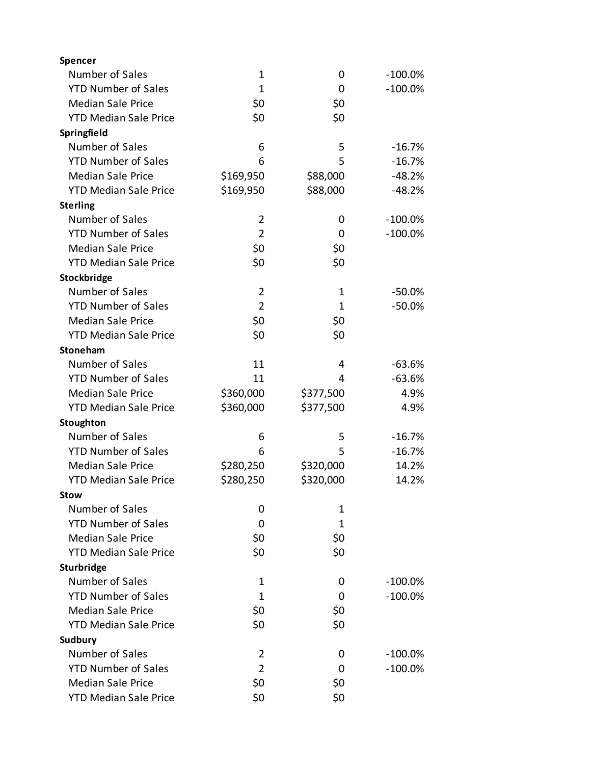| | | | |
|---|---|---|---|
| **Spencer** | | | |
| Number of Sales | 1 | 0 | -100.0% |
| YTD Number of Sales | 1 | 0 | -100.0% |
| Median Sale Price | $0 | $0 | |
| YTD Median Sale Price | $0 | $0 | |
| **Springfield** | | | |
| Number of Sales | 6 | 5 | -16.7% |
| YTD Number of Sales | 6 | 5 | -16.7% |
| Median Sale Price | $169,950 | $88,000 | -48.2% |
| YTD Median Sale Price | $169,950 | $88,000 | -48.2% |
| **Sterling** | | | |
| Number of Sales | 2 | 0 | -100.0% |
| YTD Number of Sales | 2 | 0 | -100.0% |
| Median Sale Price | $0 | $0 | |
| YTD Median Sale Price | $0 | $0 | |
| **Stockbridge** | | | |
| Number of Sales | 2 | 1 | -50.0% |
| YTD Number of Sales | 2 | 1 | -50.0% |
| Median Sale Price | $0 | $0 | |
| YTD Median Sale Price | $0 | $0 | |
| **Stoneham** | | | |
| Number of Sales | 11 | 4 | -63.6% |
| YTD Number of Sales | 11 | 4 | -63.6% |
| Median Sale Price | $360,000 | $377,500 | 4.9% |
| YTD Median Sale Price | $360,000 | $377,500 | 4.9% |
| **Stoughton** | | | |
| Number of Sales | 6 | 5 | -16.7% |
| YTD Number of Sales | 6 | 5 | -16.7% |
| Median Sale Price | $280,250 | $320,000 | 14.2% |
| YTD Median Sale Price | $280,250 | $320,000 | 14.2% |
| **Stow** | | | |
| Number of Sales | 0 | 1 | |
| YTD Number of Sales | 0 | 1 | |
| Median Sale Price | $0 | $0 | |
| YTD Median Sale Price | $0 | $0 | |
| **Sturbridge** | | | |
| Number of Sales | 1 | 0 | -100.0% |
| YTD Number of Sales | 1 | 0 | -100.0% |
| Median Sale Price | $0 | $0 | |
| YTD Median Sale Price | $0 | $0 | |
| **Sudbury** | | | |
| Number of Sales | 2 | 0 | -100.0% |
| YTD Number of Sales | 2 | 0 | -100.0% |
| Median Sale Price | $0 | $0 | |
| YTD Median Sale Price | $0 | $0 | |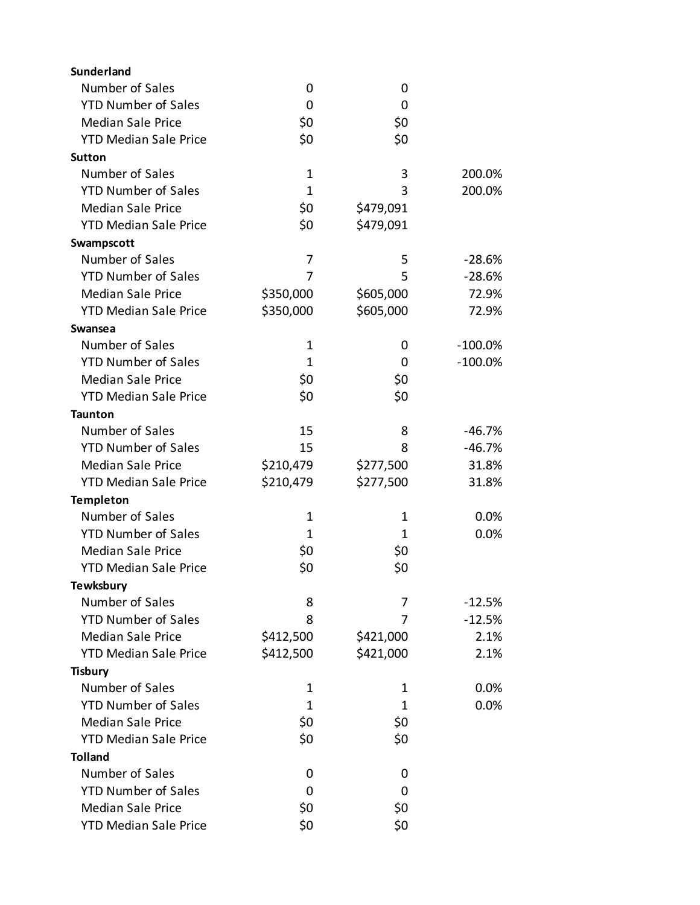| | | | |
|---|---|---|---|
| **Sunderland** | | | |
| Number of Sales | 0 | 0 | |
| YTD Number of Sales | 0 | 0 | |
| Median Sale Price | $0 | $0 | |
| YTD Median Sale Price | $0 | $0 | |
| **Sutton** | | | |
| Number of Sales | 1 | 3 | 200.0% |
| YTD Number of Sales | 1 | 3 | 200.0% |
| Median Sale Price | $0 | $479,091 | |
| YTD Median Sale Price | $0 | $479,091 | |
| **Swampscott** | | | |
| Number of Sales | 7 | 5 | -28.6% |
| YTD Number of Sales | 7 | 5 | -28.6% |
| Median Sale Price | $350,000 | $605,000 | 72.9% |
| YTD Median Sale Price | $350,000 | $605,000 | 72.9% |
| **Swansea** | | | |
| Number of Sales | 1 | 0 | -100.0% |
| YTD Number of Sales | 1 | 0 | -100.0% |
| Median Sale Price | $0 | $0 | |
| YTD Median Sale Price | $0 | $0 | |
| **Taunton** | | | |
| Number of Sales | 15 | 8 | -46.7% |
| YTD Number of Sales | 15 | 8 | -46.7% |
| Median Sale Price | $210,479 | $277,500 | 31.8% |
| YTD Median Sale Price | $210,479 | $277,500 | 31.8% |
| **Templeton** | | | |
| Number of Sales | 1 | 1 | 0.0% |
| YTD Number of Sales | 1 | 1 | 0.0% |
| Median Sale Price | $0 | $0 | |
| YTD Median Sale Price | $0 | $0 | |
| **Tewksbury** | | | |
| Number of Sales | 8 | 7 | -12.5% |
| YTD Number of Sales | 8 | 7 | -12.5% |
| Median Sale Price | $412,500 | $421,000 | 2.1% |
| YTD Median Sale Price | $412,500 | $421,000 | 2.1% |
| **Tisbury** | | | |
| Number of Sales | 1 | 1 | 0.0% |
| YTD Number of Sales | 1 | 1 | 0.0% |
| Median Sale Price | $0 | $0 | |
| YTD Median Sale Price | $0 | $0 | |
| **Tolland** | | | |
| Number of Sales | 0 | 0 | |
| YTD Number of Sales | 0 | 0 | |
| Median Sale Price | $0 | $0 | |
| YTD Median Sale Price | $0 | $0 | |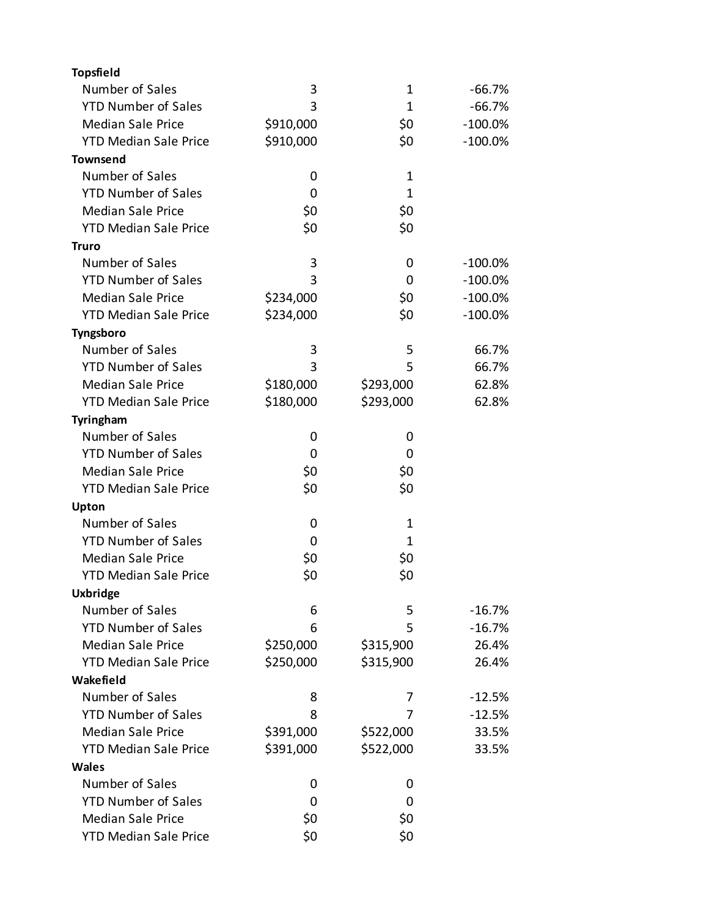| | | | |
|---|---|---|---|
| **Topsfield** | | | |
| Number of Sales | 3 | 1 | -66.7% |
| YTD Number of Sales | 3 | 1 | -66.7% |
| Median Sale Price | $910,000 | $0 | -100.0% |
| YTD Median Sale Price | $910,000 | $0 | -100.0% |
| **Townsend** | | | |
| Number of Sales | 0 | 1 | |
| YTD Number of Sales | 0 | 1 | |
| Median Sale Price | $0 | $0 | |
| YTD Median Sale Price | $0 | $0 | |
| **Truro** | | | |
| Number of Sales | 3 | 0 | -100.0% |
| YTD Number of Sales | 3 | 0 | -100.0% |
| Median Sale Price | $234,000 | $0 | -100.0% |
| YTD Median Sale Price | $234,000 | $0 | -100.0% |
| **Tyngsboro** | | | |
| Number of Sales | 3 | 5 | 66.7% |
| YTD Number of Sales | 3 | 5 | 66.7% |
| Median Sale Price | $180,000 | $293,000 | 62.8% |
| YTD Median Sale Price | $180,000 | $293,000 | 62.8% |
| **Tyringham** | | | |
| Number of Sales | 0 | 0 | |
| YTD Number of Sales | 0 | 0 | |
| Median Sale Price | $0 | $0 | |
| YTD Median Sale Price | $0 | $0 | |
| **Upton** | | | |
| Number of Sales | 0 | 1 | |
| YTD Number of Sales | 0 | 1 | |
| Median Sale Price | $0 | $0 | |
| YTD Median Sale Price | $0 | $0 | |
| **Uxbridge** | | | |
| Number of Sales | 6 | 5 | -16.7% |
| YTD Number of Sales | 6 | 5 | -16.7% |
| Median Sale Price | $250,000 | $315,900 | 26.4% |
| YTD Median Sale Price | $250,000 | $315,900 | 26.4% |
| **Wakefield** | | | |
| Number of Sales | 8 | 7 | -12.5% |
| YTD Number of Sales | 8 | 7 | -12.5% |
| Median Sale Price | $391,000 | $522,000 | 33.5% |
| YTD Median Sale Price | $391,000 | $522,000 | 33.5% |
| **Wales** | | | |
| Number of Sales | 0 | 0 | |
| YTD Number of Sales | 0 | 0 | |
| Median Sale Price | $0 | $0 | |
| YTD Median Sale Price | $0 | $0 | |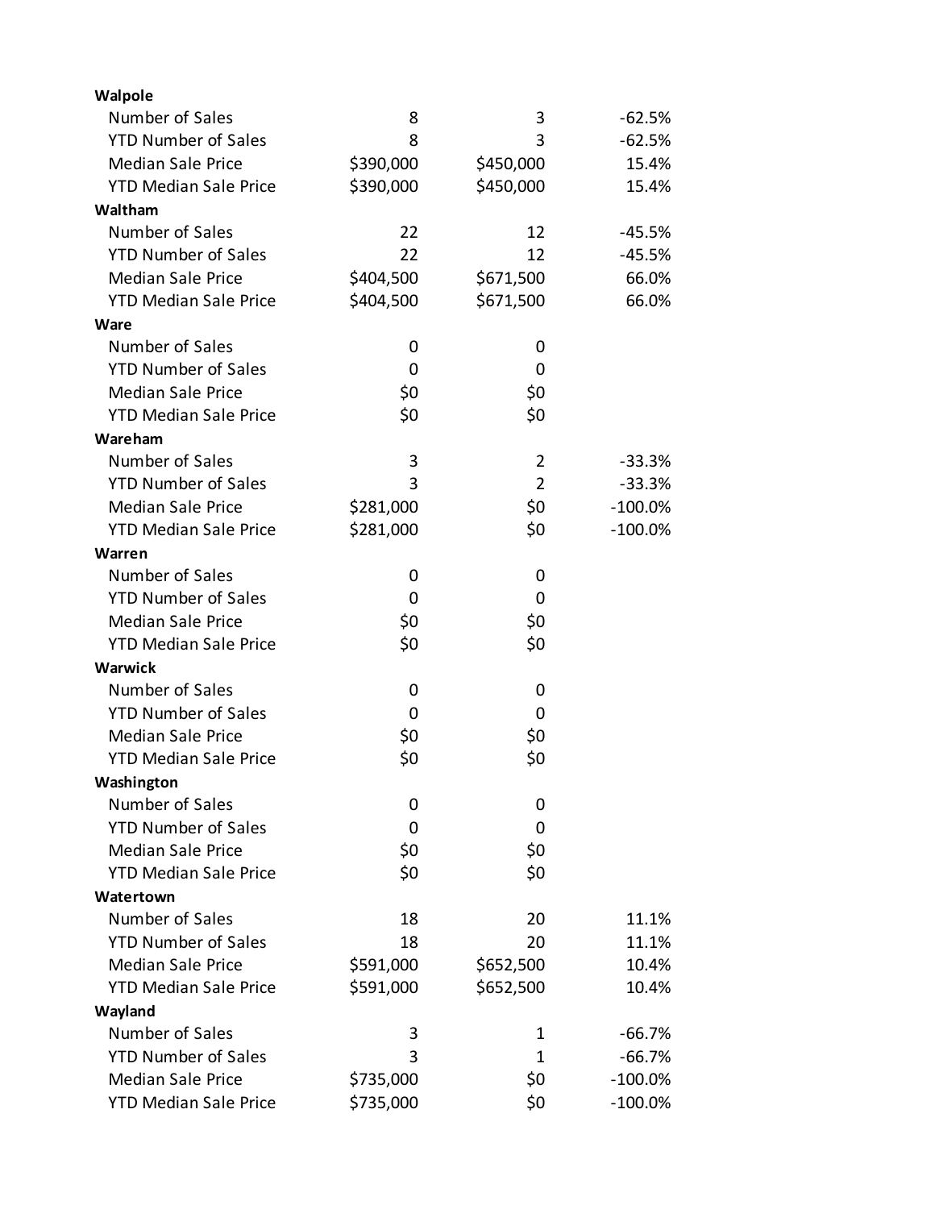| | | | |
|---|---|---|---|
| **Walpole** | | | |
| Number of Sales | 8 | 3 | -62.5% |
| YTD Number of Sales | 8 | 3 | -62.5% |
| Median Sale Price | $390,000 | $450,000 | 15.4% |
| YTD Median Sale Price | $390,000 | $450,000 | 15.4% |
| **Waltham** | | | |
| Number of Sales | 22 | 12 | -45.5% |
| YTD Number of Sales | 22 | 12 | -45.5% |
| Median Sale Price | $404,500 | $671,500 | 66.0% |
| YTD Median Sale Price | $404,500 | $671,500 | 66.0% |
| **Ware** | | | |
| Number of Sales | 0 | 0 | |
| YTD Number of Sales | 0 | 0 | |
| Median Sale Price | $0 | $0 | |
| YTD Median Sale Price | $0 | $0 | |
| **Wareham** | | | |
| Number of Sales | 3 | 2 | -33.3% |
| YTD Number of Sales | 3 | 2 | -33.3% |
| Median Sale Price | $281,000 | $0 | -100.0% |
| YTD Median Sale Price | $281,000 | $0 | -100.0% |
| **Warren** | | | |
| Number of Sales | 0 | 0 | |
| YTD Number of Sales | 0 | 0 | |
| Median Sale Price | $0 | $0 | |
| YTD Median Sale Price | $0 | $0 | |
| **Warwick** | | | |
| Number of Sales | 0 | 0 | |
| YTD Number of Sales | 0 | 0 | |
| Median Sale Price | $0 | $0 | |
| YTD Median Sale Price | $0 | $0 | |
| **Washington** | | | |
| Number of Sales | 0 | 0 | |
| YTD Number of Sales | 0 | 0 | |
| Median Sale Price | $0 | $0 | |
| YTD Median Sale Price | $0 | $0 | |
| **Watertown** | | | |
| Number of Sales | 18 | 20 | 11.1% |
| YTD Number of Sales | 18 | 20 | 11.1% |
| Median Sale Price | $591,000 | $652,500 | 10.4% |
| YTD Median Sale Price | $591,000 | $652,500 | 10.4% |
| **Wayland** | | | |
| Number of Sales | 3 | 1 | -66.7% |
| YTD Number of Sales | 3 | 1 | -66.7% |
| Median Sale Price | $735,000 | $0 | -100.0% |
| YTD Median Sale Price | $735,000 | $0 | -100.0% |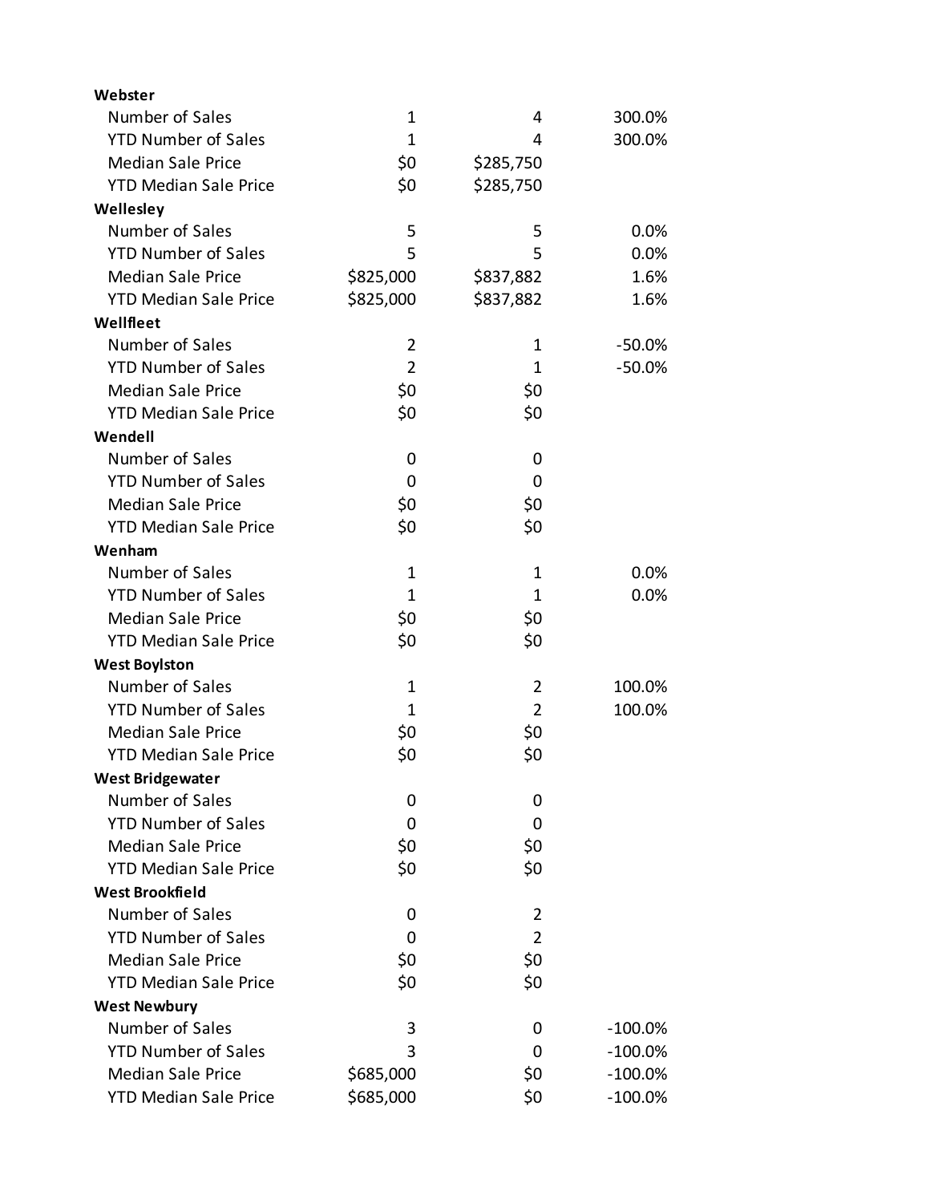| | | | |
|---|---|---|---|
| **Webster** | | | |
| Number of Sales | 1 | 4 | 300.0% |
| YTD Number of Sales | 1 | 4 | 300.0% |
| Median Sale Price | $0 | $285,750 | |
| YTD Median Sale Price | $0 | $285,750 | |
| **Wellesley** | | | |
| Number of Sales | 5 | 5 | 0.0% |
| YTD Number of Sales | 5 | 5 | 0.0% |
| Median Sale Price | $825,000 | $837,882 | 1.6% |
| YTD Median Sale Price | $825,000 | $837,882 | 1.6% |
| **Wellfleet** | | | |
| Number of Sales | 2 | 1 | -50.0% |
| YTD Number of Sales | 2 | 1 | -50.0% |
| Median Sale Price | $0 | $0 | |
| YTD Median Sale Price | $0 | $0 | |
| **Wendell** | | | |
| Number of Sales | 0 | 0 | |
| YTD Number of Sales | 0 | 0 | |
| Median Sale Price | $0 | $0 | |
| YTD Median Sale Price | $0 | $0 | |
| **Wenham** | | | |
| Number of Sales | 1 | 1 | 0.0% |
| YTD Number of Sales | 1 | 1 | 0.0% |
| Median Sale Price | $0 | $0 | |
| YTD Median Sale Price | $0 | $0 | |
| **West Boylston** | | | |
| Number of Sales | 1 | 2 | 100.0% |
| YTD Number of Sales | 1 | 2 | 100.0% |
| Median Sale Price | $0 | $0 | |
| YTD Median Sale Price | $0 | $0 | |
| **West Bridgewater** | | | |
| Number of Sales | 0 | 0 | |
| YTD Number of Sales | 0 | 0 | |
| Median Sale Price | $0 | $0 | |
| YTD Median Sale Price | $0 | $0 | |
| **West Brookfield** | | | |
| Number of Sales | 0 | 2 | |
| YTD Number of Sales | 0 | 2 | |
| Median Sale Price | $0 | $0 | |
| YTD Median Sale Price | $0 | $0 | |
| **West Newbury** | | | |
| Number of Sales | 3 | 0 | -100.0% |
| YTD Number of Sales | 3 | 0 | -100.0% |
| Median Sale Price | $685,000 | $0 | -100.0% |
| YTD Median Sale Price | $685,000 | $0 | -100.0% |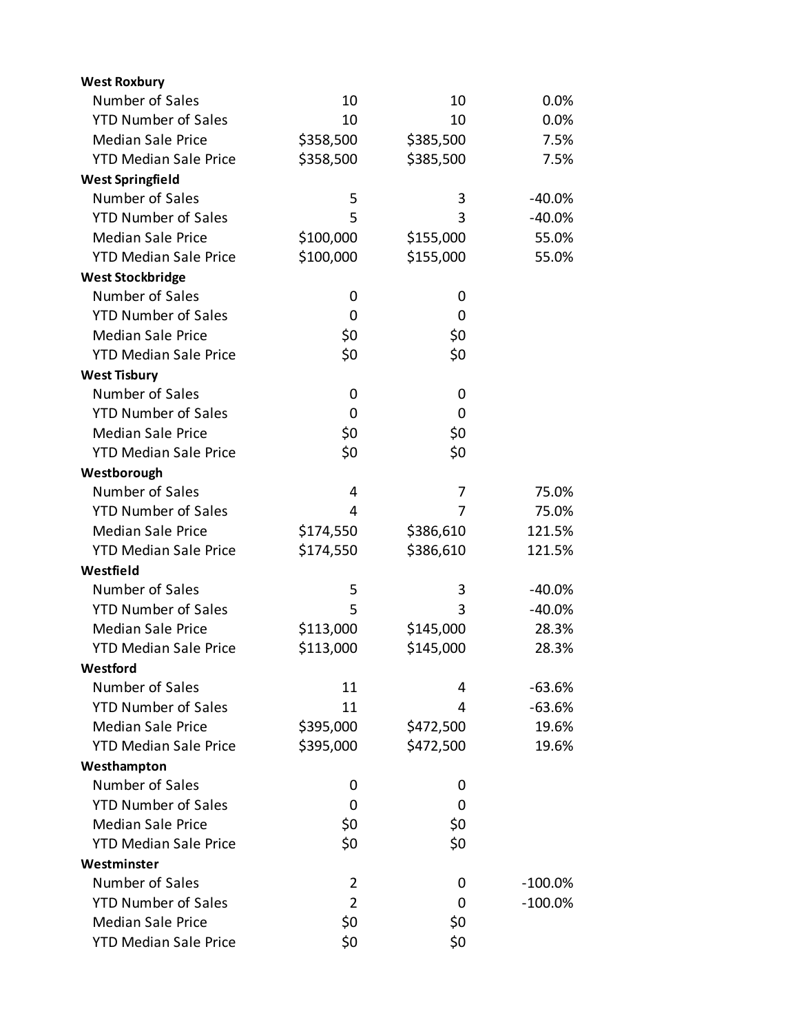| | | | |
|---|---|---|---|
| **West Roxbury** | | | |
| Number of Sales | 10 | 10 | 0.0% |
| YTD Number of Sales | 10 | 10 | 0.0% |
| Median Sale Price | $358,500 | $385,500 | 7.5% |
| YTD Median Sale Price | $358,500 | $385,500 | 7.5% |
| **West Springfield** | | | |
| Number of Sales | 5 | 3 | -40.0% |
| YTD Number of Sales | 5 | 3 | -40.0% |
| Median Sale Price | $100,000 | $155,000 | 55.0% |
| YTD Median Sale Price | $100,000 | $155,000 | 55.0% |
| **West Stockbridge** | | | |
| Number of Sales | 0 | 0 | |
| YTD Number of Sales | 0 | 0 | |
| Median Sale Price | $0 | $0 | |
| YTD Median Sale Price | $0 | $0 | |
| **West Tisbury** | | | |
| Number of Sales | 0 | 0 | |
| YTD Number of Sales | 0 | 0 | |
| Median Sale Price | $0 | $0 | |
| YTD Median Sale Price | $0 | $0 | |
| **Westborough** | | | |
| Number of Sales | 4 | 7 | 75.0% |
| YTD Number of Sales | 4 | 7 | 75.0% |
| Median Sale Price | $174,550 | $386,610 | 121.5% |
| YTD Median Sale Price | $174,550 | $386,610 | 121.5% |
| **Westfield** | | | |
| Number of Sales | 5 | 3 | -40.0% |
| YTD Number of Sales | 5 | 3 | -40.0% |
| Median Sale Price | $113,000 | $145,000 | 28.3% |
| YTD Median Sale Price | $113,000 | $145,000 | 28.3% |
| **Westford** | | | |
| Number of Sales | 11 | 4 | -63.6% |
| YTD Number of Sales | 11 | 4 | -63.6% |
| Median Sale Price | $395,000 | $472,500 | 19.6% |
| YTD Median Sale Price | $395,000 | $472,500 | 19.6% |
| **Westhampton** | | | |
| Number of Sales | 0 | 0 | |
| YTD Number of Sales | 0 | 0 | |
| Median Sale Price | $0 | $0 | |
| YTD Median Sale Price | $0 | $0 | |
| **Westminster** | | | |
| Number of Sales | 2 | 0 | -100.0% |
| YTD Number of Sales | 2 | 0 | -100.0% |
| Median Sale Price | $0 | $0 | |
| YTD Median Sale Price | $0 | $0 | |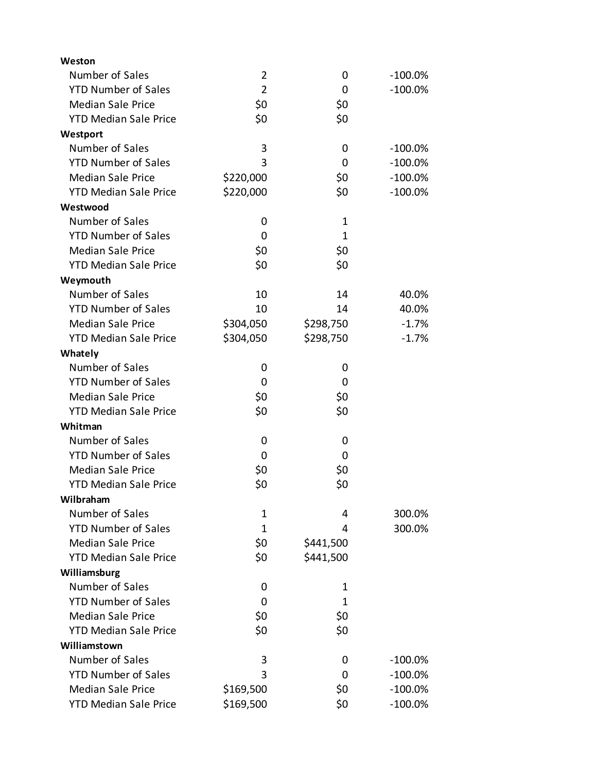| | | | |
|---|---|---|---|
| **Weston** | | | |
| Number of Sales | 2 | 0 | -100.0% |
| YTD Number of Sales | 2 | 0 | -100.0% |
| Median Sale Price | $0 | $0 | |
| YTD Median Sale Price | $0 | $0 | |
| **Westport** | | | |
| Number of Sales | 3 | 0 | -100.0% |
| YTD Number of Sales | 3 | 0 | -100.0% |
| Median Sale Price | $220,000 | $0 | -100.0% |
| YTD Median Sale Price | $220,000 | $0 | -100.0% |
| **Westwood** | | | |
| Number of Sales | 0 | 1 | |
| YTD Number of Sales | 0 | 1 | |
| Median Sale Price | $0 | $0 | |
| YTD Median Sale Price | $0 | $0 | |
| **Weymouth** | | | |
| Number of Sales | 10 | 14 | 40.0% |
| YTD Number of Sales | 10 | 14 | 40.0% |
| Median Sale Price | $304,050 | $298,750 | -1.7% |
| YTD Median Sale Price | $304,050 | $298,750 | -1.7% |
| **Whately** | | | |
| Number of Sales | 0 | 0 | |
| YTD Number of Sales | 0 | 0 | |
| Median Sale Price | $0 | $0 | |
| YTD Median Sale Price | $0 | $0 | |
| **Whitman** | | | |
| Number of Sales | 0 | 0 | |
| YTD Number of Sales | 0 | 0 | |
| Median Sale Price | $0 | $0 | |
| YTD Median Sale Price | $0 | $0 | |
| **Wilbraham** | | | |
| Number of Sales | 1 | 4 | 300.0% |
| YTD Number of Sales | 1 | 4 | 300.0% |
| Median Sale Price | $0 | $441,500 | |
| YTD Median Sale Price | $0 | $441,500 | |
| **Williamsburg** | | | |
| Number of Sales | 0 | 1 | |
| YTD Number of Sales | 0 | 1 | |
| Median Sale Price | $0 | $0 | |
| YTD Median Sale Price | $0 | $0 | |
| **Williamstown** | | | |
| Number of Sales | 3 | 0 | -100.0% |
| YTD Number of Sales | 3 | 0 | -100.0% |
| Median Sale Price | $169,500 | $0 | -100.0% |
| YTD Median Sale Price | $169,500 | $0 | -100.0% |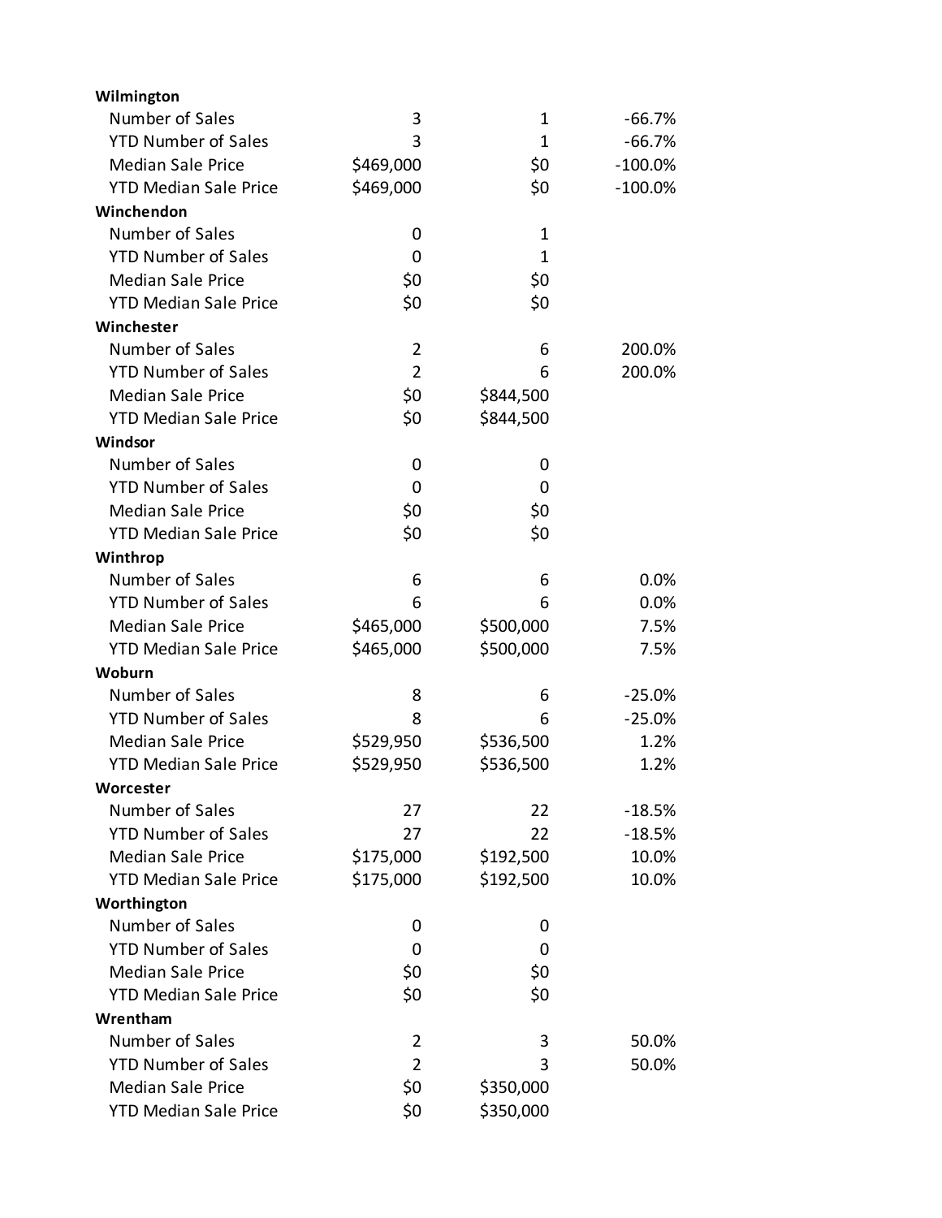| | | | |
|---|---|---|---|
| **Wilmington** | | | |
| Number of Sales | 3 | 1 | -66.7% |
| YTD Number of Sales | 3 | 1 | -66.7% |
| Median Sale Price | $469,000 | $0 | -100.0% |
| YTD Median Sale Price | $469,000 | $0 | -100.0% |
| **Winchendon** | | | |
| Number of Sales | 0 | 1 | |
| YTD Number of Sales | 0 | 1 | |
| Median Sale Price | $0 | $0 | |
| YTD Median Sale Price | $0 | $0 | |
| **Winchester** | | | |
| Number of Sales | 2 | 6 | 200.0% |
| YTD Number of Sales | 2 | 6 | 200.0% |
| Median Sale Price | $0 | $844,500 | |
| YTD Median Sale Price | $0 | $844,500 | |
| **Windsor** | | | |
| Number of Sales | 0 | 0 | |
| YTD Number of Sales | 0 | 0 | |
| Median Sale Price | $0 | $0 | |
| YTD Median Sale Price | $0 | $0 | |
| **Winthrop** | | | |
| Number of Sales | 6 | 6 | 0.0% |
| YTD Number of Sales | 6 | 6 | 0.0% |
| Median Sale Price | $465,000 | $500,000 | 7.5% |
| YTD Median Sale Price | $465,000 | $500,000 | 7.5% |
| **Woburn** | | | |
| Number of Sales | 8 | 6 | -25.0% |
| YTD Number of Sales | 8 | 6 | -25.0% |
| Median Sale Price | $529,950 | $536,500 | 1.2% |
| YTD Median Sale Price | $529,950 | $536,500 | 1.2% |
| **Worcester** | | | |
| Number of Sales | 27 | 22 | -18.5% |
| YTD Number of Sales | 27 | 22 | -18.5% |
| Median Sale Price | $175,000 | $192,500 | 10.0% |
| YTD Median Sale Price | $175,000 | $192,500 | 10.0% |
| **Worthington** | | | |
| Number of Sales | 0 | 0 | |
| YTD Number of Sales | 0 | 0 | |
| Median Sale Price | $0 | $0 | |
| YTD Median Sale Price | $0 | $0 | |
| **Wrentham** | | | |
| Number of Sales | 2 | 3 | 50.0% |
| YTD Number of Sales | 2 | 3 | 50.0% |
| Median Sale Price | $0 | $350,000 | |
| YTD Median Sale Price | $0 | $350,000 | |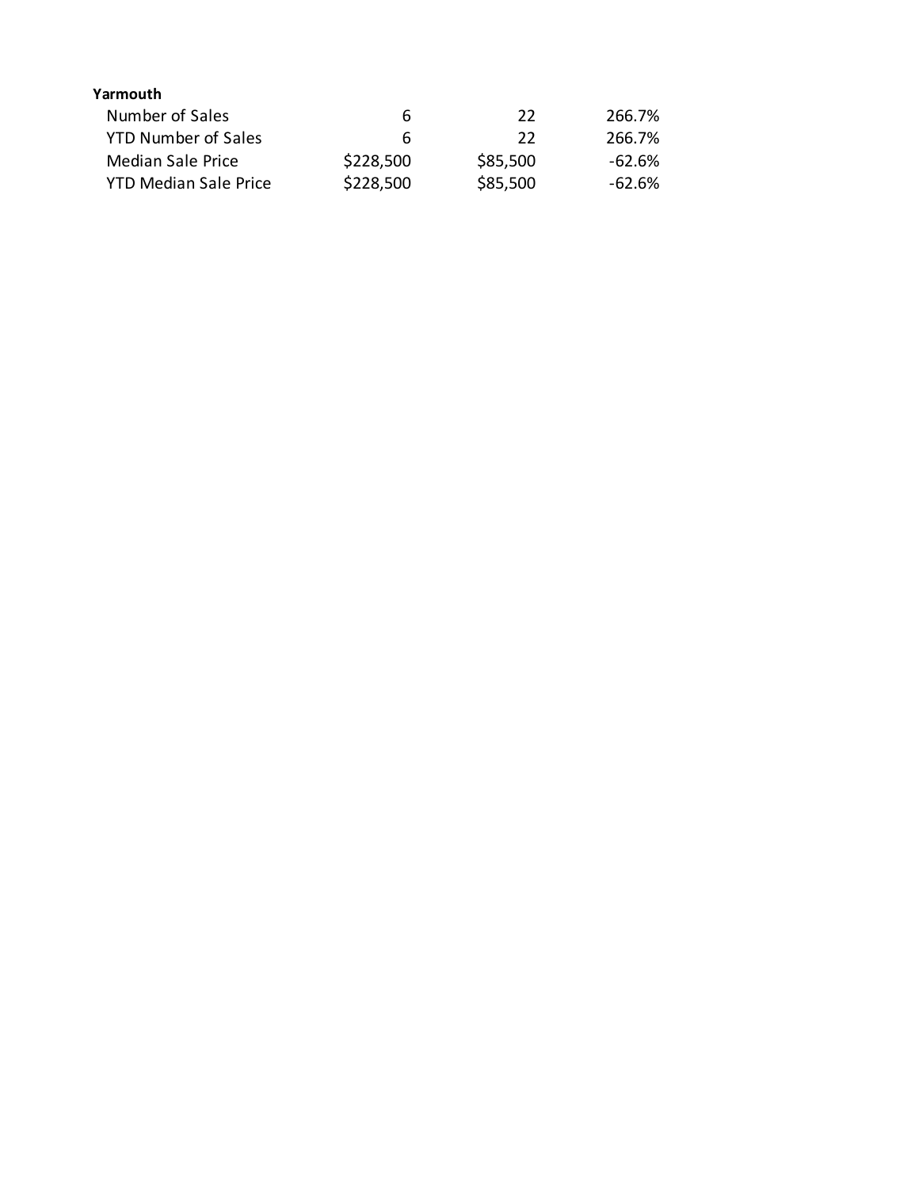**Yarmouth**

| | | | |
|---|---|---|---|
| Number of Sales | 6 | 22 | 266.7% |
| YTD Number of Sales | 6 | 22 | 266.7% |
| Median Sale Price | $228,500 | $85,500 | -62.6% |
| YTD Median Sale Price | $228,500 | $85,500 | -62.6% |